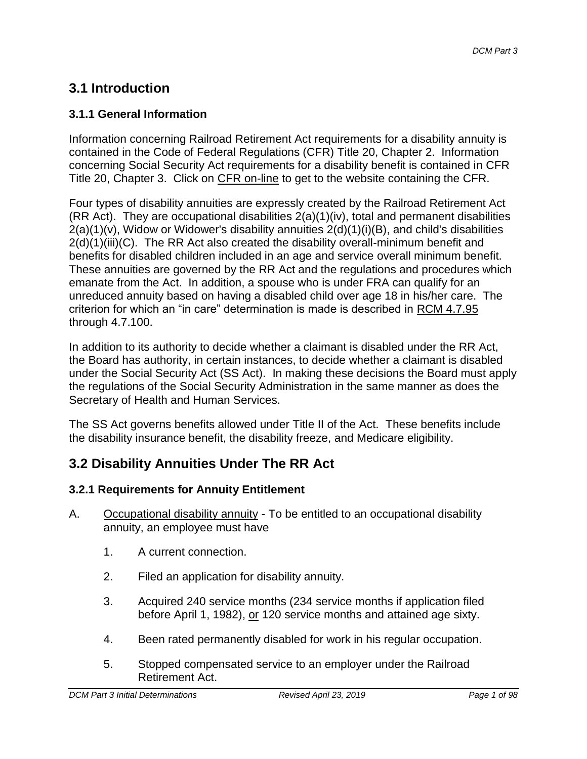# 3.1 Introduction

## 3.1.1 General Information

Information concerning Railroad Retirement Act requirements for a disability annuity is contained in the Code of Federal Regulations (CFR) Title 20, Chapter 2. Information concerning Social Security Act requirements for a disability benefit is contained in CFR Title 20, Chapter 3. Click on CFR on-line to get to the website containing the CFR.

Four types of disability annuities are expressly created by the Railroad Retirement Act (RR Act). They are occupational disabilities 2(a)(1)(iv), total and permanent disabilities 2(a)(1)(v), Widow or Widower's disability annuities 2(d)(1)(i)(B), and child's disabilities 2(d)(1)(iii)(C). The RR Act also created the disability overall-minimum benefit and benefits for disabled children included in an age and service overall minimum benefit. These annuities are governed by the RR Act and the regulations and procedures which emanate from the Act. In addition, a spouse who is under FRA can qualify for an unreduced annuity based on having a disabled child over age 18 in his/her care. The criterion for which an "in care" determination is made is described in RCM 4.7.95 through 4.7.100.

In addition to its authority to decide whether a claimant is disabled under the RR Act, the Board has authority, in certain instances, to decide whether a claimant is disabled under the Social Security Act (SS Act). In making these decisions the Board must apply the regulations of the Social Security Administration in the same manner as does the Secretary of Health and Human Services.

The SS Act governs benefits allowed under Title II of the Act. These benefits include the disability insurance benefit, the disability freeze, and Medicare eligibility.

# 3.2 Disability Annuities Under The RR Act

## 3.2.1 Requirements for Annuity Entitlement

A. Occupational disability annuity - To be entitled to an occupational disability annuity, an employee must have

1. A current connection.
2. Filed an application for disability annuity.
3. Acquired 240 service months (234 service months if application filed before April 1, 1982), or 120 service months and attained age sixty.
4. Been rated permanently disabled for work in his regular occupation.
5. Stopped compensated service to an employer under the Railroad Retirement Act.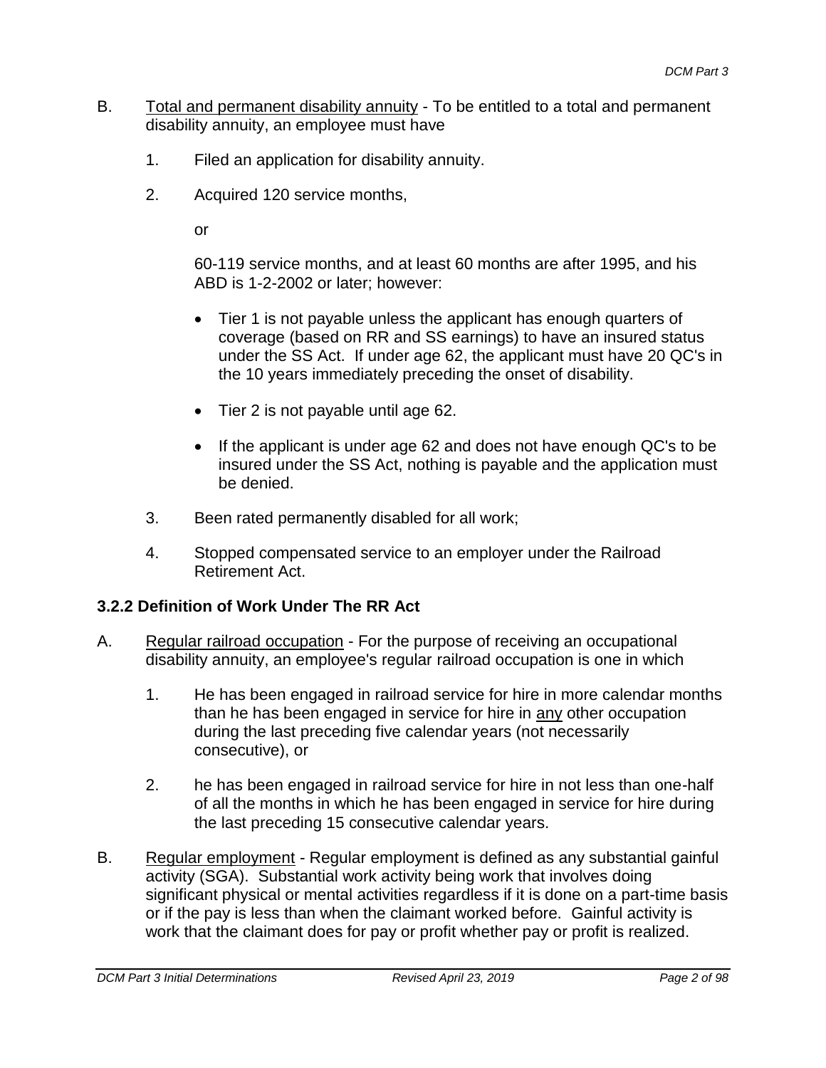B. Total and permanent disability annuity - To be entitled to a total and permanent disability annuity, an employee must have

1. Filed an application for disability annuity.

2. Acquired 120 service months,

   or

   60-119 service months, and at least 60 months are after 1995, and his ABD is 1-2-2002 or later; however:

   - Tier 1 is not payable unless the applicant has enough quarters of coverage (based on RR and SS earnings) to have an insured status under the SS Act. If under age 62, the applicant must have 20 QC's in the 10 years immediately preceding the onset of disability.
   - Tier 2 is not payable until age 62.
   - If the applicant is under age 62 and does not have enough QC's to be insured under the SS Act, nothing is payable and the application must be denied.

3. Been rated permanently disabled for all work;

4. Stopped compensated service to an employer under the Railroad Retirement Act.

### 3.2.2 Definition of Work Under The RR Act

A. Regular railroad occupation - For the purpose of receiving an occupational disability annuity, an employee's regular railroad occupation is one in which

1. He has been engaged in railroad service for hire in more calendar months than he has been engaged in service for hire in any other occupation during the last preceding five calendar years (not necessarily consecutive), or

2. he has been engaged in railroad service for hire in not less than one-half of all the months in which he has been engaged in service for hire during the last preceding 15 consecutive calendar years.

B. Regular employment - Regular employment is defined as any substantial gainful activity (SGA). Substantial work activity being work that involves doing significant physical or mental activities regardless if it is done on a part-time basis or if the pay is less than when the claimant worked before. Gainful activity is work that the claimant does for pay or profit whether pay or profit is realized.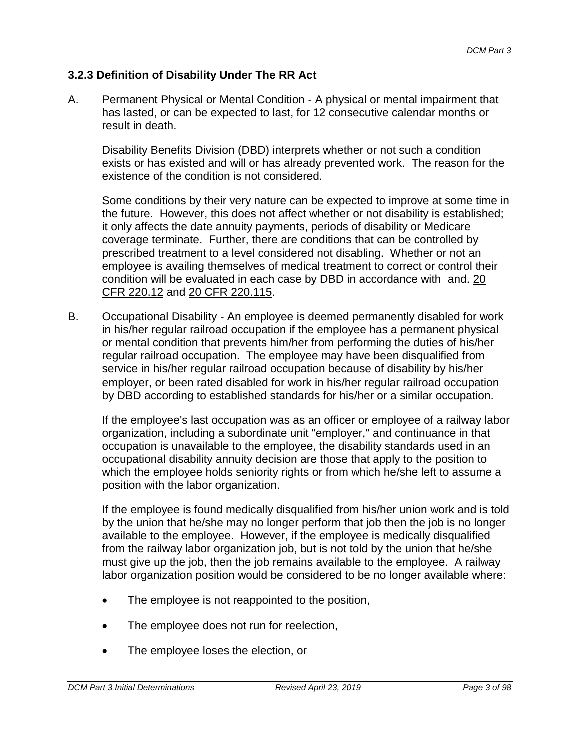### 3.2.3 Definition of Disability Under The RR Act

A. Permanent Physical or Mental Condition - A physical or mental impairment that has lasted, or can be expected to last, for 12 consecutive calendar months or result in death.

   Disability Benefits Division (DBD) interprets whether or not such a condition exists or has existed and will or has already prevented work. The reason for the existence of the condition is not considered.

   Some conditions by their very nature can be expected to improve at some time in the future. However, this does not affect whether or not disability is established; it only affects the date annuity payments, periods of disability or Medicare coverage terminate. Further, there are conditions that can be controlled by prescribed treatment to a level considered not disabling. Whether or not an employee is availing themselves of medical treatment to correct or control their condition will be evaluated in each case by DBD in accordance with and. 20 CFR 220.12 and 20 CFR 220.115.

B. Occupational Disability - An employee is deemed permanently disabled for work in his/her regular railroad occupation if the employee has a permanent physical or mental condition that prevents him/her from performing the duties of his/her regular railroad occupation. The employee may have been disqualified from service in his/her regular railroad occupation because of disability by his/her employer, or been rated disabled for work in his/her regular railroad occupation by DBD according to established standards for his/her or a similar occupation.

   If the employee's last occupation was as an officer or employee of a railway labor organization, including a subordinate unit "employer," and continuance in that occupation is unavailable to the employee, the disability standards used in an occupational disability annuity decision are those that apply to the position to which the employee holds seniority rights or from which he/she left to assume a position with the labor organization.

   If the employee is found medically disqualified from his/her union work and is told by the union that he/she may no longer perform that job then the job is no longer available to the employee. However, if the employee is medically disqualified from the railway labor organization job, but is not told by the union that he/she must give up the job, then the job remains available to the employee. A railway labor organization position would be considered to be no longer available where:

   - The employee is not reappointed to the position,
   - The employee does not run for reelection,
   - The employee loses the election, or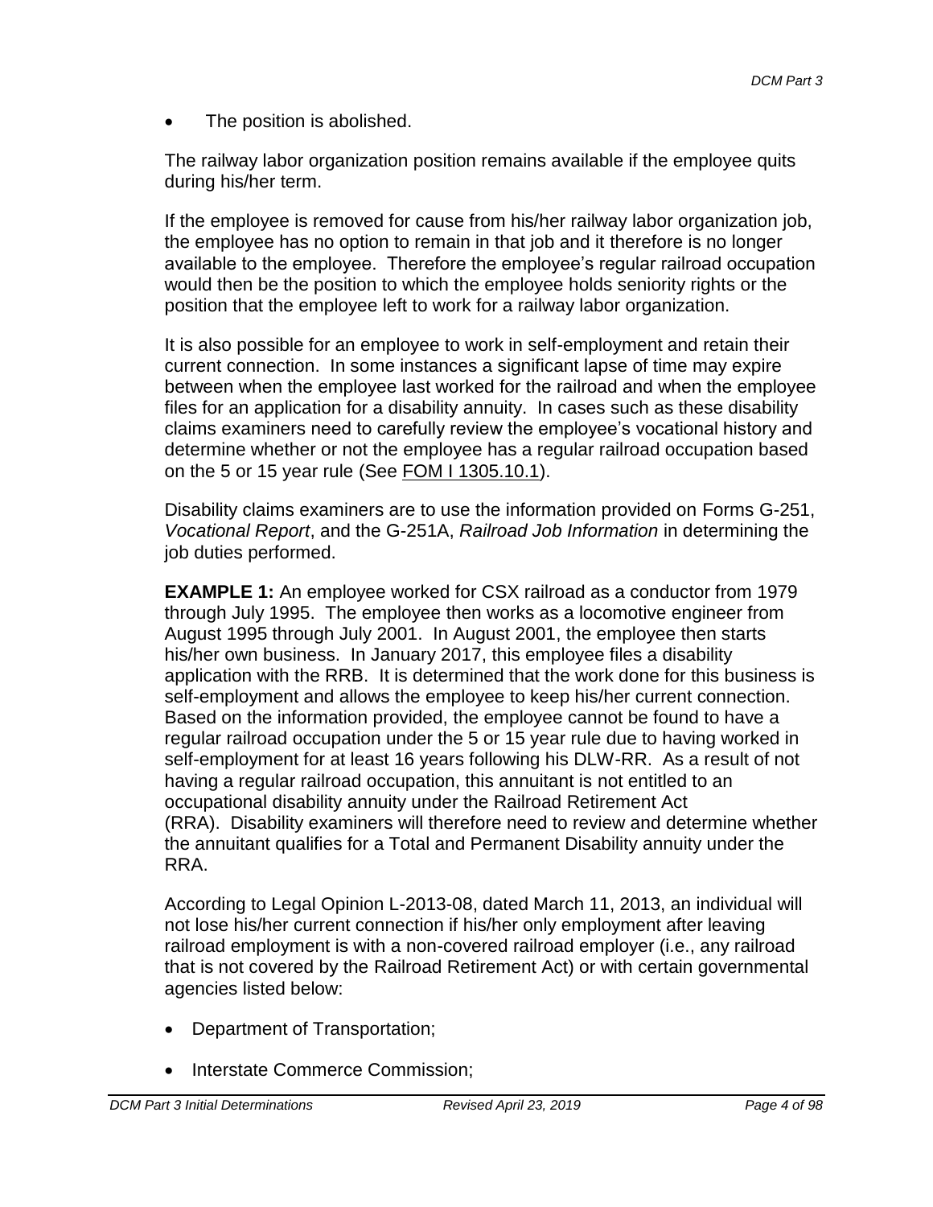- The position is abolished.

The railway labor organization position remains available if the employee quits during his/her term.

If the employee is removed for cause from his/her railway labor organization job, the employee has no option to remain in that job and it therefore is no longer available to the employee. Therefore the employee's regular railroad occupation would then be the position to which the employee holds seniority rights or the position that the employee left to work for a railway labor organization.

It is also possible for an employee to work in self-employment and retain their current connection. In some instances a significant lapse of time may expire between when the employee last worked for the railroad and when the employee files for an application for a disability annuity. In cases such as these disability claims examiners need to carefully review the employee's vocational history and determine whether or not the employee has a regular railroad occupation based on the 5 or 15 year rule (See FOM I 1305.10.1).

Disability claims examiners are to use the information provided on Forms G-251, *Vocational Report*, and the G-251A, *Railroad Job Information* in determining the job duties performed.

**EXAMPLE 1:** An employee worked for CSX railroad as a conductor from 1979 through July 1995. The employee then works as a locomotive engineer from August 1995 through July 2001. In August 2001, the employee then starts his/her own business. In January 2017, this employee files a disability application with the RRB. It is determined that the work done for this business is self-employment and allows the employee to keep his/her current connection. Based on the information provided, the employee cannot be found to have a regular railroad occupation under the 5 or 15 year rule due to having worked in self-employment for at least 16 years following his DLW-RR. As a result of not having a regular railroad occupation, this annuitant is not entitled to an occupational disability annuity under the Railroad Retirement Act (RRA). Disability examiners will therefore need to review and determine whether the annuitant qualifies for a Total and Permanent Disability annuity under the RRA.

According to Legal Opinion L-2013-08, dated March 11, 2013, an individual will not lose his/her current connection if his/her only employment after leaving railroad employment is with a non-covered railroad employer (i.e., any railroad that is not covered by the Railroad Retirement Act) or with certain governmental agencies listed below:

- Department of Transportation;
- Interstate Commerce Commission;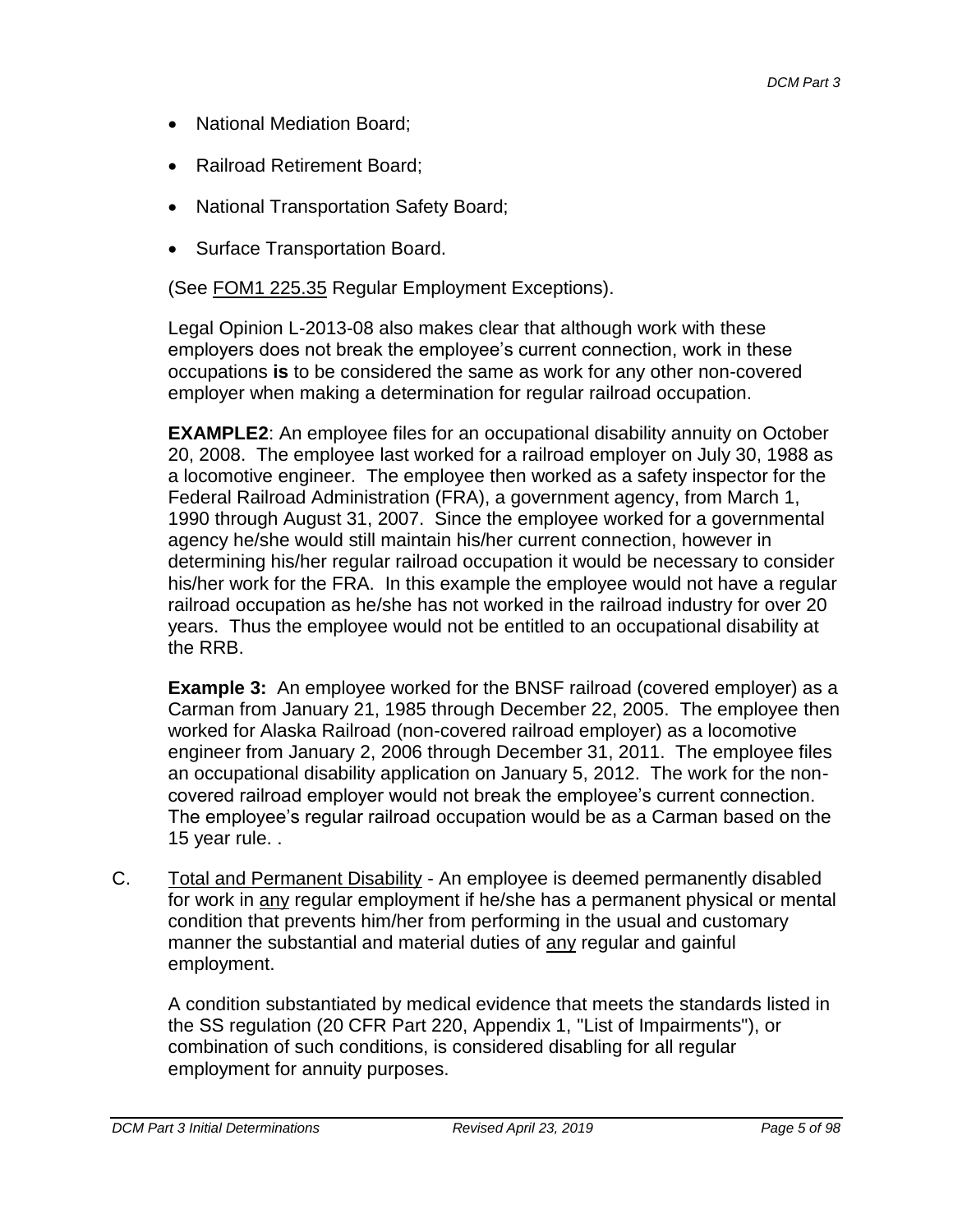- National Mediation Board;
- Railroad Retirement Board;
- National Transportation Safety Board;
- Surface Transportation Board.

(See FOM1 225.35 Regular Employment Exceptions).

Legal Opinion L-2013-08 also makes clear that although work with these employers does not break the employee's current connection, work in these occupations **is** to be considered the same as work for any other non-covered employer when making a determination for regular railroad occupation.

**EXAMPLE2**: An employee files for an occupational disability annuity on October 20, 2008. The employee last worked for a railroad employer on July 30, 1988 as a locomotive engineer. The employee then worked as a safety inspector for the Federal Railroad Administration (FRA), a government agency, from March 1, 1990 through August 31, 2007. Since the employee worked for a governmental agency he/she would still maintain his/her current connection, however in determining his/her regular railroad occupation it would be necessary to consider his/her work for the FRA. In this example the employee would not have a regular railroad occupation as he/she has not worked in the railroad industry for over 20 years. Thus the employee would not be entitled to an occupational disability at the RRB.

**Example 3:** An employee worked for the BNSF railroad (covered employer) as a Carman from January 21, 1985 through December 22, 2005. The employee then worked for Alaska Railroad (non-covered railroad employer) as a locomotive engineer from January 2, 2006 through December 31, 2011. The employee files an occupational disability application on January 5, 2012. The work for the non-covered railroad employer would not break the employee's current connection. The employee's regular railroad occupation would be as a Carman based on the 15 year rule. .

C. Total and Permanent Disability - An employee is deemed permanently disabled for work in any regular employment if he/she has a permanent physical or mental condition that prevents him/her from performing in the usual and customary manner the substantial and material duties of any regular and gainful employment.

   A condition substantiated by medical evidence that meets the standards listed in the SS regulation (20 CFR Part 220, Appendix 1, "List of Impairments"), or combination of such conditions, is considered disabling for all regular employment for annuity purposes.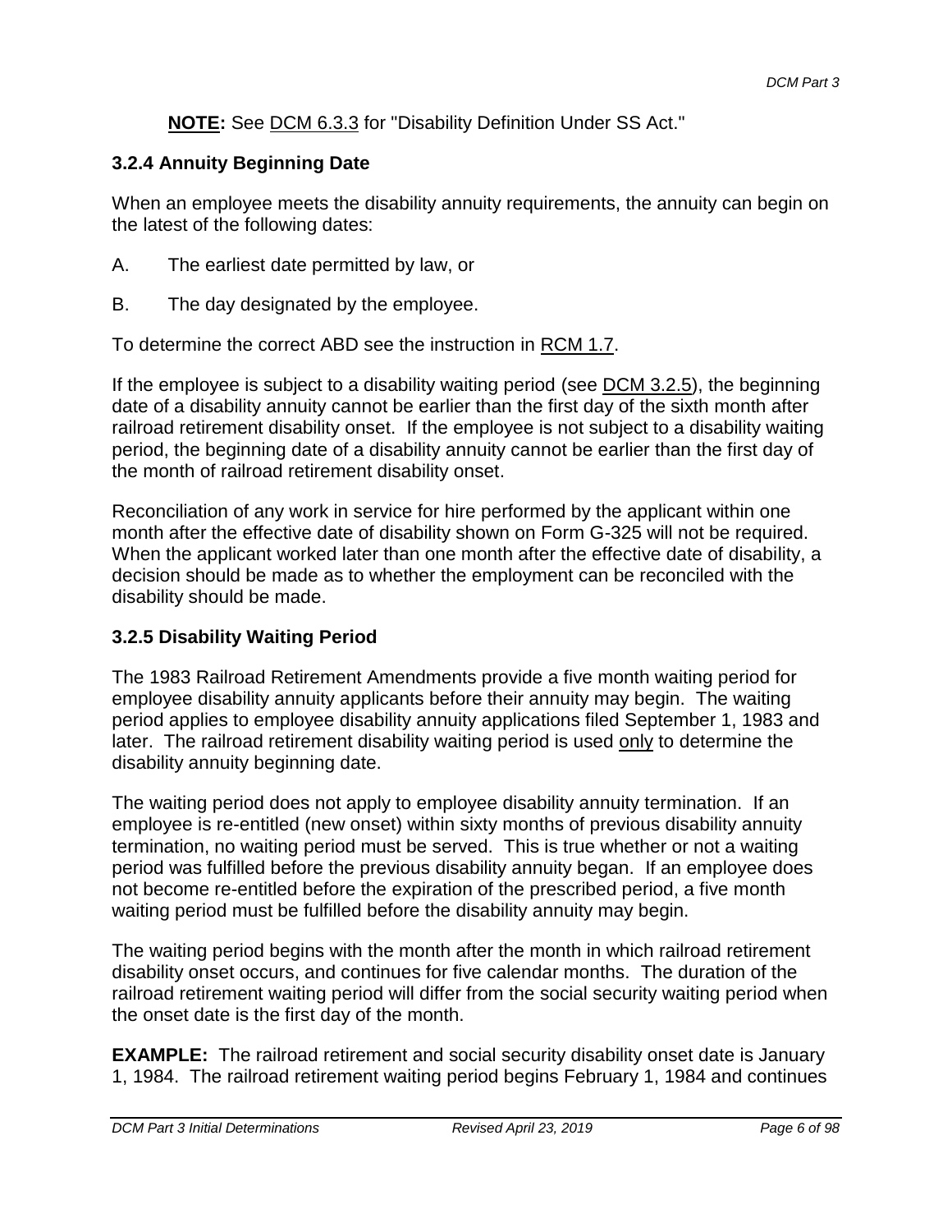**NOTE:** See DCM 6.3.3 for "Disability Definition Under SS Act."

### 3.2.4 Annuity Beginning Date

When an employee meets the disability annuity requirements, the annuity can begin on the latest of the following dates:

A. The earliest date permitted by law, or

B. The day designated by the employee.

To determine the correct ABD see the instruction in RCM 1.7.

If the employee is subject to a disability waiting period (see DCM 3.2.5), the beginning date of a disability annuity cannot be earlier than the first day of the sixth month after railroad retirement disability onset. If the employee is not subject to a disability waiting period, the beginning date of a disability annuity cannot be earlier than the first day of the month of railroad retirement disability onset.

Reconciliation of any work in service for hire performed by the applicant within one month after the effective date of disability shown on Form G-325 will not be required. When the applicant worked later than one month after the effective date of disability, a decision should be made as to whether the employment can be reconciled with the disability should be made.

### 3.2.5 Disability Waiting Period

The 1983 Railroad Retirement Amendments provide a five month waiting period for employee disability annuity applicants before their annuity may begin. The waiting period applies to employee disability annuity applications filed September 1, 1983 and later. The railroad retirement disability waiting period is used only to determine the disability annuity beginning date.

The waiting period does not apply to employee disability annuity termination. If an employee is re-entitled (new onset) within sixty months of previous disability annuity termination, no waiting period must be served. This is true whether or not a waiting period was fulfilled before the previous disability annuity began. If an employee does not become re-entitled before the expiration of the prescribed period, a five month waiting period must be fulfilled before the disability annuity may begin.

The waiting period begins with the month after the month in which railroad retirement disability onset occurs, and continues for five calendar months. The duration of the railroad retirement waiting period will differ from the social security waiting period when the onset date is the first day of the month.

**EXAMPLE:** The railroad retirement and social security disability onset date is January 1, 1984. The railroad retirement waiting period begins February 1, 1984 and continues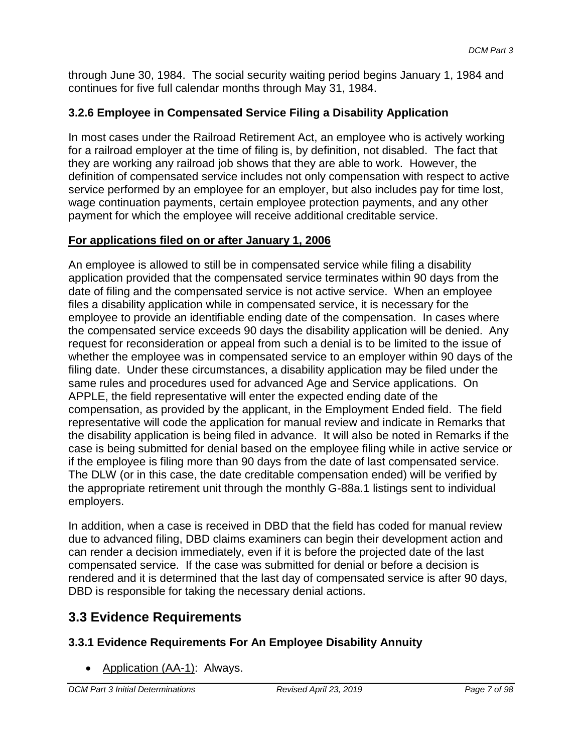through June 30, 1984. The social security waiting period begins January 1, 1984 and continues for five full calendar months through May 31, 1984.

### 3.2.6 Employee in Compensated Service Filing a Disability Application

In most cases under the Railroad Retirement Act, an employee who is actively working for a railroad employer at the time of filing is, by definition, not disabled. The fact that they are working any railroad job shows that they are able to work. However, the definition of compensated service includes not only compensation with respect to active service performed by an employee for an employer, but also includes pay for time lost, wage continuation payments, certain employee protection payments, and any other payment for which the employee will receive additional creditable service.

**For applications filed on or after January 1, 2006**

An employee is allowed to still be in compensated service while filing a disability application provided that the compensated service terminates within 90 days from the date of filing and the compensated service is not active service. When an employee files a disability application while in compensated service, it is necessary for the employee to provide an identifiable ending date of the compensation. In cases where the compensated service exceeds 90 days the disability application will be denied. Any request for reconsideration or appeal from such a denial is to be limited to the issue of whether the employee was in compensated service to an employer within 90 days of the filing date. Under these circumstances, a disability application may be filed under the same rules and procedures used for advanced Age and Service applications. On APPLE, the field representative will enter the expected ending date of the compensation, as provided by the applicant, in the Employment Ended field. The field representative will code the application for manual review and indicate in Remarks that the disability application is being filed in advance. It will also be noted in Remarks if the case is being submitted for denial based on the employee filing while in active service or if the employee is filing more than 90 days from the date of last compensated service. The DLW (or in this case, the date creditable compensation ended) will be verified by the appropriate retirement unit through the monthly G-88a.1 listings sent to individual employers.

In addition, when a case is received in DBD that the field has coded for manual review due to advanced filing, DBD claims examiners can begin their development action and can render a decision immediately, even if it is before the projected date of the last compensated service. If the case was submitted for denial or before a decision is rendered and it is determined that the last day of compensated service is after 90 days, DBD is responsible for taking the necessary denial actions.

## 3.3 Evidence Requirements

### 3.3.1 Evidence Requirements For An Employee Disability Annuity

- Application (AA-1): Always.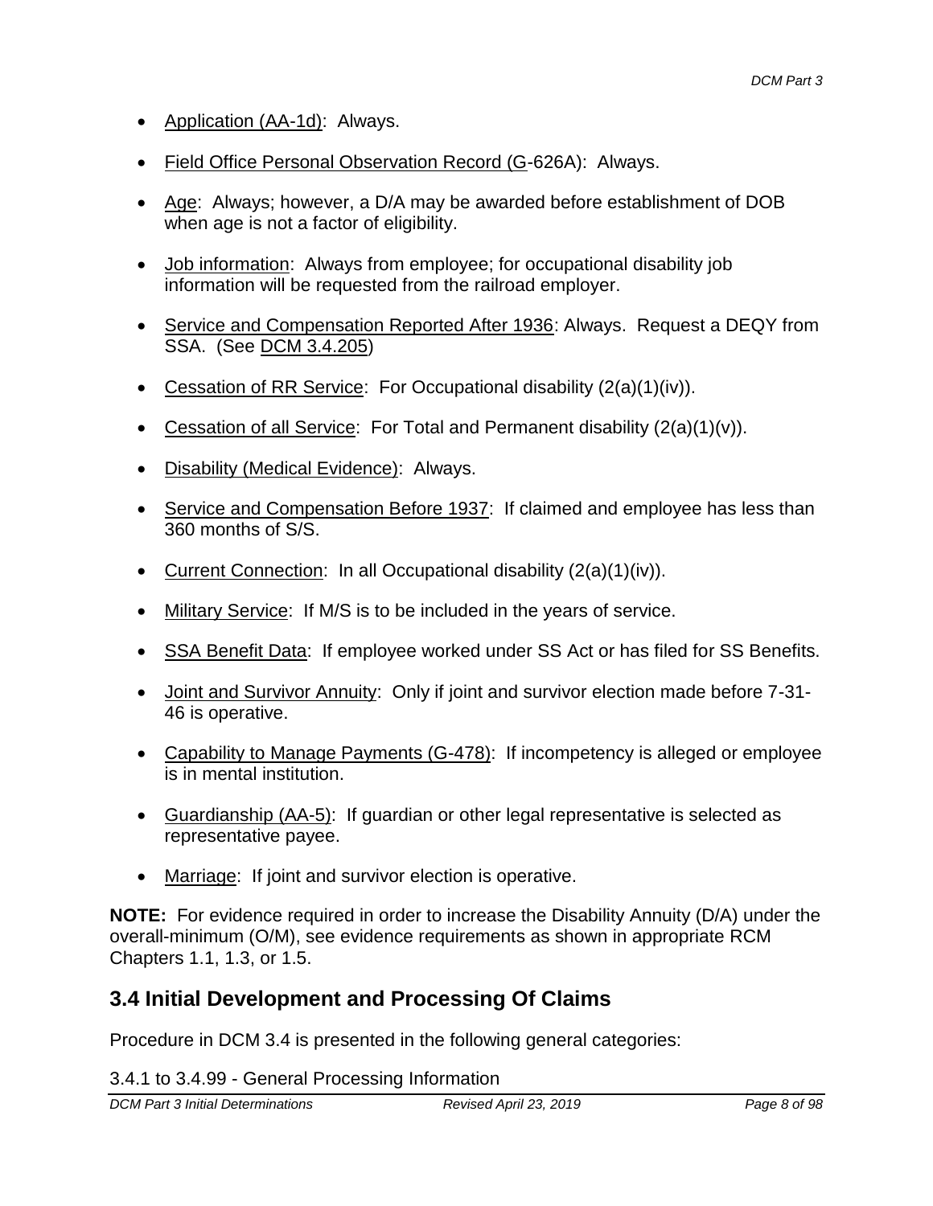- Application (AA-1d): Always.
- Field Office Personal Observation Record (G-626A): Always.
- Age: Always; however, a D/A may be awarded before establishment of DOB when age is not a factor of eligibility.
- Job information: Always from employee; for occupational disability job information will be requested from the railroad employer.
- Service and Compensation Reported After 1936: Always. Request a DEQY from SSA. (See DCM 3.4.205)
- Cessation of RR Service: For Occupational disability (2(a)(1)(iv)).
- Cessation of all Service: For Total and Permanent disability (2(a)(1)(v)).
- Disability (Medical Evidence): Always.
- Service and Compensation Before 1937: If claimed and employee has less than 360 months of S/S.
- Current Connection: In all Occupational disability (2(a)(1)(iv)).
- Military Service: If M/S is to be included in the years of service.
- SSA Benefit Data: If employee worked under SS Act or has filed for SS Benefits.
- Joint and Survivor Annuity: Only if joint and survivor election made before 7-31-46 is operative.
- Capability to Manage Payments (G-478): If incompetency is alleged or employee is in mental institution.
- Guardianship (AA-5): If guardian or other legal representative is selected as representative payee.
- Marriage: If joint and survivor election is operative.

**NOTE:** For evidence required in order to increase the Disability Annuity (D/A) under the overall-minimum (O/M), see evidence requirements as shown in appropriate RCM Chapters 1.1, 1.3, or 1.5.

## 3.4 Initial Development and Processing Of Claims

Procedure in DCM 3.4 is presented in the following general categories:

3.4.1 to 3.4.99 - General Processing Information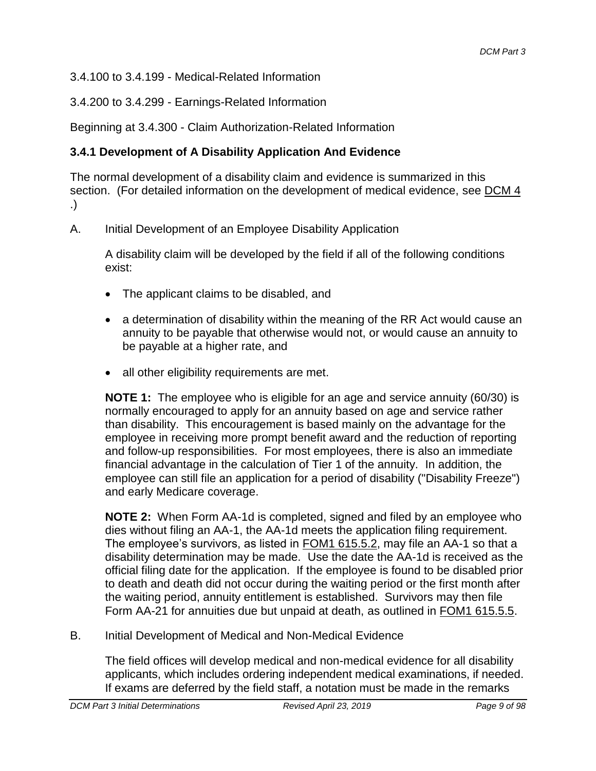3.4.100 to 3.4.199 - Medical-Related Information

3.4.200 to 3.4.299 - Earnings-Related Information

Beginning at 3.4.300 - Claim Authorization-Related Information

### 3.4.1 Development of A Disability Application And Evidence

The normal development of a disability claim and evidence is summarized in this section. (For detailed information on the development of medical evidence, see DCM 4 .)

A. Initial Development of an Employee Disability Application

A disability claim will be developed by the field if all of the following conditions exist:

- The applicant claims to be disabled, and
- a determination of disability within the meaning of the RR Act would cause an annuity to be payable that otherwise would not, or would cause an annuity to be payable at a higher rate, and
- all other eligibility requirements are met.

**NOTE 1:** The employee who is eligible for an age and service annuity (60/30) is normally encouraged to apply for an annuity based on age and service rather than disability. This encouragement is based mainly on the advantage for the employee in receiving more prompt benefit award and the reduction of reporting and follow-up responsibilities. For most employees, there is also an immediate financial advantage in the calculation of Tier 1 of the annuity. In addition, the employee can still file an application for a period of disability ("Disability Freeze") and early Medicare coverage.

**NOTE 2:** When Form AA-1d is completed, signed and filed by an employee who dies without filing an AA-1, the AA-1d meets the application filing requirement. The employee's survivors, as listed in FOM1 615.5.2, may file an AA-1 so that a disability determination may be made. Use the date the AA-1d is received as the official filing date for the application. If the employee is found to be disabled prior to death and death did not occur during the waiting period or the first month after the waiting period, annuity entitlement is established. Survivors may then file Form AA-21 for annuities due but unpaid at death, as outlined in FOM1 615.5.5.

B. Initial Development of Medical and Non-Medical Evidence

The field offices will develop medical and non-medical evidence for all disability applicants, which includes ordering independent medical examinations, if needed. If exams are deferred by the field staff, a notation must be made in the remarks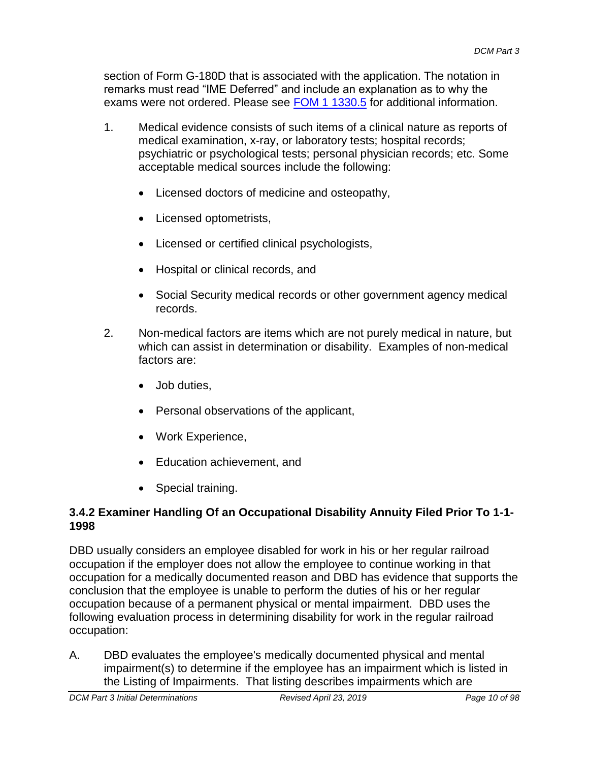section of Form G-180D that is associated with the application. The notation in remarks must read "IME Deferred" and include an explanation as to why the exams were not ordered. Please see [FOM 1 1330.5] for additional information.

1. Medical evidence consists of such items of a clinical nature as reports of medical examination, x-ray, or laboratory tests; hospital records; psychiatric or psychological tests; personal physician records; etc. Some acceptable medical sources include the following:

   - Licensed doctors of medicine and osteopathy,
   - Licensed optometrists,
   - Licensed or certified clinical psychologists,
   - Hospital or clinical records, and
   - Social Security medical records or other government agency medical records.

2. Non-medical factors are items which are not purely medical in nature, but which can assist in determination or disability. Examples of non-medical factors are:

   - Job duties,
   - Personal observations of the applicant,
   - Work Experience,
   - Education achievement, and
   - Special training.

### 3.4.2 Examiner Handling Of an Occupational Disability Annuity Filed Prior To 1-1-1998

DBD usually considers an employee disabled for work in his or her regular railroad occupation if the employer does not allow the employee to continue working in that occupation for a medically documented reason and DBD has evidence that supports the conclusion that the employee is unable to perform the duties of his or her regular occupation because of a permanent physical or mental impairment. DBD uses the following evaluation process in determining disability for work in the regular railroad occupation:

A. DBD evaluates the employee's medically documented physical and mental impairment(s) to determine if the employee has an impairment which is listed in the Listing of Impairments. That listing describes impairments which are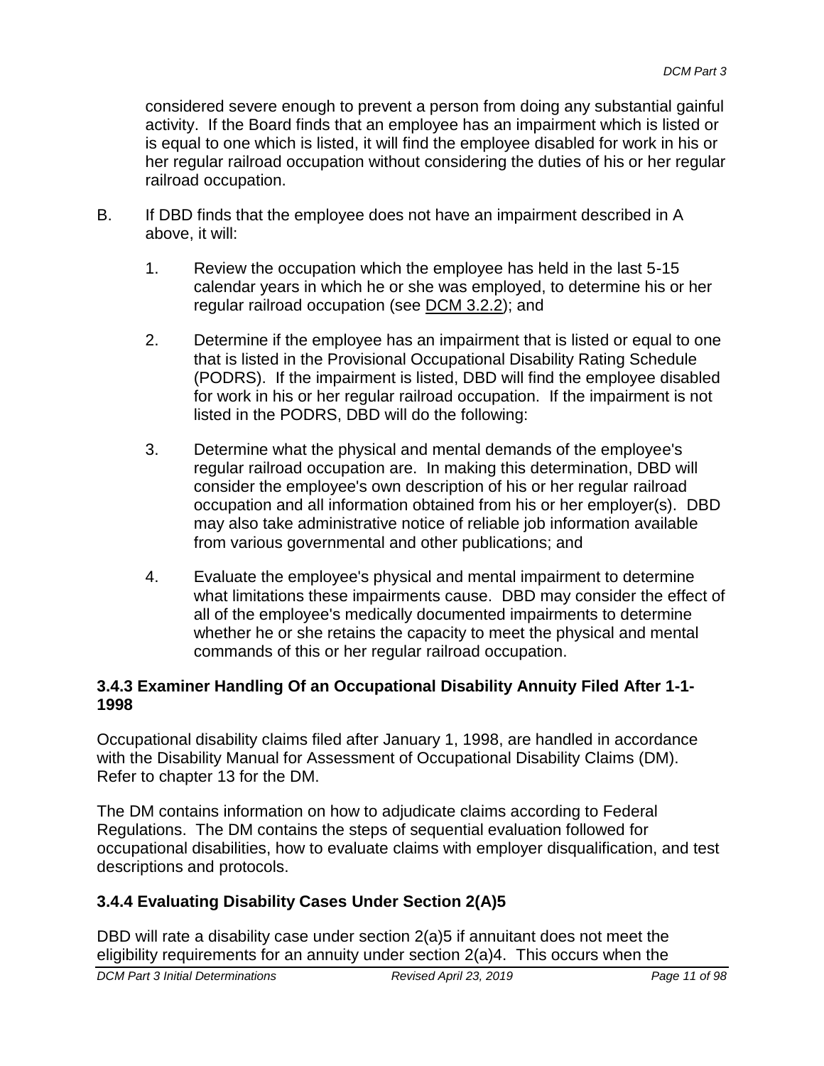considered severe enough to prevent a person from doing any substantial gainful activity. If the Board finds that an employee has an impairment which is listed or is equal to one which is listed, it will find the employee disabled for work in his or her regular railroad occupation without considering the duties of his or her regular railroad occupation.

B. If DBD finds that the employee does not have an impairment described in A above, it will:

   1. Review the occupation which the employee has held in the last 5-15 calendar years in which he or she was employed, to determine his or her regular railroad occupation (see DCM 3.2.2); and

   2. Determine if the employee has an impairment that is listed or equal to one that is listed in the Provisional Occupational Disability Rating Schedule (PODRS). If the impairment is listed, DBD will find the employee disabled for work in his or her regular railroad occupation. If the impairment is not listed in the PODRS, DBD will do the following:

   3. Determine what the physical and mental demands of the employee's regular railroad occupation are. In making this determination, DBD will consider the employee's own description of his or her regular railroad occupation and all information obtained from his or her employer(s). DBD may also take administrative notice of reliable job information available from various governmental and other publications; and

   4. Evaluate the employee's physical and mental impairment to determine what limitations these impairments cause. DBD may consider the effect of all of the employee's medically documented impairments to determine whether he or she retains the capacity to meet the physical and mental commands of this or her regular railroad occupation.

### 3.4.3 Examiner Handling Of an Occupational Disability Annuity Filed After 1-1-1998

Occupational disability claims filed after January 1, 1998, are handled in accordance with the Disability Manual for Assessment of Occupational Disability Claims (DM). Refer to chapter 13 for the DM.

The DM contains information on how to adjudicate claims according to Federal Regulations. The DM contains the steps of sequential evaluation followed for occupational disabilities, how to evaluate claims with employer disqualification, and test descriptions and protocols.

### 3.4.4 Evaluating Disability Cases Under Section 2(A)5

DBD will rate a disability case under section 2(a)5 if annuitant does not meet the eligibility requirements for an annuity under section 2(a)4. This occurs when the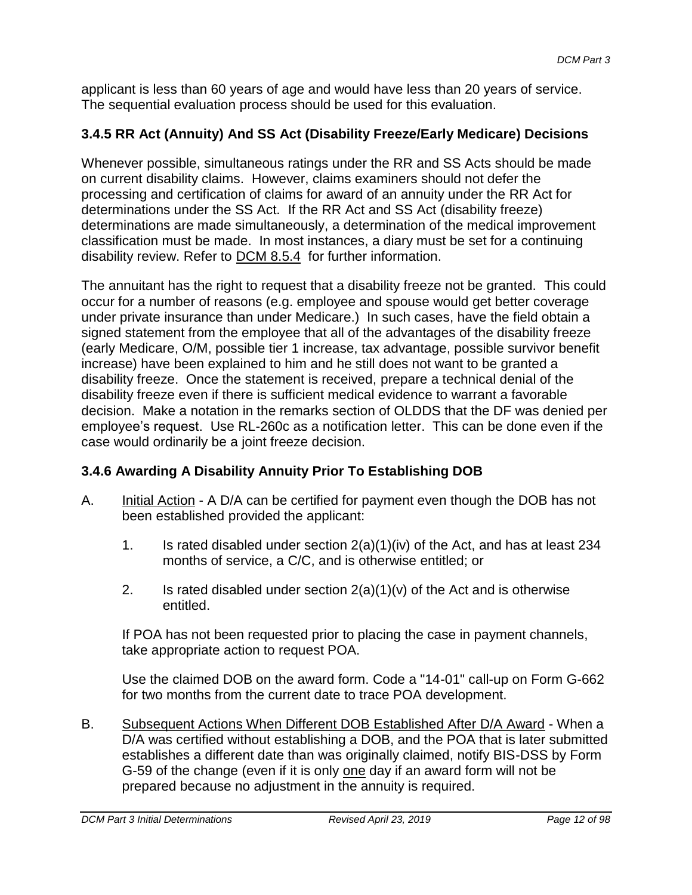applicant is less than 60 years of age and would have less than 20 years of service. The sequential evaluation process should be used for this evaluation.

### 3.4.5 RR Act (Annuity) And SS Act (Disability Freeze/Early Medicare) Decisions

Whenever possible, simultaneous ratings under the RR and SS Acts should be made on current disability claims. However, claims examiners should not defer the processing and certification of claims for award of an annuity under the RR Act for determinations under the SS Act. If the RR Act and SS Act (disability freeze) determinations are made simultaneously, a determination of the medical improvement classification must be made. In most instances, a diary must be set for a continuing disability review. Refer to DCM 8.5.4 for further information.

The annuitant has the right to request that a disability freeze not be granted. This could occur for a number of reasons (e.g. employee and spouse would get better coverage under private insurance than under Medicare.) In such cases, have the field obtain a signed statement from the employee that all of the advantages of the disability freeze (early Medicare, O/M, possible tier 1 increase, tax advantage, possible survivor benefit increase) have been explained to him and he still does not want to be granted a disability freeze. Once the statement is received, prepare a technical denial of the disability freeze even if there is sufficient medical evidence to warrant a favorable decision. Make a notation in the remarks section of OLDDS that the DF was denied per employee's request. Use RL-260c as a notification letter. This can be done even if the case would ordinarily be a joint freeze decision.

### 3.4.6 Awarding A Disability Annuity Prior To Establishing DOB

A. Initial Action - A D/A can be certified for payment even though the DOB has not been established provided the applicant:

   1. Is rated disabled under section 2(a)(1)(iv) of the Act, and has at least 234 months of service, a C/C, and is otherwise entitled; or

   2. Is rated disabled under section 2(a)(1)(v) of the Act and is otherwise entitled.

   If POA has not been requested prior to placing the case in payment channels, take appropriate action to request POA.

   Use the claimed DOB on the award form. Code a "14-01" call-up on Form G-662 for two months from the current date to trace POA development.

B. Subsequent Actions When Different DOB Established After D/A Award - When a D/A was certified without establishing a DOB, and the POA that is later submitted establishes a different date than was originally claimed, notify BIS-DSS by Form G-59 of the change (even if it is only one day if an award form will not be prepared because no adjustment in the annuity is required.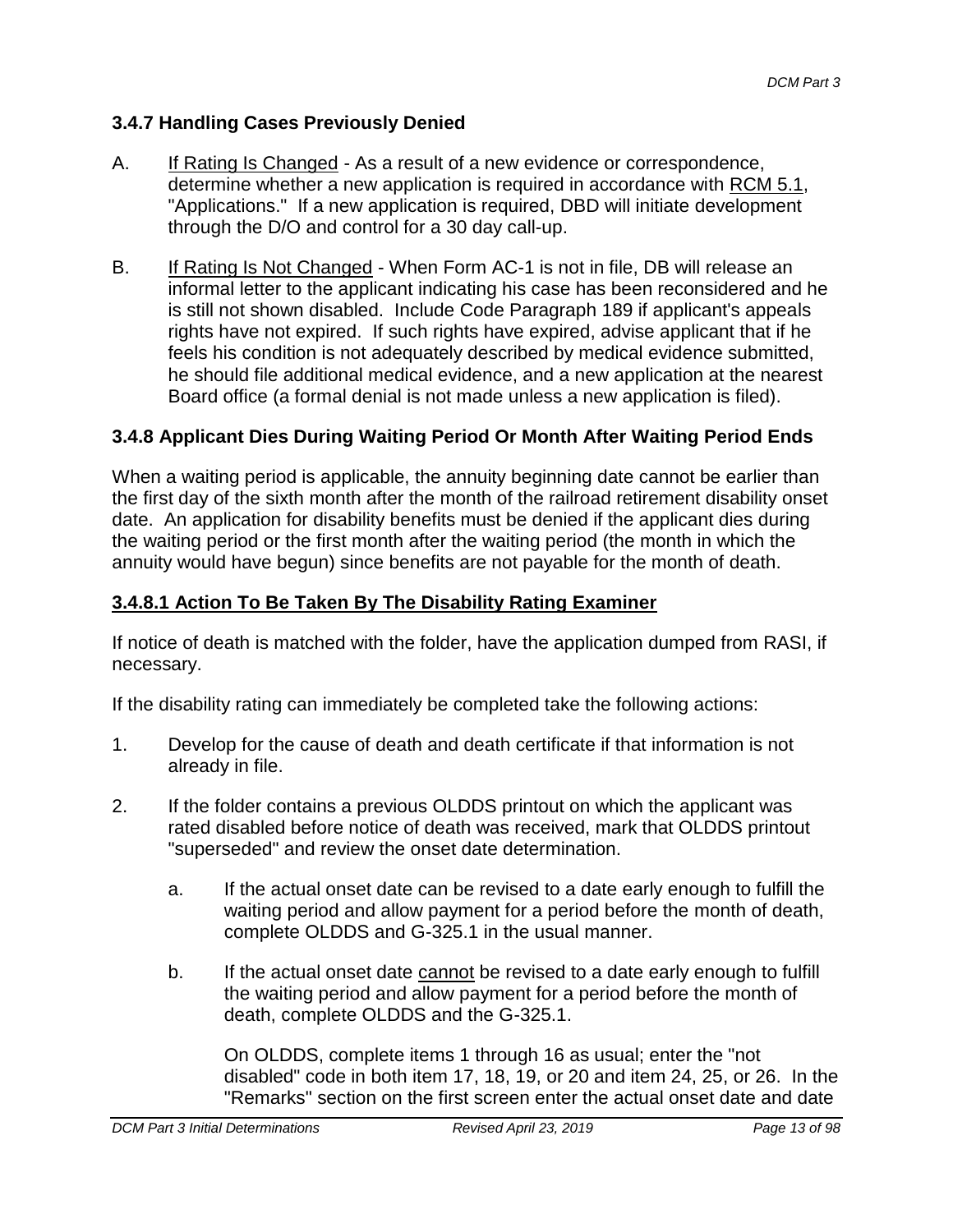### 3.4.7 Handling Cases Previously Denied

A. If Rating Is Changed - As a result of a new evidence or correspondence, determine whether a new application is required in accordance with RCM 5.1, "Applications." If a new application is required, DBD will initiate development through the D/O and control for a 30 day call-up.

B. If Rating Is Not Changed - When Form AC-1 is not in file, DB will release an informal letter to the applicant indicating his case has been reconsidered and he is still not shown disabled. Include Code Paragraph 189 if applicant's appeals rights have not expired. If such rights have expired, advise applicant that if he feels his condition is not adequately described by medical evidence submitted, he should file additional medical evidence, and a new application at the nearest Board office (a formal denial is not made unless a new application is filed).

### 3.4.8 Applicant Dies During Waiting Period Or Month After Waiting Period Ends

When a waiting period is applicable, the annuity beginning date cannot be earlier than the first day of the sixth month after the month of the railroad retirement disability onset date. An application for disability benefits must be denied if the applicant dies during the waiting period or the first month after the waiting period (the month in which the annuity would have begun) since benefits are not payable for the month of death.

#### 3.4.8.1 Action To Be Taken By The Disability Rating Examiner

If notice of death is matched with the folder, have the application dumped from RASI, if necessary.

If the disability rating can immediately be completed take the following actions:

1. Develop for the cause of death and death certificate if that information is not already in file.

2. If the folder contains a previous OLDDS printout on which the applicant was rated disabled before notice of death was received, mark that OLDDS printout "superseded" and review the onset date determination.

   a. If the actual onset date can be revised to a date early enough to fulfill the waiting period and allow payment for a period before the month of death, complete OLDDS and G-325.1 in the usual manner.

   b. If the actual onset date cannot be revised to a date early enough to fulfill the waiting period and allow payment for a period before the month of death, complete OLDDS and the G-325.1.

      On OLDDS, complete items 1 through 16 as usual; enter the "not disabled" code in both item 17, 18, 19, or 20 and item 24, 25, or 26. In the "Remarks" section on the first screen enter the actual onset date and date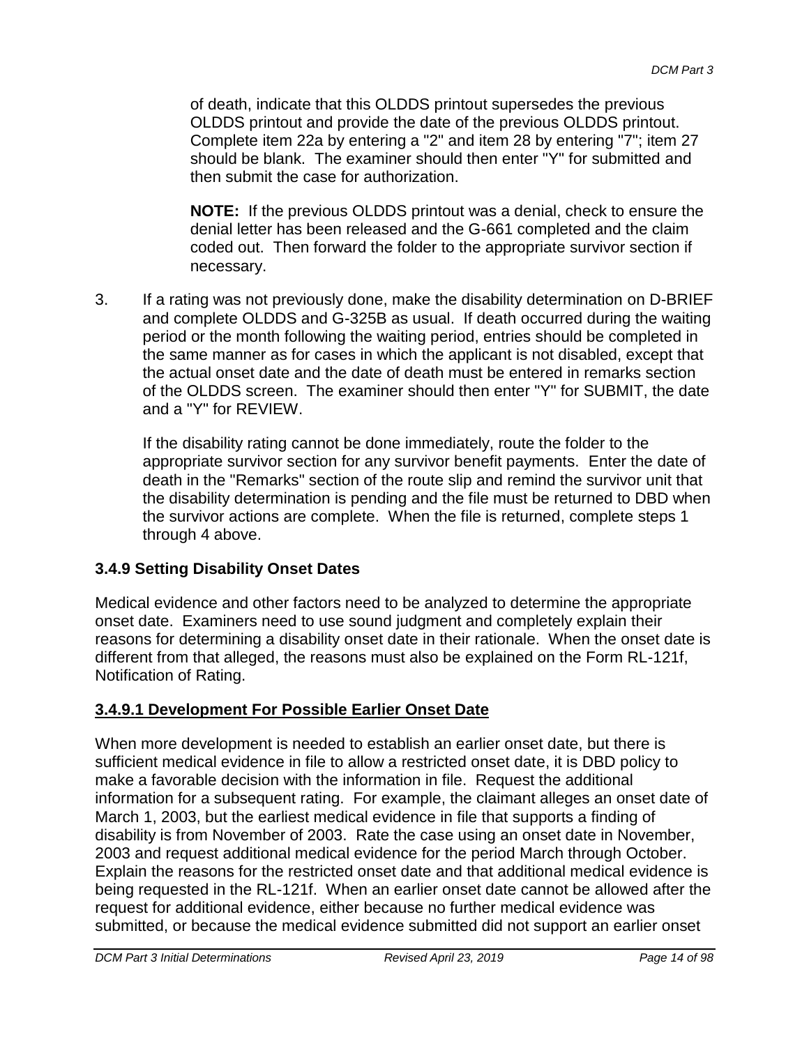of death, indicate that this OLDDS printout supersedes the previous OLDDS printout and provide the date of the previous OLDDS printout. Complete item 22a by entering a "2" and item 28 by entering "7"; item 27 should be blank. The examiner should then enter "Y" for submitted and then submit the case for authorization.

**NOTE:** If the previous OLDDS printout was a denial, check to ensure the denial letter has been released and the G-661 completed and the claim coded out. Then forward the folder to the appropriate survivor section if necessary.

3. If a rating was not previously done, make the disability determination on D-BRIEF and complete OLDDS and G-325B as usual. If death occurred during the waiting period or the month following the waiting period, entries should be completed in the same manner as for cases in which the applicant is not disabled, except that the actual onset date and the date of death must be entered in remarks section of the OLDDS screen. The examiner should then enter "Y" for SUBMIT, the date and a "Y" for REVIEW.

   If the disability rating cannot be done immediately, route the folder to the appropriate survivor section for any survivor benefit payments. Enter the date of death in the "Remarks" section of the route slip and remind the survivor unit that the disability determination is pending and the file must be returned to DBD when the survivor actions are complete. When the file is returned, complete steps 1 through 4 above.

### 3.4.9 Setting Disability Onset Dates

Medical evidence and other factors need to be analyzed to determine the appropriate onset date. Examiners need to use sound judgment and completely explain their reasons for determining a disability onset date in their rationale. When the onset date is different from that alleged, the reasons must also be explained on the Form RL-121f, Notification of Rating.

### 3.4.9.1 Development For Possible Earlier Onset Date

When more development is needed to establish an earlier onset date, but there is sufficient medical evidence in file to allow a restricted onset date, it is DBD policy to make a favorable decision with the information in file. Request the additional information for a subsequent rating. For example, the claimant alleges an onset date of March 1, 2003, but the earliest medical evidence in file that supports a finding of disability is from November of 2003. Rate the case using an onset date in November, 2003 and request additional medical evidence for the period March through October. Explain the reasons for the restricted onset date and that additional medical evidence is being requested in the RL-121f. When an earlier onset date cannot be allowed after the request for additional evidence, either because no further medical evidence was submitted, or because the medical evidence submitted did not support an earlier onset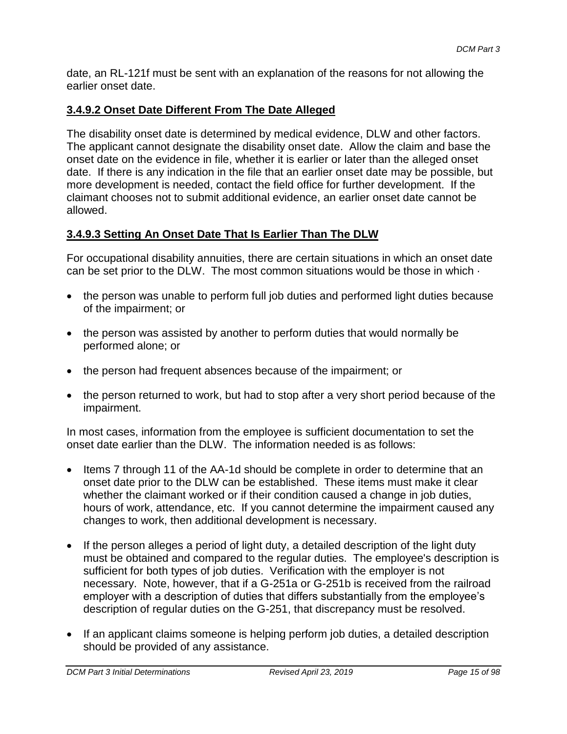date, an RL-121f must be sent with an explanation of the reasons for not allowing the earlier onset date.

### 3.4.9.2 Onset Date Different From The Date Alleged

The disability onset date is determined by medical evidence, DLW and other factors. The applicant cannot designate the disability onset date. Allow the claim and base the onset date on the evidence in file, whether it is earlier or later than the alleged onset date. If there is any indication in the file that an earlier onset date may be possible, but more development is needed, contact the field office for further development. If the claimant chooses not to submit additional evidence, an earlier onset date cannot be allowed.

### 3.4.9.3 Setting An Onset Date That Is Earlier Than The DLW

For occupational disability annuities, there are certain situations in which an onset date can be set prior to the DLW. The most common situations would be those in which ·

- the person was unable to perform full job duties and performed light duties because of the impairment; or
- the person was assisted by another to perform duties that would normally be performed alone; or
- the person had frequent absences because of the impairment; or
- the person returned to work, but had to stop after a very short period because of the impairment.

In most cases, information from the employee is sufficient documentation to set the onset date earlier than the DLW. The information needed is as follows:

- Items 7 through 11 of the AA-1d should be complete in order to determine that an onset date prior to the DLW can be established. These items must make it clear whether the claimant worked or if their condition caused a change in job duties, hours of work, attendance, etc. If you cannot determine the impairment caused any changes to work, then additional development is necessary.
- If the person alleges a period of light duty, a detailed description of the light duty must be obtained and compared to the regular duties. The employee's description is sufficient for both types of job duties. Verification with the employer is not necessary. Note, however, that if a G-251a or G-251b is received from the railroad employer with a description of duties that differs substantially from the employee's description of regular duties on the G-251, that discrepancy must be resolved.
- If an applicant claims someone is helping perform job duties, a detailed description should be provided of any assistance.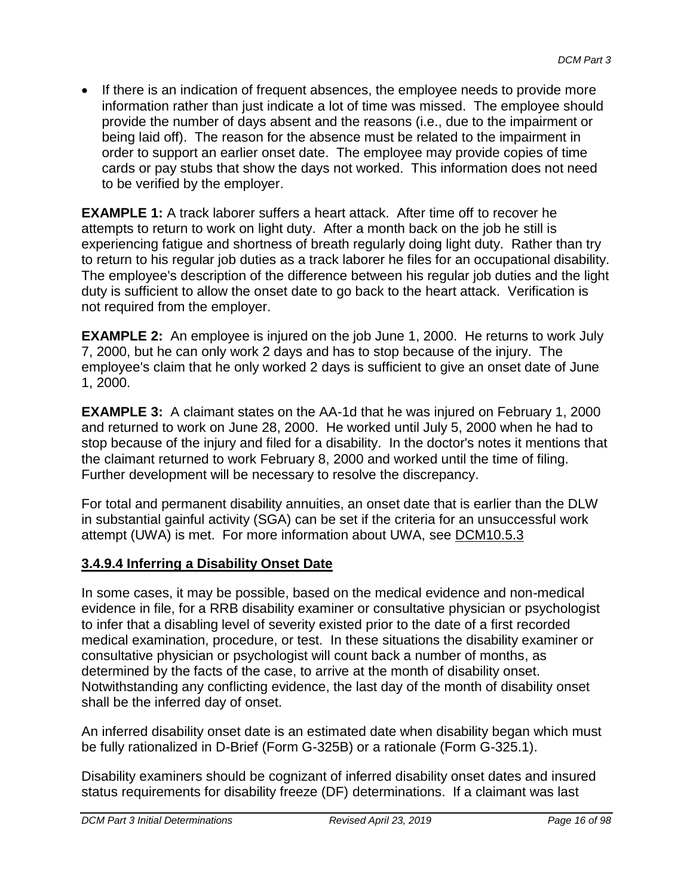- If there is an indication of frequent absences, the employee needs to provide more information rather than just indicate a lot of time was missed. The employee should provide the number of days absent and the reasons (i.e., due to the impairment or being laid off). The reason for the absence must be related to the impairment in order to support an earlier onset date. The employee may provide copies of time cards or pay stubs that show the days not worked. This information does not need to be verified by the employer.

**EXAMPLE 1:** A track laborer suffers a heart attack. After time off to recover he attempts to return to work on light duty. After a month back on the job he still is experiencing fatigue and shortness of breath regularly doing light duty. Rather than try to return to his regular job duties as a track laborer he files for an occupational disability. The employee's description of the difference between his regular job duties and the light duty is sufficient to allow the onset date to go back to the heart attack. Verification is not required from the employer.

**EXAMPLE 2:** An employee is injured on the job June 1, 2000. He returns to work July 7, 2000, but he can only work 2 days and has to stop because of the injury. The employee's claim that he only worked 2 days is sufficient to give an onset date of June 1, 2000.

**EXAMPLE 3:** A claimant states on the AA-1d that he was injured on February 1, 2000 and returned to work on June 28, 2000. He worked until July 5, 2000 when he had to stop because of the injury and filed for a disability. In the doctor's notes it mentions that the claimant returned to work February 8, 2000 and worked until the time of filing. Further development will be necessary to resolve the discrepancy.

For total and permanent disability annuities, an onset date that is earlier than the DLW in substantial gainful activity (SGA) can be set if the criteria for an unsuccessful work attempt (UWA) is met. For more information about UWA, see DCM10.5.3

## 3.4.9.4 Inferring a Disability Onset Date

In some cases, it may be possible, based on the medical evidence and non-medical evidence in file, for a RRB disability examiner or consultative physician or psychologist to infer that a disabling level of severity existed prior to the date of a first recorded medical examination, procedure, or test. In these situations the disability examiner or consultative physician or psychologist will count back a number of months, as determined by the facts of the case, to arrive at the month of disability onset. Notwithstanding any conflicting evidence, the last day of the month of disability onset shall be the inferred day of onset.

An inferred disability onset date is an estimated date when disability began which must be fully rationalized in D-Brief (Form G-325B) or a rationale (Form G-325.1).

Disability examiners should be cognizant of inferred disability onset dates and insured status requirements for disability freeze (DF) determinations. If a claimant was last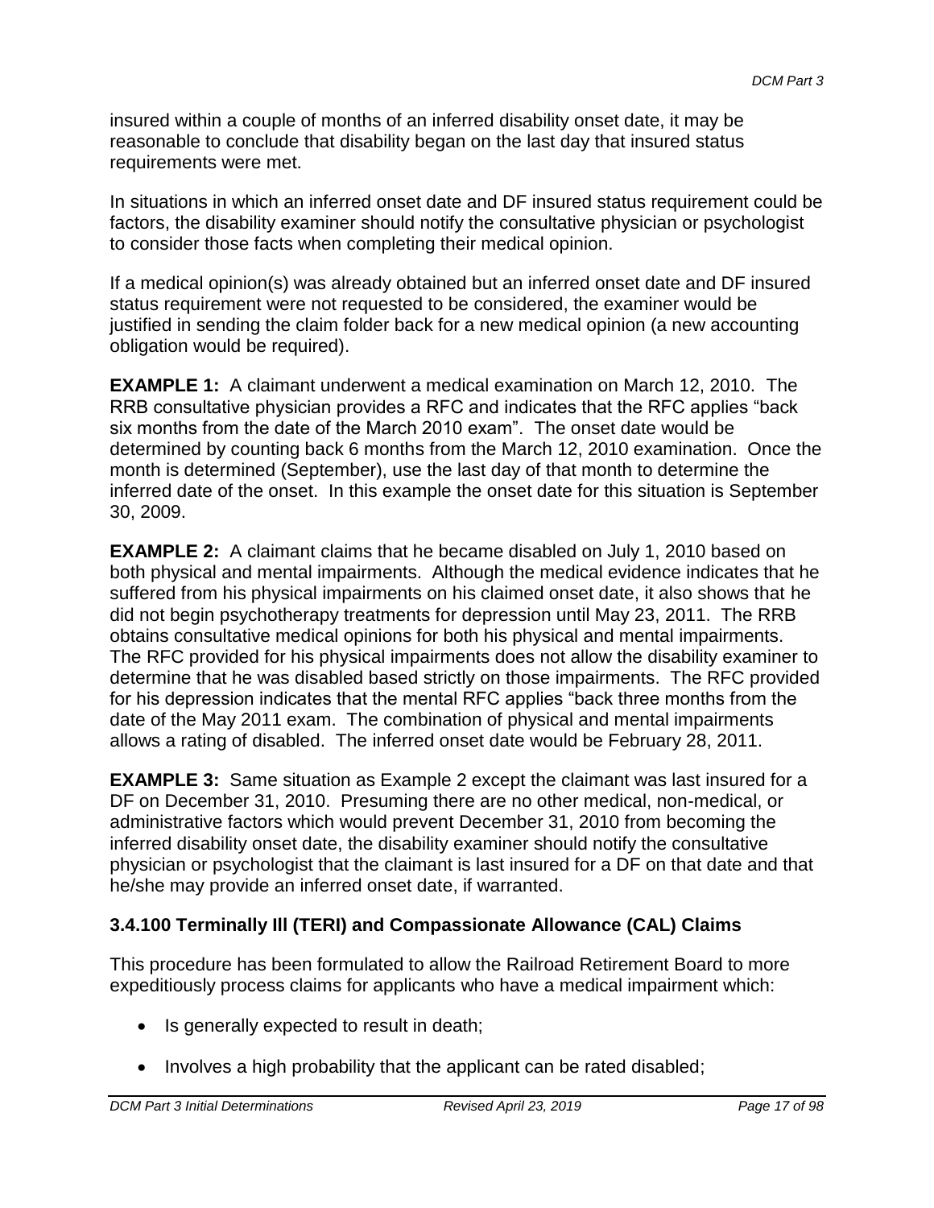insured within a couple of months of an inferred disability onset date, it may be reasonable to conclude that disability began on the last day that insured status requirements were met.

In situations in which an inferred onset date and DF insured status requirement could be factors, the disability examiner should notify the consultative physician or psychologist to consider those facts when completing their medical opinion.

If a medical opinion(s) was already obtained but an inferred onset date and DF insured status requirement were not requested to be considered, the examiner would be justified in sending the claim folder back for a new medical opinion (a new accounting obligation would be required).

**EXAMPLE 1:** A claimant underwent a medical examination on March 12, 2010. The RRB consultative physician provides a RFC and indicates that the RFC applies "back six months from the date of the March 2010 exam". The onset date would be determined by counting back 6 months from the March 12, 2010 examination. Once the month is determined (September), use the last day of that month to determine the inferred date of the onset. In this example the onset date for this situation is September 30, 2009.

**EXAMPLE 2:** A claimant claims that he became disabled on July 1, 2010 based on both physical and mental impairments. Although the medical evidence indicates that he suffered from his physical impairments on his claimed onset date, it also shows that he did not begin psychotherapy treatments for depression until May 23, 2011. The RRB obtains consultative medical opinions for both his physical and mental impairments. The RFC provided for his physical impairments does not allow the disability examiner to determine that he was disabled based strictly on those impairments. The RFC provided for his depression indicates that the mental RFC applies "back three months from the date of the May 2011 exam. The combination of physical and mental impairments allows a rating of disabled. The inferred onset date would be February 28, 2011.

**EXAMPLE 3:** Same situation as Example 2 except the claimant was last insured for a DF on December 31, 2010. Presuming there are no other medical, non-medical, or administrative factors which would prevent December 31, 2010 from becoming the inferred disability onset date, the disability examiner should notify the consultative physician or psychologist that the claimant is last insured for a DF on that date and that he/she may provide an inferred onset date, if warranted.

### 3.4.100 Terminally Ill (TERI) and Compassionate Allowance (CAL) Claims

This procedure has been formulated to allow the Railroad Retirement Board to more expeditiously process claims for applicants who have a medical impairment which:

- Is generally expected to result in death;
- Involves a high probability that the applicant can be rated disabled;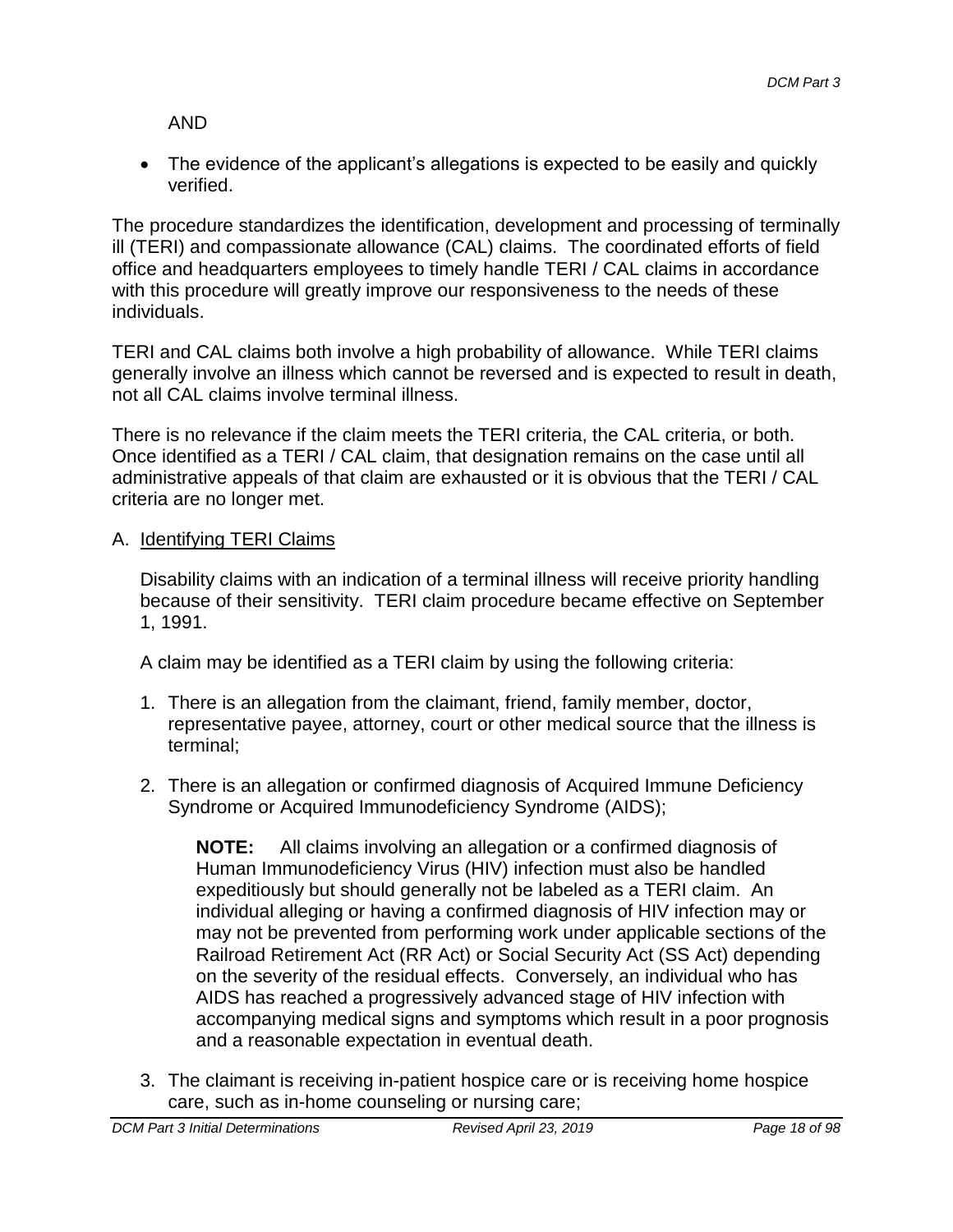AND

- The evidence of the applicant's allegations is expected to be easily and quickly verified.

The procedure standardizes the identification, development and processing of terminally ill (TERI) and compassionate allowance (CAL) claims. The coordinated efforts of field office and headquarters employees to timely handle TERI / CAL claims in accordance with this procedure will greatly improve our responsiveness to the needs of these individuals.

TERI and CAL claims both involve a high probability of allowance. While TERI claims generally involve an illness which cannot be reversed and is expected to result in death, not all CAL claims involve terminal illness.

There is no relevance if the claim meets the TERI criteria, the CAL criteria, or both. Once identified as a TERI / CAL claim, that designation remains on the case until all administrative appeals of that claim are exhausted or it is obvious that the TERI / CAL criteria are no longer met.

A. Identifying TERI Claims

Disability claims with an indication of a terminal illness will receive priority handling because of their sensitivity. TERI claim procedure became effective on September 1, 1991.

A claim may be identified as a TERI claim by using the following criteria:

1. There is an allegation from the claimant, friend, family member, doctor, representative payee, attorney, court or other medical source that the illness is terminal;

2. There is an allegation or confirmed diagnosis of Acquired Immune Deficiency Syndrome or Acquired Immunodeficiency Syndrome (AIDS);

   **NOTE:** All claims involving an allegation or a confirmed diagnosis of Human Immunodeficiency Virus (HIV) infection must also be handled expeditiously but should generally not be labeled as a TERI claim. An individual alleging or having a confirmed diagnosis of HIV infection may or may not be prevented from performing work under applicable sections of the Railroad Retirement Act (RR Act) or Social Security Act (SS Act) depending on the severity of the residual effects. Conversely, an individual who has AIDS has reached a progressively advanced stage of HIV infection with accompanying medical signs and symptoms which result in a poor prognosis and a reasonable expectation in eventual death.

3. The claimant is receiving in-patient hospice care or is receiving home hospice care, such as in-home counseling or nursing care;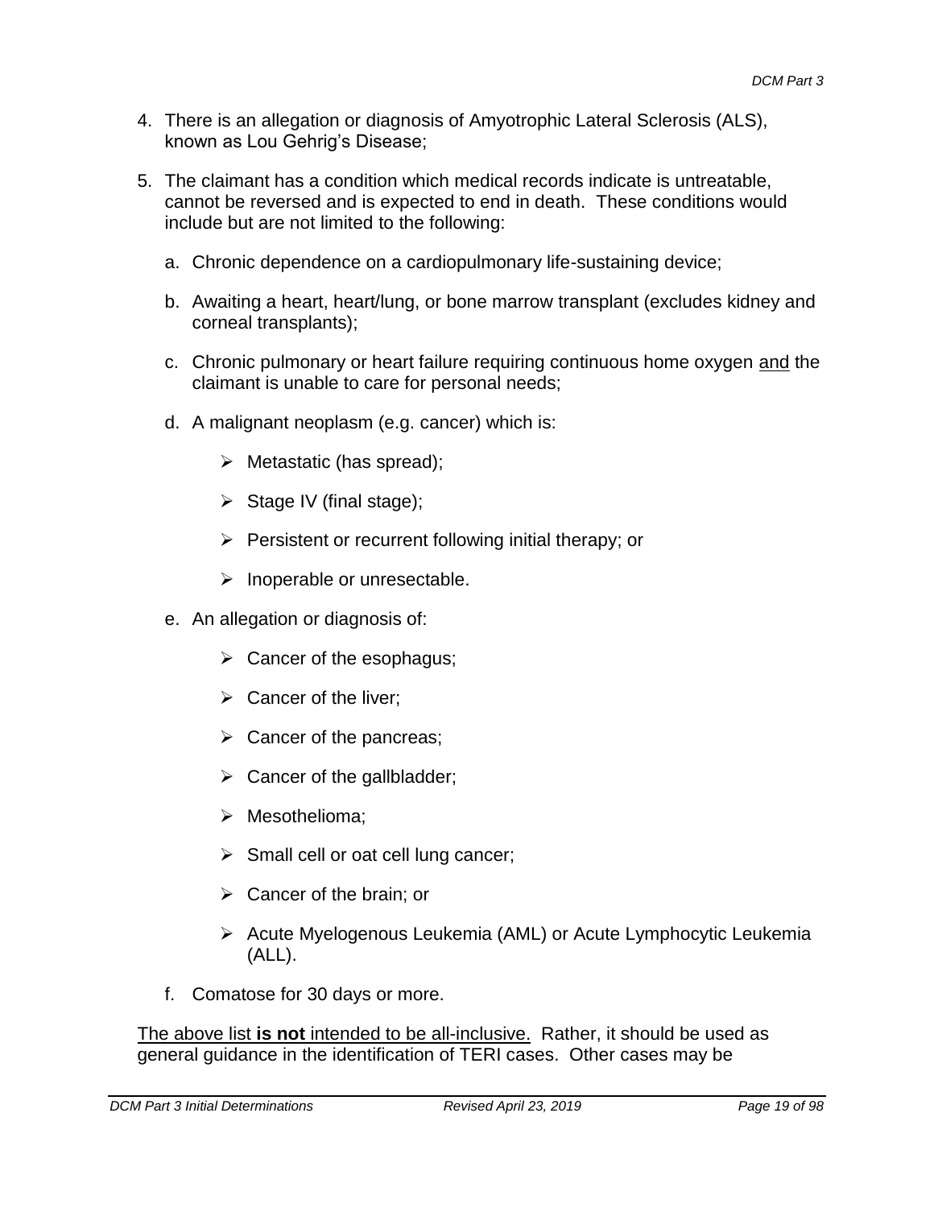4. There is an allegation or diagnosis of Amyotrophic Lateral Sclerosis (ALS), known as Lou Gehrig's Disease;

5. The claimant has a condition which medical records indicate is untreatable, cannot be reversed and is expected to end in death. These conditions would include but are not limited to the following:

   a. Chronic dependence on a cardiopulmonary life-sustaining device;

   b. Awaiting a heart, heart/lung, or bone marrow transplant (excludes kidney and corneal transplants);

   c. Chronic pulmonary or heart failure requiring continuous home oxygen <u>and</u> the claimant is unable to care for personal needs;

   d. A malignant neoplasm (e.g. cancer) which is:

      - Metastatic (has spread);
      - Stage IV (final stage);
      - Persistent or recurrent following initial therapy; or
      - Inoperable or unresectable.

   e. An allegation or diagnosis of:

      - Cancer of the esophagus;
      - Cancer of the liver;
      - Cancer of the pancreas;
      - Cancer of the gallbladder;
      - Mesothelioma;
      - Small cell or oat cell lung cancer;
      - Cancer of the brain; or
      - Acute Myelogenous Leukemia (AML) or Acute Lymphocytic Leukemia (ALL).

   f. Comatose for 30 days or more.

<u>The above list **is not** intended to be all-inclusive.</u> Rather, it should be used as general guidance in the identification of TERI cases. Other cases may be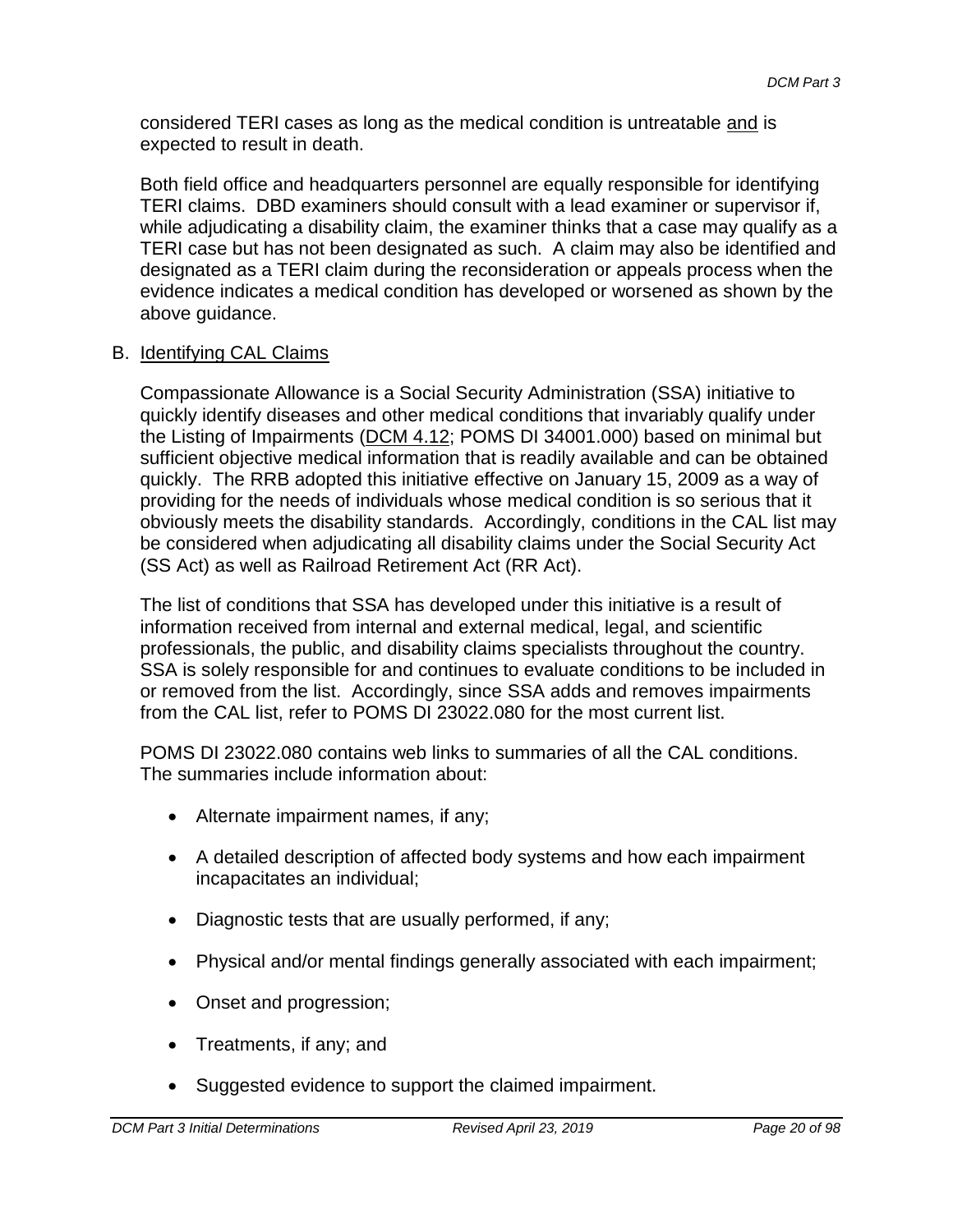considered TERI cases as long as the medical condition is untreatable <u>and</u> is expected to result in death.

Both field office and headquarters personnel are equally responsible for identifying TERI claims. DBD examiners should consult with a lead examiner or supervisor if, while adjudicating a disability claim, the examiner thinks that a case may qualify as a TERI case but has not been designated as such. A claim may also be identified and designated as a TERI claim during the reconsideration or appeals process when the evidence indicates a medical condition has developed or worsened as shown by the above guidance.

B. <u>Identifying CAL Claims</u>

Compassionate Allowance is a Social Security Administration (SSA) initiative to quickly identify diseases and other medical conditions that invariably qualify under the Listing of Impairments (<u>DCM 4.12</u>; POMS DI 34001.000) based on minimal but sufficient objective medical information that is readily available and can be obtained quickly. The RRB adopted this initiative effective on January 15, 2009 as a way of providing for the needs of individuals whose medical condition is so serious that it obviously meets the disability standards. Accordingly, conditions in the CAL list may be considered when adjudicating all disability claims under the Social Security Act (SS Act) as well as Railroad Retirement Act (RR Act).

The list of conditions that SSA has developed under this initiative is a result of information received from internal and external medical, legal, and scientific professionals, the public, and disability claims specialists throughout the country. SSA is solely responsible for and continues to evaluate conditions to be included in or removed from the list. Accordingly, since SSA adds and removes impairments from the CAL list, refer to POMS DI 23022.080 for the most current list.

POMS DI 23022.080 contains web links to summaries of all the CAL conditions. The summaries include information about:

- Alternate impairment names, if any;
- A detailed description of affected body systems and how each impairment incapacitates an individual;
- Diagnostic tests that are usually performed, if any;
- Physical and/or mental findings generally associated with each impairment;
- Onset and progression;
- Treatments, if any; and
- Suggested evidence to support the claimed impairment.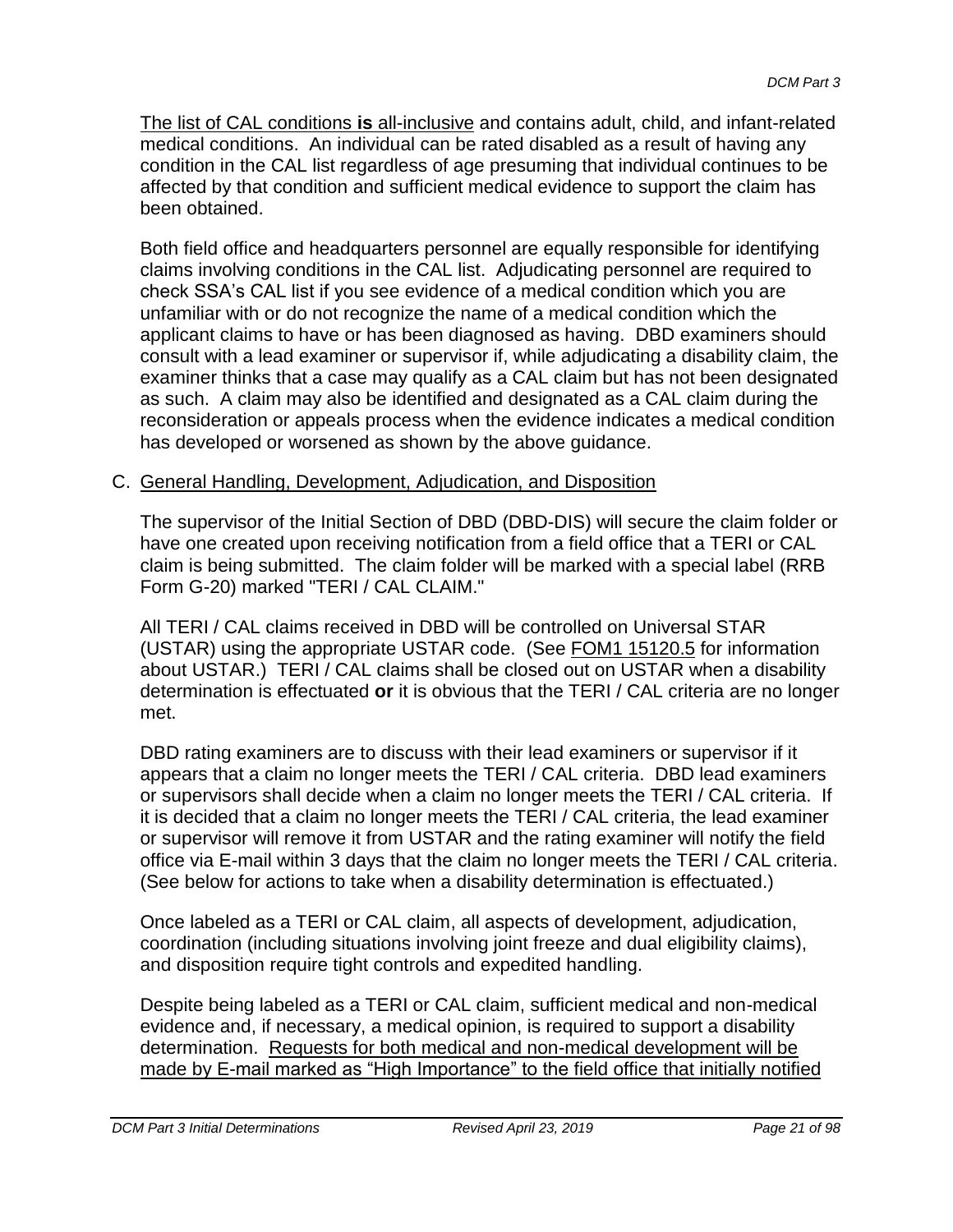<u>The list of CAL conditions **is** all-inclusive</u> and contains adult, child, and infant-related medical conditions. An individual can be rated disabled as a result of having any condition in the CAL list regardless of age presuming that individual continues to be affected by that condition and sufficient medical evidence to support the claim has been obtained.

Both field office and headquarters personnel are equally responsible for identifying claims involving conditions in the CAL list. Adjudicating personnel are required to check SSA's CAL list if you see evidence of a medical condition which you are unfamiliar with or do not recognize the name of a medical condition which the applicant claims to have or has been diagnosed as having. DBD examiners should consult with a lead examiner or supervisor if, while adjudicating a disability claim, the examiner thinks that a case may qualify as a CAL claim but has not been designated as such. A claim may also be identified and designated as a CAL claim during the reconsideration or appeals process when the evidence indicates a medical condition has developed or worsened as shown by the above guidance.

C. <u>General Handling, Development, Adjudication, and Disposition</u>

The supervisor of the Initial Section of DBD (DBD-DIS) will secure the claim folder or have one created upon receiving notification from a field office that a TERI or CAL claim is being submitted. The claim folder will be marked with a special label (RRB Form G-20) marked "TERI / CAL CLAIM."

All TERI / CAL claims received in DBD will be controlled on Universal STAR (USTAR) using the appropriate USTAR code. (See <u>FOM1 15120.5</u> for information about USTAR.) TERI / CAL claims shall be closed out on USTAR when a disability determination is effectuated **or** it is obvious that the TERI / CAL criteria are no longer met.

DBD rating examiners are to discuss with their lead examiners or supervisor if it appears that a claim no longer meets the TERI / CAL criteria. DBD lead examiners or supervisors shall decide when a claim no longer meets the TERI / CAL criteria. If it is decided that a claim no longer meets the TERI / CAL criteria, the lead examiner or supervisor will remove it from USTAR and the rating examiner will notify the field office via E-mail within 3 days that the claim no longer meets the TERI / CAL criteria. (See below for actions to take when a disability determination is effectuated.)

Once labeled as a TERI or CAL claim, all aspects of development, adjudication, coordination (including situations involving joint freeze and dual eligibility claims), and disposition require tight controls and expedited handling.

Despite being labeled as a TERI or CAL claim, sufficient medical and non-medical evidence and, if necessary, a medical opinion, is required to support a disability determination. <u>Requests for both medical and non-medical development will be made by E-mail marked as "High Importance" to the field office that initially notified</u>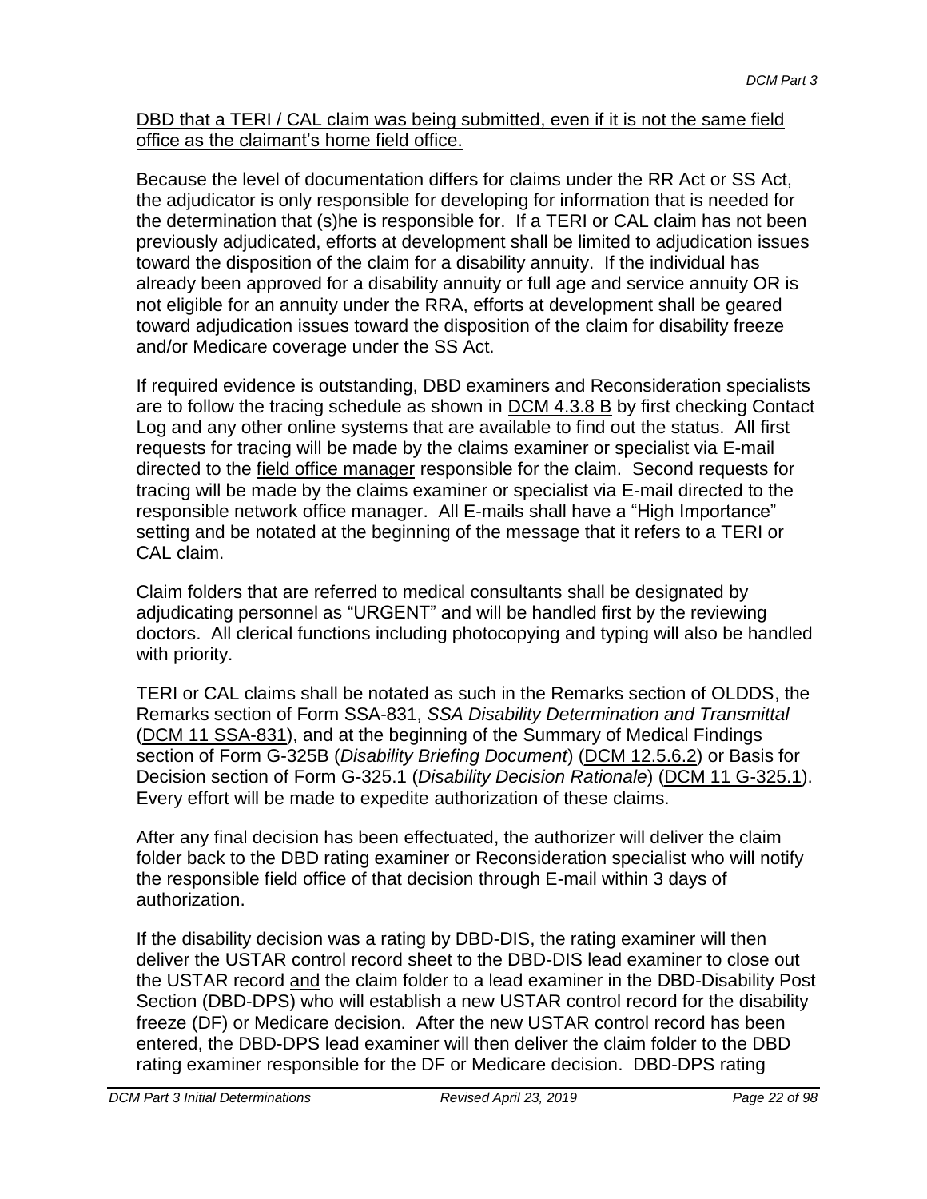DBD that a TERI / CAL claim was being submitted, even if it is not the same field office as the claimant's home field office.

Because the level of documentation differs for claims under the RR Act or SS Act, the adjudicator is only responsible for developing for information that is needed for the determination that (s)he is responsible for. If a TERI or CAL claim has not been previously adjudicated, efforts at development shall be limited to adjudication issues toward the disposition of the claim for a disability annuity. If the individual has already been approved for a disability annuity or full age and service annuity OR is not eligible for an annuity under the RRA, efforts at development shall be geared toward adjudication issues toward the disposition of the claim for disability freeze and/or Medicare coverage under the SS Act.

If required evidence is outstanding, DBD examiners and Reconsideration specialists are to follow the tracing schedule as shown in DCM 4.3.8 B by first checking Contact Log and any other online systems that are available to find out the status. All first requests for tracing will be made by the claims examiner or specialist via E-mail directed to the field office manager responsible for the claim. Second requests for tracing will be made by the claims examiner or specialist via E-mail directed to the responsible network office manager. All E-mails shall have a "High Importance" setting and be notated at the beginning of the message that it refers to a TERI or CAL claim.

Claim folders that are referred to medical consultants shall be designated by adjudicating personnel as "URGENT" and will be handled first by the reviewing doctors. All clerical functions including photocopying and typing will also be handled with priority.

TERI or CAL claims shall be notated as such in the Remarks section of OLDDS, the Remarks section of Form SSA-831, *SSA Disability Determination and Transmittal* (DCM 11 SSA-831), and at the beginning of the Summary of Medical Findings section of Form G-325B (*Disability Briefing Document*) (DCM 12.5.6.2) or Basis for Decision section of Form G-325.1 (*Disability Decision Rationale*) (DCM 11 G-325.1). Every effort will be made to expedite authorization of these claims.

After any final decision has been effectuated, the authorizer will deliver the claim folder back to the DBD rating examiner or Reconsideration specialist who will notify the responsible field office of that decision through E-mail within 3 days of authorization.

If the disability decision was a rating by DBD-DIS, the rating examiner will then deliver the USTAR control record sheet to the DBD-DIS lead examiner to close out the USTAR record and the claim folder to a lead examiner in the DBD-Disability Post Section (DBD-DPS) who will establish a new USTAR control record for the disability freeze (DF) or Medicare decision. After the new USTAR control record has been entered, the DBD-DPS lead examiner will then deliver the claim folder to the DBD rating examiner responsible for the DF or Medicare decision. DBD-DPS rating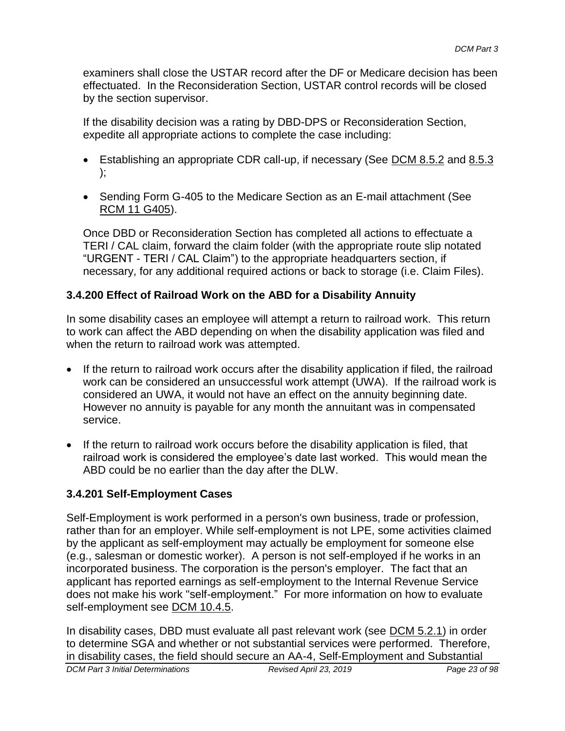examiners shall close the USTAR record after the DF or Medicare decision has been effectuated. In the Reconsideration Section, USTAR control records will be closed by the section supervisor.

If the disability decision was a rating by DBD-DPS or Reconsideration Section, expedite all appropriate actions to complete the case including:

- Establishing an appropriate CDR call-up, if necessary (See DCM 8.5.2 and 8.5.3 );
- Sending Form G-405 to the Medicare Section as an E-mail attachment (See RCM 11 G405).

Once DBD or Reconsideration Section has completed all actions to effectuate a TERI / CAL claim, forward the claim folder (with the appropriate route slip notated "URGENT - TERI / CAL Claim") to the appropriate headquarters section, if necessary, for any additional required actions or back to storage (i.e. Claim Files).

### 3.4.200 Effect of Railroad Work on the ABD for a Disability Annuity

In some disability cases an employee will attempt a return to railroad work. This return to work can affect the ABD depending on when the disability application was filed and when the return to railroad work was attempted.

- If the return to railroad work occurs after the disability application if filed, the railroad work can be considered an unsuccessful work attempt (UWA). If the railroad work is considered an UWA, it would not have an effect on the annuity beginning date. However no annuity is payable for any month the annuitant was in compensated service.
- If the return to railroad work occurs before the disability application is filed, that railroad work is considered the employee's date last worked. This would mean the ABD could be no earlier than the day after the DLW.

### 3.4.201 Self-Employment Cases

Self-Employment is work performed in a person's own business, trade or profession, rather than for an employer. While self-employment is not LPE, some activities claimed by the applicant as self-employment may actually be employment for someone else (e.g., salesman or domestic worker). A person is not self-employed if he works in an incorporated business. The corporation is the person's employer. The fact that an applicant has reported earnings as self-employment to the Internal Revenue Service does not make his work "self-employment." For more information on how to evaluate self-employment see DCM 10.4.5.

In disability cases, DBD must evaluate all past relevant work (see DCM 5.2.1) in order to determine SGA and whether or not substantial services were performed. Therefore, in disability cases, the field should secure an AA-4, Self-Employment and Substantial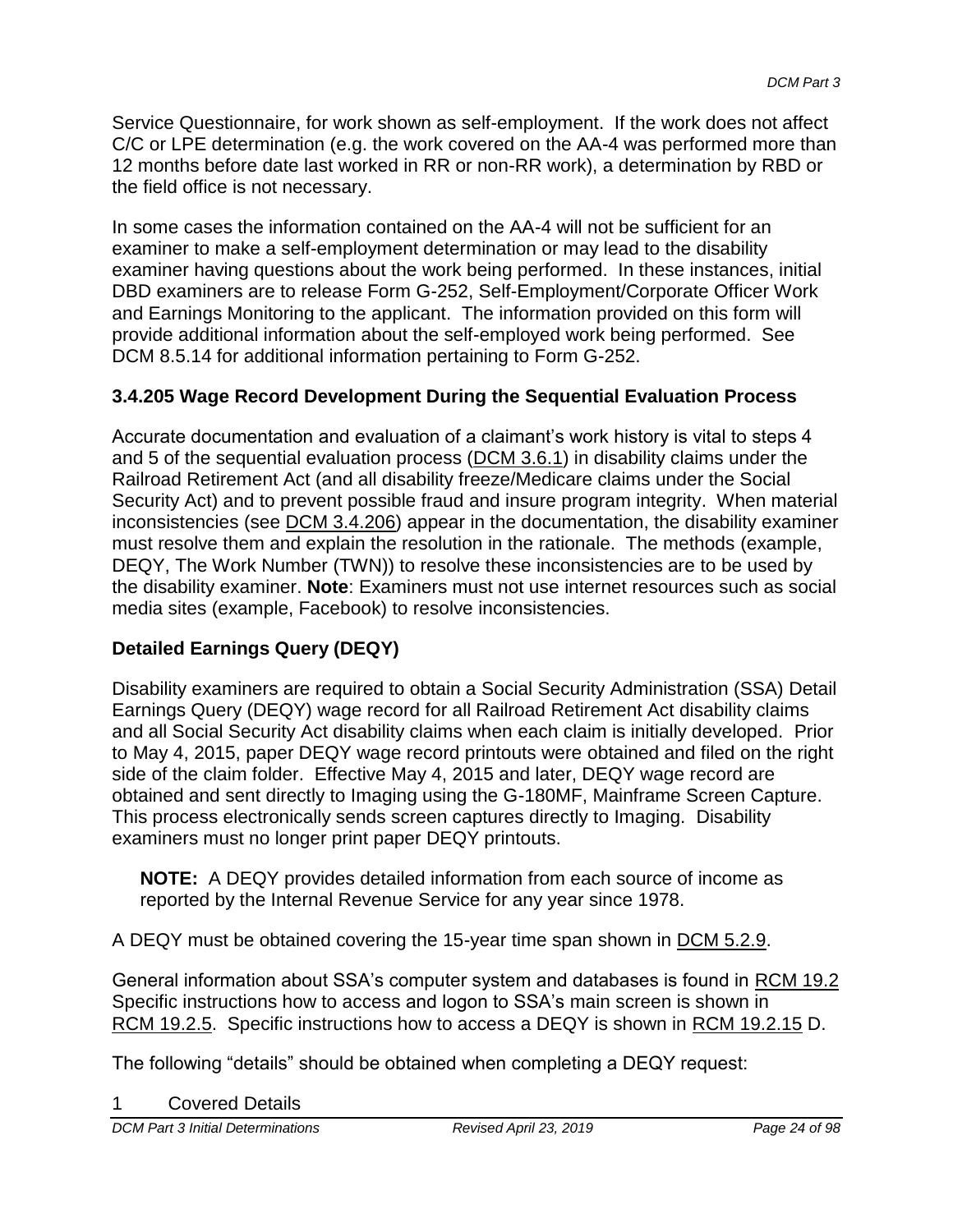Service Questionnaire, for work shown as self-employment. If the work does not affect C/C or LPE determination (e.g. the work covered on the AA-4 was performed more than 12 months before date last worked in RR or non-RR work), a determination by RBD or the field office is not necessary.

In some cases the information contained on the AA-4 will not be sufficient for an examiner to make a self-employment determination or may lead to the disability examiner having questions about the work being performed. In these instances, initial DBD examiners are to release Form G-252, Self-Employment/Corporate Officer Work and Earnings Monitoring to the applicant. The information provided on this form will provide additional information about the self-employed work being performed. See DCM 8.5.14 for additional information pertaining to Form G-252.

### 3.4.205 Wage Record Development During the Sequential Evaluation Process

Accurate documentation and evaluation of a claimant's work history is vital to steps 4 and 5 of the sequential evaluation process (DCM 3.6.1) in disability claims under the Railroad Retirement Act (and all disability freeze/Medicare claims under the Social Security Act) and to prevent possible fraud and insure program integrity. When material inconsistencies (see DCM 3.4.206) appear in the documentation, the disability examiner must resolve them and explain the resolution in the rationale. The methods (example, DEQY, The Work Number (TWN)) to resolve these inconsistencies are to be used by the disability examiner. **Note**: Examiners must not use internet resources such as social media sites (example, Facebook) to resolve inconsistencies.

### Detailed Earnings Query (DEQY)

Disability examiners are required to obtain a Social Security Administration (SSA) Detail Earnings Query (DEQY) wage record for all Railroad Retirement Act disability claims and all Social Security Act disability claims when each claim is initially developed. Prior to May 4, 2015, paper DEQY wage record printouts were obtained and filed on the right side of the claim folder. Effective May 4, 2015 and later, DEQY wage record are obtained and sent directly to Imaging using the G-180MF, Mainframe Screen Capture. This process electronically sends screen captures directly to Imaging. Disability examiners must no longer print paper DEQY printouts.

> **NOTE:** A DEQY provides detailed information from each source of income as reported by the Internal Revenue Service for any year since 1978.

A DEQY must be obtained covering the 15-year time span shown in DCM 5.2.9.

General information about SSA's computer system and databases is found in RCM 19.2 Specific instructions how to access and logon to SSA's main screen is shown in RCM 19.2.5. Specific instructions how to access a DEQY is shown in RCM 19.2.15 D.

The following "details" should be obtained when completing a DEQY request:

1 Covered Details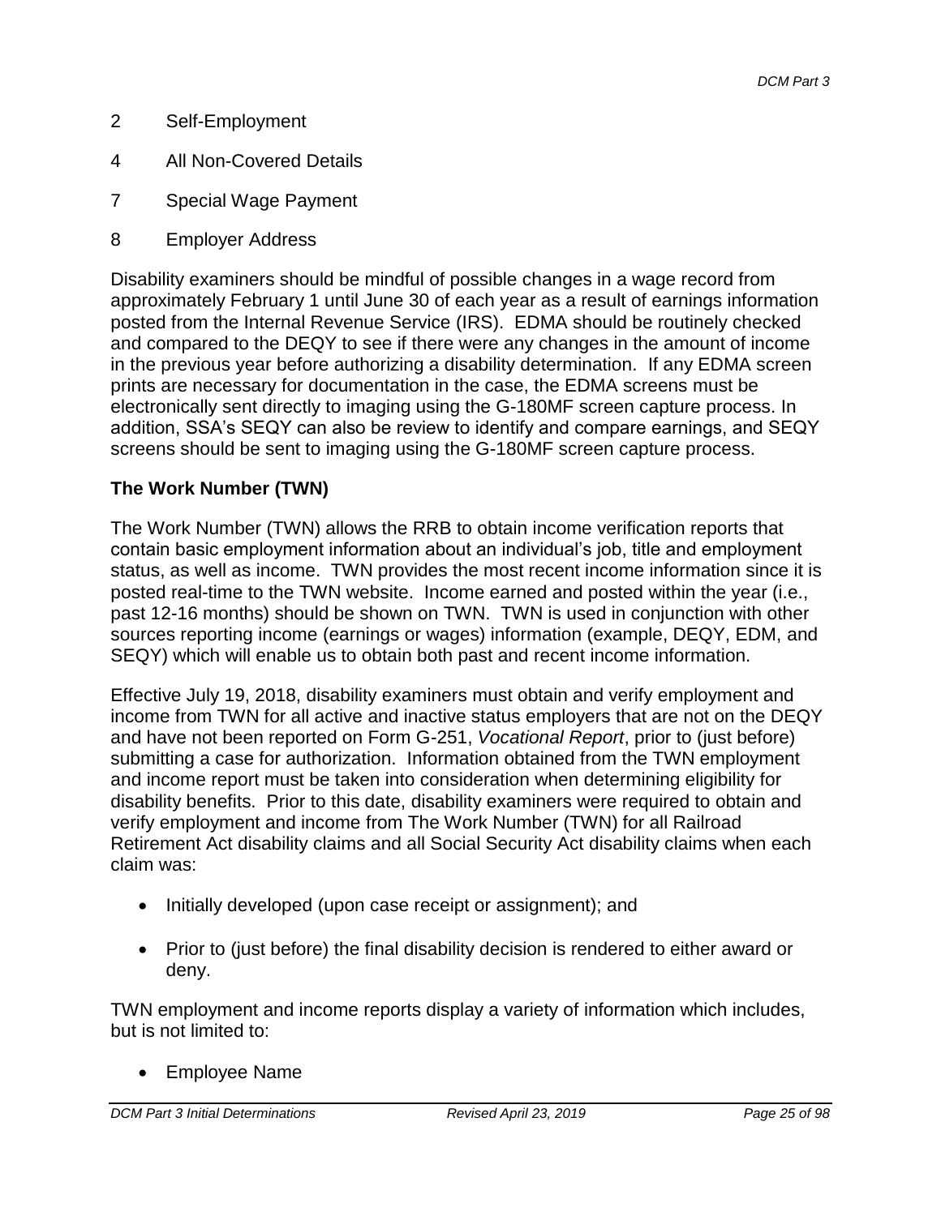2 Self-Employment

4 All Non-Covered Details

7 Special Wage Payment

8 Employer Address

Disability examiners should be mindful of possible changes in a wage record from approximately February 1 until June 30 of each year as a result of earnings information posted from the Internal Revenue Service (IRS). EDMA should be routinely checked and compared to the DEQY to see if there were any changes in the amount of income in the previous year before authorizing a disability determination. If any EDMA screen prints are necessary for documentation in the case, the EDMA screens must be electronically sent directly to imaging using the G-180MF screen capture process. In addition, SSA's SEQY can also be review to identify and compare earnings, and SEQY screens should be sent to imaging using the G-180MF screen capture process.

**The Work Number (TWN)**

The Work Number (TWN) allows the RRB to obtain income verification reports that contain basic employment information about an individual's job, title and employment status, as well as income. TWN provides the most recent income information since it is posted real-time to the TWN website. Income earned and posted within the year (i.e., past 12-16 months) should be shown on TWN. TWN is used in conjunction with other sources reporting income (earnings or wages) information (example, DEQY, EDM, and SEQY) which will enable us to obtain both past and recent income information.

Effective July 19, 2018, disability examiners must obtain and verify employment and income from TWN for all active and inactive status employers that are not on the DEQY and have not been reported on Form G-251, *Vocational Report*, prior to (just before) submitting a case for authorization. Information obtained from the TWN employment and income report must be taken into consideration when determining eligibility for disability benefits. Prior to this date, disability examiners were required to obtain and verify employment and income from The Work Number (TWN) for all Railroad Retirement Act disability claims and all Social Security Act disability claims when each claim was:

- Initially developed (upon case receipt or assignment); and
- Prior to (just before) the final disability decision is rendered to either award or deny.

TWN employment and income reports display a variety of information which includes, but is not limited to:

- Employee Name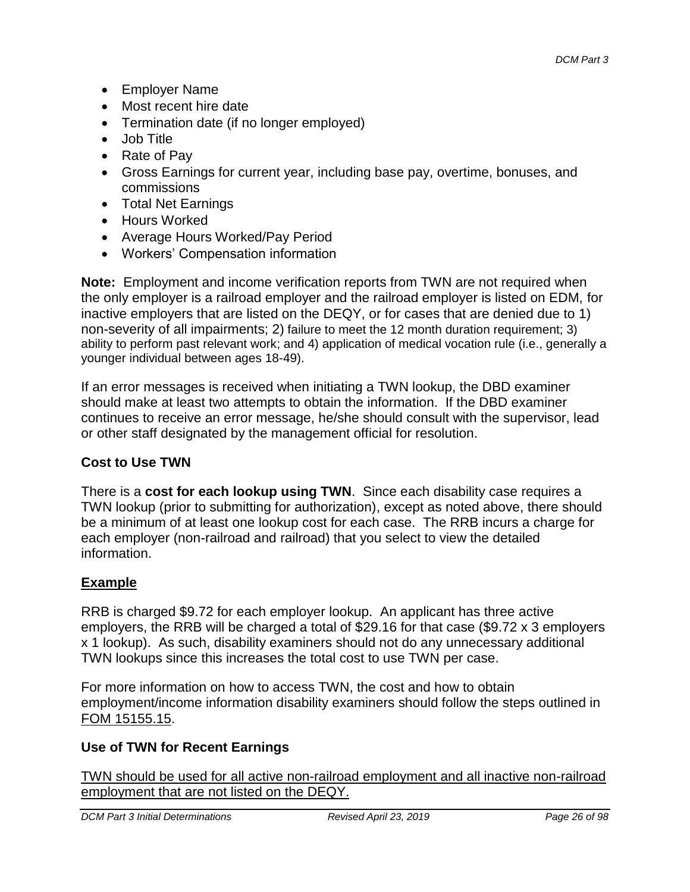- Employer Name
- Most recent hire date
- Termination date (if no longer employed)
- Job Title
- Rate of Pay
- Gross Earnings for current year, including base pay, overtime, bonuses, and commissions
- Total Net Earnings
- Hours Worked
- Average Hours Worked/Pay Period
- Workers' Compensation information

**Note:** Employment and income verification reports from TWN are not required when the only employer is a railroad employer and the railroad employer is listed on EDM, for inactive employers that are listed on the DEQY, or for cases that are denied due to 1) non-severity of all impairments; 2) failure to meet the 12 month duration requirement; 3) ability to perform past relevant work; and 4) application of medical vocation rule (i.e., generally a younger individual between ages 18-49).

If an error messages is received when initiating a TWN lookup, the DBD examiner should make at least two attempts to obtain the information. If the DBD examiner continues to receive an error message, he/she should consult with the supervisor, lead or other staff designated by the management official for resolution.

### Cost to Use TWN

There is a **cost for each lookup using TWN**. Since each disability case requires a TWN lookup (prior to submitting for authorization), except as noted above, there should be a minimum of at least one lookup cost for each case. The RRB incurs a charge for each employer (non-railroad and railroad) that you select to view the detailed information.

#### Example

RRB is charged $9.72 for each employer lookup. An applicant has three active employers, the RRB will be charged a total of $29.16 for that case ($9.72 x 3 employers x 1 lookup). As such, disability examiners should not do any unnecessary additional TWN lookups since this increases the total cost to use TWN per case.

For more information on how to access TWN, the cost and how to obtain employment/income information disability examiners should follow the steps outlined in FOM 15155.15.

### Use of TWN for Recent Earnings

TWN should be used for all active non-railroad employment and all inactive non-railroad employment that are not listed on the DEQY.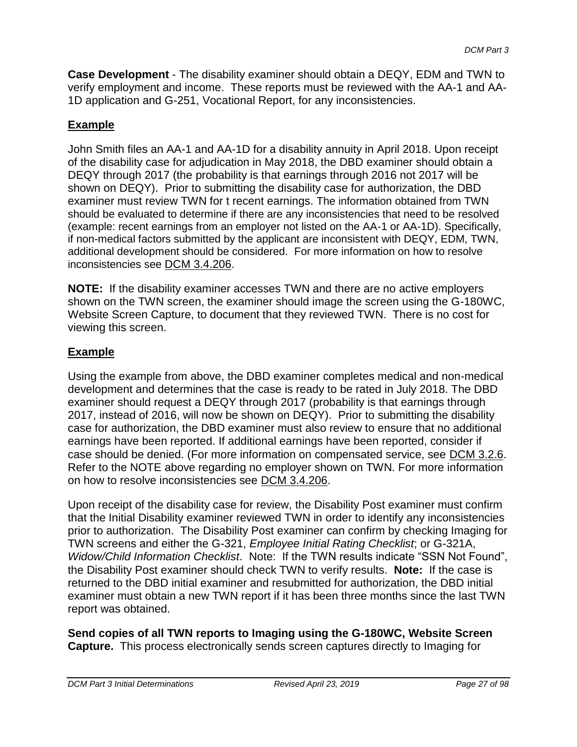**Case Development** - The disability examiner should obtain a DEQY, EDM and TWN to verify employment and income. These reports must be reviewed with the AA-1 and AA-1D application and G-251, Vocational Report, for any inconsistencies.

## Example

John Smith files an AA-1 and AA-1D for a disability annuity in April 2018. Upon receipt of the disability case for adjudication in May 2018, the DBD examiner should obtain a DEQY through 2017 (the probability is that earnings through 2016 not 2017 will be shown on DEQY). Prior to submitting the disability case for authorization, the DBD examiner must review TWN for t recent earnings. The information obtained from TWN should be evaluated to determine if there are any inconsistencies that need to be resolved (example: recent earnings from an employer not listed on the AA-1 or AA-1D). Specifically, if non-medical factors submitted by the applicant are inconsistent with DEQY, EDM, TWN, additional development should be considered. For more information on how to resolve inconsistencies see DCM 3.4.206.

**NOTE:** If the disability examiner accesses TWN and there are no active employers shown on the TWN screen, the examiner should image the screen using the G-180WC, Website Screen Capture, to document that they reviewed TWN. There is no cost for viewing this screen.

## Example

Using the example from above, the DBD examiner completes medical and non-medical development and determines that the case is ready to be rated in July 2018. The DBD examiner should request a DEQY through 2017 (probability is that earnings through 2017, instead of 2016, will now be shown on DEQY). Prior to submitting the disability case for authorization, the DBD examiner must also review to ensure that no additional earnings have been reported. If additional earnings have been reported, consider if case should be denied. (For more information on compensated service, see DCM 3.2.6. Refer to the NOTE above regarding no employer shown on TWN. For more information on how to resolve inconsistencies see DCM 3.4.206.

Upon receipt of the disability case for review, the Disability Post examiner must confirm that the Initial Disability examiner reviewed TWN in order to identify any inconsistencies prior to authorization. The Disability Post examiner can confirm by checking Imaging for TWN screens and either the G-321, *Employee Initial Rating Checklist*; or G-321A, *Widow/Child Information Checklist*. Note: If the TWN results indicate "SSN Not Found", the Disability Post examiner should check TWN to verify results. **Note:** If the case is returned to the DBD initial examiner and resubmitted for authorization, the DBD initial examiner must obtain a new TWN report if it has been three months since the last TWN report was obtained.

**Send copies of all TWN reports to Imaging using the G-180WC, Website Screen Capture.** This process electronically sends screen captures directly to Imaging for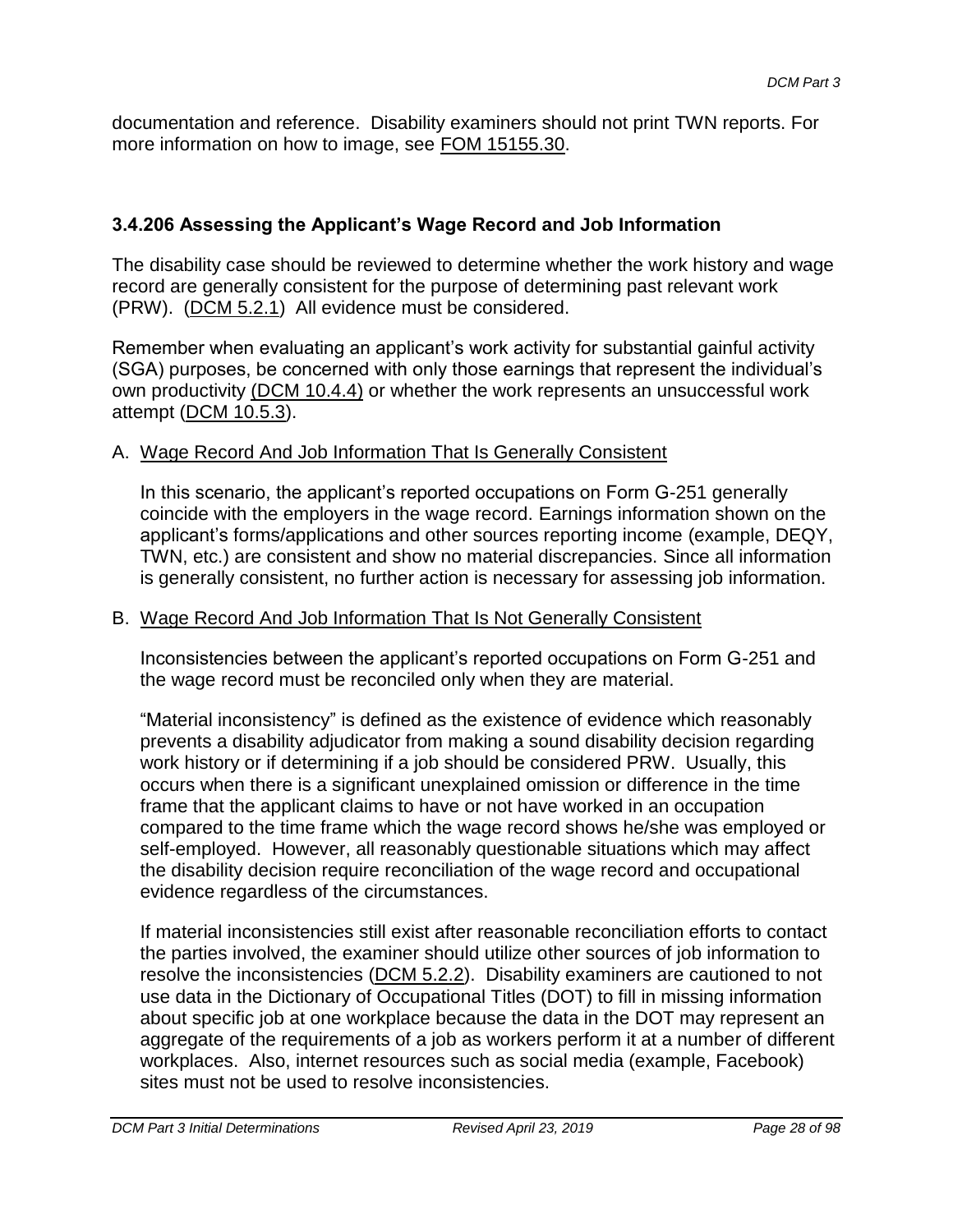documentation and reference. Disability examiners should not print TWN reports. For more information on how to image, see FOM 15155.30.

### 3.4.206 Assessing the Applicant's Wage Record and Job Information

The disability case should be reviewed to determine whether the work history and wage record are generally consistent for the purpose of determining past relevant work (PRW). (DCM 5.2.1) All evidence must be considered.

Remember when evaluating an applicant's work activity for substantial gainful activity (SGA) purposes, be concerned with only those earnings that represent the individual's own productivity (DCM 10.4.4) or whether the work represents an unsuccessful work attempt (DCM 10.5.3).

A. Wage Record And Job Information That Is Generally Consistent

In this scenario, the applicant's reported occupations on Form G-251 generally coincide with the employers in the wage record. Earnings information shown on the applicant's forms/applications and other sources reporting income (example, DEQY, TWN, etc.) are consistent and show no material discrepancies. Since all information is generally consistent, no further action is necessary for assessing job information.

B. Wage Record And Job Information That Is Not Generally Consistent

Inconsistencies between the applicant's reported occupations on Form G-251 and the wage record must be reconciled only when they are material.

"Material inconsistency" is defined as the existence of evidence which reasonably prevents a disability adjudicator from making a sound disability decision regarding work history or if determining if a job should be considered PRW. Usually, this occurs when there is a significant unexplained omission or difference in the time frame that the applicant claims to have or not have worked in an occupation compared to the time frame which the wage record shows he/she was employed or self-employed. However, all reasonably questionable situations which may affect the disability decision require reconciliation of the wage record and occupational evidence regardless of the circumstances.

If material inconsistencies still exist after reasonable reconciliation efforts to contact the parties involved, the examiner should utilize other sources of job information to resolve the inconsistencies (DCM 5.2.2). Disability examiners are cautioned to not use data in the Dictionary of Occupational Titles (DOT) to fill in missing information about specific job at one workplace because the data in the DOT may represent an aggregate of the requirements of a job as workers perform it at a number of different workplaces. Also, internet resources such as social media (example, Facebook) sites must not be used to resolve inconsistencies.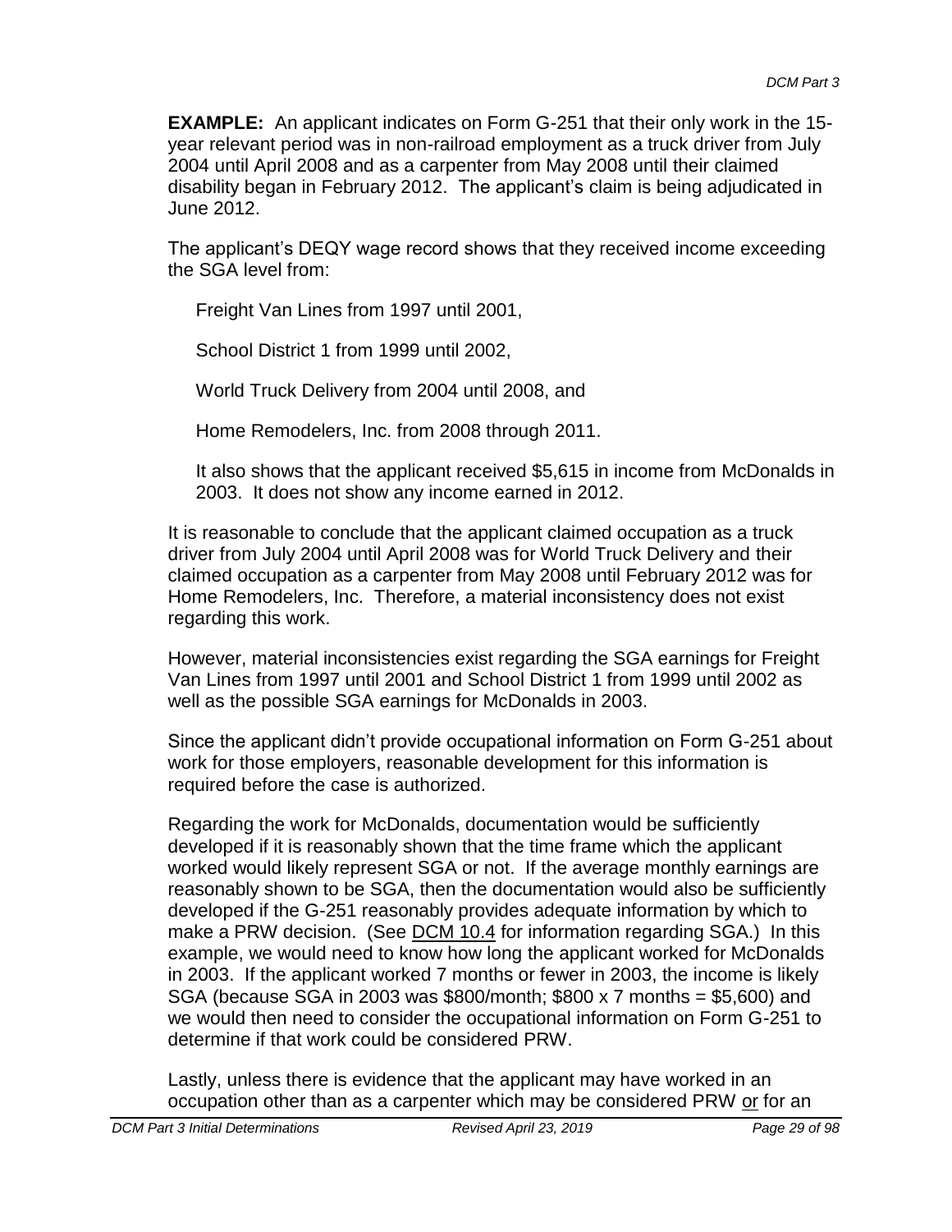**EXAMPLE:** An applicant indicates on Form G-251 that their only work in the 15-year relevant period was in non-railroad employment as a truck driver from July 2004 until April 2008 and as a carpenter from May 2008 until their claimed disability began in February 2012. The applicant's claim is being adjudicated in June 2012.

The applicant's DEQY wage record shows that they received income exceeding the SGA level from:

Freight Van Lines from 1997 until 2001,

School District 1 from 1999 until 2002,

World Truck Delivery from 2004 until 2008, and

Home Remodelers, Inc. from 2008 through 2011.

It also shows that the applicant received $5,615 in income from McDonalds in 2003. It does not show any income earned in 2012.

It is reasonable to conclude that the applicant claimed occupation as a truck driver from July 2004 until April 2008 was for World Truck Delivery and their claimed occupation as a carpenter from May 2008 until February 2012 was for Home Remodelers, Inc. Therefore, a material inconsistency does not exist regarding this work.

However, material inconsistencies exist regarding the SGA earnings for Freight Van Lines from 1997 until 2001 and School District 1 from 1999 until 2002 as well as the possible SGA earnings for McDonalds in 2003.

Since the applicant didn't provide occupational information on Form G-251 about work for those employers, reasonable development for this information is required before the case is authorized.

Regarding the work for McDonalds, documentation would be sufficiently developed if it is reasonably shown that the time frame which the applicant worked would likely represent SGA or not. If the average monthly earnings are reasonably shown to be SGA, then the documentation would also be sufficiently developed if the G-251 reasonably provides adequate information by which to make a PRW decision. (See DCM 10.4 for information regarding SGA.) In this example, we would need to know how long the applicant worked for McDonalds in 2003. If the applicant worked 7 months or fewer in 2003, the income is likely SGA (because SGA in 2003 was $800/month; $800 x 7 months = $5,600) and we would then need to consider the occupational information on Form G-251 to determine if that work could be considered PRW.

Lastly, unless there is evidence that the applicant may have worked in an occupation other than as a carpenter which may be considered PRW or for an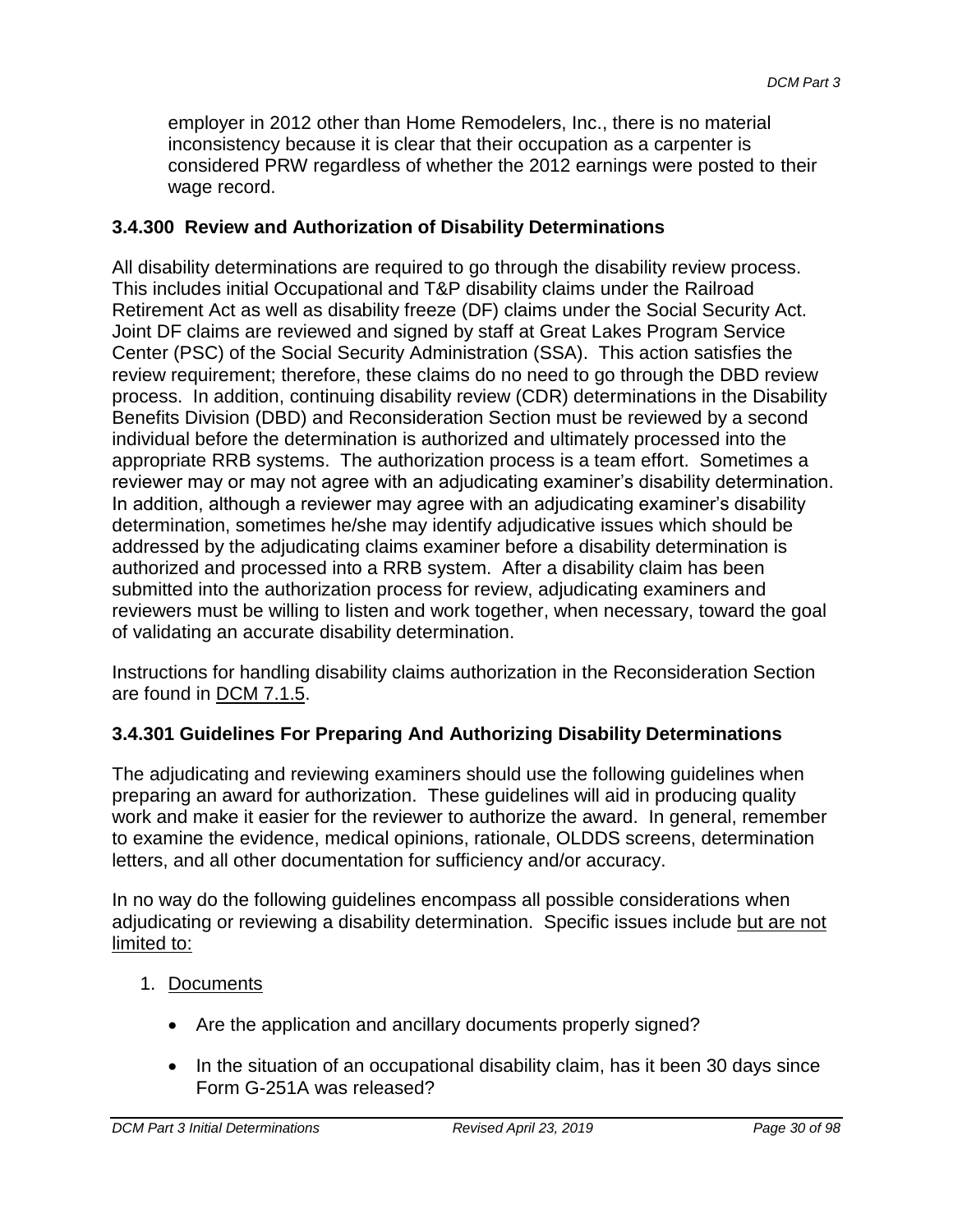employer in 2012 other than Home Remodelers, Inc., there is no material inconsistency because it is clear that their occupation as a carpenter is considered PRW regardless of whether the 2012 earnings were posted to their wage record.

### 3.4.300 Review and Authorization of Disability Determinations

All disability determinations are required to go through the disability review process. This includes initial Occupational and T&P disability claims under the Railroad Retirement Act as well as disability freeze (DF) claims under the Social Security Act. Joint DF claims are reviewed and signed by staff at Great Lakes Program Service Center (PSC) of the Social Security Administration (SSA). This action satisfies the review requirement; therefore, these claims do no need to go through the DBD review process. In addition, continuing disability review (CDR) determinations in the Disability Benefits Division (DBD) and Reconsideration Section must be reviewed by a second individual before the determination is authorized and ultimately processed into the appropriate RRB systems. The authorization process is a team effort. Sometimes a reviewer may or may not agree with an adjudicating examiner's disability determination. In addition, although a reviewer may agree with an adjudicating examiner's disability determination, sometimes he/she may identify adjudicative issues which should be addressed by the adjudicating claims examiner before a disability determination is authorized and processed into a RRB system. After a disability claim has been submitted into the authorization process for review, adjudicating examiners and reviewers must be willing to listen and work together, when necessary, toward the goal of validating an accurate disability determination.

Instructions for handling disability claims authorization in the Reconsideration Section are found in DCM 7.1.5.

### 3.4.301 Guidelines For Preparing And Authorizing Disability Determinations

The adjudicating and reviewing examiners should use the following guidelines when preparing an award for authorization. These guidelines will aid in producing quality work and make it easier for the reviewer to authorize the award. In general, remember to examine the evidence, medical opinions, rationale, OLDDS screens, determination letters, and all other documentation for sufficiency and/or accuracy.

In no way do the following guidelines encompass all possible considerations when adjudicating or reviewing a disability determination. Specific issues include but are not limited to:

1. Documents

   - Are the application and ancillary documents properly signed?
   - In the situation of an occupational disability claim, has it been 30 days since Form G-251A was released?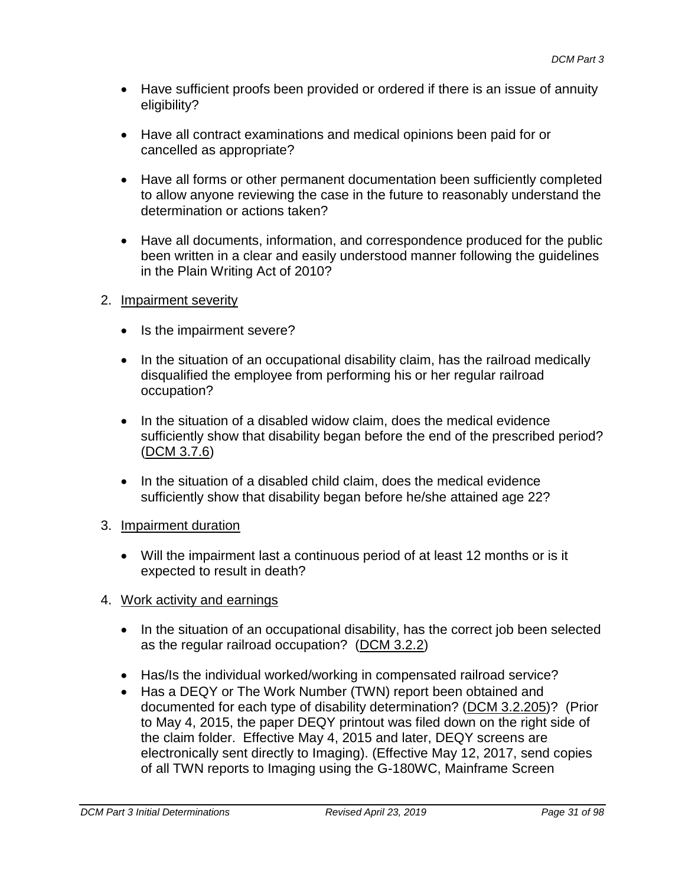- Have sufficient proofs been provided or ordered if there is an issue of annuity eligibility?

- Have all contract examinations and medical opinions been paid for or cancelled as appropriate?

- Have all forms or other permanent documentation been sufficiently completed to allow anyone reviewing the case in the future to reasonably understand the determination or actions taken?

- Have all documents, information, and correspondence produced for the public been written in a clear and easily understood manner following the guidelines in the Plain Writing Act of 2010?

2. Impairment severity

   - Is the impairment severe?

   - In the situation of an occupational disability claim, has the railroad medically disqualified the employee from performing his or her regular railroad occupation?

   - In the situation of a disabled widow claim, does the medical evidence sufficiently show that disability began before the end of the prescribed period? (DCM 3.7.6)

   - In the situation of a disabled child claim, does the medical evidence sufficiently show that disability began before he/she attained age 22?

3. Impairment duration

   - Will the impairment last a continuous period of at least 12 months or is it expected to result in death?

4. Work activity and earnings

   - In the situation of an occupational disability, has the correct job been selected as the regular railroad occupation? (DCM 3.2.2)

   - Has/Is the individual worked/working in compensated railroad service?
   - Has a DEQY or The Work Number (TWN) report been obtained and documented for each type of disability determination? (DCM 3.2.205)? (Prior to May 4, 2015, the paper DEQY printout was filed down on the right side of the claim folder. Effective May 4, 2015 and later, DEQY screens are electronically sent directly to Imaging). (Effective May 12, 2017, send copies of all TWN reports to Imaging using the G-180WC, Mainframe Screen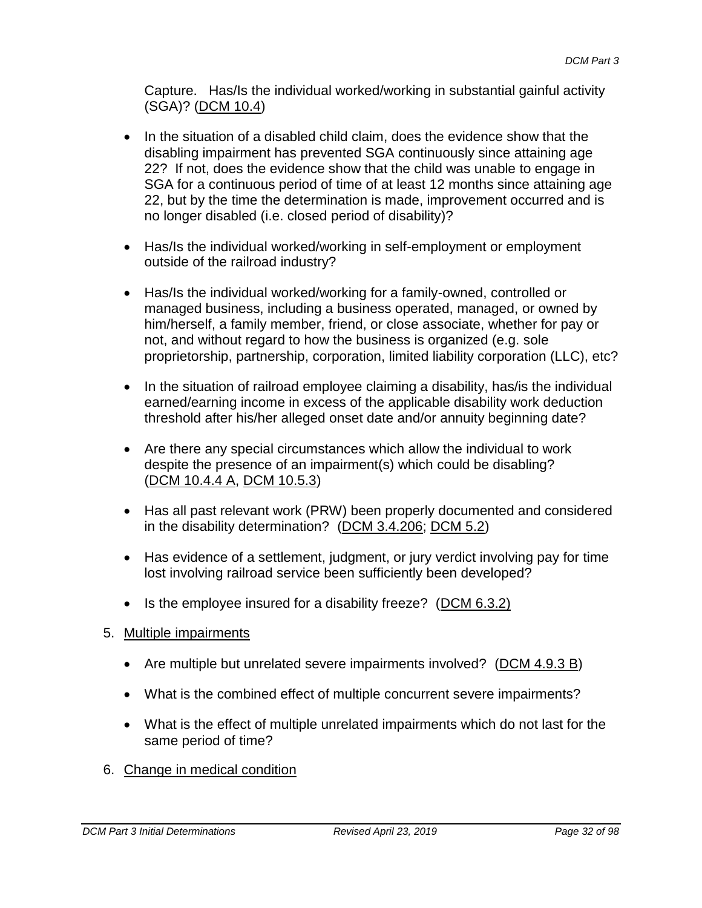Capture. Has/Is the individual worked/working in substantial gainful activity (SGA)? (DCM 10.4)

- In the situation of a disabled child claim, does the evidence show that the disabling impairment has prevented SGA continuously since attaining age 22? If not, does the evidence show that the child was unable to engage in SGA for a continuous period of time of at least 12 months since attaining age 22, but by the time the determination is made, improvement occurred and is no longer disabled (i.e. closed period of disability)?

- Has/Is the individual worked/working in self-employment or employment outside of the railroad industry?

- Has/Is the individual worked/working for a family-owned, controlled or managed business, including a business operated, managed, or owned by him/herself, a family member, friend, or close associate, whether for pay or not, and without regard to how the business is organized (e.g. sole proprietorship, partnership, corporation, limited liability corporation (LLC), etc?

- In the situation of railroad employee claiming a disability, has/is the individual earned/earning income in excess of the applicable disability work deduction threshold after his/her alleged onset date and/or annuity beginning date?

- Are there any special circumstances which allow the individual to work despite the presence of an impairment(s) which could be disabling? (DCM 10.4.4 A, DCM 10.5.3)

- Has all past relevant work (PRW) been properly documented and considered in the disability determination? (DCM 3.4.206; DCM 5.2)

- Has evidence of a settlement, judgment, or jury verdict involving pay for time lost involving railroad service been sufficiently been developed?

- Is the employee insured for a disability freeze? (DCM 6.3.2)

5. Multiple impairments

   - Are multiple but unrelated severe impairments involved? (DCM 4.9.3 B)

   - What is the combined effect of multiple concurrent severe impairments?

   - What is the effect of multiple unrelated impairments which do not last for the same period of time?

6. Change in medical condition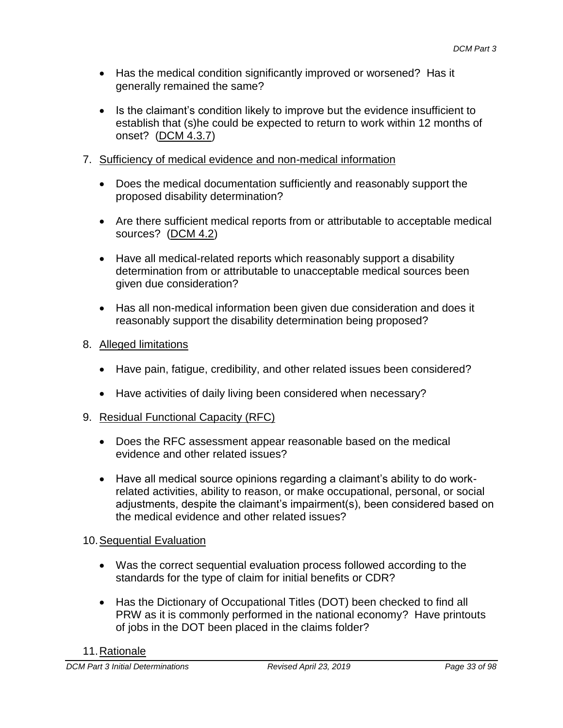- Has the medical condition significantly improved or worsened? Has it generally remained the same?

- Is the claimant's condition likely to improve but the evidence insufficient to establish that (s)he could be expected to return to work within 12 months of onset? (DCM 4.3.7)

7. Sufficiency of medical evidence and non-medical information

   - Does the medical documentation sufficiently and reasonably support the proposed disability determination?

   - Are there sufficient medical reports from or attributable to acceptable medical sources? (DCM 4.2)

   - Have all medical-related reports which reasonably support a disability determination from or attributable to unacceptable medical sources been given due consideration?

   - Has all non-medical information been given due consideration and does it reasonably support the disability determination being proposed?

8. Alleged limitations

   - Have pain, fatigue, credibility, and other related issues been considered?

   - Have activities of daily living been considered when necessary?

9. Residual Functional Capacity (RFC)

   - Does the RFC assessment appear reasonable based on the medical evidence and other related issues?

   - Have all medical source opinions regarding a claimant's ability to do work-related activities, ability to reason, or make occupational, personal, or social adjustments, despite the claimant's impairment(s), been considered based on the medical evidence and other related issues?

10. Sequential Evaluation

   - Was the correct sequential evaluation process followed according to the standards for the type of claim for initial benefits or CDR?

   - Has the Dictionary of Occupational Titles (DOT) been checked to find all PRW as it is commonly performed in the national economy? Have printouts of jobs in the DOT been placed in the claims folder?

11. Rationale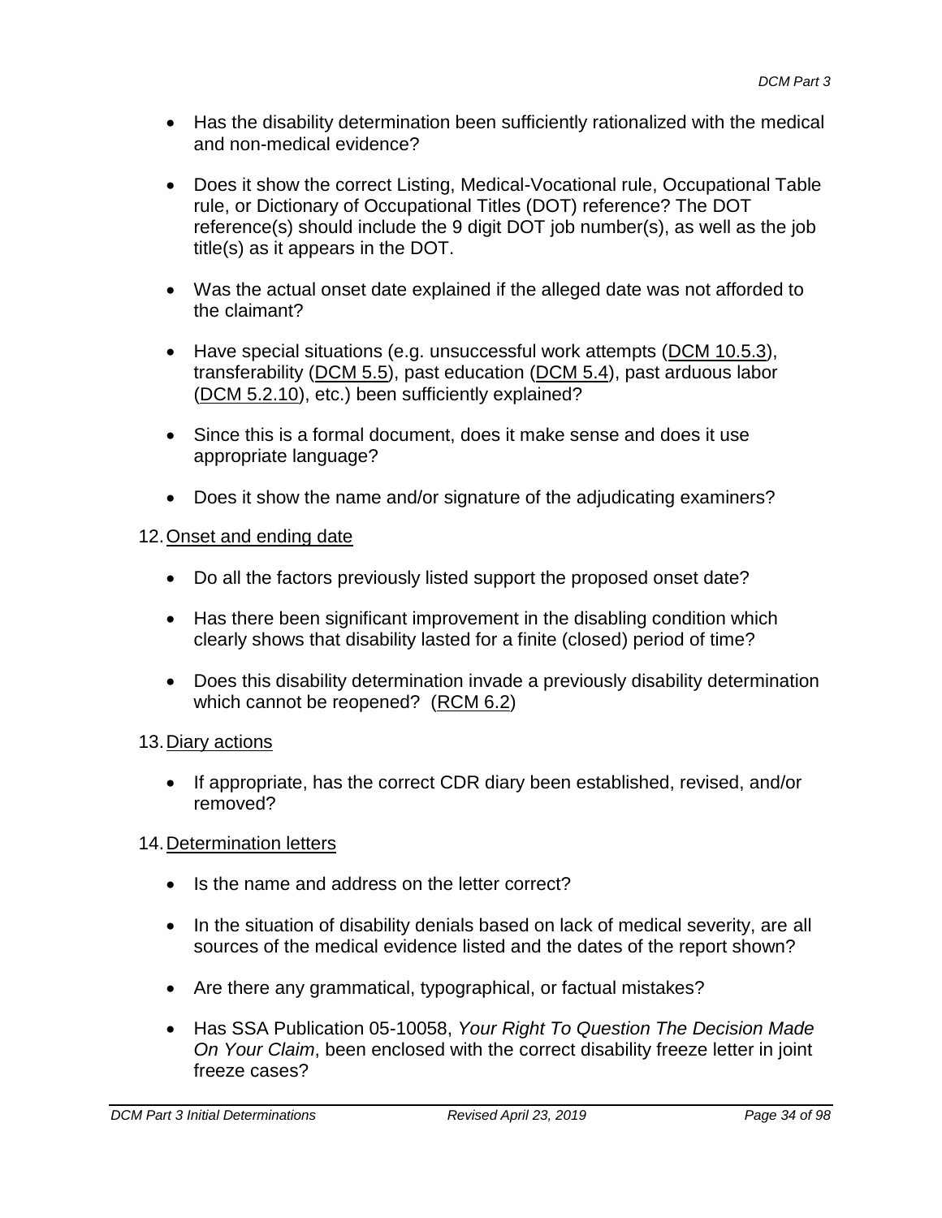- Has the disability determination been sufficiently rationalized with the medical and non-medical evidence?

- Does it show the correct Listing, Medical-Vocational rule, Occupational Table rule, or Dictionary of Occupational Titles (DOT) reference? The DOT reference(s) should include the 9 digit DOT job number(s), as well as the job title(s) as it appears in the DOT.

- Was the actual onset date explained if the alleged date was not afforded to the claimant?

- Have special situations (e.g. unsuccessful work attempts (DCM 10.5.3), transferability (DCM 5.5), past education (DCM 5.4), past arduous labor (DCM 5.2.10), etc.) been sufficiently explained?

- Since this is a formal document, does it make sense and does it use appropriate language?

- Does it show the name and/or signature of the adjudicating examiners?

12. Onset and ending date

    - Do all the factors previously listed support the proposed onset date?

    - Has there been significant improvement in the disabling condition which clearly shows that disability lasted for a finite (closed) period of time?

    - Does this disability determination invade a previously disability determination which cannot be reopened? (RCM 6.2)

13. Diary actions

    - If appropriate, has the correct CDR diary been established, revised, and/or removed?

14. Determination letters

    - Is the name and address on the letter correct?

    - In the situation of disability denials based on lack of medical severity, are all sources of the medical evidence listed and the dates of the report shown?

    - Are there any grammatical, typographical, or factual mistakes?

    - Has SSA Publication 05-10058, *Your Right To Question The Decision Made On Your Claim*, been enclosed with the correct disability freeze letter in joint freeze cases?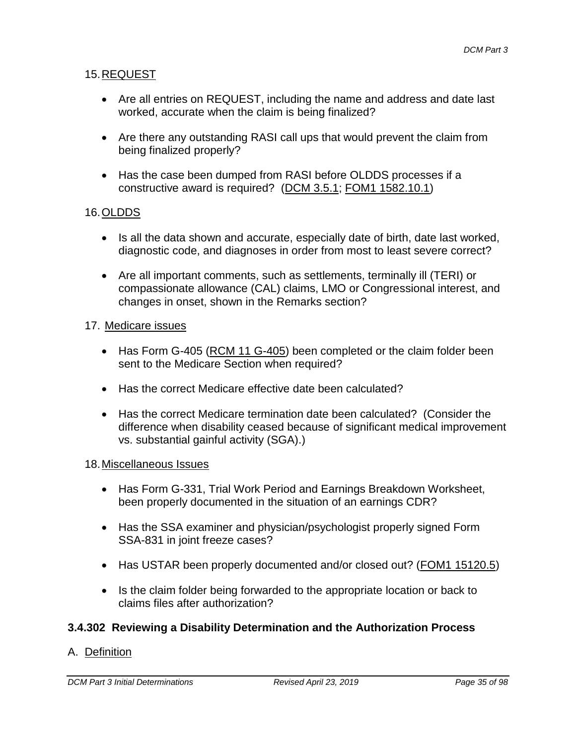15. REQUEST

- Are all entries on REQUEST, including the name and address and date last worked, accurate when the claim is being finalized?
- Are there any outstanding RASI call ups that would prevent the claim from being finalized properly?
- Has the case been dumped from RASI before OLDDS processes if a constructive award is required? (DCM 3.5.1; FOM1 1582.10.1)

16. OLDDS

- Is all the data shown and accurate, especially date of birth, date last worked, diagnostic code, and diagnoses in order from most to least severe correct?
- Are all important comments, such as settlements, terminally ill (TERI) or compassionate allowance (CAL) claims, LMO or Congressional interest, and changes in onset, shown in the Remarks section?

17. Medicare issues

- Has Form G-405 (RCM 11 G-405) been completed or the claim folder been sent to the Medicare Section when required?
- Has the correct Medicare effective date been calculated?
- Has the correct Medicare termination date been calculated? (Consider the difference when disability ceased because of significant medical improvement vs. substantial gainful activity (SGA).)

18. Miscellaneous Issues

- Has Form G-331, Trial Work Period and Earnings Breakdown Worksheet, been properly documented in the situation of an earnings CDR?
- Has the SSA examiner and physician/psychologist properly signed Form SSA-831 in joint freeze cases?
- Has USTAR been properly documented and/or closed out? (FOM1 15120.5)
- Is the claim folder being forwarded to the appropriate location or back to claims files after authorization?

### 3.4.302 Reviewing a Disability Determination and the Authorization Process

A. Definition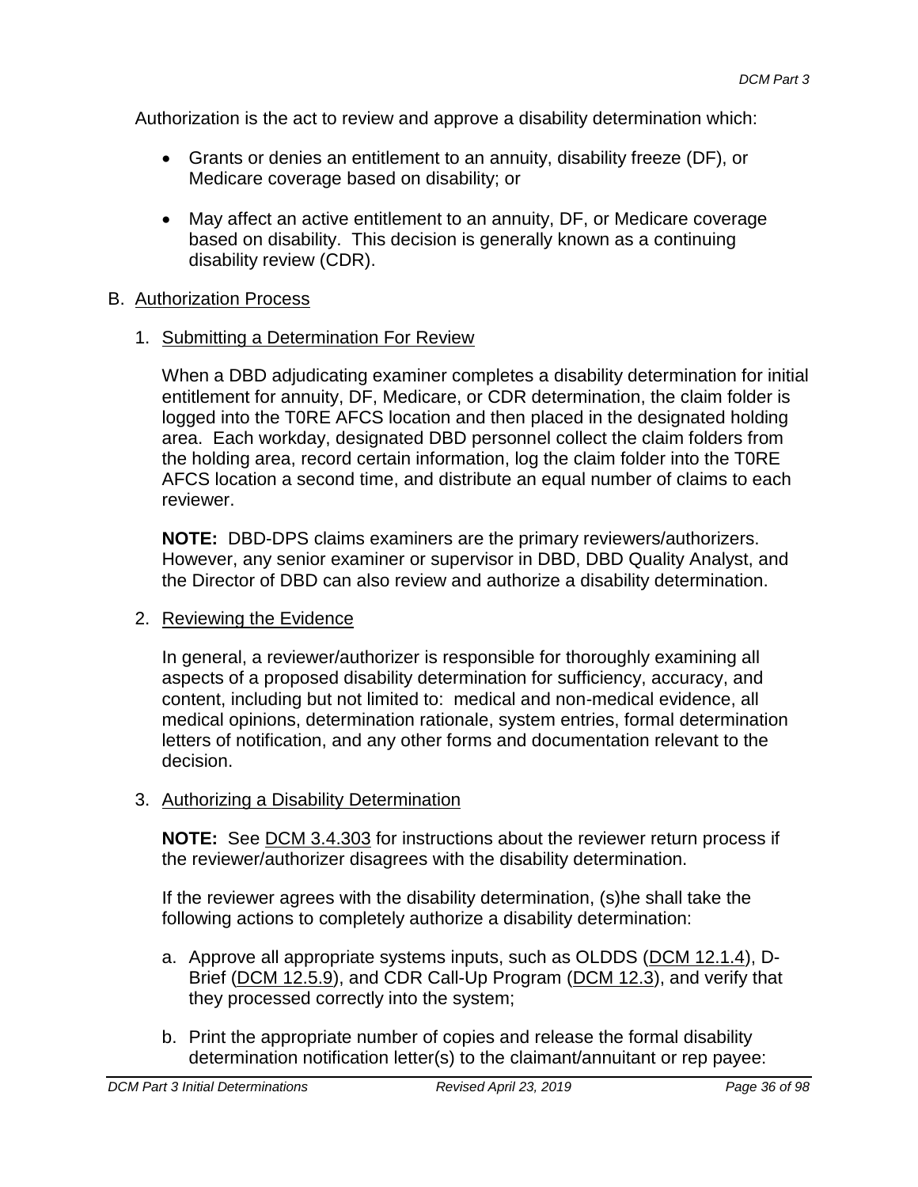Authorization is the act to review and approve a disability determination which:

- Grants or denies an entitlement to an annuity, disability freeze (DF), or Medicare coverage based on disability; or
- May affect an active entitlement to an annuity, DF, or Medicare coverage based on disability. This decision is generally known as a continuing disability review (CDR).

B. Authorization Process

1. Submitting a Determination For Review

When a DBD adjudicating examiner completes a disability determination for initial entitlement for annuity, DF, Medicare, or CDR determination, the claim folder is logged into the T0RE AFCS location and then placed in the designated holding area. Each workday, designated DBD personnel collect the claim folders from the holding area, record certain information, log the claim folder into the T0RE AFCS location a second time, and distribute an equal number of claims to each reviewer.

**NOTE:** DBD-DPS claims examiners are the primary reviewers/authorizers. However, any senior examiner or supervisor in DBD, DBD Quality Analyst, and the Director of DBD can also review and authorize a disability determination.

2. Reviewing the Evidence

In general, a reviewer/authorizer is responsible for thoroughly examining all aspects of a proposed disability determination for sufficiency, accuracy, and content, including but not limited to: medical and non-medical evidence, all medical opinions, determination rationale, system entries, formal determination letters of notification, and any other forms and documentation relevant to the decision.

3. Authorizing a Disability Determination

**NOTE:** See DCM 3.4.303 for instructions about the reviewer return process if the reviewer/authorizer disagrees with the disability determination.

If the reviewer agrees with the disability determination, (s)he shall take the following actions to completely authorize a disability determination:

a. Approve all appropriate systems inputs, such as OLDDS (DCM 12.1.4), D-Brief (DCM 12.5.9), and CDR Call-Up Program (DCM 12.3), and verify that they processed correctly into the system;

b. Print the appropriate number of copies and release the formal disability determination notification letter(s) to the claimant/annuitant or rep payee: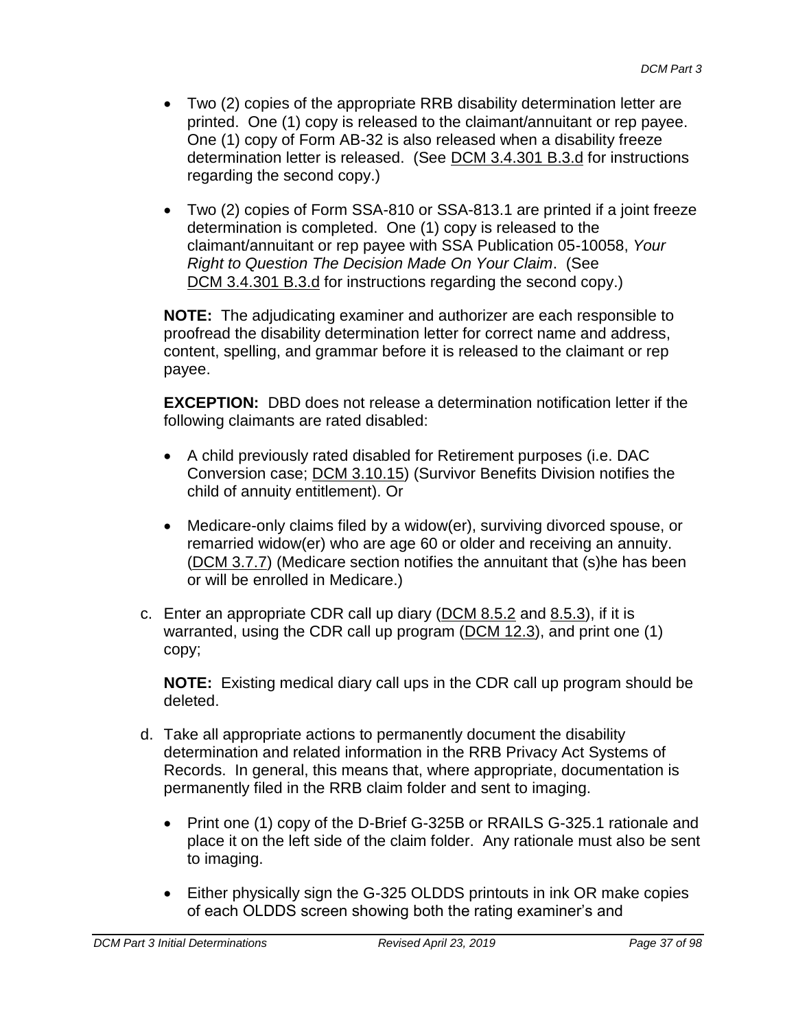- Two (2) copies of the appropriate RRB disability determination letter are printed. One (1) copy is released to the claimant/annuitant or rep payee. One (1) copy of Form AB-32 is also released when a disability freeze determination letter is released. (See DCM 3.4.301 B.3.d for instructions regarding the second copy.)

- Two (2) copies of Form SSA-810 or SSA-813.1 are printed if a joint freeze determination is completed. One (1) copy is released to the claimant/annuitant or rep payee with SSA Publication 05-10058, *Your Right to Question The Decision Made On Your Claim*. (See DCM 3.4.301 B.3.d for instructions regarding the second copy.)

**NOTE:** The adjudicating examiner and authorizer are each responsible to proofread the disability determination letter for correct name and address, content, spelling, and grammar before it is released to the claimant or rep payee.

**EXCEPTION:** DBD does not release a determination notification letter if the following claimants are rated disabled:

- A child previously rated disabled for Retirement purposes (i.e. DAC Conversion case; DCM 3.10.15) (Survivor Benefits Division notifies the child of annuity entitlement). Or

- Medicare-only claims filed by a widow(er), surviving divorced spouse, or remarried widow(er) who are age 60 or older and receiving an annuity. (DCM 3.7.7) (Medicare section notifies the annuitant that (s)he has been or will be enrolled in Medicare.)

c. Enter an appropriate CDR call up diary (DCM 8.5.2 and 8.5.3), if it is warranted, using the CDR call up program (DCM 12.3), and print one (1) copy;

   **NOTE:** Existing medical diary call ups in the CDR call up program should be deleted.

d. Take all appropriate actions to permanently document the disability determination and related information in the RRB Privacy Act Systems of Records. In general, this means that, where appropriate, documentation is permanently filed in the RRB claim folder and sent to imaging.

   - Print one (1) copy of the D-Brief G-325B or RRAILS G-325.1 rationale and place it on the left side of the claim folder. Any rationale must also be sent to imaging.

   - Either physically sign the G-325 OLDDS printouts in ink OR make copies of each OLDDS screen showing both the rating examiner's and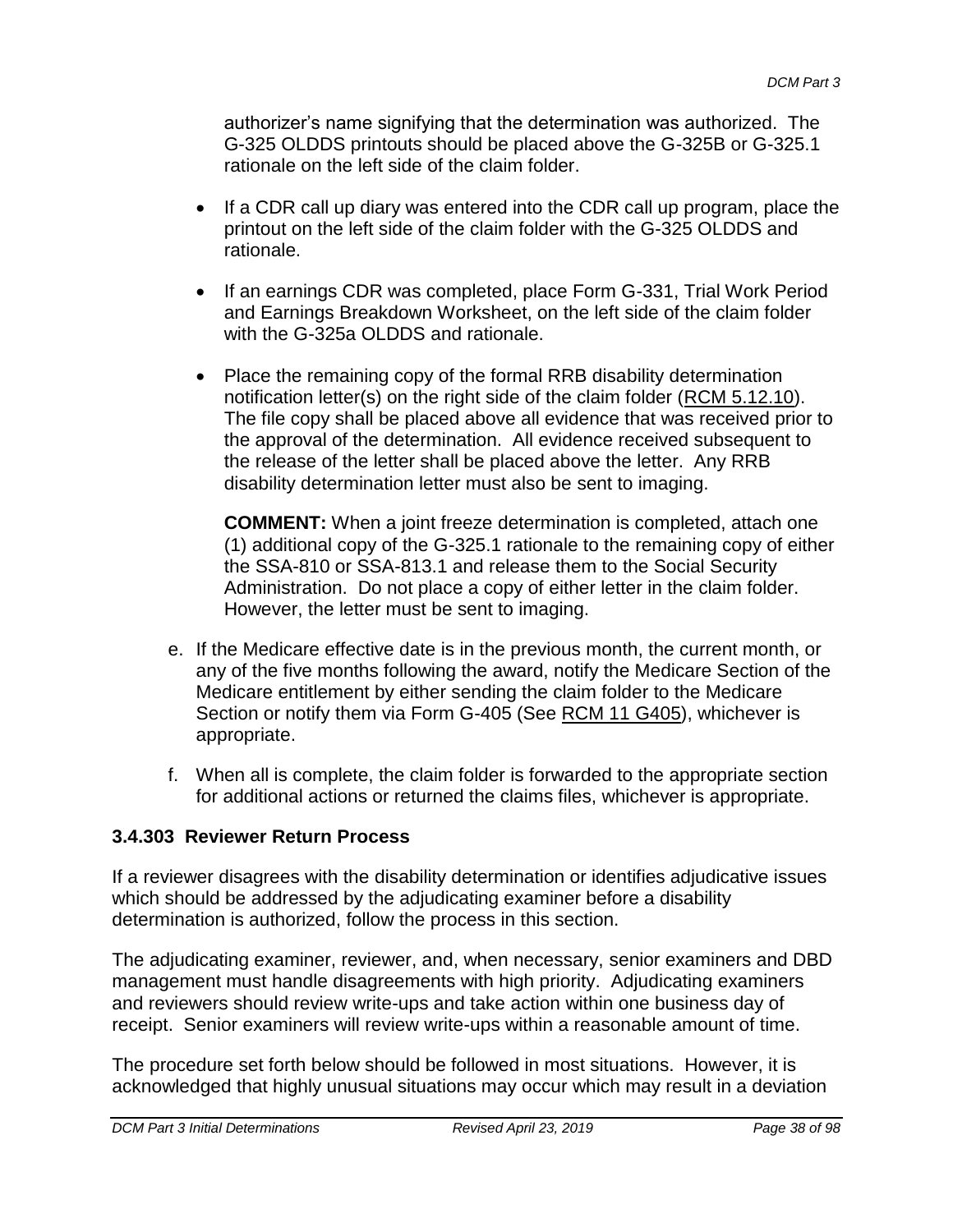authorizer's name signifying that the determination was authorized. The G-325 OLDDS printouts should be placed above the G-325B or G-325.1 rationale on the left side of the claim folder.

- If a CDR call up diary was entered into the CDR call up program, place the printout on the left side of the claim folder with the G-325 OLDDS and rationale.
- If an earnings CDR was completed, place Form G-331, Trial Work Period and Earnings Breakdown Worksheet, on the left side of the claim folder with the G-325a OLDDS and rationale.
- Place the remaining copy of the formal RRB disability determination notification letter(s) on the right side of the claim folder (RCM 5.12.10). The file copy shall be placed above all evidence that was received prior to the approval of the determination. All evidence received subsequent to the release of the letter shall be placed above the letter. Any RRB disability determination letter must also be sent to imaging.

  **COMMENT:** When a joint freeze determination is completed, attach one (1) additional copy of the G-325.1 rationale to the remaining copy of either the SSA-810 or SSA-813.1 and release them to the Social Security Administration. Do not place a copy of either letter in the claim folder. However, the letter must be sent to imaging.

e. If the Medicare effective date is in the previous month, the current month, or any of the five months following the award, notify the Medicare Section of the Medicare entitlement by either sending the claim folder to the Medicare Section or notify them via Form G-405 (See RCM 11 G405), whichever is appropriate.

f. When all is complete, the claim folder is forwarded to the appropriate section for additional actions or returned the claims files, whichever is appropriate.

### 3.4.303 Reviewer Return Process

If a reviewer disagrees with the disability determination or identifies adjudicative issues which should be addressed by the adjudicating examiner before a disability determination is authorized, follow the process in this section.

The adjudicating examiner, reviewer, and, when necessary, senior examiners and DBD management must handle disagreements with high priority. Adjudicating examiners and reviewers should review write-ups and take action within one business day of receipt. Senior examiners will review write-ups within a reasonable amount of time.

The procedure set forth below should be followed in most situations. However, it is acknowledged that highly unusual situations may occur which may result in a deviation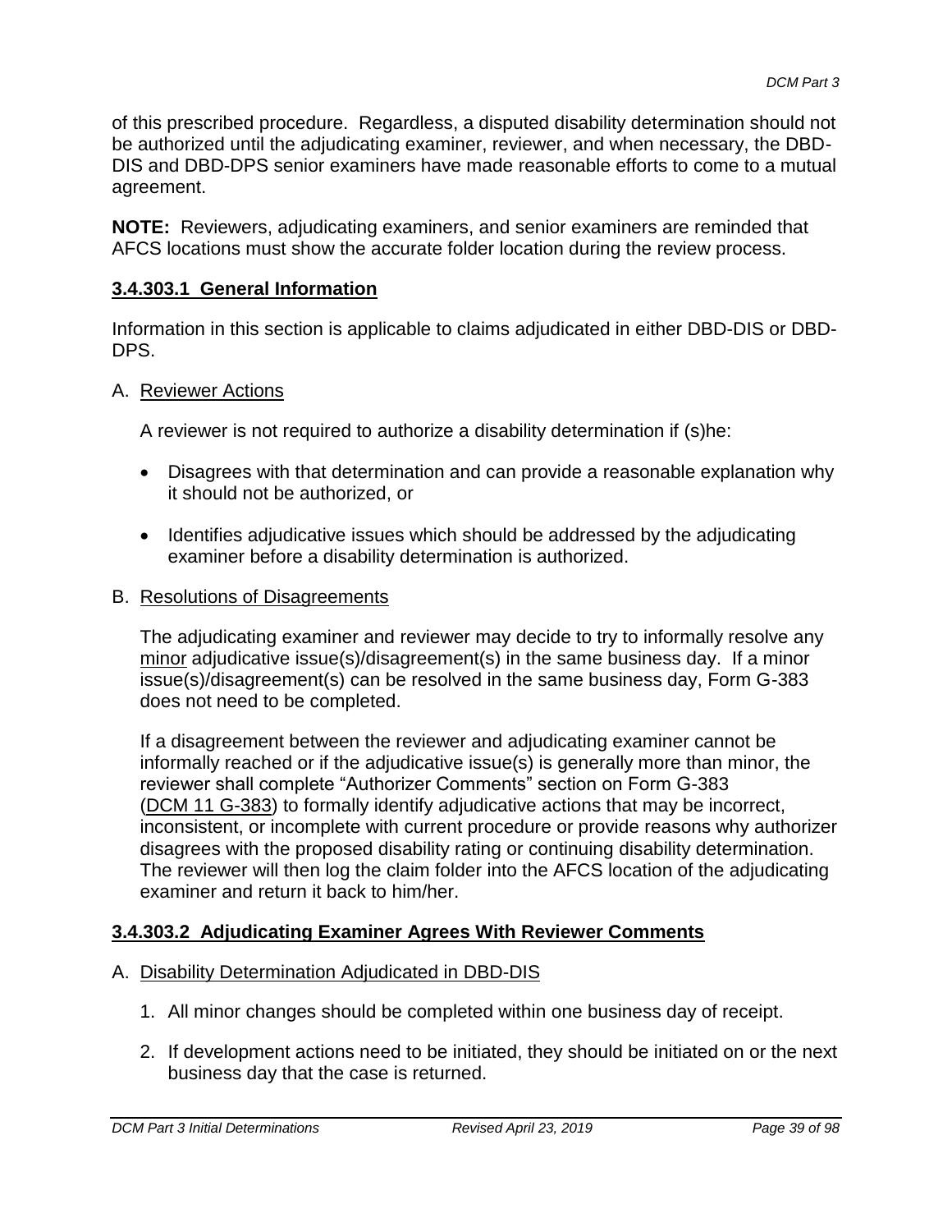of this prescribed procedure. Regardless, a disputed disability determination should not be authorized until the adjudicating examiner, reviewer, and when necessary, the DBD-DIS and DBD-DPS senior examiners have made reasonable efforts to come to a mutual agreement.

**NOTE:** Reviewers, adjudicating examiners, and senior examiners are reminded that AFCS locations must show the accurate folder location during the review process.

### 3.4.303.1 General Information

Information in this section is applicable to claims adjudicated in either DBD-DIS or DBD-DPS.

A. Reviewer Actions

A reviewer is not required to authorize a disability determination if (s)he:

- Disagrees with that determination and can provide a reasonable explanation why it should not be authorized, or
- Identifies adjudicative issues which should be addressed by the adjudicating examiner before a disability determination is authorized.

B. Resolutions of Disagreements

The adjudicating examiner and reviewer may decide to try to informally resolve any minor adjudicative issue(s)/disagreement(s) in the same business day. If a minor issue(s)/disagreement(s) can be resolved in the same business day, Form G-383 does not need to be completed.

If a disagreement between the reviewer and adjudicating examiner cannot be informally reached or if the adjudicative issue(s) is generally more than minor, the reviewer shall complete "Authorizer Comments" section on Form G-383 (DCM 11 G-383) to formally identify adjudicative actions that may be incorrect, inconsistent, or incomplete with current procedure or provide reasons why authorizer disagrees with the proposed disability rating or continuing disability determination. The reviewer will then log the claim folder into the AFCS location of the adjudicating examiner and return it back to him/her.

### 3.4.303.2 Adjudicating Examiner Agrees With Reviewer Comments

A. Disability Determination Adjudicated in DBD-DIS

1. All minor changes should be completed within one business day of receipt.
2. If development actions need to be initiated, they should be initiated on or the next business day that the case is returned.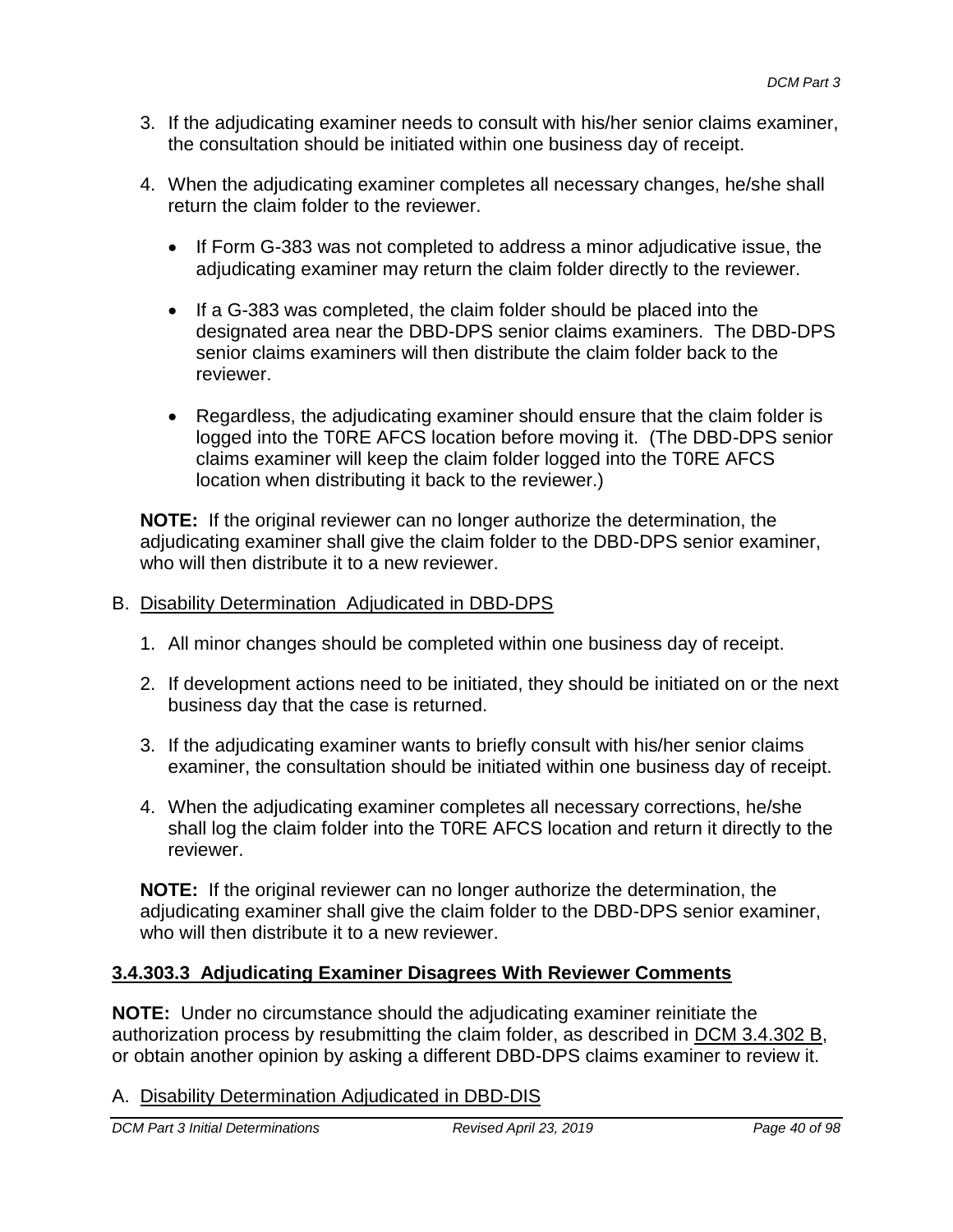3. If the adjudicating examiner needs to consult with his/her senior claims examiner, the consultation should be initiated within one business day of receipt.

4. When the adjudicating examiner completes all necessary changes, he/she shall return the claim folder to the reviewer.

   - If Form G-383 was not completed to address a minor adjudicative issue, the adjudicating examiner may return the claim folder directly to the reviewer.

   - If a G-383 was completed, the claim folder should be placed into the designated area near the DBD-DPS senior claims examiners. The DBD-DPS senior claims examiners will then distribute the claim folder back to the reviewer.

   - Regardless, the adjudicating examiner should ensure that the claim folder is logged into the T0RE AFCS location before moving it. (The DBD-DPS senior claims examiner will keep the claim folder logged into the T0RE AFCS location when distributing it back to the reviewer.)

**NOTE:** If the original reviewer can no longer authorize the determination, the adjudicating examiner shall give the claim folder to the DBD-DPS senior examiner, who will then distribute it to a new reviewer.

B. Disability Determination Adjudicated in DBD-DPS

1. All minor changes should be completed within one business day of receipt.

2. If development actions need to be initiated, they should be initiated on or the next business day that the case is returned.

3. If the adjudicating examiner wants to briefly consult with his/her senior claims examiner, the consultation should be initiated within one business day of receipt.

4. When the adjudicating examiner completes all necessary corrections, he/she shall log the claim folder into the T0RE AFCS location and return it directly to the reviewer.

**NOTE:** If the original reviewer can no longer authorize the determination, the adjudicating examiner shall give the claim folder to the DBD-DPS senior examiner, who will then distribute it to a new reviewer.

### 3.4.303.3 Adjudicating Examiner Disagrees With Reviewer Comments

**NOTE:** Under no circumstance should the adjudicating examiner reinitiate the authorization process by resubmitting the claim folder, as described in DCM 3.4.302 B, or obtain another opinion by asking a different DBD-DPS claims examiner to review it.

A. Disability Determination Adjudicated in DBD-DIS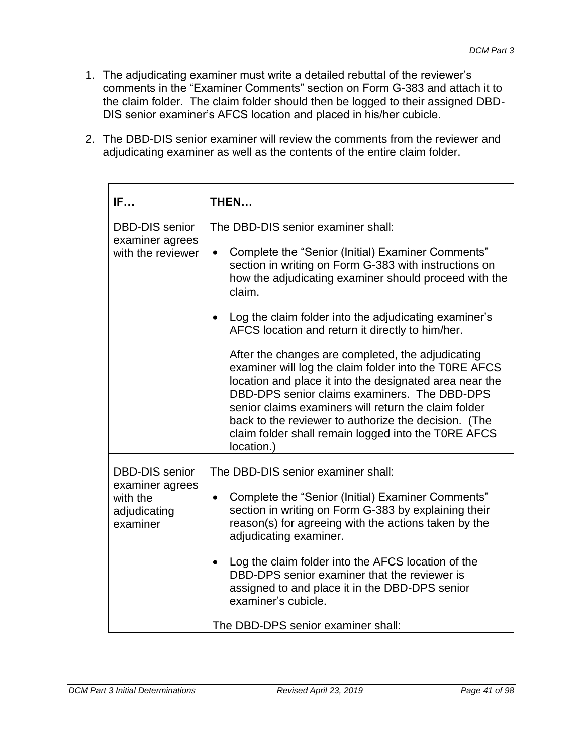1. The adjudicating examiner must write a detailed rebuttal of the reviewer's comments in the "Examiner Comments" section on Form G-383 and attach it to the claim folder. The claim folder should then be logged to their assigned DBD-DIS senior examiner's AFCS location and placed in his/her cubicle.

2. The DBD-DIS senior examiner will review the comments from the reviewer and adjudicating examiner as well as the contents of the entire claim folder.

| IF… | THEN… |
|---|---|
| DBD-DIS senior examiner agrees with the reviewer | The DBD-DIS senior examiner shall:<br><br>• Complete the "Senior (Initial) Examiner Comments" section in writing on Form G-383 with instructions on how the adjudicating examiner should proceed with the claim.<br><br>• Log the claim folder into the adjudicating examiner's AFCS location and return it directly to him/her.<br><br>After the changes are completed, the adjudicating examiner will log the claim folder into the T0RE AFCS location and place it into the designated area near the DBD-DPS senior claims examiners. The DBD-DPS senior claims examiners will return the claim folder back to the reviewer to authorize the decision. (The claim folder shall remain logged into the T0RE AFCS location.) |
| DBD-DIS senior examiner agrees with the adjudicating examiner | The DBD-DIS senior examiner shall:<br><br>• Complete the "Senior (Initial) Examiner Comments" section in writing on Form G-383 by explaining their reason(s) for agreeing with the actions taken by the adjudicating examiner.<br><br>• Log the claim folder into the AFCS location of the DBD-DPS senior examiner that the reviewer is assigned to and place it in the DBD-DPS senior examiner's cubicle.<br><br>The DBD-DPS senior examiner shall: |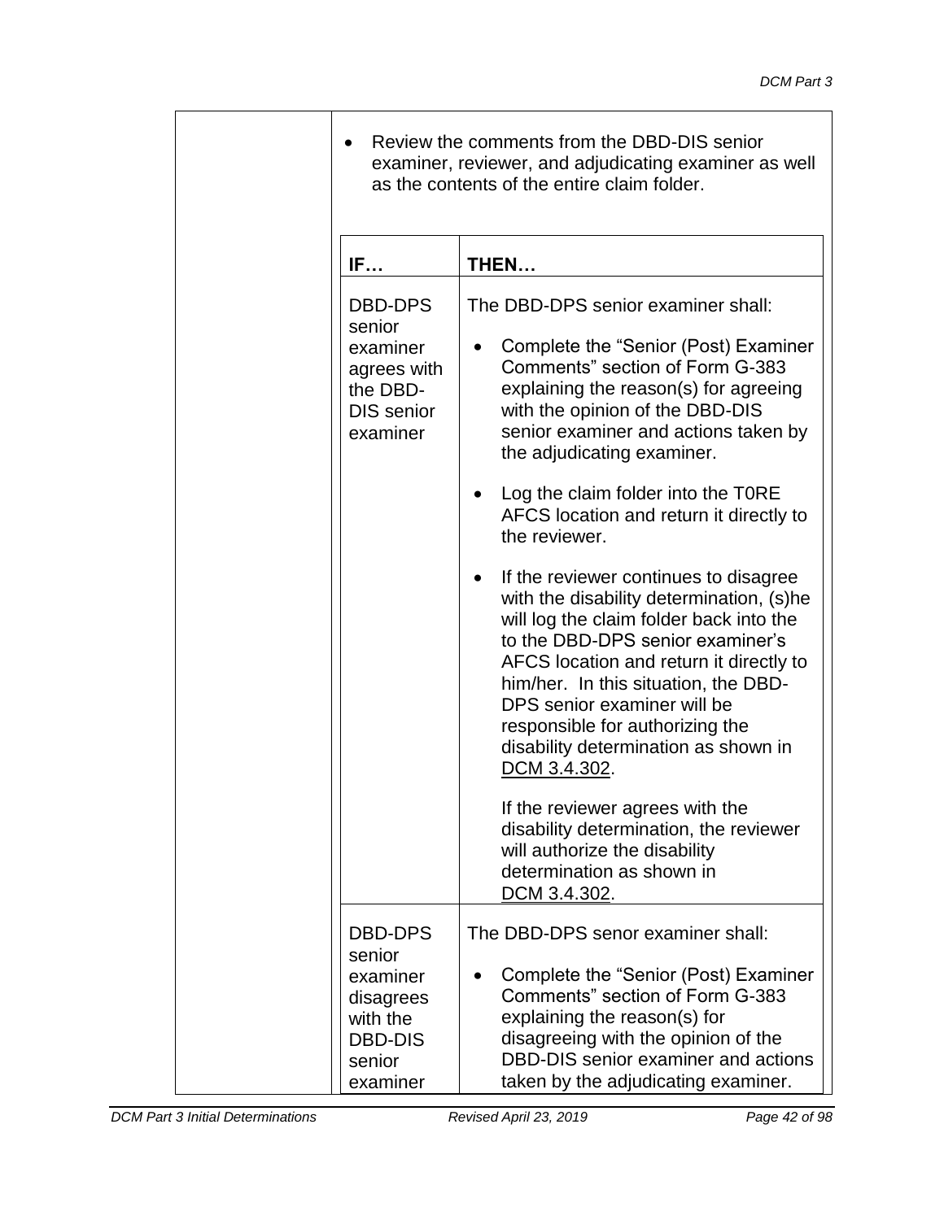- Review the comments from the DBD-DIS senior examiner, reviewer, and adjudicating examiner as well as the contents of the entire claim folder.

| IF… | THEN… |
|---|---|
| DBD-DPS senior examiner agrees with the DBD-DIS senior examiner | The DBD-DPS senior examiner shall:<br><br>• Complete the "Senior (Post) Examiner Comments" section of Form G-383 explaining the reason(s) for agreeing with the opinion of the DBD-DIS senior examiner and actions taken by the adjudicating examiner.<br><br>• Log the claim folder into the T0RE AFCS location and return it directly to the reviewer.<br><br>• If the reviewer continues to disagree with the disability determination, (s)he will log the claim folder back into the to the DBD-DPS senior examiner's AFCS location and return it directly to him/her. In this situation, the DBD-DPS senior examiner will be responsible for authorizing the disability determination as shown in DCM 3.4.302.<br><br>If the reviewer agrees with the disability determination, the reviewer will authorize the disability determination as shown in DCM 3.4.302. |
| DBD-DPS senior examiner disagrees with the DBD-DIS senior examiner | The DBD-DPS senor examiner shall:<br><br>• Complete the "Senior (Post) Examiner Comments" section of Form G-383 explaining the reason(s) for disagreeing with the opinion of the DBD-DIS senior examiner and actions taken by the adjudicating examiner. |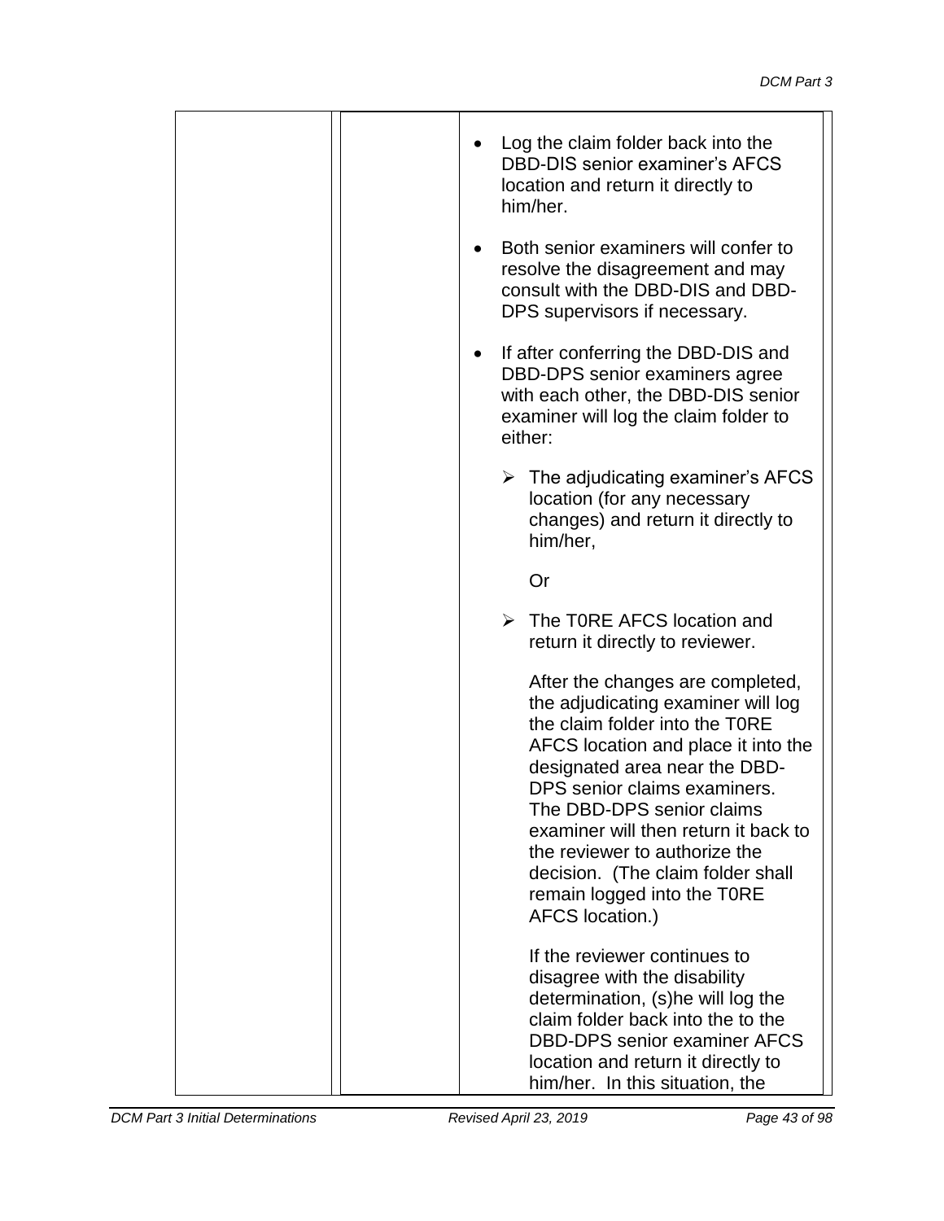| | | |
|---|---|---|
| | | • Log the claim folder back into the DBD-DIS senior examiner's AFCS location and return it directly to him/her.<br><br>• Both senior examiners will confer to resolve the disagreement and may consult with the DBD-DIS and DBD-DPS supervisors if necessary.<br><br>• If after conferring the DBD-DIS and DBD-DPS senior examiners agree with each other, the DBD-DIS senior examiner will log the claim folder to either:<br><br>➢ The adjudicating examiner's AFCS location (for any necessary changes) and return it directly to him/her,<br><br>Or<br><br>➢ The T0RE AFCS location and return it directly to reviewer.<br><br>After the changes are completed, the adjudicating examiner will log the claim folder into the T0RE AFCS location and place it into the designated area near the DBD-DPS senior claims examiners. The DBD-DPS senior claims examiner will then return it back to the reviewer to authorize the decision. (The claim folder shall remain logged into the T0RE AFCS location.)<br><br>If the reviewer continues to disagree with the disability determination, (s)he will log the claim folder back into the to the DBD-DPS senior examiner AFCS location and return it directly to him/her. In this situation, the |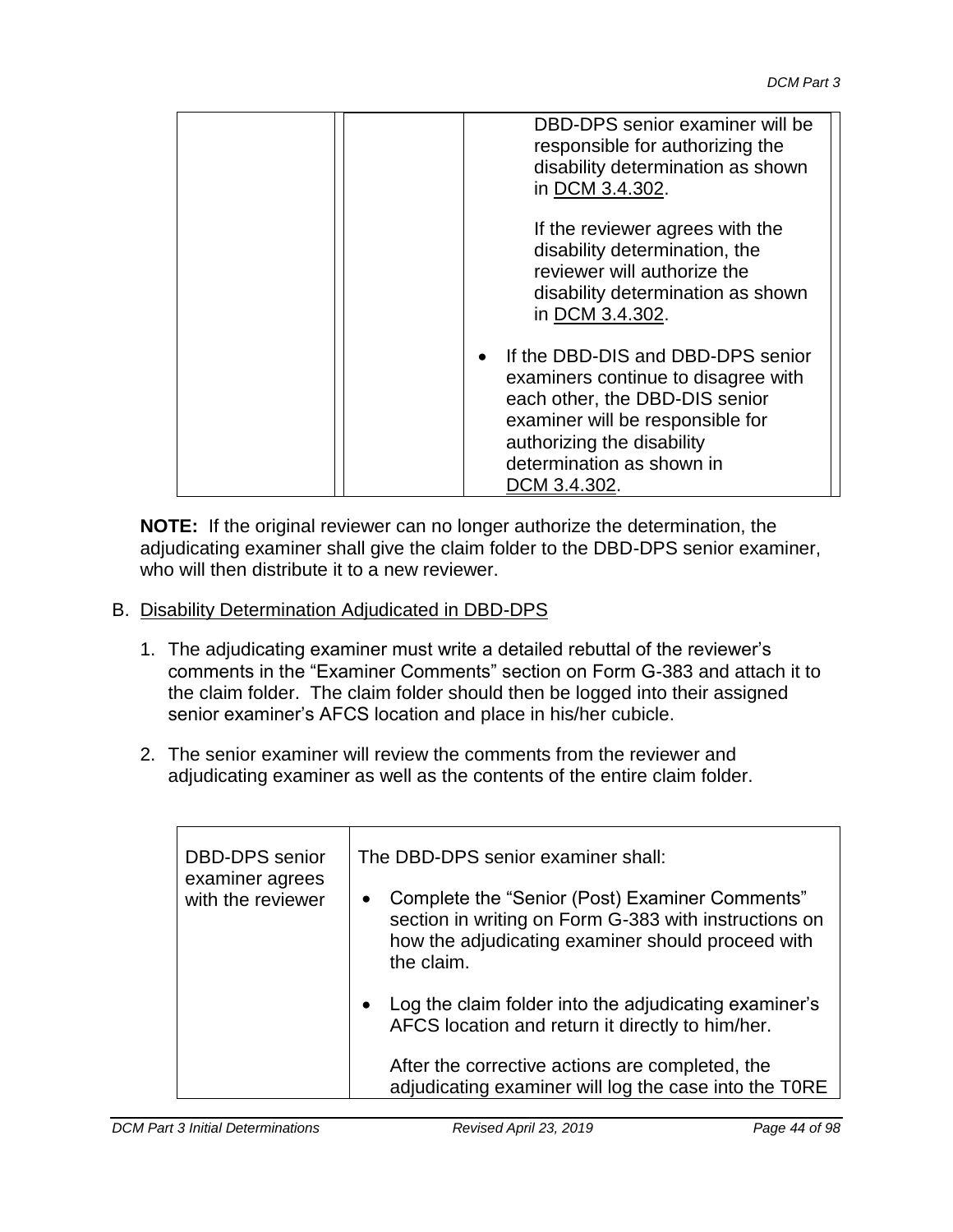| | | |
|---|---|---|
| | | DBD-DPS senior examiner will be responsible for authorizing the disability determination as shown in DCM 3.4.302.<br><br>If the reviewer agrees with the disability determination, the reviewer will authorize the disability determination as shown in DCM 3.4.302.<br><br>• If the DBD-DIS and DBD-DPS senior examiners continue to disagree with each other, the DBD-DIS senior examiner will be responsible for authorizing the disability determination as shown in DCM 3.4.302. |

**NOTE:** If the original reviewer can no longer authorize the determination, the adjudicating examiner shall give the claim folder to the DBD-DPS senior examiner, who will then distribute it to a new reviewer.

B. Disability Determination Adjudicated in DBD-DPS

1. The adjudicating examiner must write a detailed rebuttal of the reviewer's comments in the "Examiner Comments" section on Form G-383 and attach it to the claim folder. The claim folder should then be logged into their assigned senior examiner's AFCS location and place in his/her cubicle.

2. The senior examiner will review the comments from the reviewer and adjudicating examiner as well as the contents of the entire claim folder.

| | |
|---|---|
| DBD-DPS senior examiner agrees with the reviewer | The DBD-DPS senior examiner shall:<br><br>• Complete the "Senior (Post) Examiner Comments" section in writing on Form G-383 with instructions on how the adjudicating examiner should proceed with the claim.<br><br>• Log the claim folder into the adjudicating examiner's AFCS location and return it directly to him/her.<br><br>After the corrective actions are completed, the adjudicating examiner will log the case into the T0RE |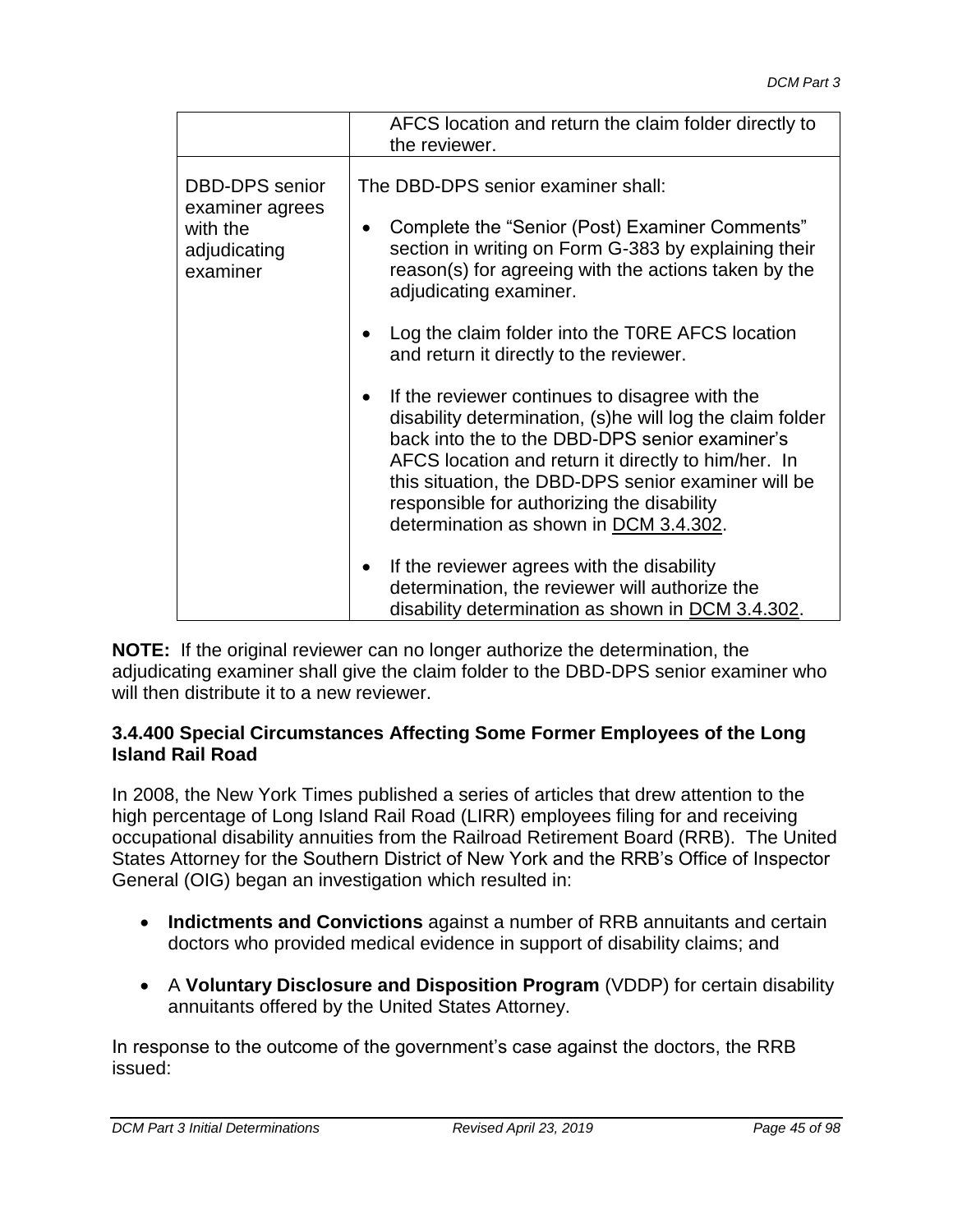| | |
|---|---|
| | AFCS location and return the claim folder directly to the reviewer. |
| DBD-DPS senior examiner agrees with the adjudicating examiner | The DBD-DPS senior examiner shall:<br><br>• Complete the “Senior (Post) Examiner Comments” section in writing on Form G-383 by explaining their reason(s) for agreeing with the actions taken by the adjudicating examiner.<br><br>• Log the claim folder into the T0RE AFCS location and return it directly to the reviewer.<br><br>• If the reviewer continues to disagree with the disability determination, (s)he will log the claim folder back into the to the DBD-DPS senior examiner’s AFCS location and return it directly to him/her. In this situation, the DBD-DPS senior examiner will be responsible for authorizing the disability determination as shown in DCM 3.4.302.<br><br>• If the reviewer agrees with the disability determination, the reviewer will authorize the disability determination as shown in DCM 3.4.302. |

**NOTE:** If the original reviewer can no longer authorize the determination, the adjudicating examiner shall give the claim folder to the DBD-DPS senior examiner who will then distribute it to a new reviewer.

### 3.4.400 Special Circumstances Affecting Some Former Employees of the Long Island Rail Road

In 2008, the New York Times published a series of articles that drew attention to the high percentage of Long Island Rail Road (LIRR) employees filing for and receiving occupational disability annuities from the Railroad Retirement Board (RRB). The United States Attorney for the Southern District of New York and the RRB’s Office of Inspector General (OIG) began an investigation which resulted in:

- **Indictments and Convictions** against a number of RRB annuitants and certain doctors who provided medical evidence in support of disability claims; and
- A **Voluntary Disclosure and Disposition Program** (VDDP) for certain disability annuitants offered by the United States Attorney.

In response to the outcome of the government’s case against the doctors, the RRB issued: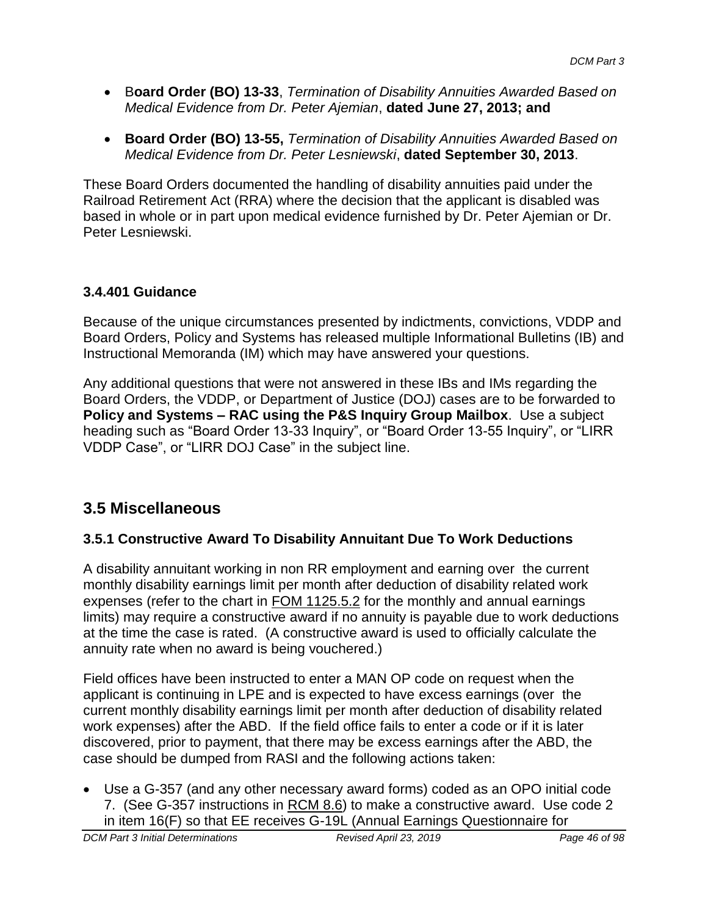- B**oard Order (BO) 13-33**, *Termination of Disability Annuities Awarded Based on Medical Evidence from Dr. Peter Ajemian*, **dated June 27, 2013; and**

- **Board Order (BO) 13-55,** *Termination of Disability Annuities Awarded Based on Medical Evidence from Dr. Peter Lesniewski*, **dated September 30, 2013**.

These Board Orders documented the handling of disability annuities paid under the Railroad Retirement Act (RRA) where the decision that the applicant is disabled was based in whole or in part upon medical evidence furnished by Dr. Peter Ajemian or Dr. Peter Lesniewski.

### 3.4.401 Guidance

Because of the unique circumstances presented by indictments, convictions, VDDP and Board Orders, Policy and Systems has released multiple Informational Bulletins (IB) and Instructional Memoranda (IM) which may have answered your questions.

Any additional questions that were not answered in these IBs and IMs regarding the Board Orders, the VDDP, or Department of Justice (DOJ) cases are to be forwarded to **Policy and Systems – RAC using the P&S Inquiry Group Mailbox**. Use a subject heading such as "Board Order 13-33 Inquiry", or "Board Order 13-55 Inquiry", or "LIRR VDDP Case", or "LIRR DOJ Case" in the subject line.

## 3.5 Miscellaneous

### 3.5.1 Constructive Award To Disability Annuitant Due To Work Deductions

A disability annuitant working in non RR employment and earning over the current monthly disability earnings limit per month after deduction of disability related work expenses (refer to the chart in FOM 1125.5.2 for the monthly and annual earnings limits) may require a constructive award if no annuity is payable due to work deductions at the time the case is rated. (A constructive award is used to officially calculate the annuity rate when no award is being vouchered.)

Field offices have been instructed to enter a MAN OP code on request when the applicant is continuing in LPE and is expected to have excess earnings (over the current monthly disability earnings limit per month after deduction of disability related work expenses) after the ABD. If the field office fails to enter a code or if it is later discovered, prior to payment, that there may be excess earnings after the ABD, the case should be dumped from RASI and the following actions taken:

- Use a G-357 (and any other necessary award forms) coded as an OPO initial code 7. (See G-357 instructions in RCM 8.6) to make a constructive award. Use code 2 in item 16(F) so that EE receives G-19L (Annual Earnings Questionnaire for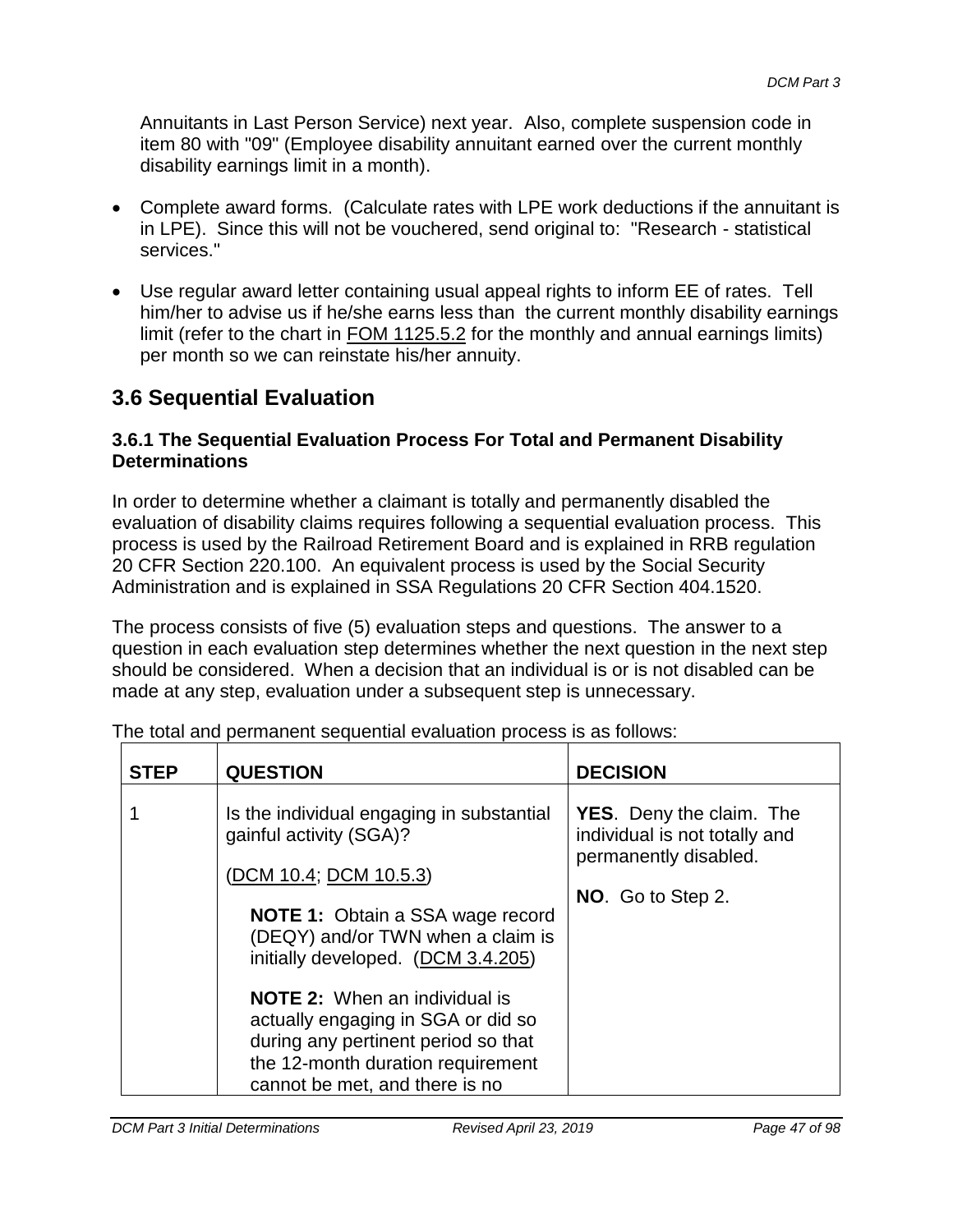Annuitants in Last Person Service) next year. Also, complete suspension code in item 80 with "09" (Employee disability annuitant earned over the current monthly disability earnings limit in a month).

- Complete award forms. (Calculate rates with LPE work deductions if the annuitant is in LPE). Since this will not be vouchered, send original to: "Research - statistical services."
- Use regular award letter containing usual appeal rights to inform EE of rates. Tell him/her to advise us if he/she earns less than the current monthly disability earnings limit (refer to the chart in FOM 1125.5.2 for the monthly and annual earnings limits) per month so we can reinstate his/her annuity.

## 3.6 Sequential Evaluation

### 3.6.1 The Sequential Evaluation Process For Total and Permanent Disability Determinations

In order to determine whether a claimant is totally and permanently disabled the evaluation of disability claims requires following a sequential evaluation process. This process is used by the Railroad Retirement Board and is explained in RRB regulation 20 CFR Section 220.100. An equivalent process is used by the Social Security Administration and is explained in SSA Regulations 20 CFR Section 404.1520.

The process consists of five (5) evaluation steps and questions. The answer to a question in each evaluation step determines whether the next question in the next step should be considered. When a decision that an individual is or is not disabled can be made at any step, evaluation under a subsequent step is unnecessary.

The total and permanent sequential evaluation process is as follows:

| STEP | QUESTION | DECISION |
| --- | --- | --- |
| 1 | Is the individual engaging in substantial gainful activity (SGA)?<br><br>(DCM 10.4; DCM 10.5.3)<br><br>**NOTE 1:** Obtain a SSA wage record (DEQY) and/or TWN when a claim is initially developed. (DCM 3.4.205)<br><br>**NOTE 2:** When an individual is actually engaging in SGA or did so during any pertinent period so that the 12-month duration requirement cannot be met, and there is no | **YES**. Deny the claim. The individual is not totally and permanently disabled.<br><br>**NO**. Go to Step 2. |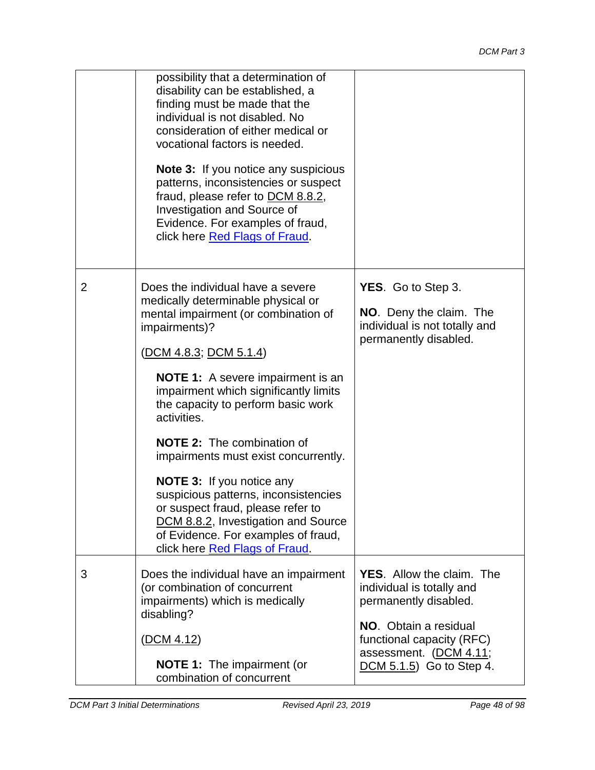| | | |
|---|---|---|
| | possibility that a determination of disability can be established, a finding must be made that the individual is not disabled. No consideration of either medical or vocational factors is needed.<br><br>**Note 3:** If you notice any suspicious patterns, inconsistencies or suspect fraud, please refer to DCM 8.8.2, Investigation and Source of Evidence. For examples of fraud, click here [Red Flags of Fraud](). | |
| 2 | Does the individual have a severe medically determinable physical or mental impairment (or combination of impairments)?<br><br>(DCM 4.8.3; DCM 5.1.4)<br><br>**NOTE 1:** A severe impairment is an impairment which significantly limits the capacity to perform basic work activities.<br><br>**NOTE 2:** The combination of impairments must exist concurrently.<br><br>**NOTE 3:** If you notice any suspicious patterns, inconsistencies or suspect fraud, please refer to DCM 8.8.2, Investigation and Source of Evidence. For examples of fraud, click here [Red Flags of Fraud](). | **YES**. Go to Step 3.<br><br>**NO**. Deny the claim. The individual is not totally and permanently disabled. |
| 3 | Does the individual have an impairment (or combination of concurrent impairments) which is medically disabling?<br><br>(DCM 4.12)<br><br>**NOTE 1:** The impairment (or combination of concurrent | **YES**. Allow the claim. The individual is totally and permanently disabled.<br><br>**NO**. Obtain a residual functional capacity (RFC) assessment. (DCM 4.11; DCM 5.1.5) Go to Step 4. |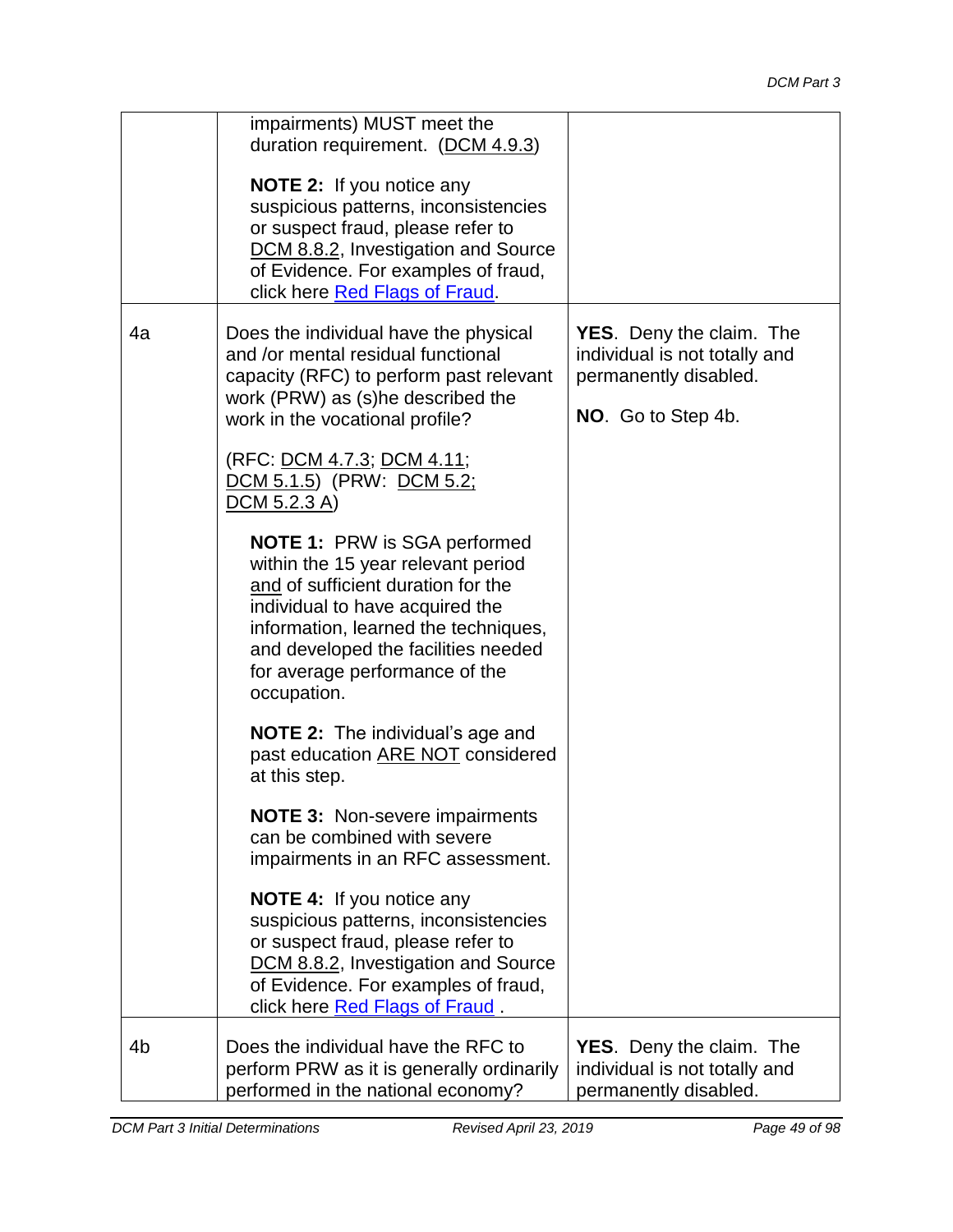| | | |
|---|---|---|
| | impairments) MUST meet the duration requirement. (DCM 4.9.3)<br><br>**NOTE 2:** If you notice any suspicious patterns, inconsistencies or suspect fraud, please refer to DCM 8.8.2, Investigation and Source of Evidence. For examples of fraud, click here Red Flags of Fraud. | |
| 4a | Does the individual have the physical and /or mental residual functional capacity (RFC) to perform past relevant work (PRW) as (s)he described the work in the vocational profile?<br><br>(RFC: DCM 4.7.3; DCM 4.11; DCM 5.1.5) (PRW: DCM 5.2; DCM 5.2.3 A)<br><br>**NOTE 1:** PRW is SGA performed within the 15 year relevant period and of sufficient duration for the individual to have acquired the information, learned the techniques, and developed the facilities needed for average performance of the occupation.<br><br>**NOTE 2:** The individual's age and past education ARE NOT considered at this step.<br><br>**NOTE 3:** Non-severe impairments can be combined with severe impairments in an RFC assessment.<br><br>**NOTE 4:** If you notice any suspicious patterns, inconsistencies or suspect fraud, please refer to DCM 8.8.2, Investigation and Source of Evidence. For examples of fraud, click here Red Flags of Fraud . | **YES**. Deny the claim. The individual is not totally and permanently disabled.<br><br>**NO**. Go to Step 4b. |
| 4b | Does the individual have the RFC to perform PRW as it is generally ordinarily performed in the national economy? | **YES**. Deny the claim. The individual is not totally and permanently disabled. |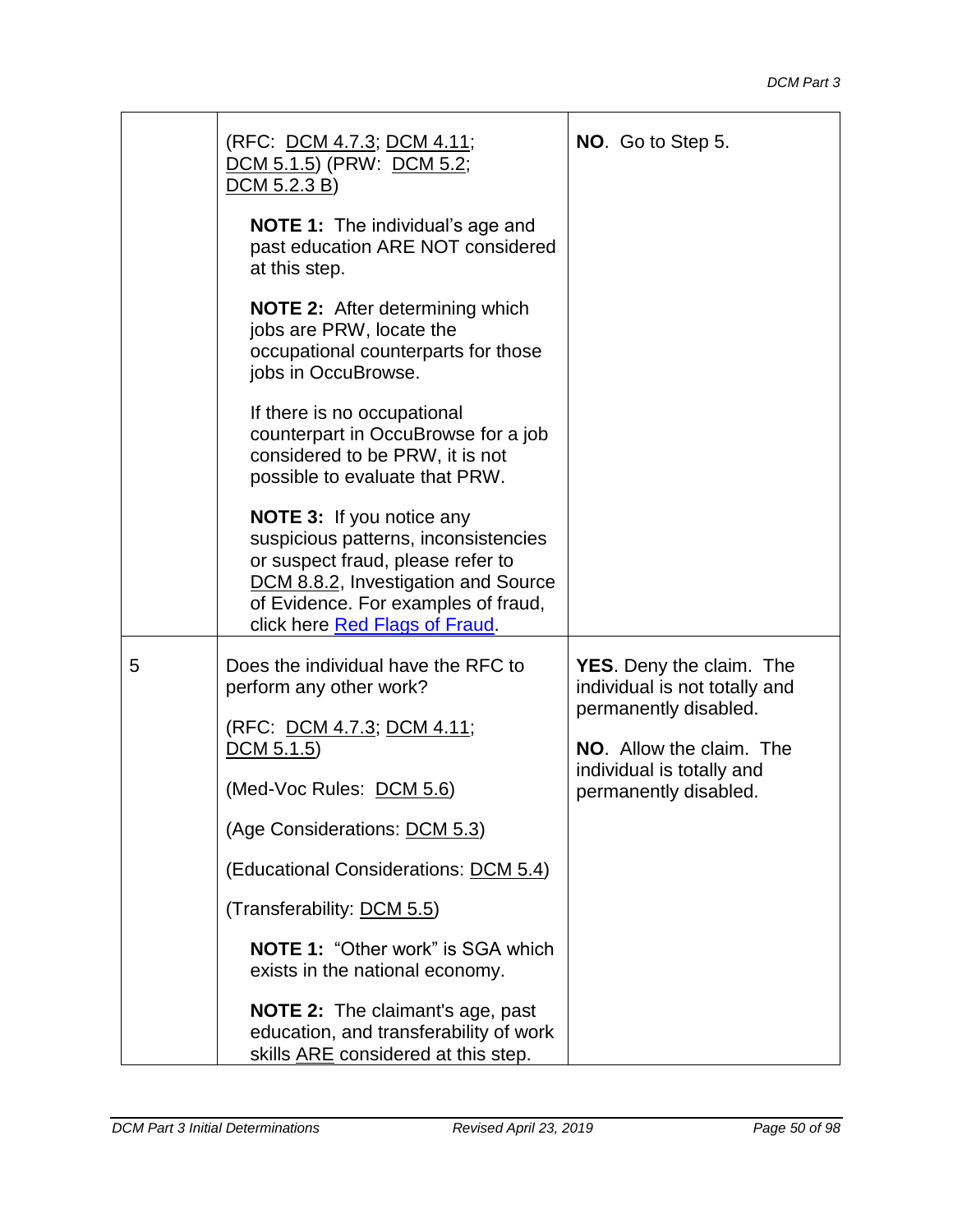| | | |
|---|---|---|
| | (RFC: DCM 4.7.3; DCM 4.11; DCM 5.1.5) (PRW: DCM 5.2; DCM 5.2.3 B)<br><br>**NOTE 1:** The individual's age and past education ARE NOT considered at this step.<br><br>**NOTE 2:** After determining which jobs are PRW, locate the occupational counterparts for those jobs in OccuBrowse.<br><br>If there is no occupational counterpart in OccuBrowse for a job considered to be PRW, it is not possible to evaluate that PRW.<br><br>**NOTE 3:** If you notice any suspicious patterns, inconsistencies or suspect fraud, please refer to DCM 8.8.2, Investigation and Source of Evidence. For examples of fraud, click here Red Flags of Fraud. | **NO**. Go to Step 5. |
| 5 | Does the individual have the RFC to perform any other work?<br><br>(RFC: DCM 4.7.3; DCM 4.11; DCM 5.1.5)<br><br>(Med-Voc Rules: DCM 5.6)<br><br>(Age Considerations: DCM 5.3)<br><br>(Educational Considerations: DCM 5.4)<br><br>(Transferability: DCM 5.5)<br><br>**NOTE 1:** "Other work" is SGA which exists in the national economy.<br><br>**NOTE 2:** The claimant's age, past education, and transferability of work skills ARE considered at this step. | **YES**. Deny the claim. The individual is not totally and permanently disabled.<br><br>**NO**. Allow the claim. The individual is totally and permanently disabled. |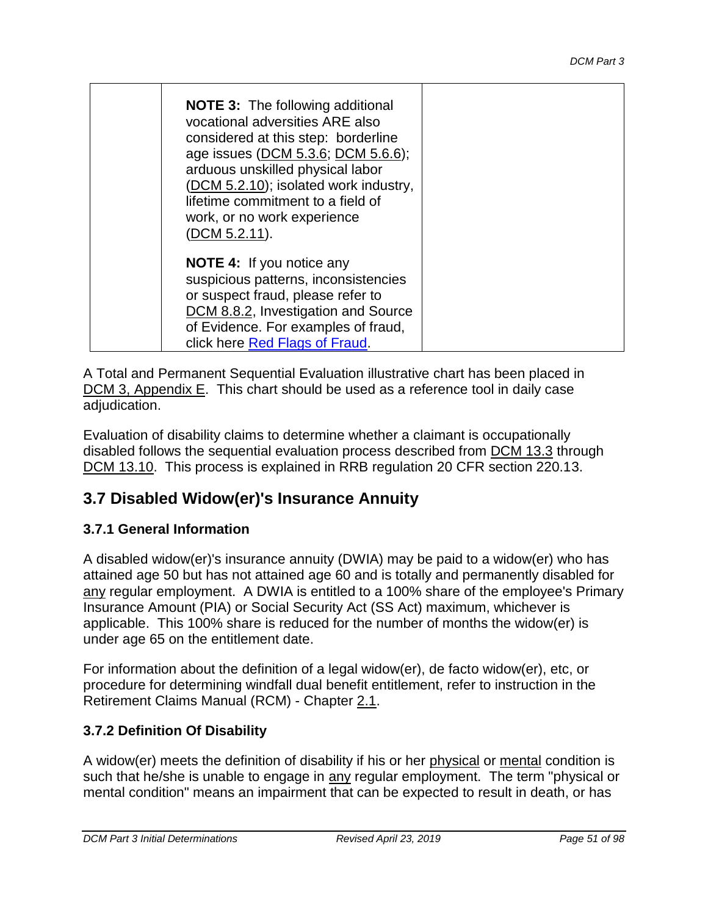|  | **NOTE 3:** The following additional vocational adversities ARE also considered at this step: borderline age issues (DCM 5.3.6; DCM 5.6.6); arduous unskilled physical labor (DCM 5.2.10); isolated work industry, lifetime commitment to a field of work, or no work experience (DCM 5.2.11).<br><br>**NOTE 4:** If you notice any suspicious patterns, inconsistencies or suspect fraud, please refer to DCM 8.8.2, Investigation and Source of Evidence. For examples of fraud, click here Red Flags of Fraud. |  |
|---|---|---|

A Total and Permanent Sequential Evaluation illustrative chart has been placed in DCM 3, Appendix E. This chart should be used as a reference tool in daily case adjudication.

Evaluation of disability claims to determine whether a claimant is occupationally disabled follows the sequential evaluation process described from DCM 13.3 through DCM 13.10. This process is explained in RRB regulation 20 CFR section 220.13.

## 3.7 Disabled Widow(er)'s Insurance Annuity

### 3.7.1 General Information

A disabled widow(er)'s insurance annuity (DWIA) may be paid to a widow(er) who has attained age 50 but has not attained age 60 and is totally and permanently disabled for any regular employment. A DWIA is entitled to a 100% share of the employee's Primary Insurance Amount (PIA) or Social Security Act (SS Act) maximum, whichever is applicable. This 100% share is reduced for the number of months the widow(er) is under age 65 on the entitlement date.

For information about the definition of a legal widow(er), de facto widow(er), etc, or procedure for determining windfall dual benefit entitlement, refer to instruction in the Retirement Claims Manual (RCM) - Chapter 2.1.

### 3.7.2 Definition Of Disability

A widow(er) meets the definition of disability if his or her physical or mental condition is such that he/she is unable to engage in any regular employment. The term "physical or mental condition" means an impairment that can be expected to result in death, or has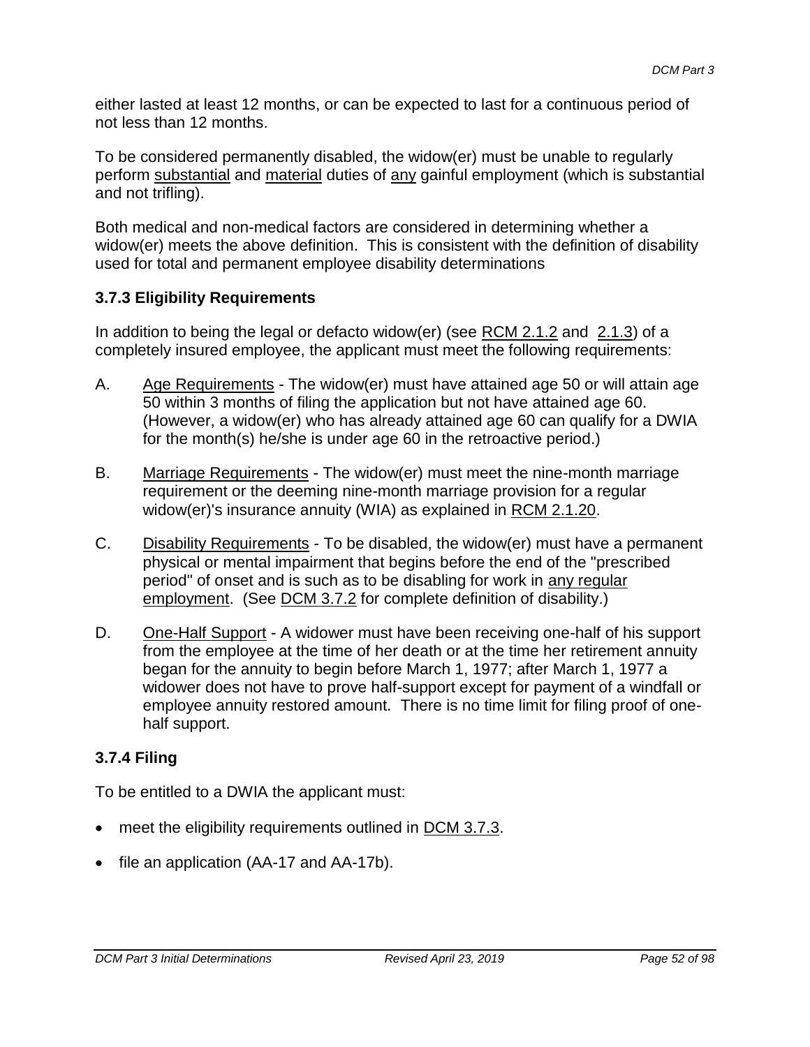either lasted at least 12 months, or can be expected to last for a continuous period of not less than 12 months.

To be considered permanently disabled, the widow(er) must be unable to regularly perform substantial and material duties of any gainful employment (which is substantial and not trifling).

Both medical and non-medical factors are considered in determining whether a widow(er) meets the above definition. This is consistent with the definition of disability used for total and permanent employee disability determinations

### 3.7.3 Eligibility Requirements

In addition to being the legal or defacto widow(er) (see RCM 2.1.2 and 2.1.3) of a completely insured employee, the applicant must meet the following requirements:

A. Age Requirements - The widow(er) must have attained age 50 or will attain age 50 within 3 months of filing the application but not have attained age 60. (However, a widow(er) who has already attained age 60 can qualify for a DWIA for the month(s) he/she is under age 60 in the retroactive period.)

B. Marriage Requirements - The widow(er) must meet the nine-month marriage requirement or the deeming nine-month marriage provision for a regular widow(er)'s insurance annuity (WIA) as explained in RCM 2.1.20.

C. Disability Requirements - To be disabled, the widow(er) must have a permanent physical or mental impairment that begins before the end of the "prescribed period" of onset and is such as to be disabling for work in any regular employment. (See DCM 3.7.2 for complete definition of disability.)

D. One-Half Support - A widower must have been receiving one-half of his support from the employee at the time of her death or at the time her retirement annuity began for the annuity to begin before March 1, 1977; after March 1, 1977 a widower does not have to prove half-support except for payment of a windfall or employee annuity restored amount. There is no time limit for filing proof of one-half support.

### 3.7.4 Filing

To be entitled to a DWIA the applicant must:

- meet the eligibility requirements outlined in DCM 3.7.3.
- file an application (AA-17 and AA-17b).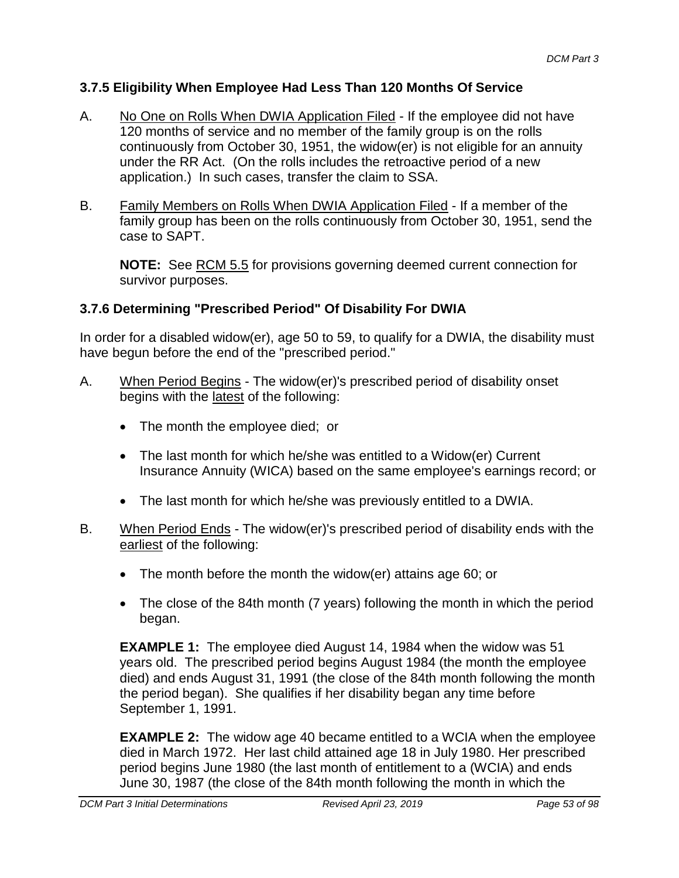### 3.7.5 Eligibility When Employee Had Less Than 120 Months Of Service

A. <u>No One on Rolls When DWIA Application Filed</u> - If the employee did not have 120 months of service and no member of the family group is on the rolls continuously from October 30, 1951, the widow(er) is not eligible for an annuity under the RR Act. (On the rolls includes the retroactive period of a new application.) In such cases, transfer the claim to SSA.

B. <u>Family Members on Rolls When DWIA Application Filed</u> - If a member of the family group has been on the rolls continuously from October 30, 1951, send the case to SAPT.

   **NOTE:** See <u>RCM 5.5</u> for provisions governing deemed current connection for survivor purposes.

### 3.7.6 Determining "Prescribed Period" Of Disability For DWIA

In order for a disabled widow(er), age 50 to 59, to qualify for a DWIA, the disability must have begun before the end of the "prescribed period."

A. <u>When Period Begins</u> - The widow(er)'s prescribed period of disability onset begins with the <u>latest</u> of the following:

   - The month the employee died; or
   - The last month for which he/she was entitled to a Widow(er) Current Insurance Annuity (WICA) based on the same employee's earnings record; or
   - The last month for which he/she was previously entitled to a DWIA.

B. <u>When Period Ends</u> - The widow(er)'s prescribed period of disability ends with the <u>earliest</u> of the following:

   - The month before the month the widow(er) attains age 60; or
   - The close of the 84th month (7 years) following the month in which the period began.

   **EXAMPLE 1:** The employee died August 14, 1984 when the widow was 51 years old. The prescribed period begins August 1984 (the month the employee died) and ends August 31, 1991 (the close of the 84th month following the month the period began). She qualifies if her disability began any time before September 1, 1991.

   **EXAMPLE 2:** The widow age 40 became entitled to a WCIA when the employee died in March 1972. Her last child attained age 18 in July 1980. Her prescribed period begins June 1980 (the last month of entitlement to a (WCIA) and ends June 30, 1987 (the close of the 84th month following the month in which the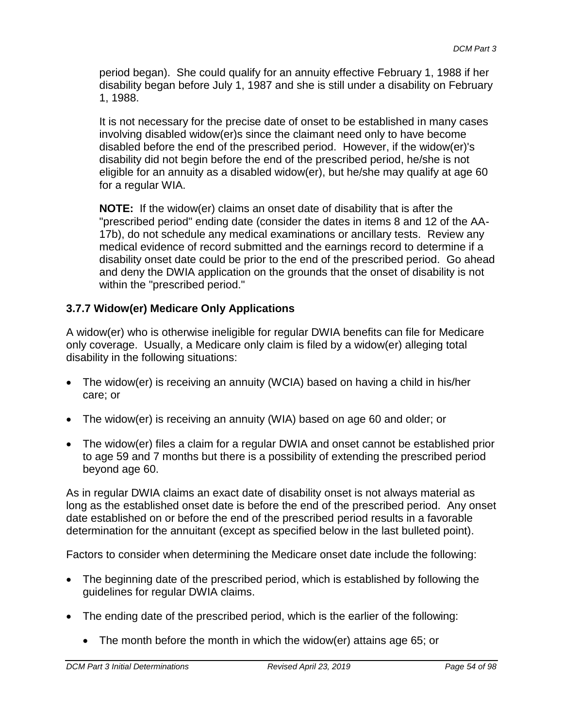period began). She could qualify for an annuity effective February 1, 1988 if her disability began before July 1, 1987 and she is still under a disability on February 1, 1988.

It is not necessary for the precise date of onset to be established in many cases involving disabled widow(er)s since the claimant need only to have become disabled before the end of the prescribed period. However, if the widow(er)'s disability did not begin before the end of the prescribed period, he/she is not eligible for an annuity as a disabled widow(er), but he/she may qualify at age 60 for a regular WIA.

**NOTE:** If the widow(er) claims an onset date of disability that is after the "prescribed period" ending date (consider the dates in items 8 and 12 of the AA-17b), do not schedule any medical examinations or ancillary tests. Review any medical evidence of record submitted and the earnings record to determine if a disability onset date could be prior to the end of the prescribed period. Go ahead and deny the DWIA application on the grounds that the onset of disability is not within the "prescribed period."

### 3.7.7 Widow(er) Medicare Only Applications

A widow(er) who is otherwise ineligible for regular DWIA benefits can file for Medicare only coverage. Usually, a Medicare only claim is filed by a widow(er) alleging total disability in the following situations:

- The widow(er) is receiving an annuity (WCIA) based on having a child in his/her care; or
- The widow(er) is receiving an annuity (WIA) based on age 60 and older; or
- The widow(er) files a claim for a regular DWIA and onset cannot be established prior to age 59 and 7 months but there is a possibility of extending the prescribed period beyond age 60.

As in regular DWIA claims an exact date of disability onset is not always material as long as the established onset date is before the end of the prescribed period. Any onset date established on or before the end of the prescribed period results in a favorable determination for the annuitant (except as specified below in the last bulleted point).

Factors to consider when determining the Medicare onset date include the following:

- The beginning date of the prescribed period, which is established by following the guidelines for regular DWIA claims.
- The ending date of the prescribed period, which is the earlier of the following:
  - The month before the month in which the widow(er) attains age 65; or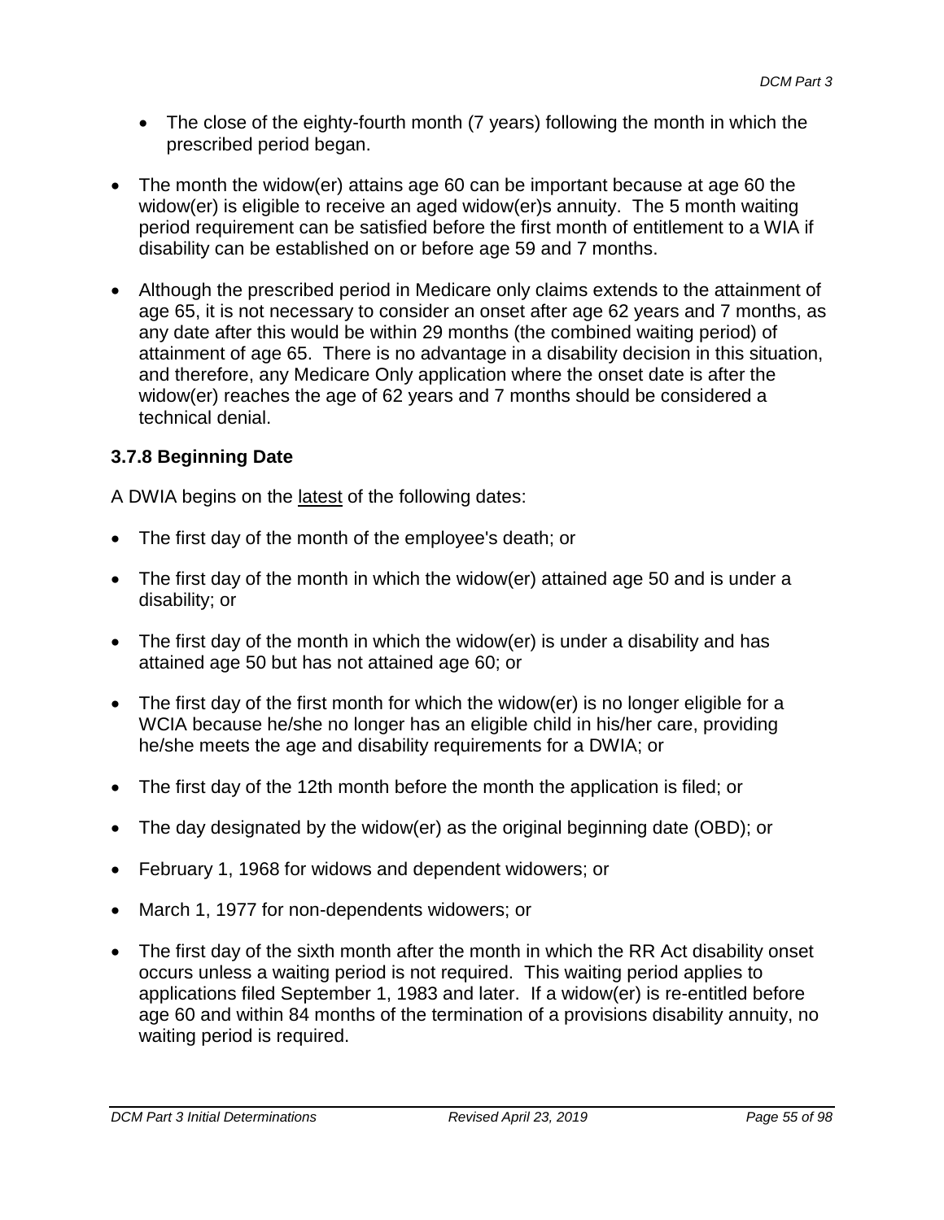- The close of the eighty-fourth month (7 years) following the month in which the prescribed period began.

- The month the widow(er) attains age 60 can be important because at age 60 the widow(er) is eligible to receive an aged widow(er)s annuity. The 5 month waiting period requirement can be satisfied before the first month of entitlement to a WIA if disability can be established on or before age 59 and 7 months.

- Although the prescribed period in Medicare only claims extends to the attainment of age 65, it is not necessary to consider an onset after age 62 years and 7 months, as any date after this would be within 29 months (the combined waiting period) of attainment of age 65. There is no advantage in a disability decision in this situation, and therefore, any Medicare Only application where the onset date is after the widow(er) reaches the age of 62 years and 7 months should be considered a technical denial.

### 3.7.8 Beginning Date

A DWIA begins on the latest of the following dates:

- The first day of the month of the employee's death; or

- The first day of the month in which the widow(er) attained age 50 and is under a disability; or

- The first day of the month in which the widow(er) is under a disability and has attained age 50 but has not attained age 60; or

- The first day of the first month for which the widow(er) is no longer eligible for a WCIA because he/she no longer has an eligible child in his/her care, providing he/she meets the age and disability requirements for a DWIA; or

- The first day of the 12th month before the month the application is filed; or

- The day designated by the widow(er) as the original beginning date (OBD); or

- February 1, 1968 for widows and dependent widowers; or

- March 1, 1977 for non-dependents widowers; or

- The first day of the sixth month after the month in which the RR Act disability onset occurs unless a waiting period is not required. This waiting period applies to applications filed September 1, 1983 and later. If a widow(er) is re-entitled before age 60 and within 84 months of the termination of a provisions disability annuity, no waiting period is required.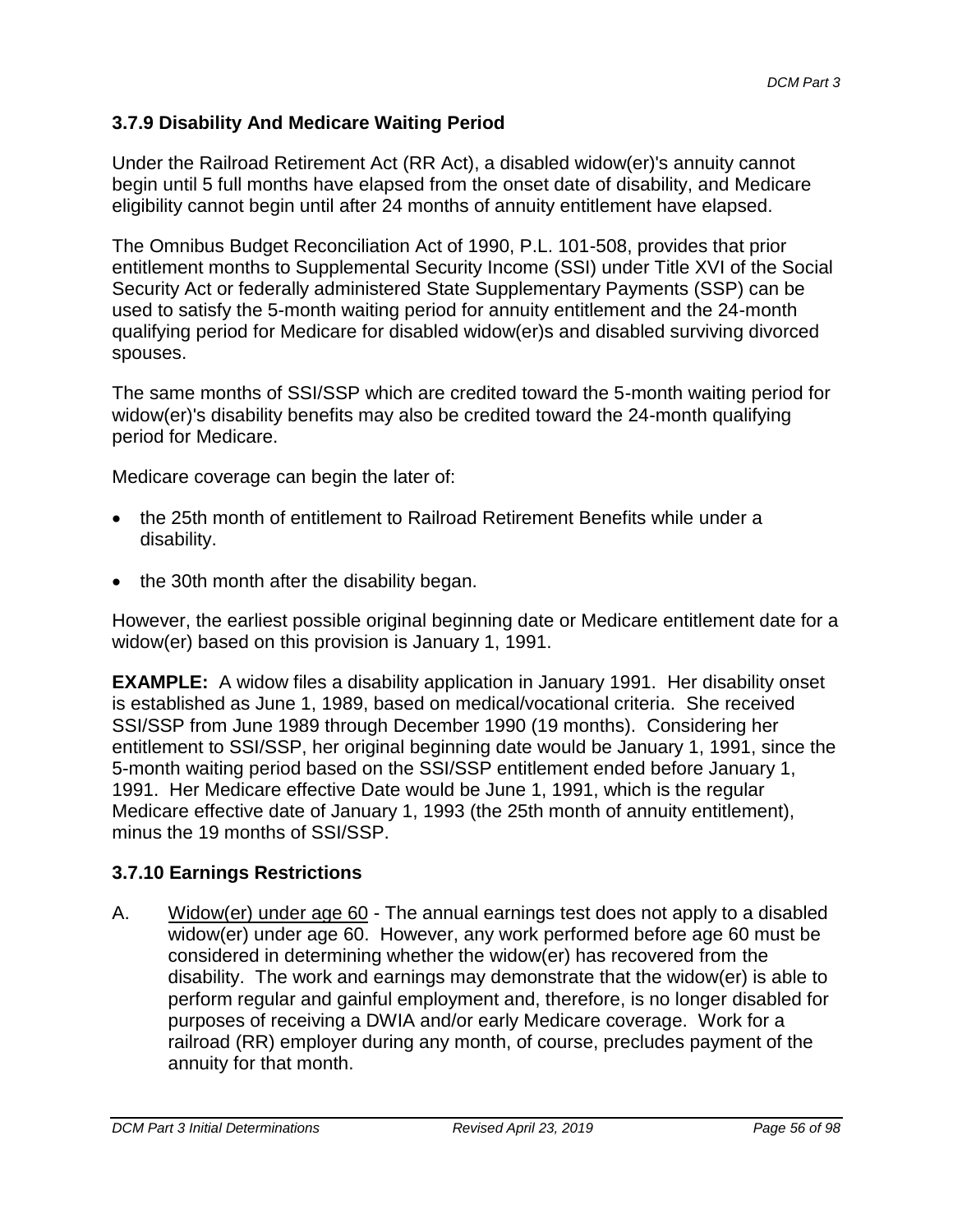### 3.7.9 Disability And Medicare Waiting Period

Under the Railroad Retirement Act (RR Act), a disabled widow(er)'s annuity cannot begin until 5 full months have elapsed from the onset date of disability, and Medicare eligibility cannot begin until after 24 months of annuity entitlement have elapsed.

The Omnibus Budget Reconciliation Act of 1990, P.L. 101-508, provides that prior entitlement months to Supplemental Security Income (SSI) under Title XVI of the Social Security Act or federally administered State Supplementary Payments (SSP) can be used to satisfy the 5-month waiting period for annuity entitlement and the 24-month qualifying period for Medicare for disabled widow(er)s and disabled surviving divorced spouses.

The same months of SSI/SSP which are credited toward the 5-month waiting period for widow(er)'s disability benefits may also be credited toward the 24-month qualifying period for Medicare.

Medicare coverage can begin the later of:

- the 25th month of entitlement to Railroad Retirement Benefits while under a disability.
- the 30th month after the disability began.

However, the earliest possible original beginning date or Medicare entitlement date for a widow(er) based on this provision is January 1, 1991.

**EXAMPLE:** A widow files a disability application in January 1991. Her disability onset is established as June 1, 1989, based on medical/vocational criteria. She received SSI/SSP from June 1989 through December 1990 (19 months). Considering her entitlement to SSI/SSP, her original beginning date would be January 1, 1991, since the 5-month waiting period based on the SSI/SSP entitlement ended before January 1, 1991. Her Medicare effective Date would be June 1, 1991, which is the regular Medicare effective date of January 1, 1993 (the 25th month of annuity entitlement), minus the 19 months of SSI/SSP.

### 3.7.10 Earnings Restrictions

A. Widow(er) under age 60 - The annual earnings test does not apply to a disabled widow(er) under age 60. However, any work performed before age 60 must be considered in determining whether the widow(er) has recovered from the disability. The work and earnings may demonstrate that the widow(er) is able to perform regular and gainful employment and, therefore, is no longer disabled for purposes of receiving a DWIA and/or early Medicare coverage. Work for a railroad (RR) employer during any month, of course, precludes payment of the annuity for that month.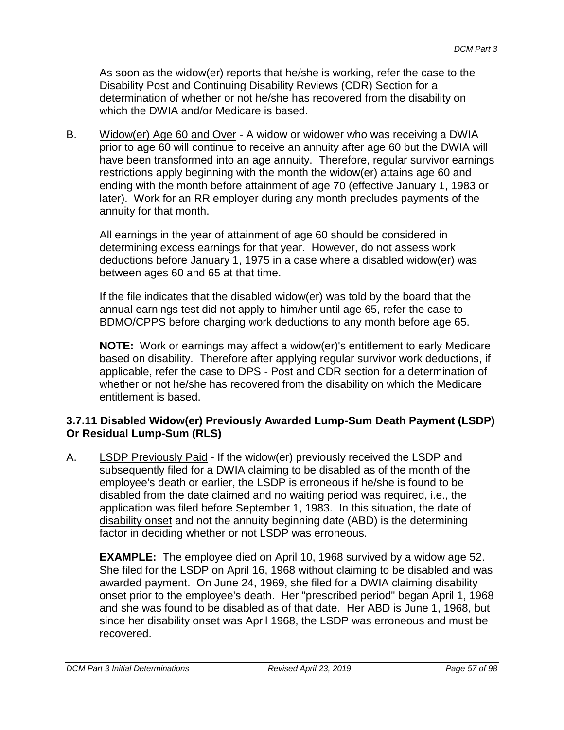As soon as the widow(er) reports that he/she is working, refer the case to the Disability Post and Continuing Disability Reviews (CDR) Section for a determination of whether or not he/she has recovered from the disability on which the DWIA and/or Medicare is based.

B. Widow(er) Age 60 and Over - A widow or widower who was receiving a DWIA prior to age 60 will continue to receive an annuity after age 60 but the DWIA will have been transformed into an age annuity. Therefore, regular survivor earnings restrictions apply beginning with the month the widow(er) attains age 60 and ending with the month before attainment of age 70 (effective January 1, 1983 or later). Work for an RR employer during any month precludes payments of the annuity for that month.

All earnings in the year of attainment of age 60 should be considered in determining excess earnings for that year. However, do not assess work deductions before January 1, 1975 in a case where a disabled widow(er) was between ages 60 and 65 at that time.

If the file indicates that the disabled widow(er) was told by the board that the annual earnings test did not apply to him/her until age 65, refer the case to BDMO/CPPS before charging work deductions to any month before age 65.

**NOTE:** Work or earnings may affect a widow(er)'s entitlement to early Medicare based on disability. Therefore after applying regular survivor work deductions, if applicable, refer the case to DPS - Post and CDR section for a determination of whether or not he/she has recovered from the disability on which the Medicare entitlement is based.

### 3.7.11 Disabled Widow(er) Previously Awarded Lump-Sum Death Payment (LSDP) Or Residual Lump-Sum (RLS)

A. LSDP Previously Paid - If the widow(er) previously received the LSDP and subsequently filed for a DWIA claiming to be disabled as of the month of the employee's death or earlier, the LSDP is erroneous if he/she is found to be disabled from the date claimed and no waiting period was required, i.e., the application was filed before September 1, 1983. In this situation, the date of disability onset and not the annuity beginning date (ABD) is the determining factor in deciding whether or not LSDP was erroneous.

**EXAMPLE:** The employee died on April 10, 1968 survived by a widow age 52. She filed for the LSDP on April 16, 1968 without claiming to be disabled and was awarded payment. On June 24, 1969, she filed for a DWIA claiming disability onset prior to the employee's death. Her "prescribed period" began April 1, 1968 and she was found to be disabled as of that date. Her ABD is June 1, 1968, but since her disability onset was April 1968, the LSDP was erroneous and must be recovered.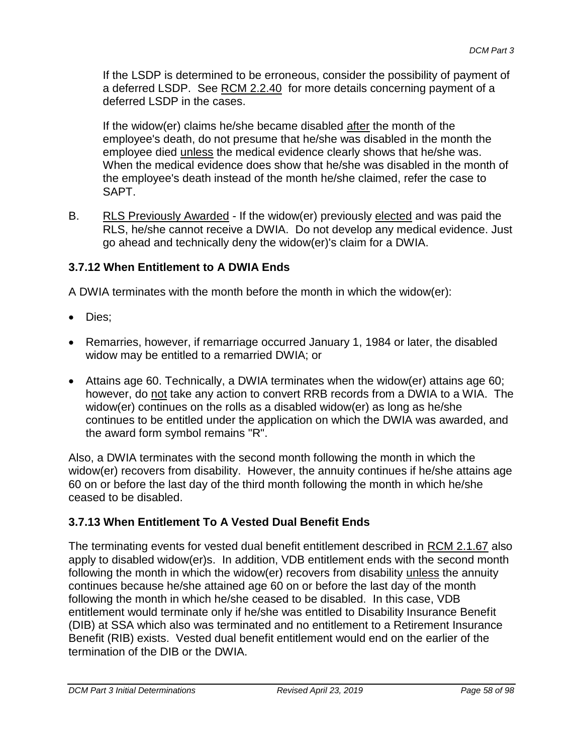If the LSDP is determined to be erroneous, consider the possibility of payment of a deferred LSDP. See RCM 2.2.40 for more details concerning payment of a deferred LSDP in the cases.

If the widow(er) claims he/she became disabled after the month of the employee's death, do not presume that he/she was disabled in the month the employee died unless the medical evidence clearly shows that he/she was. When the medical evidence does show that he/she was disabled in the month of the employee's death instead of the month he/she claimed, refer the case to SAPT.

B. RLS Previously Awarded - If the widow(er) previously elected and was paid the RLS, he/she cannot receive a DWIA. Do not develop any medical evidence. Just go ahead and technically deny the widow(er)'s claim for a DWIA.

### 3.7.12 When Entitlement to A DWIA Ends

A DWIA terminates with the month before the month in which the widow(er):

- Dies;
- Remarries, however, if remarriage occurred January 1, 1984 or later, the disabled widow may be entitled to a remarried DWIA; or
- Attains age 60. Technically, a DWIA terminates when the widow(er) attains age 60; however, do not take any action to convert RRB records from a DWIA to a WIA. The widow(er) continues on the rolls as a disabled widow(er) as long as he/she continues to be entitled under the application on which the DWIA was awarded, and the award form symbol remains "R".

Also, a DWIA terminates with the second month following the month in which the widow(er) recovers from disability. However, the annuity continues if he/she attains age 60 on or before the last day of the third month following the month in which he/she ceased to be disabled.

### 3.7.13 When Entitlement To A Vested Dual Benefit Ends

The terminating events for vested dual benefit entitlement described in RCM 2.1.67 also apply to disabled widow(er)s. In addition, VDB entitlement ends with the second month following the month in which the widow(er) recovers from disability unless the annuity continues because he/she attained age 60 on or before the last day of the month following the month in which he/she ceased to be disabled. In this case, VDB entitlement would terminate only if he/she was entitled to Disability Insurance Benefit (DIB) at SSA which also was terminated and no entitlement to a Retirement Insurance Benefit (RIB) exists. Vested dual benefit entitlement would end on the earlier of the termination of the DIB or the DWIA.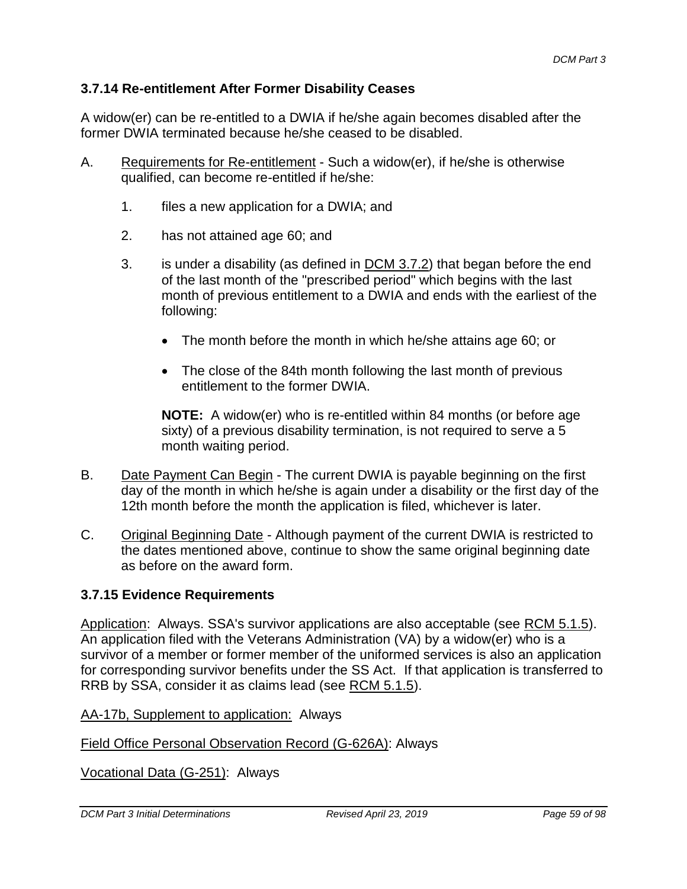### 3.7.14 Re-entitlement After Former Disability Ceases

A widow(er) can be re-entitled to a DWIA if he/she again becomes disabled after the former DWIA terminated because he/she ceased to be disabled.

A. Requirements for Re-entitlement - Such a widow(er), if he/she is otherwise qualified, can become re-entitled if he/she:

   1. files a new application for a DWIA; and

   2. has not attained age 60; and

   3. is under a disability (as defined in DCM 3.7.2) that began before the end of the last month of the "prescribed period" which begins with the last month of previous entitlement to a DWIA and ends with the earliest of the following:

      - The month before the month in which he/she attains age 60; or
      - The close of the 84th month following the last month of previous entitlement to the former DWIA.

      **NOTE:** A widow(er) who is re-entitled within 84 months (or before age sixty) of a previous disability termination, is not required to serve a 5 month waiting period.

B. Date Payment Can Begin - The current DWIA is payable beginning on the first day of the month in which he/she is again under a disability or the first day of the 12th month before the month the application is filed, whichever is later.

C. Original Beginning Date - Although payment of the current DWIA is restricted to the dates mentioned above, continue to show the same original beginning date as before on the award form.

### 3.7.15 Evidence Requirements

Application: Always. SSA's survivor applications are also acceptable (see RCM 5.1.5). An application filed with the Veterans Administration (VA) by a widow(er) who is a survivor of a member or former member of the uniformed services is also an application for corresponding survivor benefits under the SS Act. If that application is transferred to RRB by SSA, consider it as claims lead (see RCM 5.1.5).

AA-17b, Supplement to application: Always

Field Office Personal Observation Record (G-626A): Always

Vocational Data (G-251): Always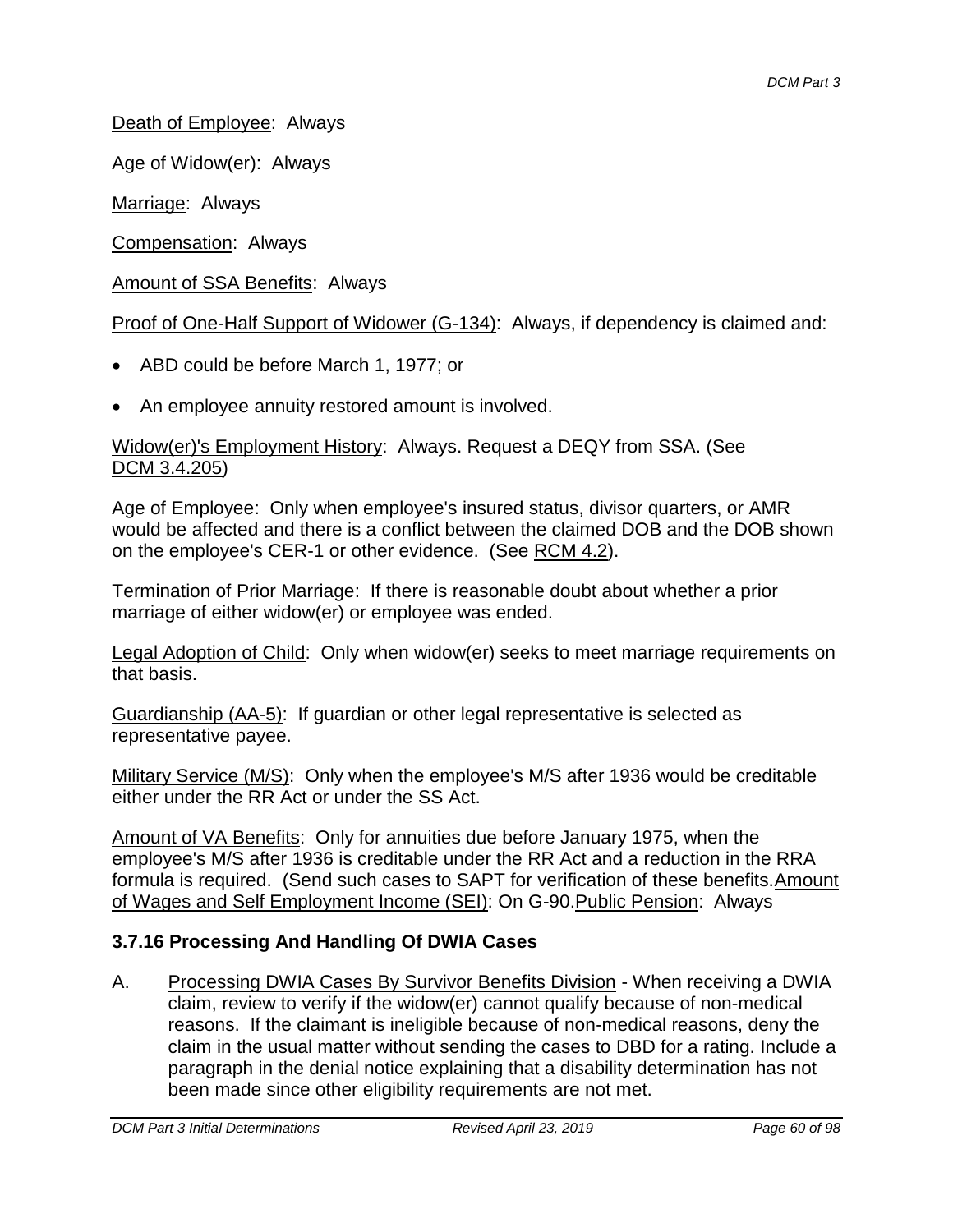Death of Employee: Always

Age of Widow(er): Always

Marriage: Always

Compensation: Always

Amount of SSA Benefits: Always

Proof of One-Half Support of Widower (G-134): Always, if dependency is claimed and:

- ABD could be before March 1, 1977; or
- An employee annuity restored amount is involved.

Widow(er)'s Employment History: Always. Request a DEQY from SSA. (See DCM 3.4.205)

Age of Employee: Only when employee's insured status, divisor quarters, or AMR would be affected and there is a conflict between the claimed DOB and the DOB shown on the employee's CER-1 or other evidence. (See RCM 4.2).

Termination of Prior Marriage: If there is reasonable doubt about whether a prior marriage of either widow(er) or employee was ended.

Legal Adoption of Child: Only when widow(er) seeks to meet marriage requirements on that basis.

Guardianship (AA-5): If guardian or other legal representative is selected as representative payee.

Military Service (M/S): Only when the employee's M/S after 1936 would be creditable either under the RR Act or under the SS Act.

Amount of VA Benefits: Only for annuities due before January 1975, when the employee's M/S after 1936 is creditable under the RR Act and a reduction in the RRA formula is required. (Send such cases to SAPT for verification of these benefits.Amount of Wages and Self Employment Income (SEI): On G-90.Public Pension: Always

### 3.7.16 Processing And Handling Of DWIA Cases

A. Processing DWIA Cases By Survivor Benefits Division - When receiving a DWIA claim, review to verify if the widow(er) cannot qualify because of non-medical reasons. If the claimant is ineligible because of non-medical reasons, deny the claim in the usual matter without sending the cases to DBD for a rating. Include a paragraph in the denial notice explaining that a disability determination has not been made since other eligibility requirements are not met.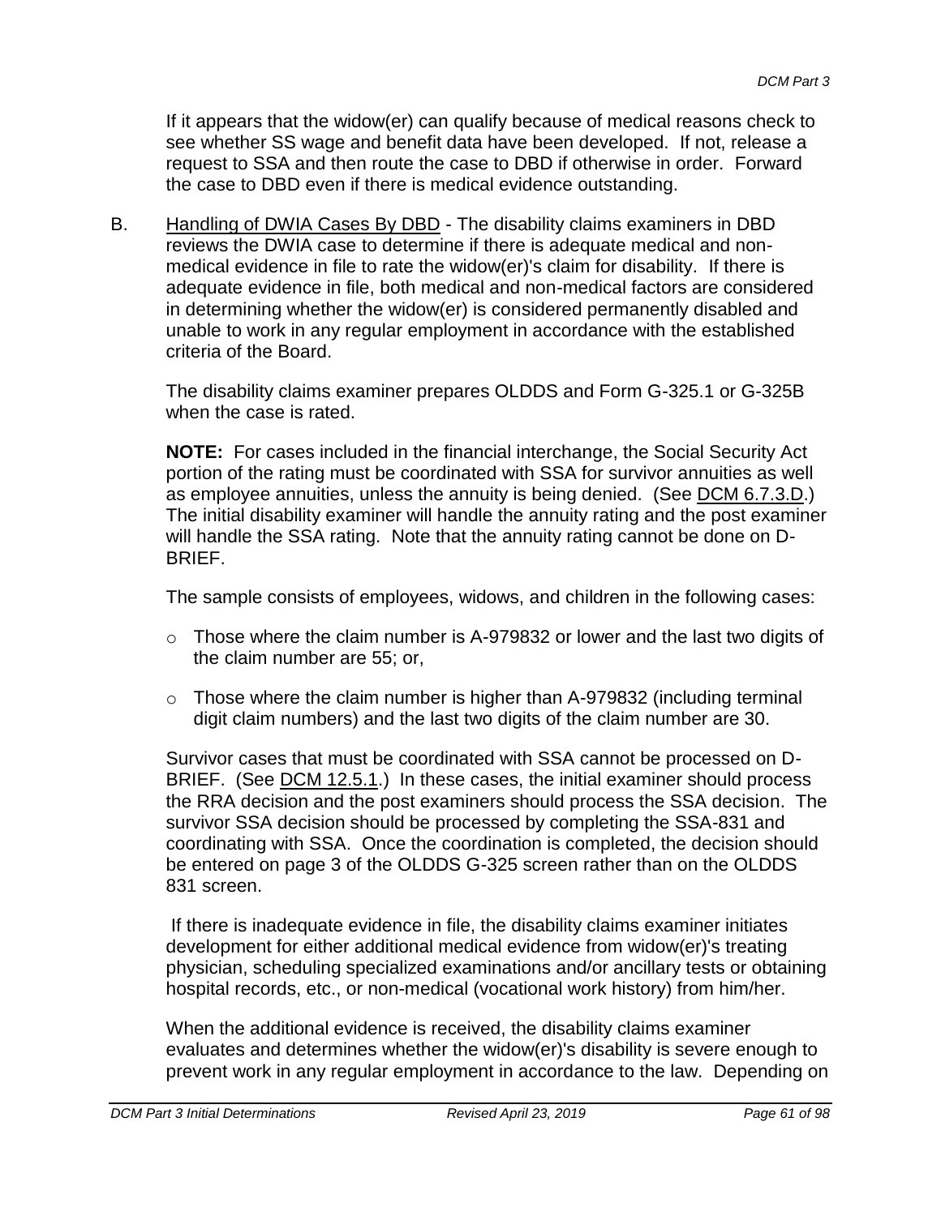If it appears that the widow(er) can qualify because of medical reasons check to see whether SS wage and benefit data have been developed. If not, release a request to SSA and then route the case to DBD if otherwise in order. Forward the case to DBD even if there is medical evidence outstanding.

B. Handling of DWIA Cases By DBD - The disability claims examiners in DBD reviews the DWIA case to determine if there is adequate medical and non-medical evidence in file to rate the widow(er)'s claim for disability. If there is adequate evidence in file, both medical and non-medical factors are considered in determining whether the widow(er) is considered permanently disabled and unable to work in any regular employment in accordance with the established criteria of the Board.

The disability claims examiner prepares OLDDS and Form G-325.1 or G-325B when the case is rated.

**NOTE:** For cases included in the financial interchange, the Social Security Act portion of the rating must be coordinated with SSA for survivor annuities as well as employee annuities, unless the annuity is being denied. (See DCM 6.7.3.D.) The initial disability examiner will handle the annuity rating and the post examiner will handle the SSA rating. Note that the annuity rating cannot be done on D-BRIEF.

The sample consists of employees, widows, and children in the following cases:

- Those where the claim number is A-979832 or lower and the last two digits of the claim number are 55; or,
- Those where the claim number is higher than A-979832 (including terminal digit claim numbers) and the last two digits of the claim number are 30.

Survivor cases that must be coordinated with SSA cannot be processed on D-BRIEF. (See DCM 12.5.1.) In these cases, the initial examiner should process the RRA decision and the post examiners should process the SSA decision. The survivor SSA decision should be processed by completing the SSA-831 and coordinating with SSA. Once the coordination is completed, the decision should be entered on page 3 of the OLDDS G-325 screen rather than on the OLDDS 831 screen.

If there is inadequate evidence in file, the disability claims examiner initiates development for either additional medical evidence from widow(er)'s treating physician, scheduling specialized examinations and/or ancillary tests or obtaining hospital records, etc., or non-medical (vocational work history) from him/her.

When the additional evidence is received, the disability claims examiner evaluates and determines whether the widow(er)'s disability is severe enough to prevent work in any regular employment in accordance to the law. Depending on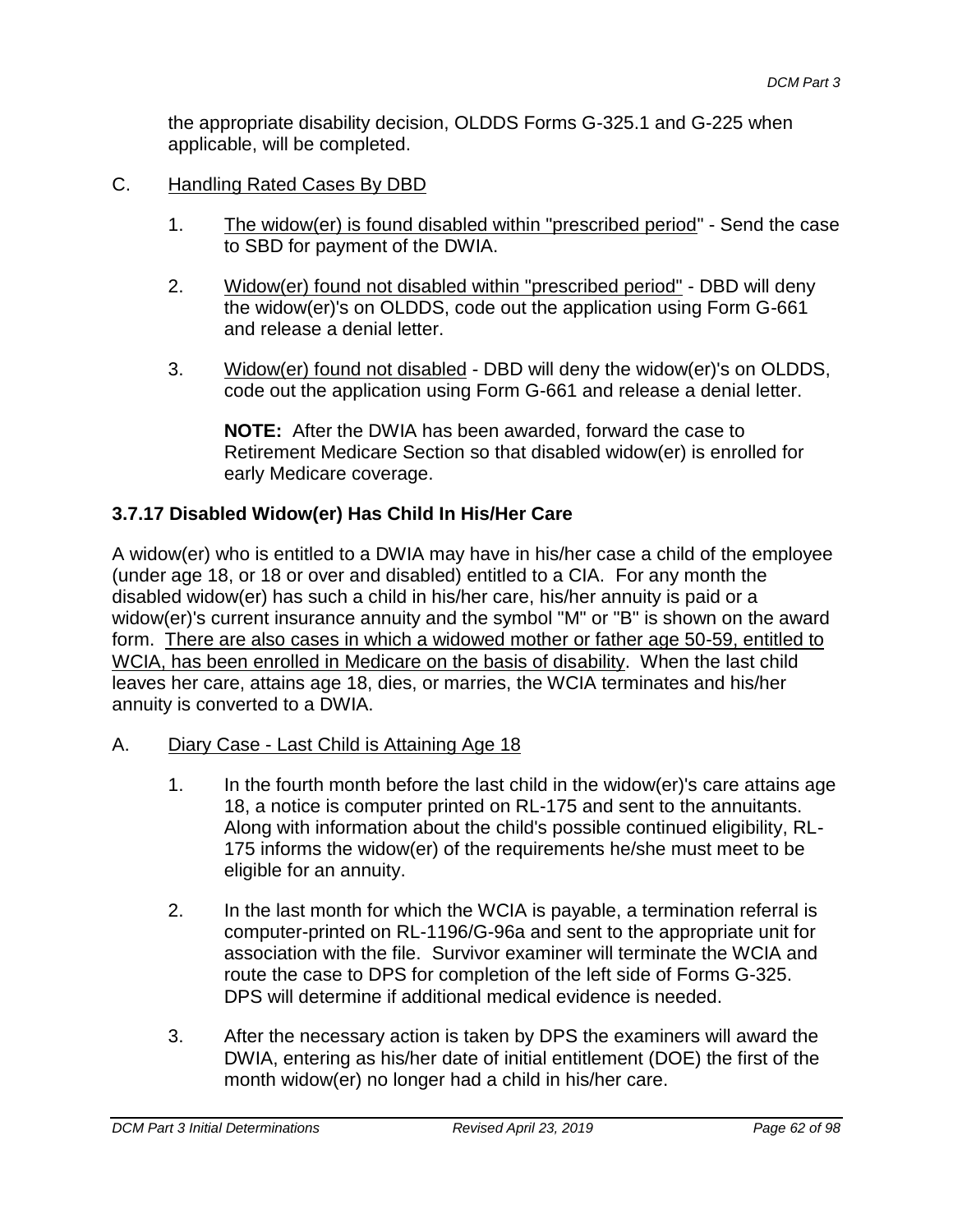the appropriate disability decision, OLDDS Forms G-325.1 and G-225 when applicable, will be completed.

C. <u>Handling Rated Cases By DBD</u>

1. <u>The widow(er) is found disabled within "prescribed period</u>" - Send the case to SBD for payment of the DWIA.

2. <u>Widow(er) found not disabled within "prescribed period"</u> - DBD will deny the widow(er)'s on OLDDS, code out the application using Form G-661 and release a denial letter.

3. <u>Widow(er) found not disabled</u> - DBD will deny the widow(er)'s on OLDDS, code out the application using Form G-661 and release a denial letter.

**NOTE:** After the DWIA has been awarded, forward the case to Retirement Medicare Section so that disabled widow(er) is enrolled for early Medicare coverage.

### 3.7.17 Disabled Widow(er) Has Child In His/Her Care

A widow(er) who is entitled to a DWIA may have in his/her case a child of the employee (under age 18, or 18 or over and disabled) entitled to a CIA. For any month the disabled widow(er) has such a child in his/her care, his/her annuity is paid or a widow(er)'s current insurance annuity and the symbol "M" or "B" is shown on the award form. <u>There are also cases in which a widowed mother or father age 50-59, entitled to WCIA, has been enrolled in Medicare on the basis of disability</u>. When the last child leaves her care, attains age 18, dies, or marries, the WCIA terminates and his/her annuity is converted to a DWIA.

A. <u>Diary Case - Last Child is Attaining Age 18</u>

1. In the fourth month before the last child in the widow(er)'s care attains age 18, a notice is computer printed on RL-175 and sent to the annuitants. Along with information about the child's possible continued eligibility, RL-175 informs the widow(er) of the requirements he/she must meet to be eligible for an annuity.

2. In the last month for which the WCIA is payable, a termination referral is computer-printed on RL-1196/G-96a and sent to the appropriate unit for association with the file. Survivor examiner will terminate the WCIA and route the case to DPS for completion of the left side of Forms G-325. DPS will determine if additional medical evidence is needed.

3. After the necessary action is taken by DPS the examiners will award the DWIA, entering as his/her date of initial entitlement (DOE) the first of the month widow(er) no longer had a child in his/her care.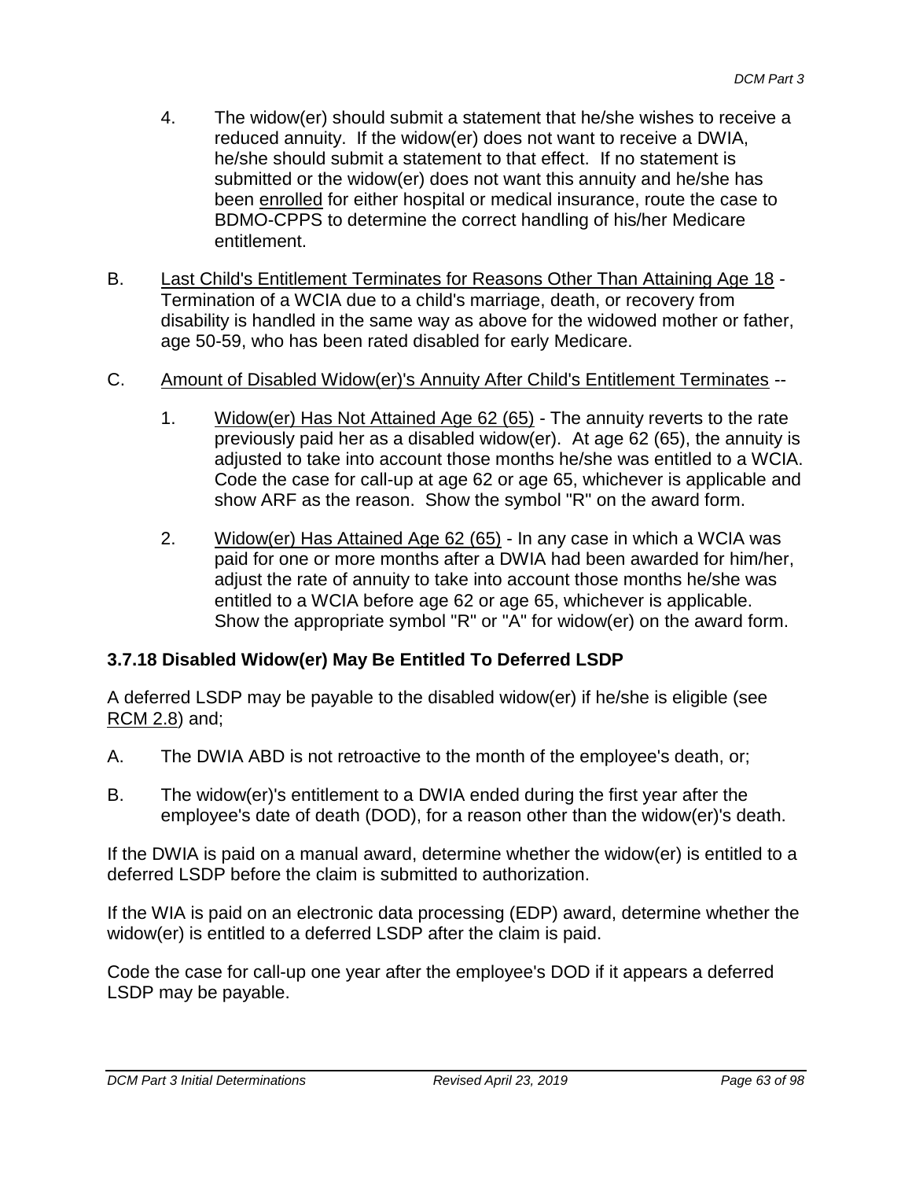4. The widow(er) should submit a statement that he/she wishes to receive a reduced annuity. If the widow(er) does not want to receive a DWIA, he/she should submit a statement to that effect. If no statement is submitted or the widow(er) does not want this annuity and he/she has been enrolled for either hospital or medical insurance, route the case to BDMO-CPPS to determine the correct handling of his/her Medicare entitlement.

B. Last Child's Entitlement Terminates for Reasons Other Than Attaining Age 18 - Termination of a WCIA due to a child's marriage, death, or recovery from disability is handled in the same way as above for the widowed mother or father, age 50-59, who has been rated disabled for early Medicare.

C. Amount of Disabled Widow(er)'s Annuity After Child's Entitlement Terminates --

   1. Widow(er) Has Not Attained Age 62 (65) - The annuity reverts to the rate previously paid her as a disabled widow(er). At age 62 (65), the annuity is adjusted to take into account those months he/she was entitled to a WCIA. Code the case for call-up at age 62 or age 65, whichever is applicable and show ARF as the reason. Show the symbol "R" on the award form.

   2. Widow(er) Has Attained Age 62 (65) - In any case in which a WCIA was paid for one or more months after a DWIA had been awarded for him/her, adjust the rate of annuity to take into account those months he/she was entitled to a WCIA before age 62 or age 65, whichever is applicable. Show the appropriate symbol "R" or "A" for widow(er) on the award form.

### 3.7.18 Disabled Widow(er) May Be Entitled To Deferred LSDP

A deferred LSDP may be payable to the disabled widow(er) if he/she is eligible (see RCM 2.8) and;

A. The DWIA ABD is not retroactive to the month of the employee's death, or;

B. The widow(er)'s entitlement to a DWIA ended during the first year after the employee's date of death (DOD), for a reason other than the widow(er)'s death.

If the DWIA is paid on a manual award, determine whether the widow(er) is entitled to a deferred LSDP before the claim is submitted to authorization.

If the WIA is paid on an electronic data processing (EDP) award, determine whether the widow(er) is entitled to a deferred LSDP after the claim is paid.

Code the case for call-up one year after the employee's DOD if it appears a deferred LSDP may be payable.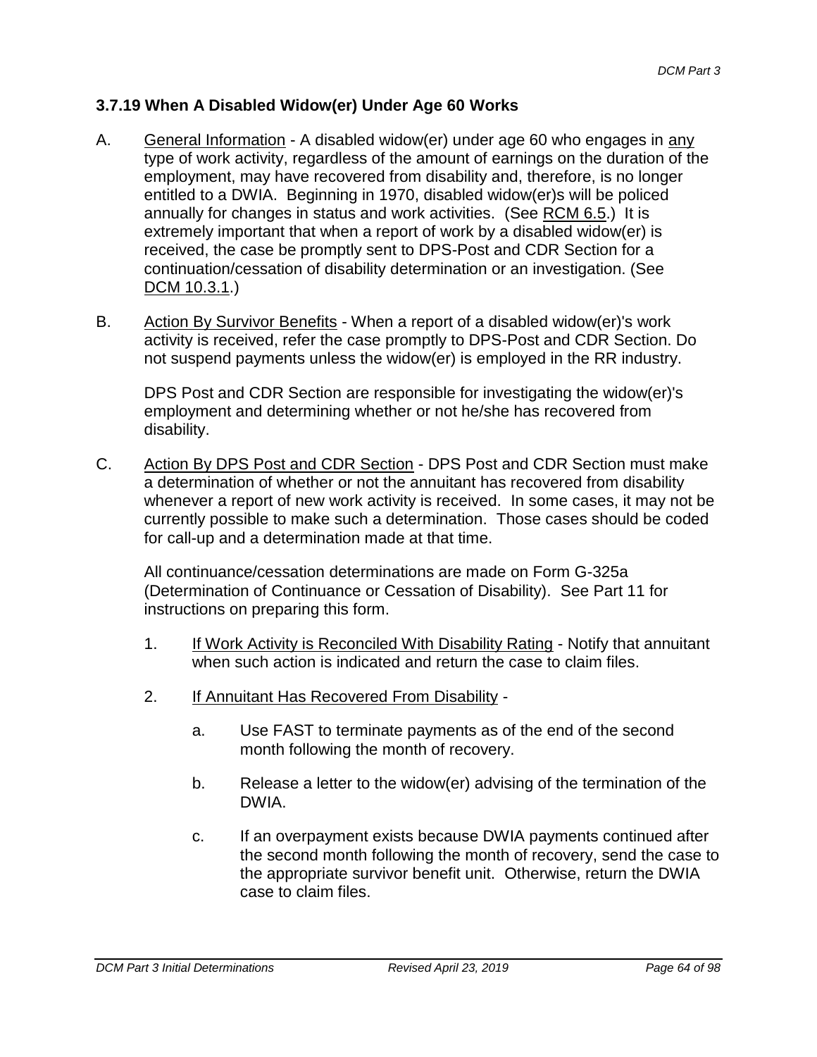### 3.7.19 When A Disabled Widow(er) Under Age 60 Works

A. <u>General Information</u> - A disabled widow(er) under age 60 who engages in <u>any</u> type of work activity, regardless of the amount of earnings on the duration of the employment, may have recovered from disability and, therefore, is no longer entitled to a DWIA. Beginning in 1970, disabled widow(er)s will be policed annually for changes in status and work activities. (See <u>RCM 6.5</u>.) It is extremely important that when a report of work by a disabled widow(er) is received, the case be promptly sent to DPS-Post and CDR Section for a continuation/cessation of disability determination or an investigation. (See <u>DCM 10.3.1</u>.)

B. <u>Action By Survivor Benefits</u> - When a report of a disabled widow(er)'s work activity is received, refer the case promptly to DPS-Post and CDR Section. Do not suspend payments unless the widow(er) is employed in the RR industry.

   DPS Post and CDR Section are responsible for investigating the widow(er)'s employment and determining whether or not he/she has recovered from disability.

C. <u>Action By DPS Post and CDR Section</u> - DPS Post and CDR Section must make a determination of whether or not the annuitant has recovered from disability whenever a report of new work activity is received. In some cases, it may not be currently possible to make such a determination. Those cases should be coded for call-up and a determination made at that time.

   All continuance/cessation determinations are made on Form G-325a (Determination of Continuance or Cessation of Disability). See Part 11 for instructions on preparing this form.

   1. <u>If Work Activity is Reconciled With Disability Rating</u> - Notify that annuitant when such action is indicated and return the case to claim files.

   2. <u>If Annuitant Has Recovered From Disability</u> -

      a. Use FAST to terminate payments as of the end of the second month following the month of recovery.

      b. Release a letter to the widow(er) advising of the termination of the DWIA.

      c. If an overpayment exists because DWIA payments continued after the second month following the month of recovery, send the case to the appropriate survivor benefit unit. Otherwise, return the DWIA case to claim files.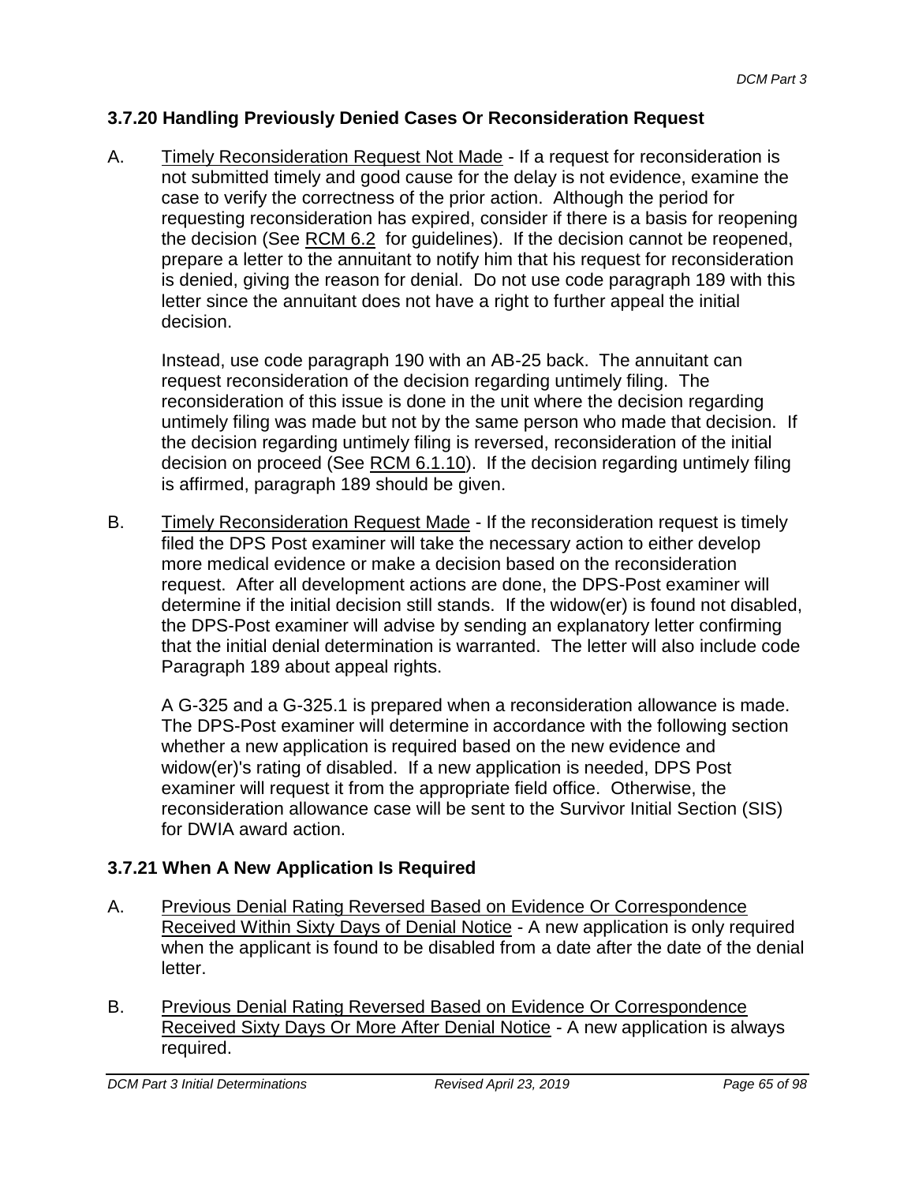### 3.7.20 Handling Previously Denied Cases Or Reconsideration Request

A. Timely Reconsideration Request Not Made - If a request for reconsideration is not submitted timely and good cause for the delay is not evidence, examine the case to verify the correctness of the prior action. Although the period for requesting reconsideration has expired, consider if there is a basis for reopening the decision (See RCM 6.2 for guidelines). If the decision cannot be reopened, prepare a letter to the annuitant to notify him that his request for reconsideration is denied, giving the reason for denial. Do not use code paragraph 189 with this letter since the annuitant does not have a right to further appeal the initial decision.

   Instead, use code paragraph 190 with an AB-25 back. The annuitant can request reconsideration of the decision regarding untimely filing. The reconsideration of this issue is done in the unit where the decision regarding untimely filing was made but not by the same person who made that decision. If the decision regarding untimely filing is reversed, reconsideration of the initial decision on proceed (See RCM 6.1.10). If the decision regarding untimely filing is affirmed, paragraph 189 should be given.

B. Timely Reconsideration Request Made - If the reconsideration request is timely filed the DPS Post examiner will take the necessary action to either develop more medical evidence or make a decision based on the reconsideration request. After all development actions are done, the DPS-Post examiner will determine if the initial decision still stands. If the widow(er) is found not disabled, the DPS-Post examiner will advise by sending an explanatory letter confirming that the initial denial determination is warranted. The letter will also include code Paragraph 189 about appeal rights.

   A G-325 and a G-325.1 is prepared when a reconsideration allowance is made. The DPS-Post examiner will determine in accordance with the following section whether a new application is required based on the new evidence and widow(er)'s rating of disabled. If a new application is needed, DPS Post examiner will request it from the appropriate field office. Otherwise, the reconsideration allowance case will be sent to the Survivor Initial Section (SIS) for DWIA award action.

### 3.7.21 When A New Application Is Required

A. Previous Denial Rating Reversed Based on Evidence Or Correspondence Received Within Sixty Days of Denial Notice - A new application is only required when the applicant is found to be disabled from a date after the date of the denial letter.

B. Previous Denial Rating Reversed Based on Evidence Or Correspondence Received Sixty Days Or More After Denial Notice - A new application is always required.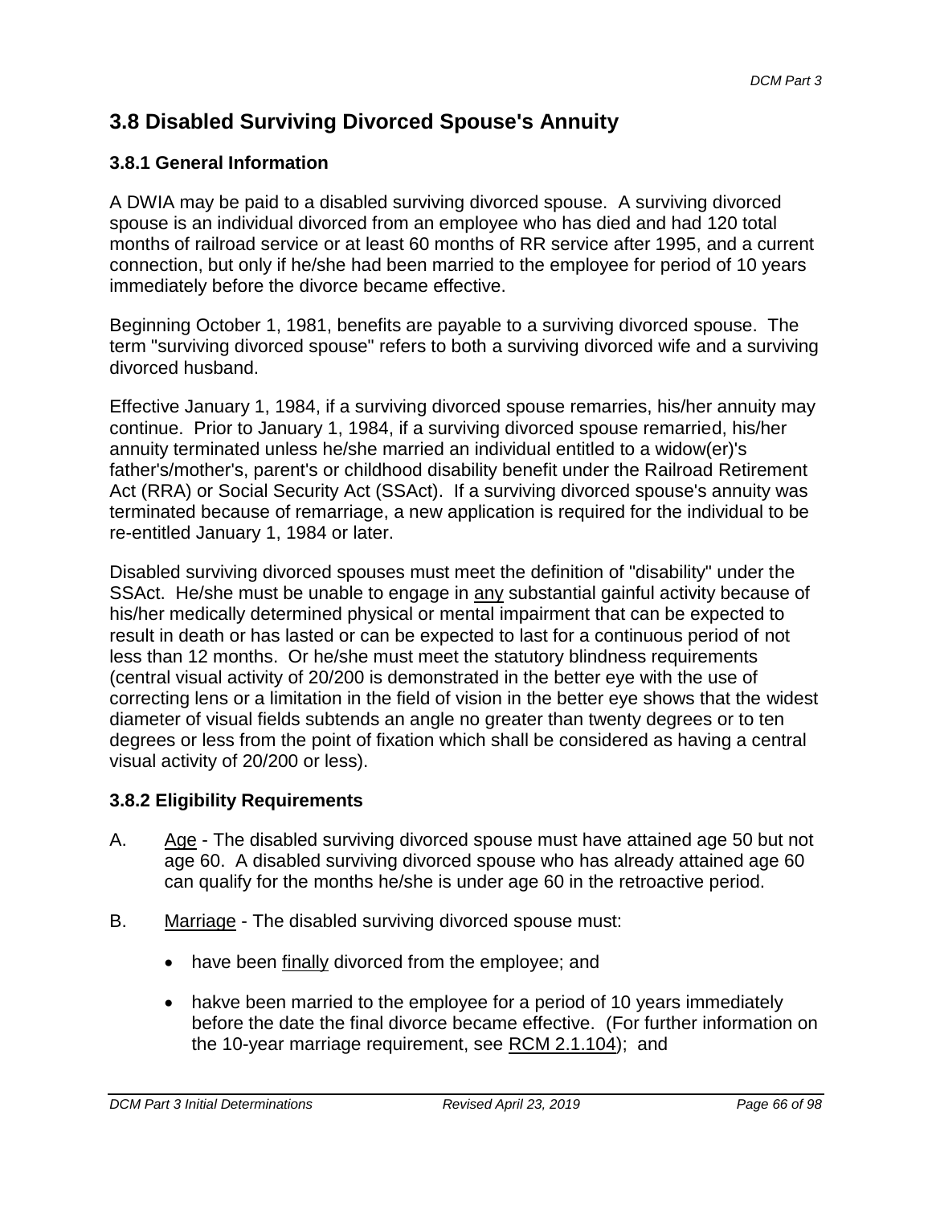# 3.8 Disabled Surviving Divorced Spouse's Annuity

## 3.8.1 General Information

A DWIA may be paid to a disabled surviving divorced spouse. A surviving divorced spouse is an individual divorced from an employee who has died and had 120 total months of railroad service or at least 60 months of RR service after 1995, and a current connection, but only if he/she had been married to the employee for period of 10 years immediately before the divorce became effective.

Beginning October 1, 1981, benefits are payable to a surviving divorced spouse. The term "surviving divorced spouse" refers to both a surviving divorced wife and a surviving divorced husband.

Effective January 1, 1984, if a surviving divorced spouse remarries, his/her annuity may continue. Prior to January 1, 1984, if a surviving divorced spouse remarried, his/her annuity terminated unless he/she married an individual entitled to a widow(er)'s father's/mother's, parent's or childhood disability benefit under the Railroad Retirement Act (RRA) or Social Security Act (SSAct). If a surviving divorced spouse's annuity was terminated because of remarriage, a new application is required for the individual to be re-entitled January 1, 1984 or later.

Disabled surviving divorced spouses must meet the definition of "disability" under the SSAct. He/she must be unable to engage in <u>any</u> substantial gainful activity because of his/her medically determined physical or mental impairment that can be expected to result in death or has lasted or can be expected to last for a continuous period of not less than 12 months. Or he/she must meet the statutory blindness requirements (central visual activity of 20/200 is demonstrated in the better eye with the use of correcting lens or a limitation in the field of vision in the better eye shows that the widest diameter of visual fields subtends an angle no greater than twenty degrees or to ten degrees or less from the point of fixation which shall be considered as having a central visual activity of 20/200 or less).

## 3.8.2 Eligibility Requirements

A. <u>Age</u> - The disabled surviving divorced spouse must have attained age 50 but not age 60. A disabled surviving divorced spouse who has already attained age 60 can qualify for the months he/she is under age 60 in the retroactive period.

B. <u>Marriage</u> - The disabled surviving divorced spouse must:

- have been <u>finally</u> divorced from the employee; and
- hakve been married to the employee for a period of 10 years immediately before the date the final divorce became effective. (For further information on the 10-year marriage requirement, see <u>RCM 2.1.104</u>); and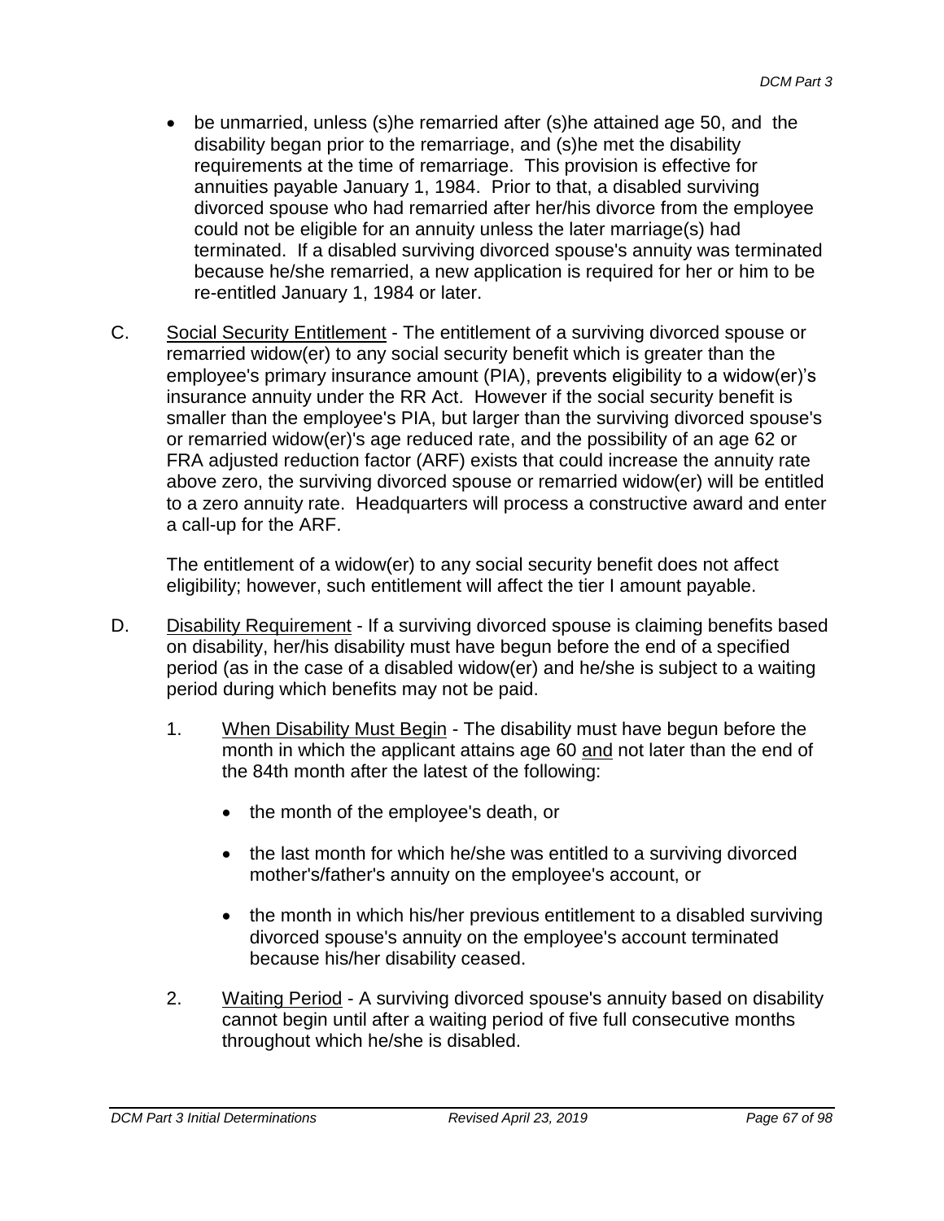- be unmarried, unless (s)he remarried after (s)he attained age 50, and the disability began prior to the remarriage, and (s)he met the disability requirements at the time of remarriage. This provision is effective for annuities payable January 1, 1984. Prior to that, a disabled surviving divorced spouse who had remarried after her/his divorce from the employee could not be eligible for an annuity unless the later marriage(s) had terminated. If a disabled surviving divorced spouse's annuity was terminated because he/she remarried, a new application is required for her or him to be re-entitled January 1, 1984 or later.

C. Social Security Entitlement - The entitlement of a surviving divorced spouse or remarried widow(er) to any social security benefit which is greater than the employee's primary insurance amount (PIA), prevents eligibility to a widow(er)'s insurance annuity under the RR Act. However if the social security benefit is smaller than the employee's PIA, but larger than the surviving divorced spouse's or remarried widow(er)'s age reduced rate, and the possibility of an age 62 or FRA adjusted reduction factor (ARF) exists that could increase the annuity rate above zero, the surviving divorced spouse or remarried widow(er) will be entitled to a zero annuity rate. Headquarters will process a constructive award and enter a call-up for the ARF.

   The entitlement of a widow(er) to any social security benefit does not affect eligibility; however, such entitlement will affect the tier I amount payable.

D. Disability Requirement - If a surviving divorced spouse is claiming benefits based on disability, her/his disability must have begun before the end of a specified period (as in the case of a disabled widow(er) and he/she is subject to a waiting period during which benefits may not be paid.

   1. When Disability Must Begin - The disability must have begun before the month in which the applicant attains age 60 and not later than the end of the 84th month after the latest of the following:

      - the month of the employee's death, or
      - the last month for which he/she was entitled to a surviving divorced mother's/father's annuity on the employee's account, or
      - the month in which his/her previous entitlement to a disabled surviving divorced spouse's annuity on the employee's account terminated because his/her disability ceased.

   2. Waiting Period - A surviving divorced spouse's annuity based on disability cannot begin until after a waiting period of five full consecutive months throughout which he/she is disabled.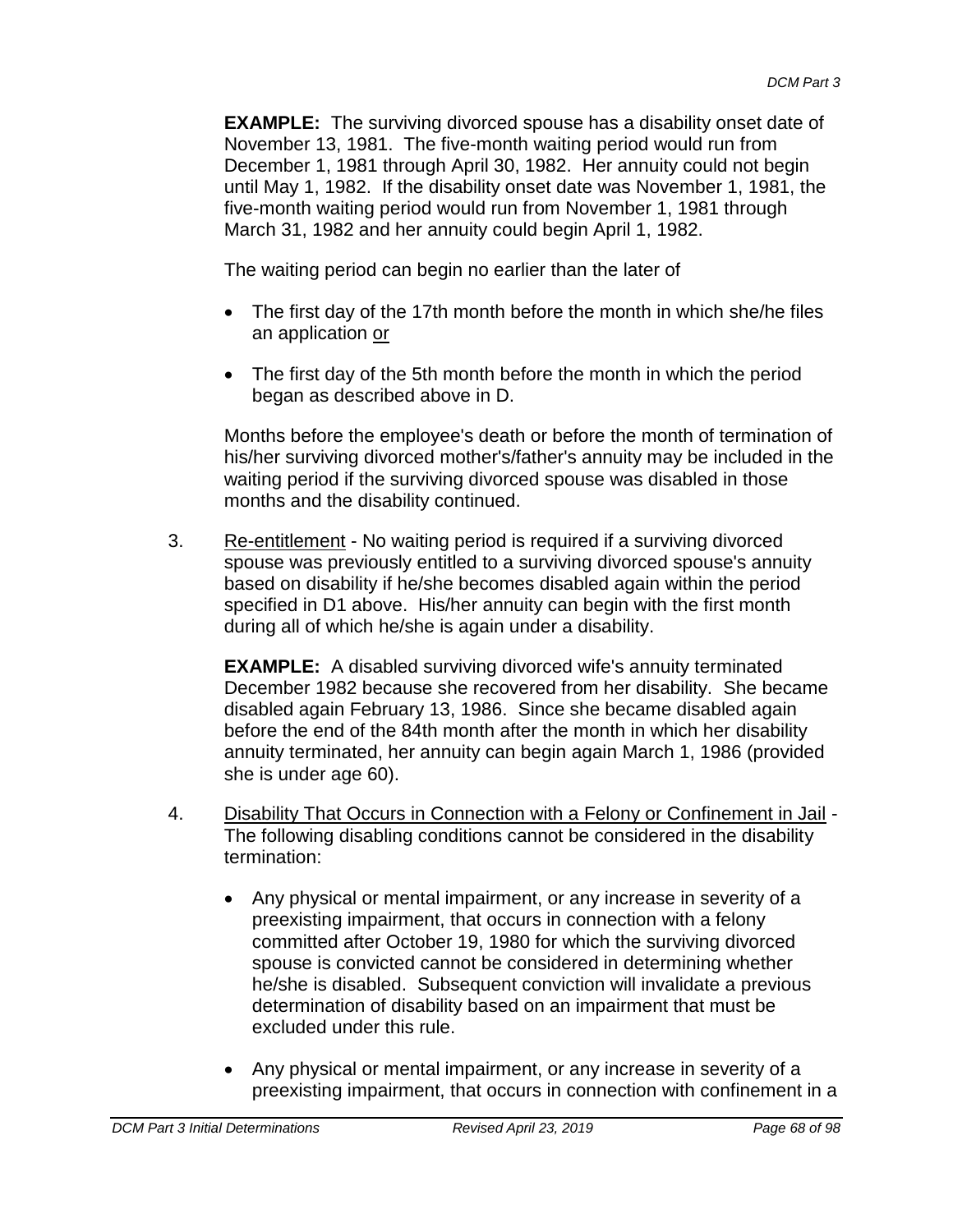**EXAMPLE:** The surviving divorced spouse has a disability onset date of November 13, 1981. The five-month waiting period would run from December 1, 1981 through April 30, 1982. Her annuity could not begin until May 1, 1982. If the disability onset date was November 1, 1981, the five-month waiting period would run from November 1, 1981 through March 31, 1982 and her annuity could begin April 1, 1982.

The waiting period can begin no earlier than the later of

- The first day of the 17th month before the month in which she/he files an application or
- The first day of the 5th month before the month in which the period began as described above in D.

Months before the employee's death or before the month of termination of his/her surviving divorced mother's/father's annuity may be included in the waiting period if the surviving divorced spouse was disabled in those months and the disability continued.

3. Re-entitlement - No waiting period is required if a surviving divorced spouse was previously entitled to a surviving divorced spouse's annuity based on disability if he/she becomes disabled again within the period specified in D1 above. His/her annuity can begin with the first month during all of which he/she is again under a disability.

   **EXAMPLE:** A disabled surviving divorced wife's annuity terminated December 1982 because she recovered from her disability. She became disabled again February 13, 1986. Since she became disabled again before the end of the 84th month after the month in which her disability annuity terminated, her annuity can begin again March 1, 1986 (provided she is under age 60).

4. Disability That Occurs in Connection with a Felony or Confinement in Jail - The following disabling conditions cannot be considered in the disability termination:

   - Any physical or mental impairment, or any increase in severity of a preexisting impairment, that occurs in connection with a felony committed after October 19, 1980 for which the surviving divorced spouse is convicted cannot be considered in determining whether he/she is disabled. Subsequent conviction will invalidate a previous determination of disability based on an impairment that must be excluded under this rule.
   - Any physical or mental impairment, or any increase in severity of a preexisting impairment, that occurs in connection with confinement in a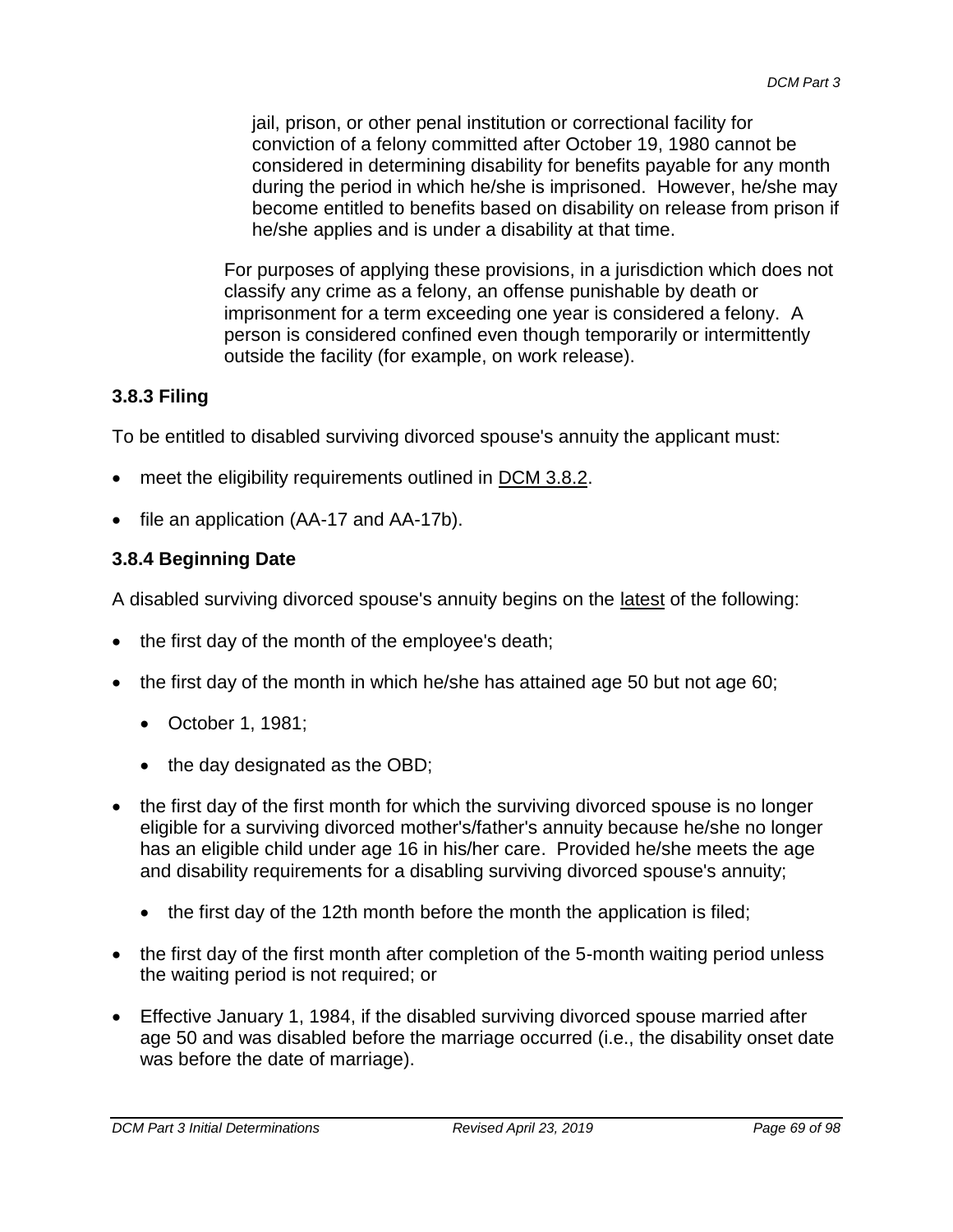jail, prison, or other penal institution or correctional facility for conviction of a felony committed after October 19, 1980 cannot be considered in determining disability for benefits payable for any month during the period in which he/she is imprisoned. However, he/she may become entitled to benefits based on disability on release from prison if he/she applies and is under a disability at that time.

For purposes of applying these provisions, in a jurisdiction which does not classify any crime as a felony, an offense punishable by death or imprisonment for a term exceeding one year is considered a felony. A person is considered confined even though temporarily or intermittently outside the facility (for example, on work release).

### 3.8.3 Filing

To be entitled to disabled surviving divorced spouse's annuity the applicant must:

- meet the eligibility requirements outlined in DCM 3.8.2.
- file an application (AA-17 and AA-17b).

### 3.8.4 Beginning Date

A disabled surviving divorced spouse's annuity begins on the latest of the following:

- the first day of the month of the employee's death;
- the first day of the month in which he/she has attained age 50 but not age 60;
  - October 1, 1981;
  - the day designated as the OBD;
- the first day of the first month for which the surviving divorced spouse is no longer eligible for a surviving divorced mother's/father's annuity because he/she no longer has an eligible child under age 16 in his/her care. Provided he/she meets the age and disability requirements for a disabling surviving divorced spouse's annuity;
  - the first day of the 12th month before the month the application is filed;
- the first day of the first month after completion of the 5-month waiting period unless the waiting period is not required; or
- Effective January 1, 1984, if the disabled surviving divorced spouse married after age 50 and was disabled before the marriage occurred (i.e., the disability onset date was before the date of marriage).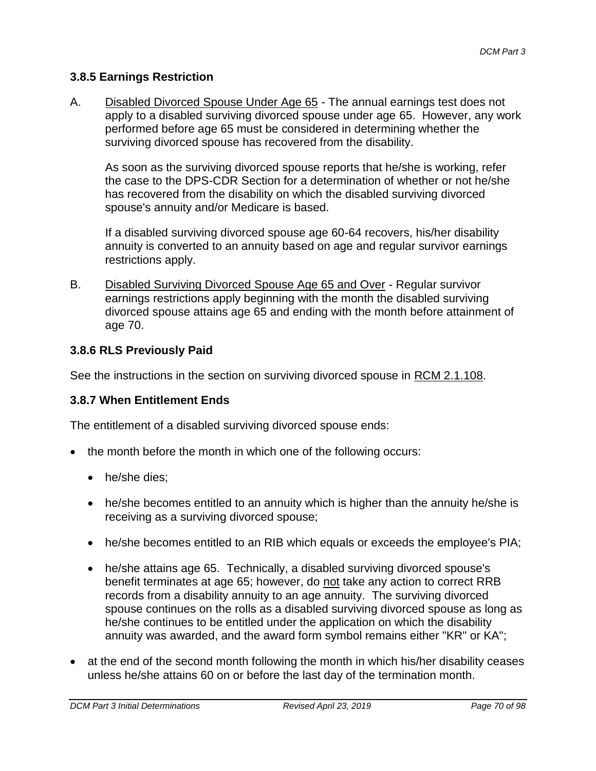### 3.8.5 Earnings Restriction

A. Disabled Divorced Spouse Under Age 65 - The annual earnings test does not apply to a disabled surviving divorced spouse under age 65. However, any work performed before age 65 must be considered in determining whether the surviving divorced spouse has recovered from the disability.

   As soon as the surviving divorced spouse reports that he/she is working, refer the case to the DPS-CDR Section for a determination of whether or not he/she has recovered from the disability on which the disabled surviving divorced spouse's annuity and/or Medicare is based.

   If a disabled surviving divorced spouse age 60-64 recovers, his/her disability annuity is converted to an annuity based on age and regular survivor earnings restrictions apply.

B. Disabled Surviving Divorced Spouse Age 65 and Over - Regular survivor earnings restrictions apply beginning with the month the disabled surviving divorced spouse attains age 65 and ending with the month before attainment of age 70.

### 3.8.6 RLS Previously Paid

See the instructions in the section on surviving divorced spouse in RCM 2.1.108.

### 3.8.7 When Entitlement Ends

The entitlement of a disabled surviving divorced spouse ends:

- the month before the month in which one of the following occurs:
  - he/she dies;
  - he/she becomes entitled to an annuity which is higher than the annuity he/she is receiving as a surviving divorced spouse;
  - he/she becomes entitled to an RIB which equals or exceeds the employee's PIA;
  - he/she attains age 65. Technically, a disabled surviving divorced spouse's benefit terminates at age 65; however, do not take any action to correct RRB records from a disability annuity to an age annuity. The surviving divorced spouse continues on the rolls as a disabled surviving divorced spouse as long as he/she continues to be entitled under the application on which the disability annuity was awarded, and the award form symbol remains either "KR" or KA";
- at the end of the second month following the month in which his/her disability ceases unless he/she attains 60 on or before the last day of the termination month.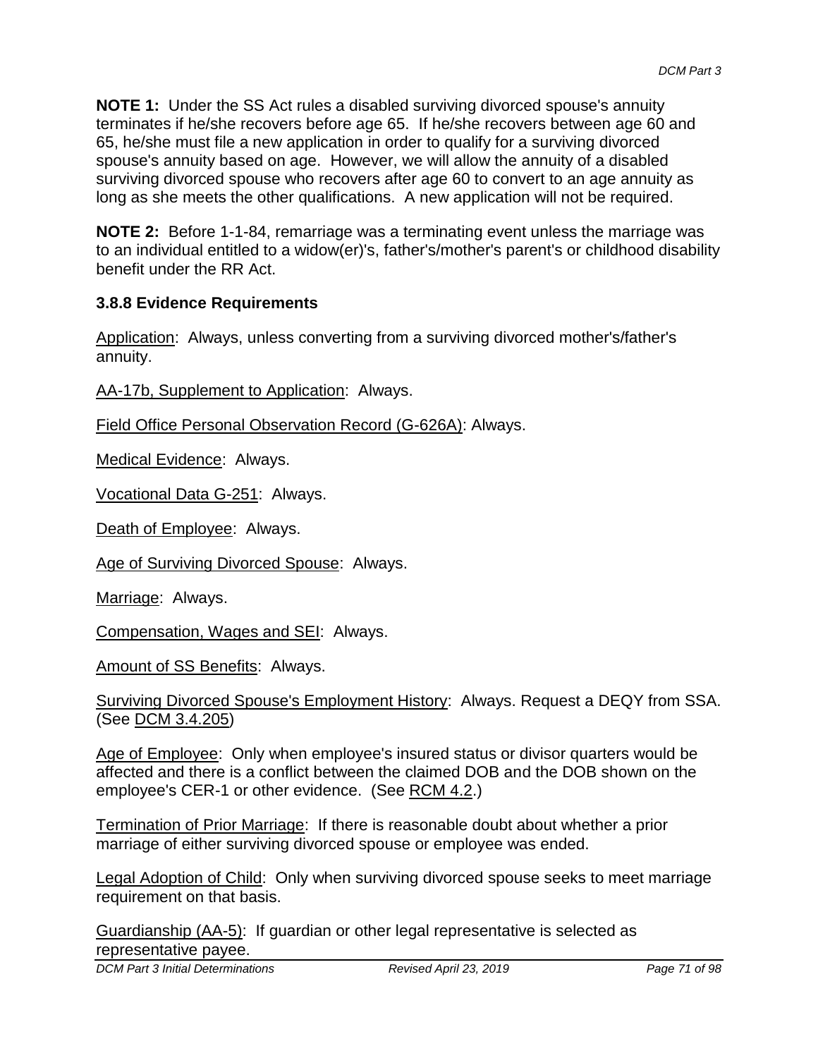**NOTE 1:** Under the SS Act rules a disabled surviving divorced spouse's annuity terminates if he/she recovers before age 65. If he/she recovers between age 60 and 65, he/she must file a new application in order to qualify for a surviving divorced spouse's annuity based on age. However, we will allow the annuity of a disabled surviving divorced spouse who recovers after age 60 to convert to an age annuity as long as she meets the other qualifications. A new application will not be required.

**NOTE 2:** Before 1-1-84, remarriage was a terminating event unless the marriage was to an individual entitled to a widow(er)'s, father's/mother's parent's or childhood disability benefit under the RR Act.

### 3.8.8 Evidence Requirements

Application: Always, unless converting from a surviving divorced mother's/father's annuity.

AA-17b, Supplement to Application: Always.

Field Office Personal Observation Record (G-626A): Always.

Medical Evidence: Always.

Vocational Data G-251: Always.

Death of Employee: Always.

Age of Surviving Divorced Spouse: Always.

Marriage: Always.

Compensation, Wages and SEI: Always.

Amount of SS Benefits: Always.

Surviving Divorced Spouse's Employment History: Always. Request a DEQY from SSA. (See DCM 3.4.205)

Age of Employee: Only when employee's insured status or divisor quarters would be affected and there is a conflict between the claimed DOB and the DOB shown on the employee's CER-1 or other evidence. (See RCM 4.2.)

Termination of Prior Marriage: If there is reasonable doubt about whether a prior marriage of either surviving divorced spouse or employee was ended.

Legal Adoption of Child: Only when surviving divorced spouse seeks to meet marriage requirement on that basis.

Guardianship (AA-5): If guardian or other legal representative is selected as representative payee.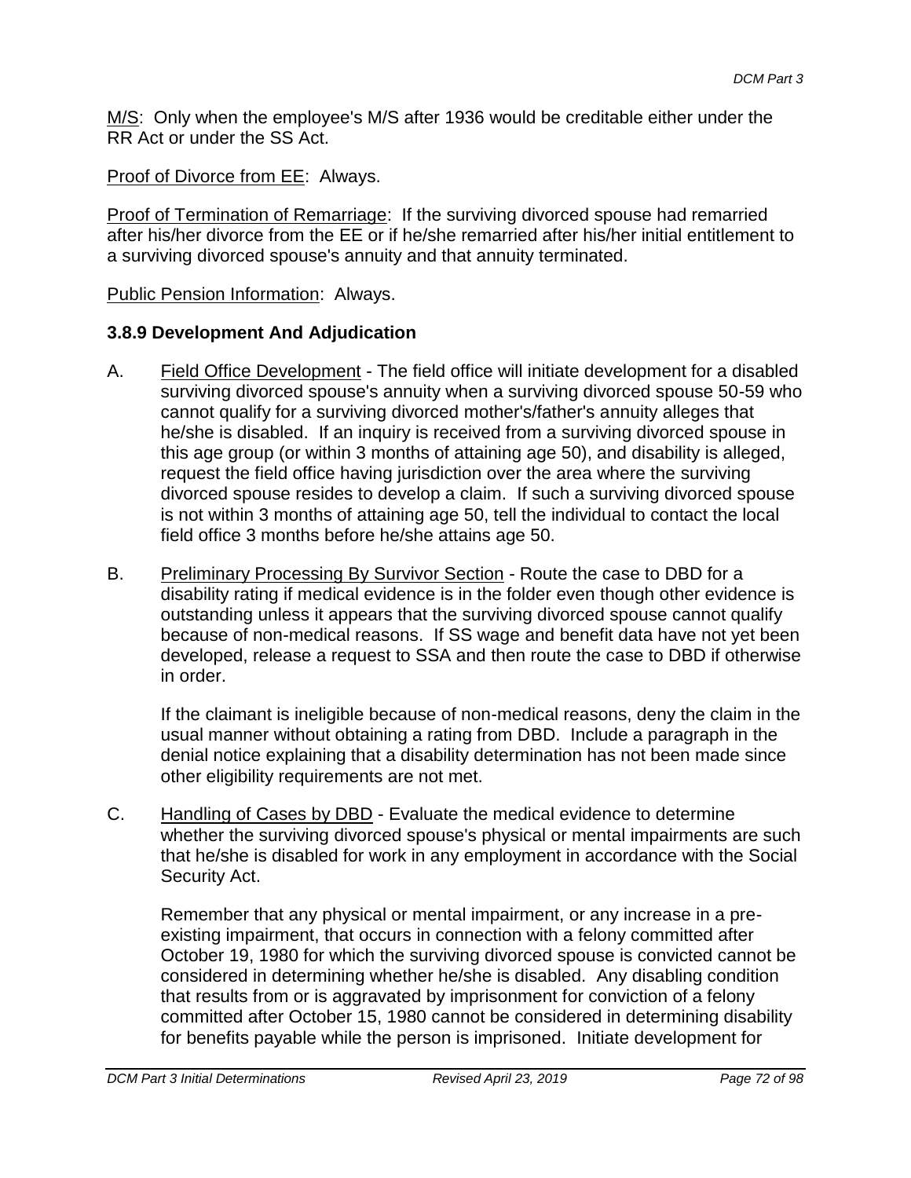M/S: Only when the employee's M/S after 1936 would be creditable either under the RR Act or under the SS Act.

Proof of Divorce from EE: Always.

Proof of Termination of Remarriage: If the surviving divorced spouse had remarried after his/her divorce from the EE or if he/she remarried after his/her initial entitlement to a surviving divorced spouse's annuity and that annuity terminated.

Public Pension Information: Always.

### 3.8.9 Development And Adjudication

A. Field Office Development - The field office will initiate development for a disabled surviving divorced spouse's annuity when a surviving divorced spouse 50-59 who cannot qualify for a surviving divorced mother's/father's annuity alleges that he/she is disabled. If an inquiry is received from a surviving divorced spouse in this age group (or within 3 months of attaining age 50), and disability is alleged, request the field office having jurisdiction over the area where the surviving divorced spouse resides to develop a claim. If such a surviving divorced spouse is not within 3 months of attaining age 50, tell the individual to contact the local field office 3 months before he/she attains age 50.

B. Preliminary Processing By Survivor Section - Route the case to DBD for a disability rating if medical evidence is in the folder even though other evidence is outstanding unless it appears that the surviving divorced spouse cannot qualify because of non-medical reasons. If SS wage and benefit data have not yet been developed, release a request to SSA and then route the case to DBD if otherwise in order.

   If the claimant is ineligible because of non-medical reasons, deny the claim in the usual manner without obtaining a rating from DBD. Include a paragraph in the denial notice explaining that a disability determination has not been made since other eligibility requirements are not met.

C. Handling of Cases by DBD - Evaluate the medical evidence to determine whether the surviving divorced spouse's physical or mental impairments are such that he/she is disabled for work in any employment in accordance with the Social Security Act.

   Remember that any physical or mental impairment, or any increase in a pre-existing impairment, that occurs in connection with a felony committed after October 19, 1980 for which the surviving divorced spouse is convicted cannot be considered in determining whether he/she is disabled. Any disabling condition that results from or is aggravated by imprisonment for conviction of a felony committed after October 15, 1980 cannot be considered in determining disability for benefits payable while the person is imprisoned. Initiate development for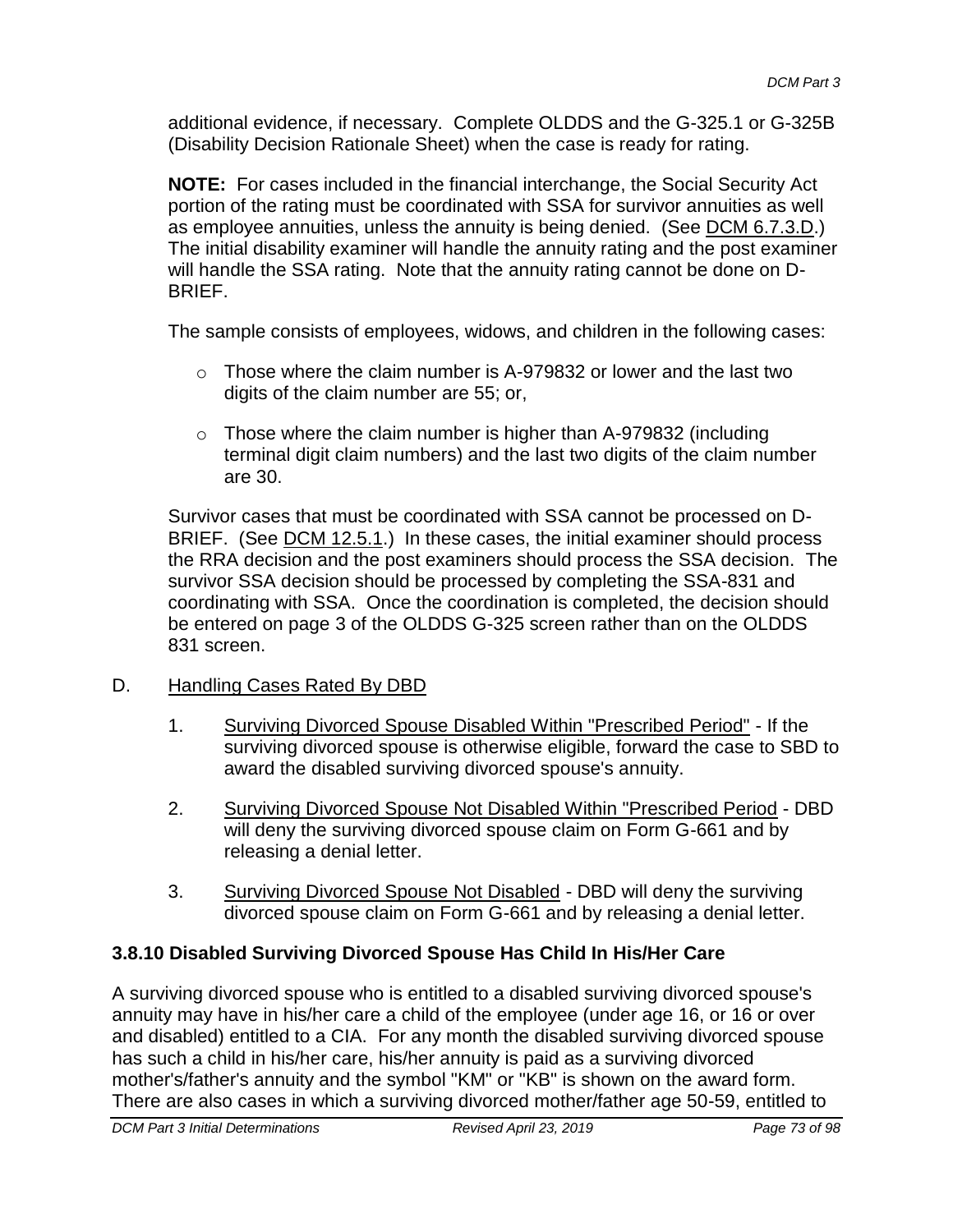additional evidence, if necessary. Complete OLDDS and the G-325.1 or G-325B (Disability Decision Rationale Sheet) when the case is ready for rating.

**NOTE:** For cases included in the financial interchange, the Social Security Act portion of the rating must be coordinated with SSA for survivor annuities as well as employee annuities, unless the annuity is being denied. (See DCM 6.7.3.D.) The initial disability examiner will handle the annuity rating and the post examiner will handle the SSA rating. Note that the annuity rating cannot be done on D-BRIEF.

The sample consists of employees, widows, and children in the following cases:

- Those where the claim number is A-979832 or lower and the last two digits of the claim number are 55; or,
- Those where the claim number is higher than A-979832 (including terminal digit claim numbers) and the last two digits of the claim number are 30.

Survivor cases that must be coordinated with SSA cannot be processed on D-BRIEF. (See DCM 12.5.1.) In these cases, the initial examiner should process the RRA decision and the post examiners should process the SSA decision. The survivor SSA decision should be processed by completing the SSA-831 and coordinating with SSA. Once the coordination is completed, the decision should be entered on page 3 of the OLDDS G-325 screen rather than on the OLDDS 831 screen.

D. Handling Cases Rated By DBD

1. Surviving Divorced Spouse Disabled Within "Prescribed Period" - If the surviving divorced spouse is otherwise eligible, forward the case to SBD to award the disabled surviving divorced spouse's annuity.
2. Surviving Divorced Spouse Not Disabled Within "Prescribed Period - DBD will deny the surviving divorced spouse claim on Form G-661 and by releasing a denial letter.
3. Surviving Divorced Spouse Not Disabled - DBD will deny the surviving divorced spouse claim on Form G-661 and by releasing a denial letter.

### 3.8.10 Disabled Surviving Divorced Spouse Has Child In His/Her Care

A surviving divorced spouse who is entitled to a disabled surviving divorced spouse's annuity may have in his/her care a child of the employee (under age 16, or 16 or over and disabled) entitled to a CIA. For any month the disabled surviving divorced spouse has such a child in his/her care, his/her annuity is paid as a surviving divorced mother's/father's annuity and the symbol "KM" or "KB" is shown on the award form. There are also cases in which a surviving divorced mother/father age 50-59, entitled to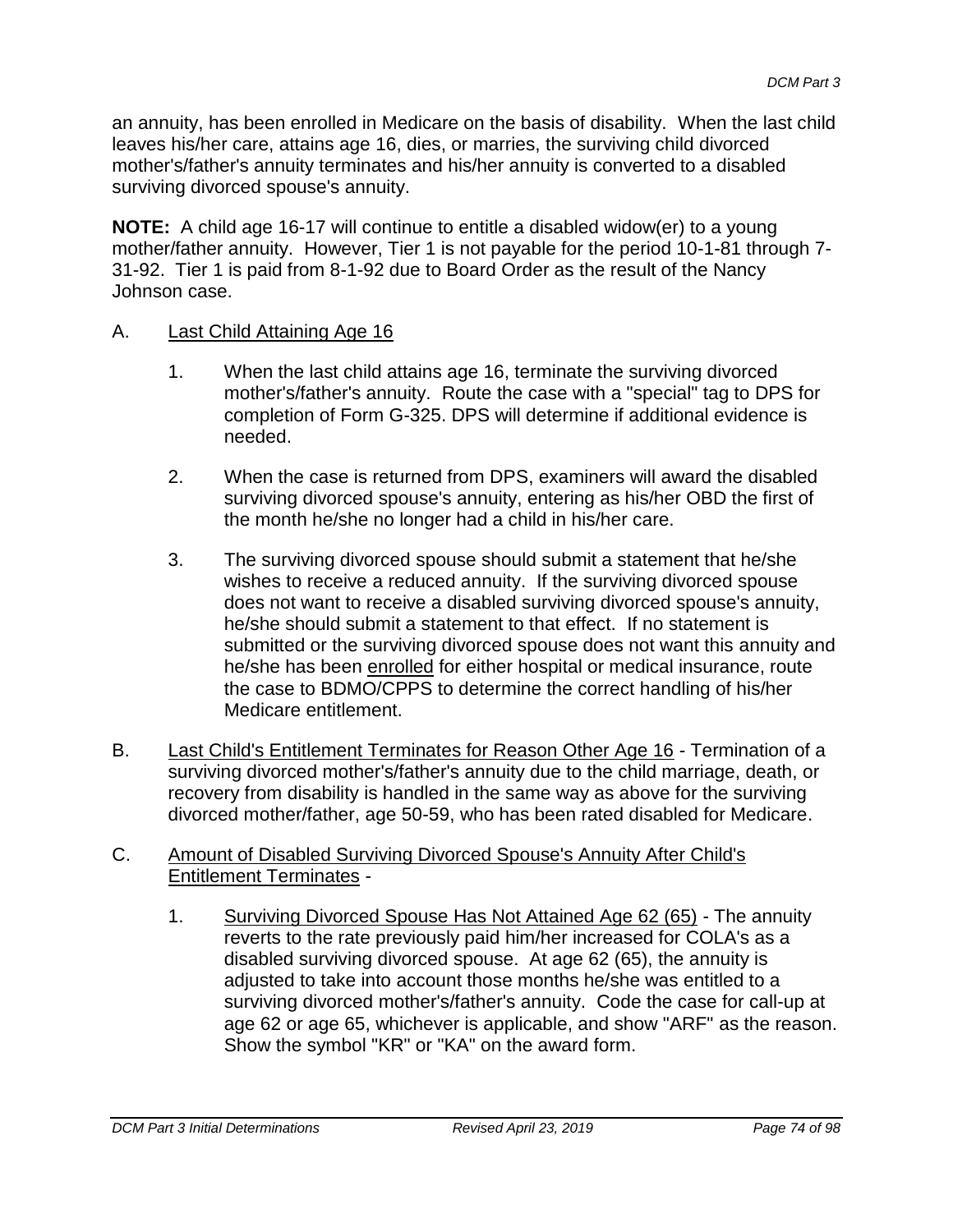an annuity, has been enrolled in Medicare on the basis of disability. When the last child leaves his/her care, attains age 16, dies, or marries, the surviving child divorced mother's/father's annuity terminates and his/her annuity is converted to a disabled surviving divorced spouse's annuity.

**NOTE:** A child age 16-17 will continue to entitle a disabled widow(er) to a young mother/father annuity. However, Tier 1 is not payable for the period 10-1-81 through 7-31-92. Tier 1 is paid from 8-1-92 due to Board Order as the result of the Nancy Johnson case.

A. <u>Last Child Attaining Age 16</u>

   1. When the last child attains age 16, terminate the surviving divorced mother's/father's annuity. Route the case with a "special" tag to DPS for completion of Form G-325. DPS will determine if additional evidence is needed.

   2. When the case is returned from DPS, examiners will award the disabled surviving divorced spouse's annuity, entering as his/her OBD the first of the month he/she no longer had a child in his/her care.

   3. The surviving divorced spouse should submit a statement that he/she wishes to receive a reduced annuity. If the surviving divorced spouse does not want to receive a disabled surviving divorced spouse's annuity, he/she should submit a statement to that effect. If no statement is submitted or the surviving divorced spouse does not want this annuity and he/she has been <u>enrolled</u> for either hospital or medical insurance, route the case to BDMO/CPPS to determine the correct handling of his/her Medicare entitlement.

B. <u>Last Child's Entitlement Terminates for Reason Other Age 16</u> - Termination of a surviving divorced mother's/father's annuity due to the child marriage, death, or recovery from disability is handled in the same way as above for the surviving divorced mother/father, age 50-59, who has been rated disabled for Medicare.

C. <u>Amount of Disabled Surviving Divorced Spouse's Annuity After Child's Entitlement Terminates</u> -

   1. <u>Surviving Divorced Spouse Has Not Attained Age 62 (65)</u> - The annuity reverts to the rate previously paid him/her increased for COLA's as a disabled surviving divorced spouse. At age 62 (65), the annuity is adjusted to take into account those months he/she was entitled to a surviving divorced mother's/father's annuity. Code the case for call-up at age 62 or age 65, whichever is applicable, and show "ARF" as the reason. Show the symbol "KR" or "KA" on the award form.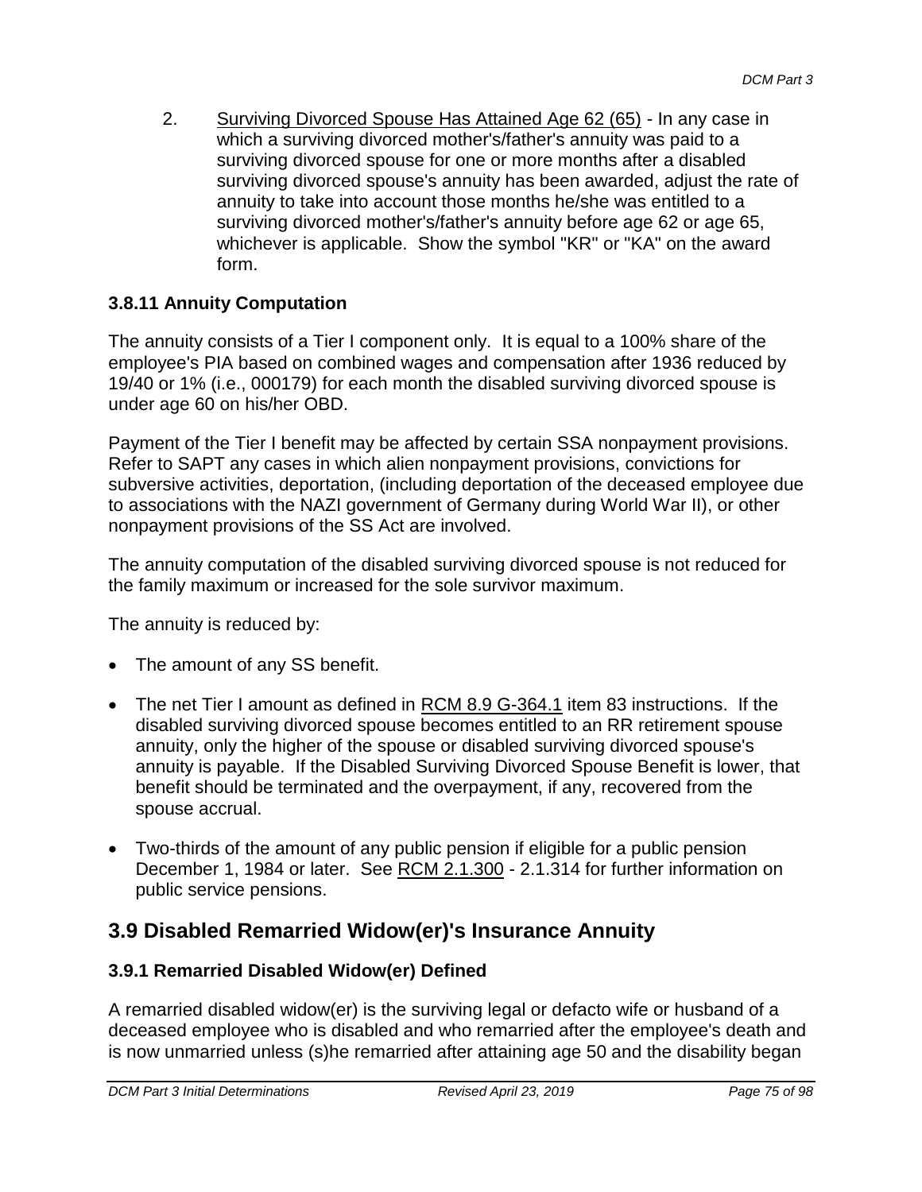2. Surviving Divorced Spouse Has Attained Age 62 (65) - In any case in which a surviving divorced mother's/father's annuity was paid to a surviving divorced spouse for one or more months after a disabled surviving divorced spouse's annuity has been awarded, adjust the rate of annuity to take into account those months he/she was entitled to a surviving divorced mother's/father's annuity before age 62 or age 65, whichever is applicable. Show the symbol "KR" or "KA" on the award form.

### 3.8.11 Annuity Computation

The annuity consists of a Tier I component only. It is equal to a 100% share of the employee's PIA based on combined wages and compensation after 1936 reduced by 19/40 or 1% (i.e., 000179) for each month the disabled surviving divorced spouse is under age 60 on his/her OBD.

Payment of the Tier I benefit may be affected by certain SSA nonpayment provisions. Refer to SAPT any cases in which alien nonpayment provisions, convictions for subversive activities, deportation, (including deportation of the deceased employee due to associations with the NAZI government of Germany during World War II), or other nonpayment provisions of the SS Act are involved.

The annuity computation of the disabled surviving divorced spouse is not reduced for the family maximum or increased for the sole survivor maximum.

The annuity is reduced by:

- The amount of any SS benefit.
- The net Tier I amount as defined in RCM 8.9 G-364.1 item 83 instructions. If the disabled surviving divorced spouse becomes entitled to an RR retirement spouse annuity, only the higher of the spouse or disabled surviving divorced spouse's annuity is payable. If the Disabled Surviving Divorced Spouse Benefit is lower, that benefit should be terminated and the overpayment, if any, recovered from the spouse accrual.
- Two-thirds of the amount of any public pension if eligible for a public pension December 1, 1984 or later. See RCM 2.1.300 - 2.1.314 for further information on public service pensions.

## 3.9 Disabled Remarried Widow(er)'s Insurance Annuity

### 3.9.1 Remarried Disabled Widow(er) Defined

A remarried disabled widow(er) is the surviving legal or defacto wife or husband of a deceased employee who is disabled and who remarried after the employee's death and is now unmarried unless (s)he remarried after attaining age 50 and the disability began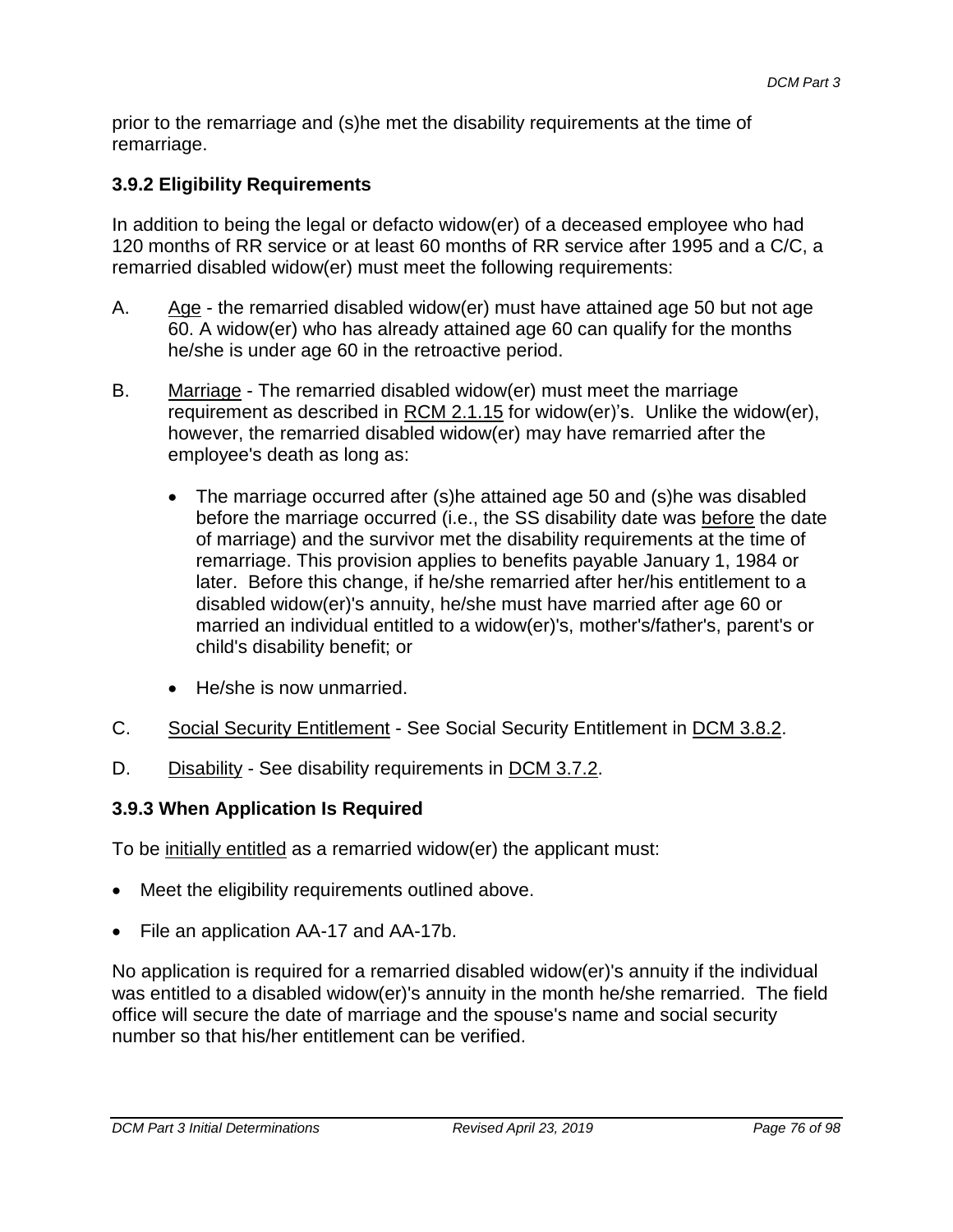prior to the remarriage and (s)he met the disability requirements at the time of remarriage.

### 3.9.2 Eligibility Requirements

In addition to being the legal or defacto widow(er) of a deceased employee who had 120 months of RR service or at least 60 months of RR service after 1995 and a C/C, a remarried disabled widow(er) must meet the following requirements:

A. Age - the remarried disabled widow(er) must have attained age 50 but not age 60. A widow(er) who has already attained age 60 can qualify for the months he/she is under age 60 in the retroactive period.

B. Marriage - The remarried disabled widow(er) must meet the marriage requirement as described in RCM 2.1.15 for widow(er)'s. Unlike the widow(er), however, the remarried disabled widow(er) may have remarried after the employee's death as long as:

   - The marriage occurred after (s)he attained age 50 and (s)he was disabled before the marriage occurred (i.e., the SS disability date was before the date of marriage) and the survivor met the disability requirements at the time of remarriage. This provision applies to benefits payable January 1, 1984 or later. Before this change, if he/she remarried after her/his entitlement to a disabled widow(er)'s annuity, he/she must have married after age 60 or married an individual entitled to a widow(er)'s, mother's/father's, parent's or child's disability benefit; or

   - He/she is now unmarried.

C. Social Security Entitlement - See Social Security Entitlement in DCM 3.8.2.

D. Disability - See disability requirements in DCM 3.7.2.

### 3.9.3 When Application Is Required

To be initially entitled as a remarried widow(er) the applicant must:

- Meet the eligibility requirements outlined above.
- File an application AA-17 and AA-17b.

No application is required for a remarried disabled widow(er)'s annuity if the individual was entitled to a disabled widow(er)'s annuity in the month he/she remarried. The field office will secure the date of marriage and the spouse's name and social security number so that his/her entitlement can be verified.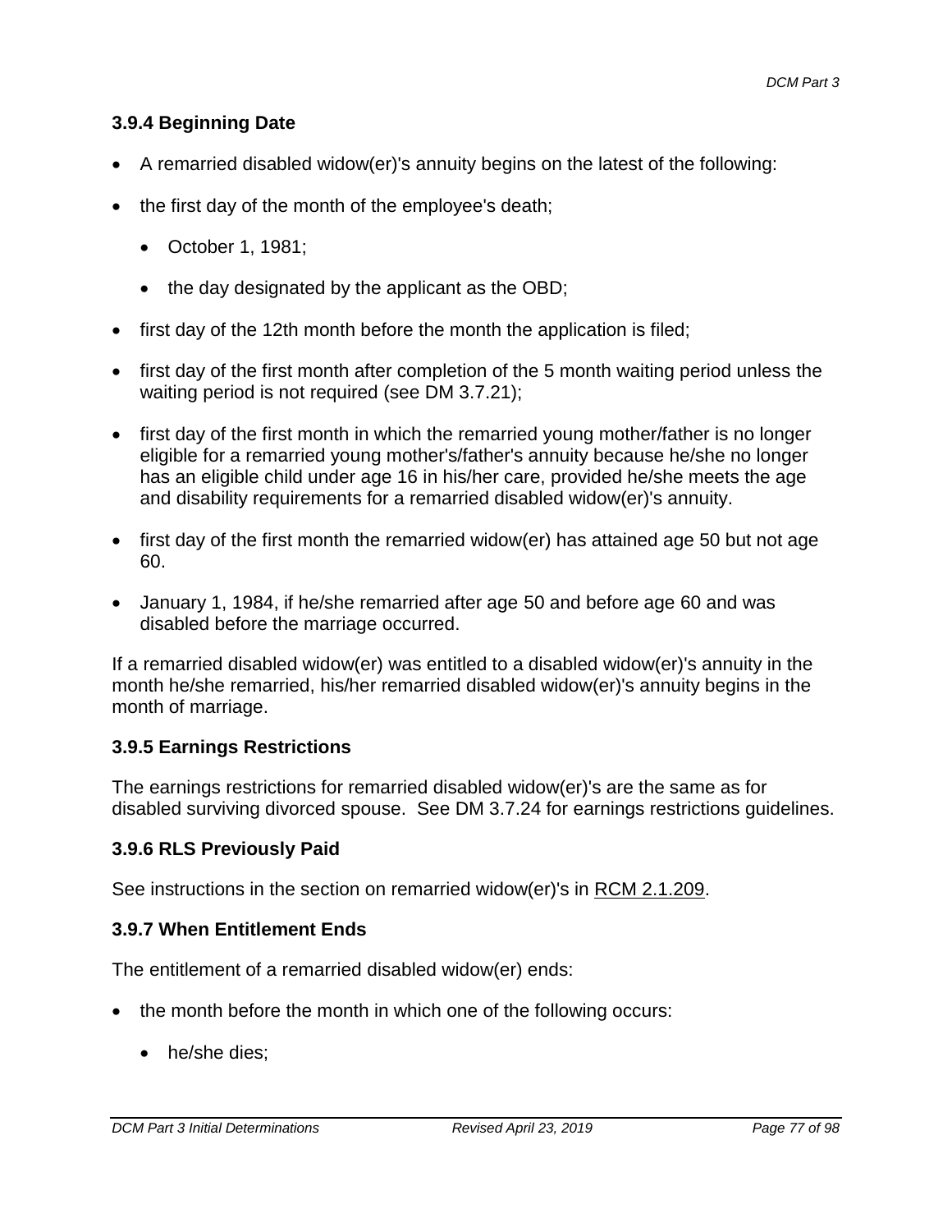### 3.9.4 Beginning Date

- A remarried disabled widow(er)'s annuity begins on the latest of the following:
- the first day of the month of the employee's death;
  - October 1, 1981;
  - the day designated by the applicant as the OBD;
- first day of the 12th month before the month the application is filed;
- first day of the first month after completion of the 5 month waiting period unless the waiting period is not required (see DM 3.7.21);
- first day of the first month in which the remarried young mother/father is no longer eligible for a remarried young mother's/father's annuity because he/she no longer has an eligible child under age 16 in his/her care, provided he/she meets the age and disability requirements for a remarried disabled widow(er)'s annuity.
- first day of the first month the remarried widow(er) has attained age 50 but not age 60.
- January 1, 1984, if he/she remarried after age 50 and before age 60 and was disabled before the marriage occurred.

If a remarried disabled widow(er) was entitled to a disabled widow(er)'s annuity in the month he/she remarried, his/her remarried disabled widow(er)'s annuity begins in the month of marriage.

### 3.9.5 Earnings Restrictions

The earnings restrictions for remarried disabled widow(er)'s are the same as for disabled surviving divorced spouse. See DM 3.7.24 for earnings restrictions guidelines.

### 3.9.6 RLS Previously Paid

See instructions in the section on remarried widow(er)'s in RCM 2.1.209.

### 3.9.7 When Entitlement Ends

The entitlement of a remarried disabled widow(er) ends:

- the month before the month in which one of the following occurs:
  - he/she dies;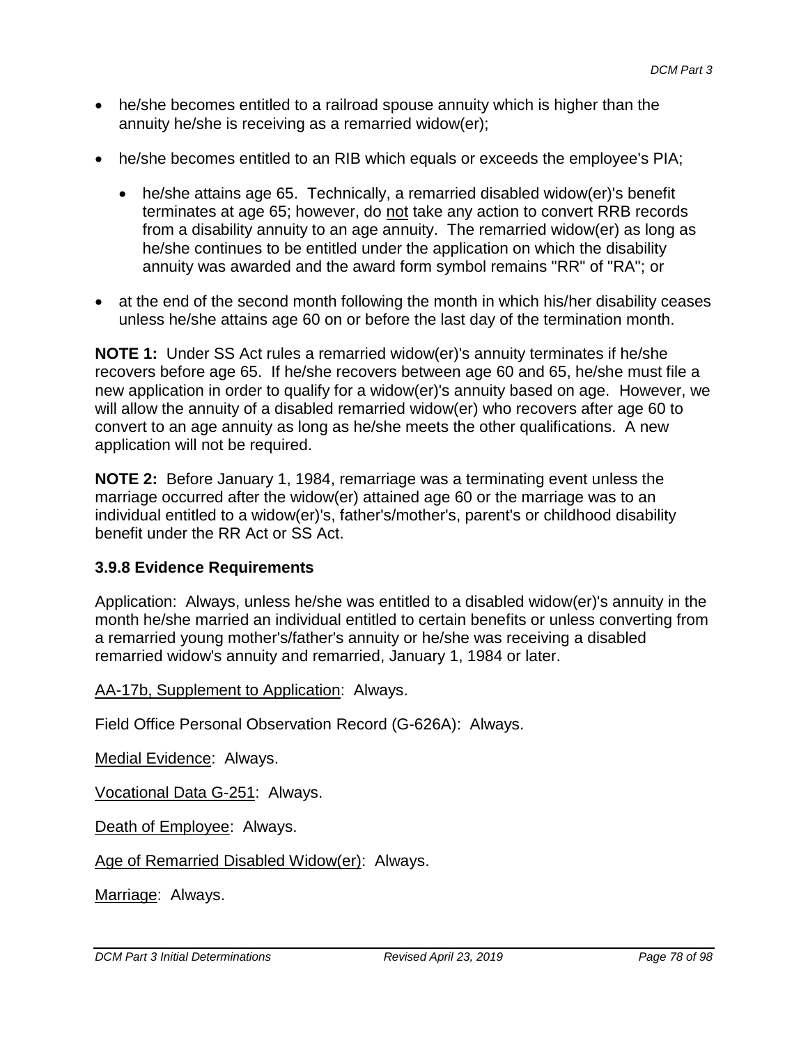- he/she becomes entitled to a railroad spouse annuity which is higher than the annuity he/she is receiving as a remarried widow(er);
- he/she becomes entitled to an RIB which equals or exceeds the employee's PIA;
  - he/she attains age 65. Technically, a remarried disabled widow(er)'s benefit terminates at age 65; however, do not take any action to convert RRB records from a disability annuity to an age annuity. The remarried widow(er) as long as he/she continues to be entitled under the application on which the disability annuity was awarded and the award form symbol remains "RR" of "RA"; or
- at the end of the second month following the month in which his/her disability ceases unless he/she attains age 60 on or before the last day of the termination month.

**NOTE 1:** Under SS Act rules a remarried widow(er)'s annuity terminates if he/she recovers before age 65. If he/she recovers between age 60 and 65, he/she must file a new application in order to qualify for a widow(er)'s annuity based on age. However, we will allow the annuity of a disabled remarried widow(er) who recovers after age 60 to convert to an age annuity as long as he/she meets the other qualifications. A new application will not be required.

**NOTE 2:** Before January 1, 1984, remarriage was a terminating event unless the marriage occurred after the widow(er) attained age 60 or the marriage was to an individual entitled to a widow(er)'s, father's/mother's, parent's or childhood disability benefit under the RR Act or SS Act.

### 3.9.8 Evidence Requirements

Application: Always, unless he/she was entitled to a disabled widow(er)'s annuity in the month he/she married an individual entitled to certain benefits or unless converting from a remarried young mother's/father's annuity or he/she was receiving a disabled remarried widow's annuity and remarried, January 1, 1984 or later.

AA-17b, Supplement to Application: Always.

Field Office Personal Observation Record (G-626A): Always.

Medial Evidence: Always.

Vocational Data G-251: Always.

Death of Employee: Always.

Age of Remarried Disabled Widow(er): Always.

Marriage: Always.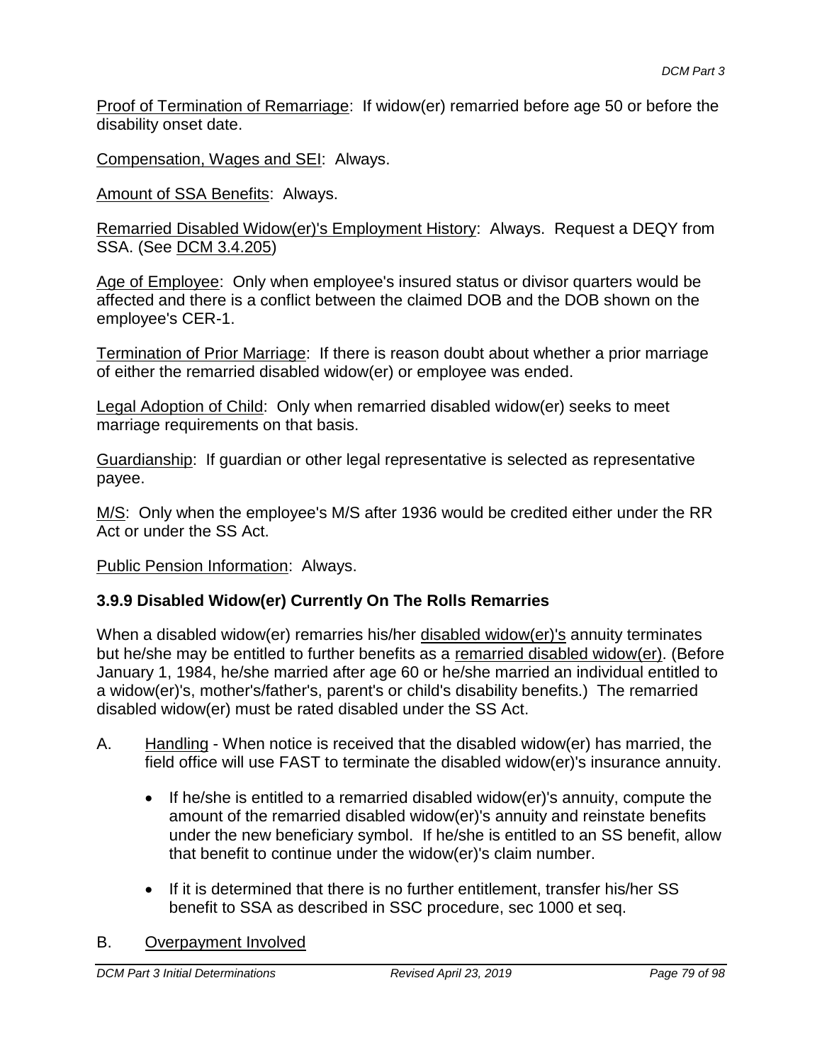Proof of Termination of Remarriage: If widow(er) remarried before age 50 or before the disability onset date.

Compensation, Wages and SEI: Always.

Amount of SSA Benefits: Always.

Remarried Disabled Widow(er)'s Employment History: Always. Request a DEQY from SSA. (See DCM 3.4.205)

Age of Employee: Only when employee's insured status or divisor quarters would be affected and there is a conflict between the claimed DOB and the DOB shown on the employee's CER-1.

Termination of Prior Marriage: If there is reason doubt about whether a prior marriage of either the remarried disabled widow(er) or employee was ended.

Legal Adoption of Child: Only when remarried disabled widow(er) seeks to meet marriage requirements on that basis.

Guardianship: If guardian or other legal representative is selected as representative payee.

M/S: Only when the employee's M/S after 1936 would be credited either under the RR Act or under the SS Act.

Public Pension Information: Always.

### 3.9.9 Disabled Widow(er) Currently On The Rolls Remarries

When a disabled widow(er) remarries his/her disabled widow(er)'s annuity terminates but he/she may be entitled to further benefits as a remarried disabled widow(er). (Before January 1, 1984, he/she married after age 60 or he/she married an individual entitled to a widow(er)'s, mother's/father's, parent's or child's disability benefits.) The remarried disabled widow(er) must be rated disabled under the SS Act.

A. Handling - When notice is received that the disabled widow(er) has married, the field office will use FAST to terminate the disabled widow(er)'s insurance annuity.

- If he/she is entitled to a remarried disabled widow(er)'s annuity, compute the amount of the remarried disabled widow(er)'s annuity and reinstate benefits under the new beneficiary symbol. If he/she is entitled to an SS benefit, allow that benefit to continue under the widow(er)'s claim number.
- If it is determined that there is no further entitlement, transfer his/her SS benefit to SSA as described in SSC procedure, sec 1000 et seq.

B. Overpayment Involved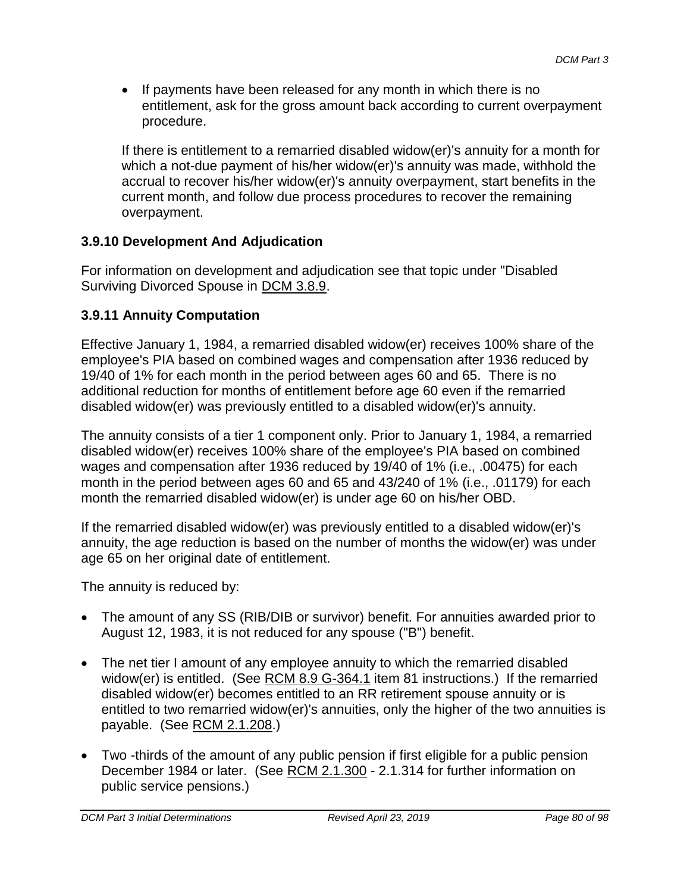- If payments have been released for any month in which there is no entitlement, ask for the gross amount back according to current overpayment procedure.

If there is entitlement to a remarried disabled widow(er)'s annuity for a month for which a not-due payment of his/her widow(er)'s annuity was made, withhold the accrual to recover his/her widow(er)'s annuity overpayment, start benefits in the current month, and follow due process procedures to recover the remaining overpayment.

### 3.9.10 Development And Adjudication

For information on development and adjudication see that topic under "Disabled Surviving Divorced Spouse in DCM 3.8.9.

### 3.9.11 Annuity Computation

Effective January 1, 1984, a remarried disabled widow(er) receives 100% share of the employee's PIA based on combined wages and compensation after 1936 reduced by 19/40 of 1% for each month in the period between ages 60 and 65. There is no additional reduction for months of entitlement before age 60 even if the remarried disabled widow(er) was previously entitled to a disabled widow(er)'s annuity.

The annuity consists of a tier 1 component only. Prior to January 1, 1984, a remarried disabled widow(er) receives 100% share of the employee's PIA based on combined wages and compensation after 1936 reduced by 19/40 of 1% (i.e., .00475) for each month in the period between ages 60 and 65 and 43/240 of 1% (i.e., .01179) for each month the remarried disabled widow(er) is under age 60 on his/her OBD.

If the remarried disabled widow(er) was previously entitled to a disabled widow(er)'s annuity, the age reduction is based on the number of months the widow(er) was under age 65 on her original date of entitlement.

The annuity is reduced by:

- The amount of any SS (RIB/DIB or survivor) benefit. For annuities awarded prior to August 12, 1983, it is not reduced for any spouse ("B") benefit.
- The net tier I amount of any employee annuity to which the remarried disabled widow(er) is entitled. (See RCM 8.9 G-364.1 item 81 instructions.) If the remarried disabled widow(er) becomes entitled to an RR retirement spouse annuity or is entitled to two remarried widow(er)'s annuities, only the higher of the two annuities is payable. (See RCM 2.1.208.)
- Two -thirds of the amount of any public pension if first eligible for a public pension December 1984 or later. (See RCM 2.1.300 - 2.1.314 for further information on public service pensions.)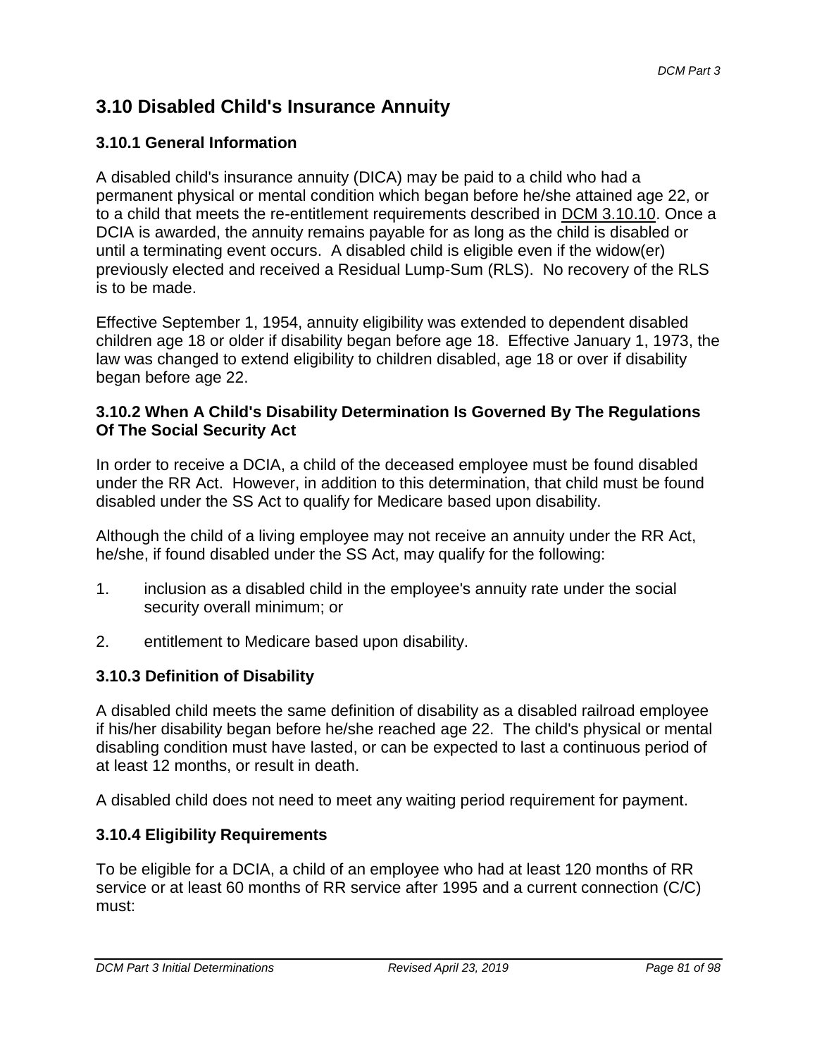## 3.10 Disabled Child's Insurance Annuity

### 3.10.1 General Information

A disabled child's insurance annuity (DICA) may be paid to a child who had a permanent physical or mental condition which began before he/she attained age 22, or to a child that meets the re-entitlement requirements described in DCM 3.10.10. Once a DCIA is awarded, the annuity remains payable for as long as the child is disabled or until a terminating event occurs. A disabled child is eligible even if the widow(er) previously elected and received a Residual Lump-Sum (RLS). No recovery of the RLS is to be made.

Effective September 1, 1954, annuity eligibility was extended to dependent disabled children age 18 or older if disability began before age 18. Effective January 1, 1973, the law was changed to extend eligibility to children disabled, age 18 or over if disability began before age 22.

### 3.10.2 When A Child's Disability Determination Is Governed By The Regulations Of The Social Security Act

In order to receive a DCIA, a child of the deceased employee must be found disabled under the RR Act. However, in addition to this determination, that child must be found disabled under the SS Act to qualify for Medicare based upon disability.

Although the child of a living employee may not receive an annuity under the RR Act, he/she, if found disabled under the SS Act, may qualify for the following:

1. inclusion as a disabled child in the employee's annuity rate under the social security overall minimum; or
2. entitlement to Medicare based upon disability.

### 3.10.3 Definition of Disability

A disabled child meets the same definition of disability as a disabled railroad employee if his/her disability began before he/she reached age 22. The child's physical or mental disabling condition must have lasted, or can be expected to last a continuous period of at least 12 months, or result in death.

A disabled child does not need to meet any waiting period requirement for payment.

### 3.10.4 Eligibility Requirements

To be eligible for a DCIA, a child of an employee who had at least 120 months of RR service or at least 60 months of RR service after 1995 and a current connection (C/C) must: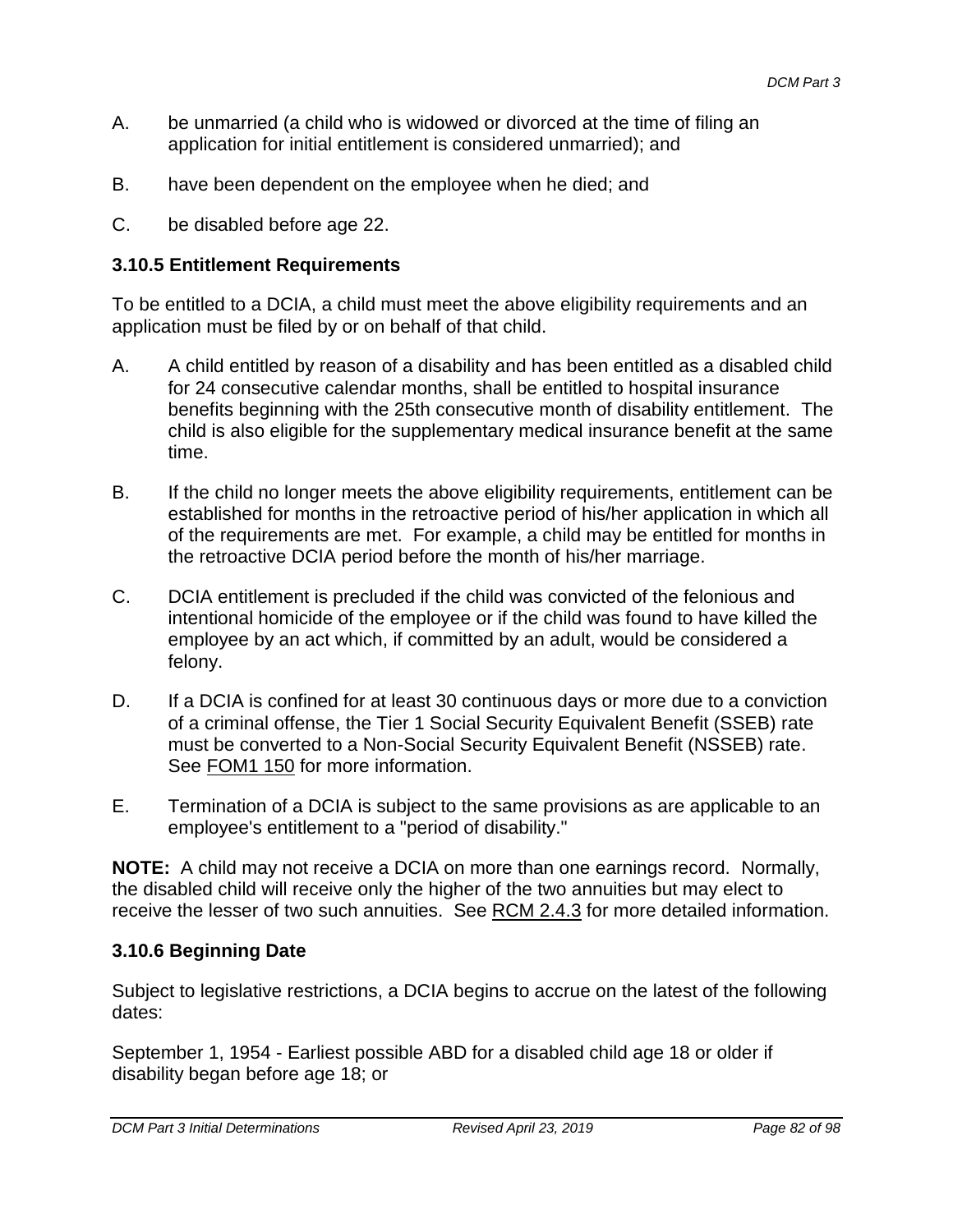A. be unmarried (a child who is widowed or divorced at the time of filing an application for initial entitlement is considered unmarried); and

B. have been dependent on the employee when he died; and

C. be disabled before age 22.

### 3.10.5 Entitlement Requirements

To be entitled to a DCIA, a child must meet the above eligibility requirements and an application must be filed by or on behalf of that child.

A. A child entitled by reason of a disability and has been entitled as a disabled child for 24 consecutive calendar months, shall be entitled to hospital insurance benefits beginning with the 25th consecutive month of disability entitlement. The child is also eligible for the supplementary medical insurance benefit at the same time.

B. If the child no longer meets the above eligibility requirements, entitlement can be established for months in the retroactive period of his/her application in which all of the requirements are met. For example, a child may be entitled for months in the retroactive DCIA period before the month of his/her marriage.

C. DCIA entitlement is precluded if the child was convicted of the felonious and intentional homicide of the employee or if the child was found to have killed the employee by an act which, if committed by an adult, would be considered a felony.

D. If a DCIA is confined for at least 30 continuous days or more due to a conviction of a criminal offense, the Tier 1 Social Security Equivalent Benefit (SSEB) rate must be converted to a Non-Social Security Equivalent Benefit (NSSEB) rate. See FOM1 150 for more information.

E. Termination of a DCIA is subject to the same provisions as are applicable to an employee's entitlement to a "period of disability."

**NOTE:** A child may not receive a DCIA on more than one earnings record. Normally, the disabled child will receive only the higher of the two annuities but may elect to receive the lesser of two such annuities. See RCM 2.4.3 for more detailed information.

### 3.10.6 Beginning Date

Subject to legislative restrictions, a DCIA begins to accrue on the latest of the following dates:

September 1, 1954 - Earliest possible ABD for a disabled child age 18 or older if disability began before age 18; or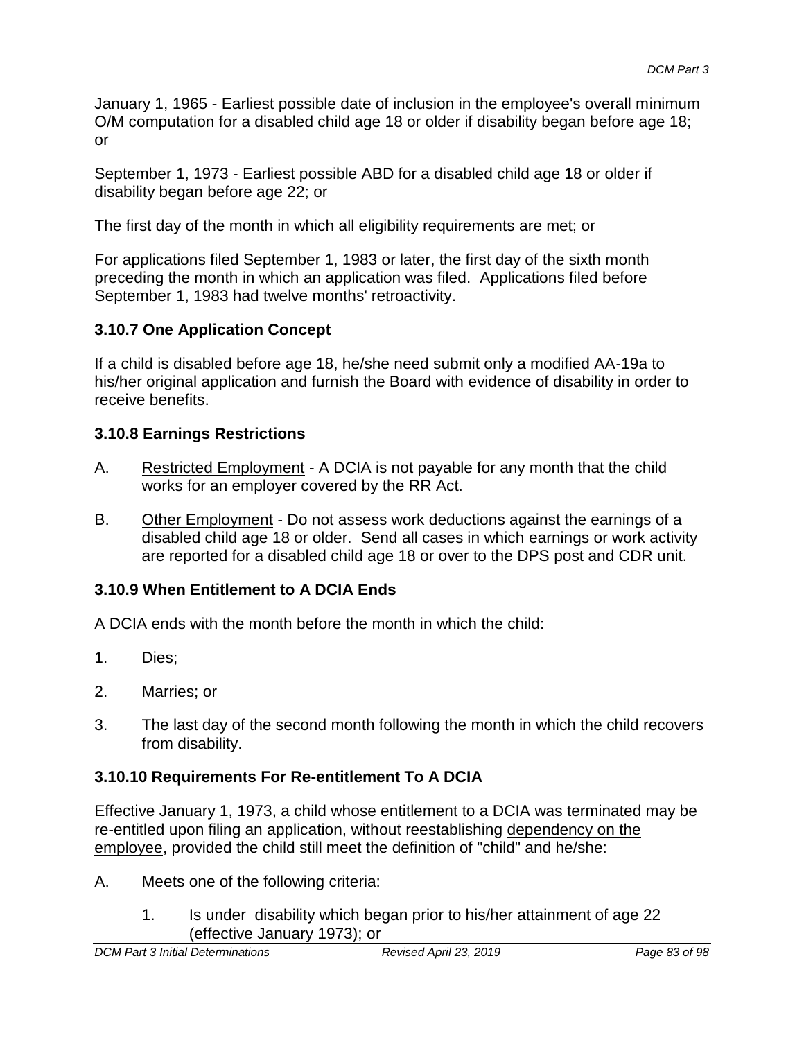January 1, 1965 - Earliest possible date of inclusion in the employee's overall minimum O/M computation for a disabled child age 18 or older if disability began before age 18; or

September 1, 1973 - Earliest possible ABD for a disabled child age 18 or older if disability began before age 22; or

The first day of the month in which all eligibility requirements are met; or

For applications filed September 1, 1983 or later, the first day of the sixth month preceding the month in which an application was filed. Applications filed before September 1, 1983 had twelve months' retroactivity.

### 3.10.7 One Application Concept

If a child is disabled before age 18, he/she need submit only a modified AA-19a to his/her original application and furnish the Board with evidence of disability in order to receive benefits.

### 3.10.8 Earnings Restrictions

A. Restricted Employment - A DCIA is not payable for any month that the child works for an employer covered by the RR Act.

B. Other Employment - Do not assess work deductions against the earnings of a disabled child age 18 or older. Send all cases in which earnings or work activity are reported for a disabled child age 18 or over to the DPS post and CDR unit.

### 3.10.9 When Entitlement to A DCIA Ends

A DCIA ends with the month before the month in which the child:

1. Dies;
2. Marries; or
3. The last day of the second month following the month in which the child recovers from disability.

### 3.10.10 Requirements For Re-entitlement To A DCIA

Effective January 1, 1973, a child whose entitlement to a DCIA was terminated may be re-entitled upon filing an application, without reestablishing dependency on the employee, provided the child still meet the definition of "child" and he/she:

A. Meets one of the following criteria:

   1. Is under disability which began prior to his/her attainment of age 22 (effective January 1973); or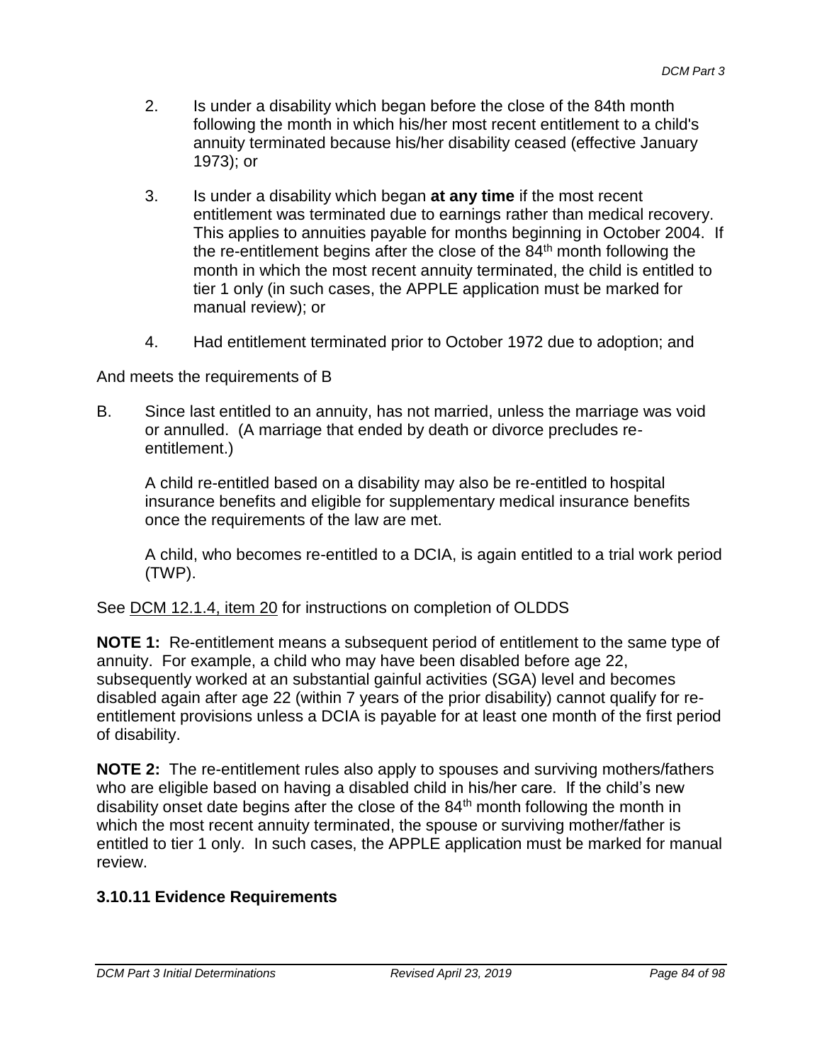2. Is under a disability which began before the close of the 84th month following the month in which his/her most recent entitlement to a child's annuity terminated because his/her disability ceased (effective January 1973); or

3. Is under a disability which began **at any time** if the most recent entitlement was terminated due to earnings rather than medical recovery. This applies to annuities payable for months beginning in October 2004. If the re-entitlement begins after the close of the 84th month following the month in which the most recent annuity terminated, the child is entitled to tier 1 only (in such cases, the APPLE application must be marked for manual review); or

4. Had entitlement terminated prior to October 1972 due to adoption; and

And meets the requirements of B

B. Since last entitled to an annuity, has not married, unless the marriage was void or annulled. (A marriage that ended by death or divorce precludes re-entitlement.)

   A child re-entitled based on a disability may also be re-entitled to hospital insurance benefits and eligible for supplementary medical insurance benefits once the requirements of the law are met.

   A child, who becomes re-entitled to a DCIA, is again entitled to a trial work period (TWP).

See DCM 12.1.4, item 20 for instructions on completion of OLDDS

**NOTE 1:** Re-entitlement means a subsequent period of entitlement to the same type of annuity. For example, a child who may have been disabled before age 22, subsequently worked at an substantial gainful activities (SGA) level and becomes disabled again after age 22 (within 7 years of the prior disability) cannot qualify for re-entitlement provisions unless a DCIA is payable for at least one month of the first period of disability.

**NOTE 2:** The re-entitlement rules also apply to spouses and surviving mothers/fathers who are eligible based on having a disabled child in his/her care. If the child's new disability onset date begins after the close of the 84th month following the month in which the most recent annuity terminated, the spouse or surviving mother/father is entitled to tier 1 only. In such cases, the APPLE application must be marked for manual review.

### 3.10.11 Evidence Requirements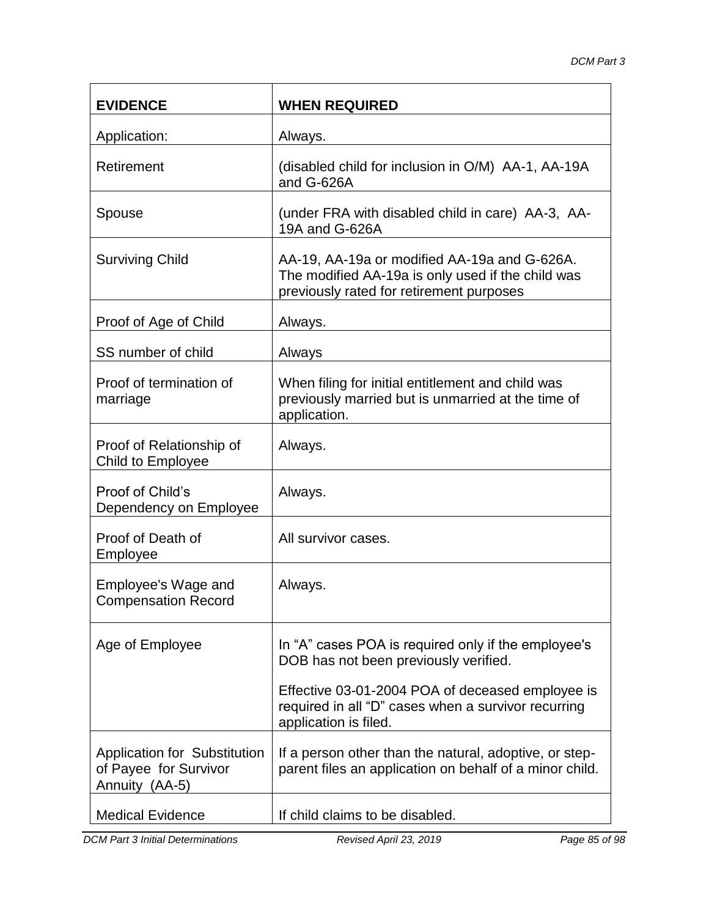| EVIDENCE | WHEN REQUIRED |
|---|---|
| Application: | Always. |
| Retirement | (disabled child for inclusion in O/M) AA-1, AA-19A and G-626A |
| Spouse | (under FRA with disabled child in care) AA-3, AA-19A and G-626A |
| Surviving Child | AA-19, AA-19a or modified AA-19a and G-626A. The modified AA-19a is only used if the child was previously rated for retirement purposes |
| Proof of Age of Child | Always. |
| SS number of child | Always |
| Proof of termination of marriage | When filing for initial entitlement and child was previously married but is unmarried at the time of application. |
| Proof of Relationship of Child to Employee | Always. |
| Proof of Child's Dependency on Employee | Always. |
| Proof of Death of Employee | All survivor cases. |
| Employee's Wage and Compensation Record | Always. |
| Age of Employee | In "A" cases POA is required only if the employee's DOB has not been previously verified.<br><br>Effective 03-01-2004 POA of deceased employee is required in all "D" cases when a survivor recurring application is filed. |
| Application for Substitution of Payee for Survivor Annuity (AA-5) | If a person other than the natural, adoptive, or step-parent files an application on behalf of a minor child. |
| Medical Evidence | If child claims to be disabled. |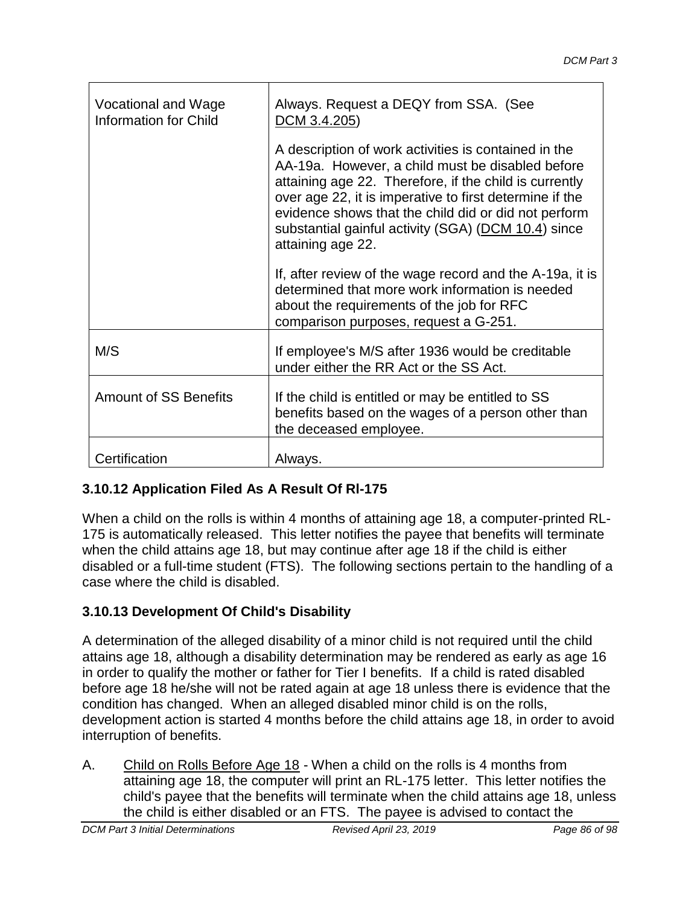| | |
|---|---|
| Vocational and Wage Information for Child | Always. Request a DEQY from SSA. (See DCM 3.4.205)<br><br>A description of work activities is contained in the AA-19a. However, a child must be disabled before attaining age 22. Therefore, if the child is currently over age 22, it is imperative to first determine if the evidence shows that the child did or did not perform substantial gainful activity (SGA) (DCM 10.4) since attaining age 22.<br><br>If, after review of the wage record and the A-19a, it is determined that more work information is needed about the requirements of the job for RFC comparison purposes, request a G-251. |
| M/S | If employee's M/S after 1936 would be creditable under either the RR Act or the SS Act. |
| Amount of SS Benefits | If the child is entitled or may be entitled to SS benefits based on the wages of a person other than the deceased employee. |
| Certification | Always. |

### 3.10.12 Application Filed As A Result Of Rl-175

When a child on the rolls is within 4 months of attaining age 18, a computer-printed RL-175 is automatically released. This letter notifies the payee that benefits will terminate when the child attains age 18, but may continue after age 18 if the child is either disabled or a full-time student (FTS). The following sections pertain to the handling of a case where the child is disabled.

### 3.10.13 Development Of Child's Disability

A determination of the alleged disability of a minor child is not required until the child attains age 18, although a disability determination may be rendered as early as age 16 in order to qualify the mother or father for Tier I benefits. If a child is rated disabled before age 18 he/she will not be rated again at age 18 unless there is evidence that the condition has changed. When an alleged disabled minor child is on the rolls, development action is started 4 months before the child attains age 18, in order to avoid interruption of benefits.

A. Child on Rolls Before Age 18 - When a child on the rolls is 4 months from attaining age 18, the computer will print an RL-175 letter. This letter notifies the child's payee that the benefits will terminate when the child attains age 18, unless the child is either disabled or an FTS. The payee is advised to contact the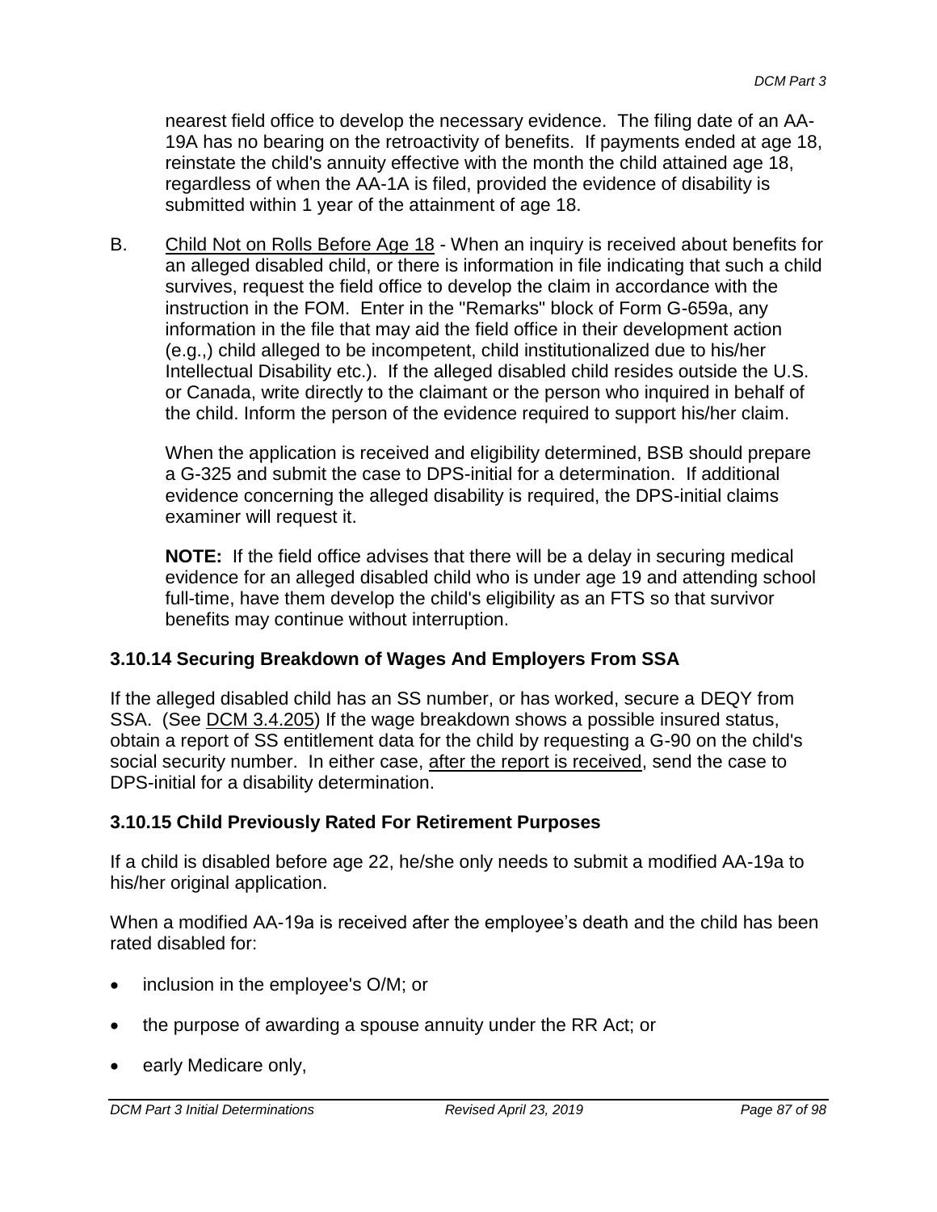nearest field office to develop the necessary evidence. The filing date of an AA-19A has no bearing on the retroactivity of benefits. If payments ended at age 18, reinstate the child's annuity effective with the month the child attained age 18, regardless of when the AA-1A is filed, provided the evidence of disability is submitted within 1 year of the attainment of age 18.

B. Child Not on Rolls Before Age 18 - When an inquiry is received about benefits for an alleged disabled child, or there is information in file indicating that such a child survives, request the field office to develop the claim in accordance with the instruction in the FOM. Enter in the "Remarks" block of Form G-659a, any information in the file that may aid the field office in their development action (e.g.,) child alleged to be incompetent, child institutionalized due to his/her Intellectual Disability etc.). If the alleged disabled child resides outside the U.S. or Canada, write directly to the claimant or the person who inquired in behalf of the child. Inform the person of the evidence required to support his/her claim.

   When the application is received and eligibility determined, BSB should prepare a G-325 and submit the case to DPS-initial for a determination. If additional evidence concerning the alleged disability is required, the DPS-initial claims examiner will request it.

   **NOTE:** If the field office advises that there will be a delay in securing medical evidence for an alleged disabled child who is under age 19 and attending school full-time, have them develop the child's eligibility as an FTS so that survivor benefits may continue without interruption.

### 3.10.14 Securing Breakdown of Wages And Employers From SSA

If the alleged disabled child has an SS number, or has worked, secure a DEQY from SSA. (See DCM 3.4.205) If the wage breakdown shows a possible insured status, obtain a report of SS entitlement data for the child by requesting a G-90 on the child's social security number. In either case, after the report is received, send the case to DPS-initial for a disability determination.

### 3.10.15 Child Previously Rated For Retirement Purposes

If a child is disabled before age 22, he/she only needs to submit a modified AA-19a to his/her original application.

When a modified AA-19a is received after the employee's death and the child has been rated disabled for:

- inclusion in the employee's O/M; or
- the purpose of awarding a spouse annuity under the RR Act; or
- early Medicare only,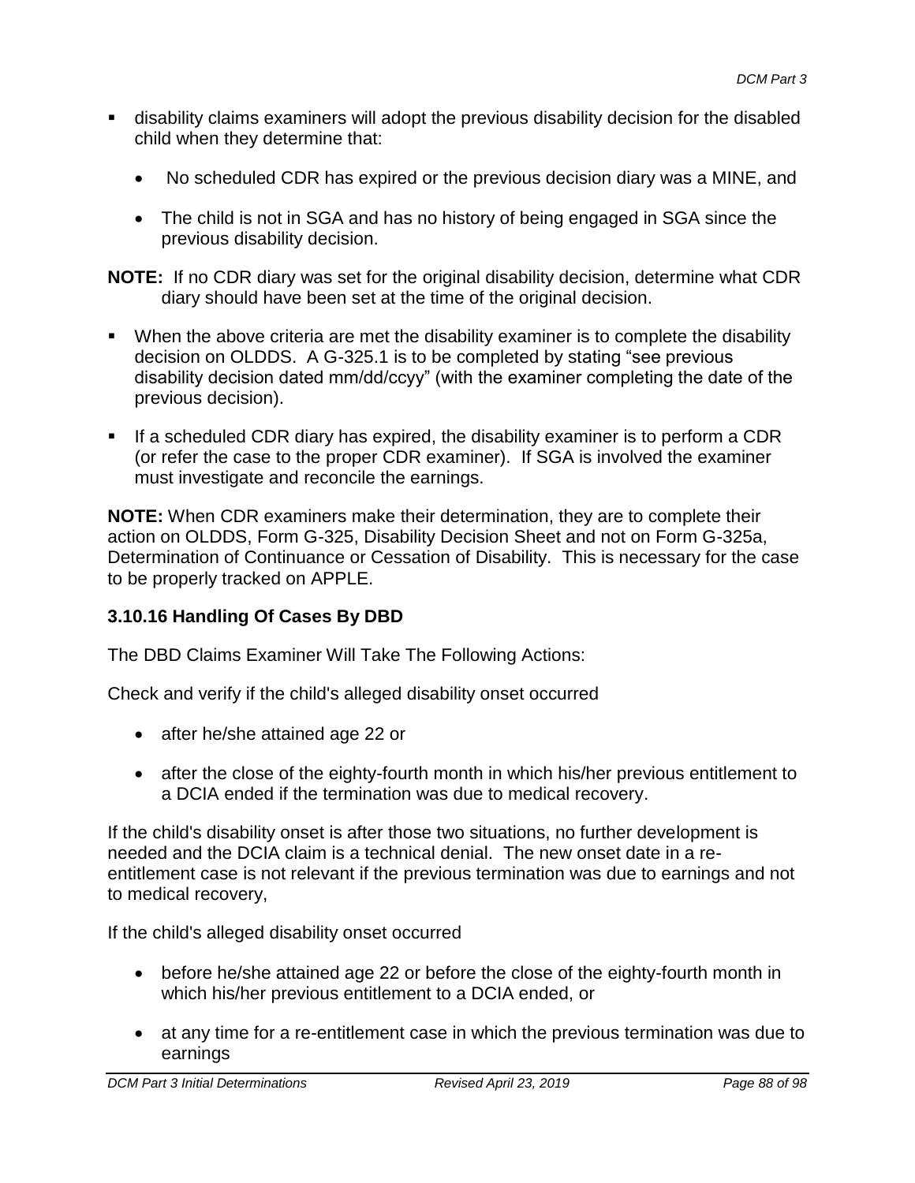- disability claims examiners will adopt the previous disability decision for the disabled child when they determine that:
  - No scheduled CDR has expired or the previous decision diary was a MINE, and
  - The child is not in SGA and has no history of being engaged in SGA since the previous disability decision.

**NOTE:** If no CDR diary was set for the original disability decision, determine what CDR diary should have been set at the time of the original decision.

- When the above criteria are met the disability examiner is to complete the disability decision on OLDDS. A G-325.1 is to be completed by stating "see previous disability decision dated mm/dd/ccyy" (with the examiner completing the date of the previous decision).
- If a scheduled CDR diary has expired, the disability examiner is to perform a CDR (or refer the case to the proper CDR examiner). If SGA is involved the examiner must investigate and reconcile the earnings.

**NOTE:** When CDR examiners make their determination, they are to complete their action on OLDDS, Form G-325, Disability Decision Sheet and not on Form G-325a, Determination of Continuance or Cessation of Disability. This is necessary for the case to be properly tracked on APPLE.

### 3.10.16 Handling Of Cases By DBD

The DBD Claims Examiner Will Take The Following Actions:

Check and verify if the child's alleged disability onset occurred

- after he/she attained age 22 or
- after the close of the eighty-fourth month in which his/her previous entitlement to a DCIA ended if the termination was due to medical recovery.

If the child's disability onset is after those two situations, no further development is needed and the DCIA claim is a technical denial. The new onset date in a re-entitlement case is not relevant if the previous termination was due to earnings and not to medical recovery,

If the child's alleged disability onset occurred

- before he/she attained age 22 or before the close of the eighty-fourth month in which his/her previous entitlement to a DCIA ended, or
- at any time for a re-entitlement case in which the previous termination was due to earnings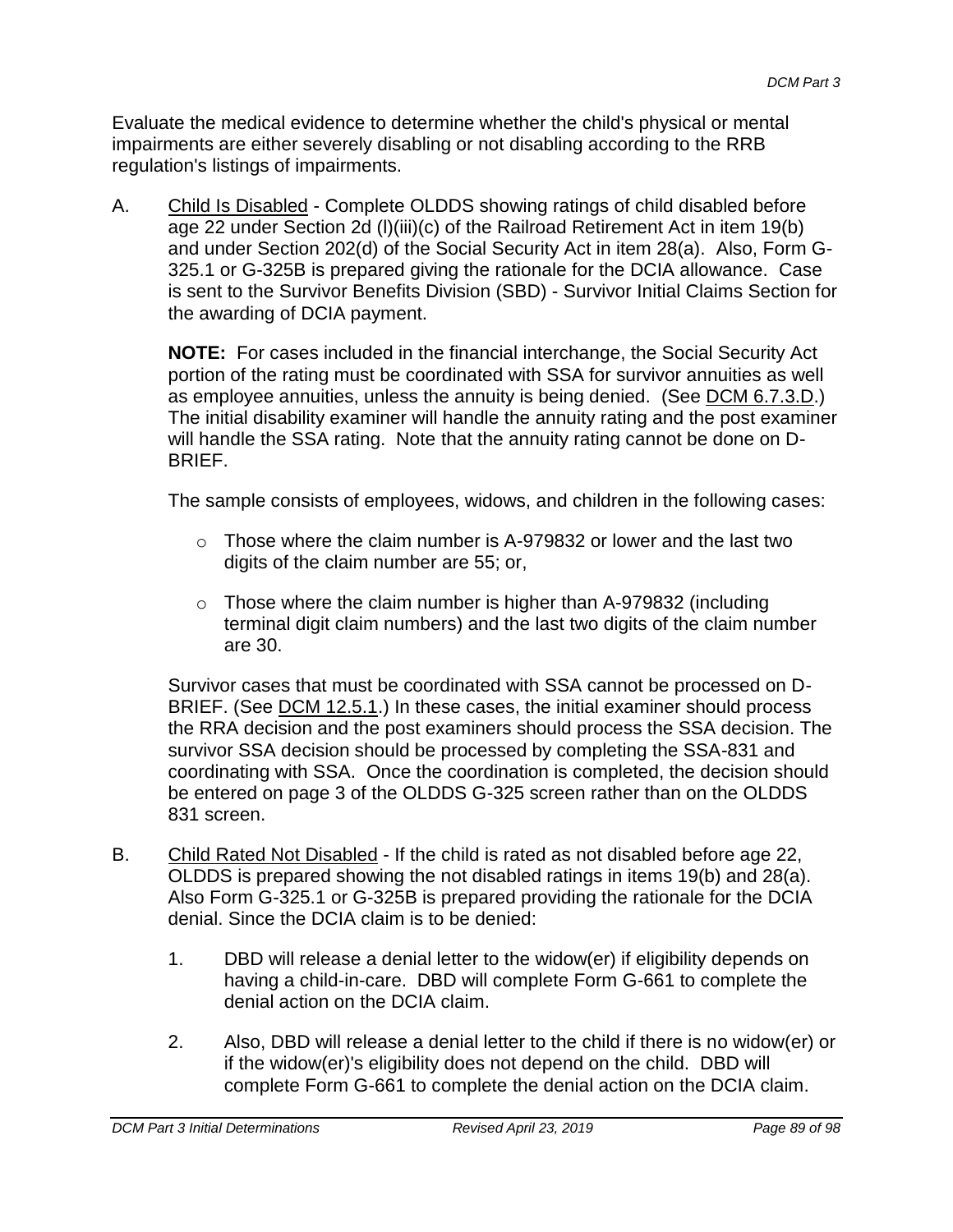Evaluate the medical evidence to determine whether the child's physical or mental impairments are either severely disabling or not disabling according to the RRB regulation's listings of impairments.

A. Child Is Disabled - Complete OLDDS showing ratings of child disabled before age 22 under Section 2d (l)(iii)(c) of the Railroad Retirement Act in item 19(b) and under Section 202(d) of the Social Security Act in item 28(a). Also, Form G-325.1 or G-325B is prepared giving the rationale for the DCIA allowance. Case is sent to the Survivor Benefits Division (SBD) - Survivor Initial Claims Section for the awarding of DCIA payment.

   **NOTE:** For cases included in the financial interchange, the Social Security Act portion of the rating must be coordinated with SSA for survivor annuities as well as employee annuities, unless the annuity is being denied. (See DCM 6.7.3.D.) The initial disability examiner will handle the annuity rating and the post examiner will handle the SSA rating. Note that the annuity rating cannot be done on D-BRIEF.

   The sample consists of employees, widows, and children in the following cases:

   - Those where the claim number is A-979832 or lower and the last two digits of the claim number are 55; or,
   - Those where the claim number is higher than A-979832 (including terminal digit claim numbers) and the last two digits of the claim number are 30.

   Survivor cases that must be coordinated with SSA cannot be processed on D-BRIEF. (See DCM 12.5.1.) In these cases, the initial examiner should process the RRA decision and the post examiners should process the SSA decision. The survivor SSA decision should be processed by completing the SSA-831 and coordinating with SSA. Once the coordination is completed, the decision should be entered on page 3 of the OLDDS G-325 screen rather than on the OLDDS 831 screen.

B. Child Rated Not Disabled - If the child is rated as not disabled before age 22, OLDDS is prepared showing the not disabled ratings in items 19(b) and 28(a). Also Form G-325.1 or G-325B is prepared providing the rationale for the DCIA denial. Since the DCIA claim is to be denied:

   1. DBD will release a denial letter to the widow(er) if eligibility depends on having a child-in-care. DBD will complete Form G-661 to complete the denial action on the DCIA claim.

   2. Also, DBD will release a denial letter to the child if there is no widow(er) or if the widow(er)'s eligibility does not depend on the child. DBD will complete Form G-661 to complete the denial action on the DCIA claim.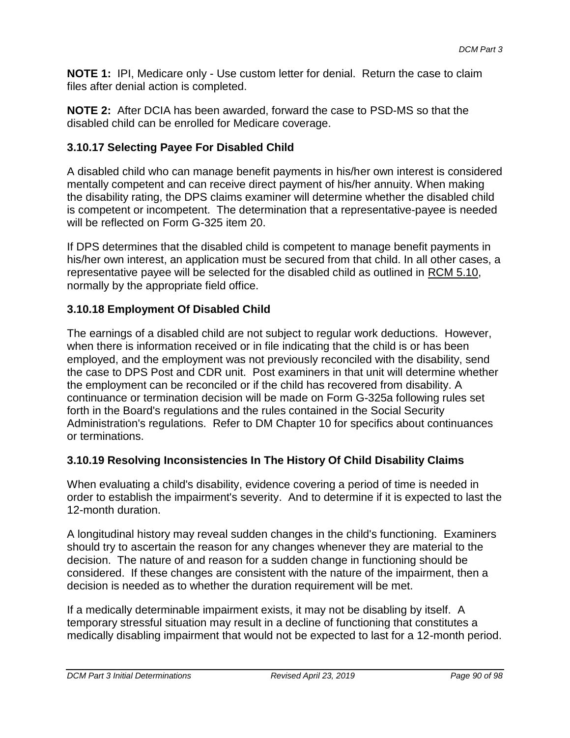**NOTE 1:** IPI, Medicare only - Use custom letter for denial. Return the case to claim files after denial action is completed.

**NOTE 2:** After DCIA has been awarded, forward the case to PSD-MS so that the disabled child can be enrolled for Medicare coverage.

### 3.10.17 Selecting Payee For Disabled Child

A disabled child who can manage benefit payments in his/her own interest is considered mentally competent and can receive direct payment of his/her annuity. When making the disability rating, the DPS claims examiner will determine whether the disabled child is competent or incompetent. The determination that a representative-payee is needed will be reflected on Form G-325 item 20.

If DPS determines that the disabled child is competent to manage benefit payments in his/her own interest, an application must be secured from that child. In all other cases, a representative payee will be selected for the disabled child as outlined in RCM 5.10, normally by the appropriate field office.

### 3.10.18 Employment Of Disabled Child

The earnings of a disabled child are not subject to regular work deductions. However, when there is information received or in file indicating that the child is or has been employed, and the employment was not previously reconciled with the disability, send the case to DPS Post and CDR unit. Post examiners in that unit will determine whether the employment can be reconciled or if the child has recovered from disability. A continuance or termination decision will be made on Form G-325a following rules set forth in the Board's regulations and the rules contained in the Social Security Administration's regulations. Refer to DM Chapter 10 for specifics about continuances or terminations.

### 3.10.19 Resolving Inconsistencies In The History Of Child Disability Claims

When evaluating a child's disability, evidence covering a period of time is needed in order to establish the impairment's severity. And to determine if it is expected to last the 12-month duration.

A longitudinal history may reveal sudden changes in the child's functioning. Examiners should try to ascertain the reason for any changes whenever they are material to the decision. The nature of and reason for a sudden change in functioning should be considered. If these changes are consistent with the nature of the impairment, then a decision is needed as to whether the duration requirement will be met.

If a medically determinable impairment exists, it may not be disabling by itself. A temporary stressful situation may result in a decline of functioning that constitutes a medically disabling impairment that would not be expected to last for a 12-month period.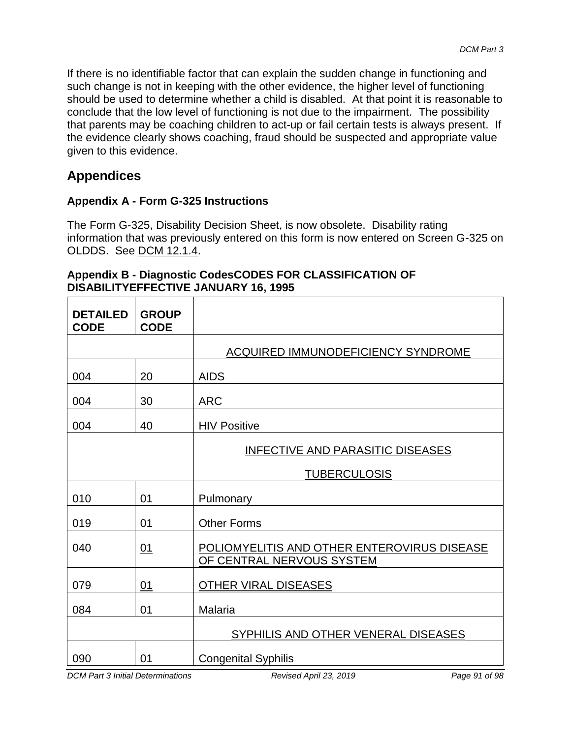If there is no identifiable factor that can explain the sudden change in functioning and such change is not in keeping with the other evidence, the higher level of functioning should be used to determine whether a child is disabled. At that point it is reasonable to conclude that the low level of functioning is not due to the impairment. The possibility that parents may be coaching children to act-up or fail certain tests is always present. If the evidence clearly shows coaching, fraud should be suspected and appropriate value given to this evidence.

## Appendices

### Appendix A - Form G-325 Instructions

The Form G-325, Disability Decision Sheet, is now obsolete. Disability rating information that was previously entered on this form is now entered on Screen G-325 on OLDDS. See DCM 12.1.4.

### Appendix B - Diagnostic CodesCODES FOR CLASSIFICATION OF DISABILITYEFFECTIVE JANUARY 16, 1995

| DETAILED CODE | GROUP CODE | |
|---|---|---|
| | | ACQUIRED IMMUNODEFICIENCY SYNDROME |
| 004 | 20 | AIDS |
| 004 | 30 | ARC |
| 004 | 40 | HIV Positive |
| | | INFECTIVE AND PARASITIC DISEASES<br>TUBERCULOSIS |
| 010 | 01 | Pulmonary |
| 019 | 01 | Other Forms |
| 040 | 01 | POLIOMYELITIS AND OTHER ENTEROVIRUS DISEASE OF CENTRAL NERVOUS SYSTEM |
| 079 | 01 | OTHER VIRAL DISEASES |
| 084 | 01 | Malaria |
| | | SYPHILIS AND OTHER VENERAL DISEASES |
| 090 | 01 | Congenital Syphilis |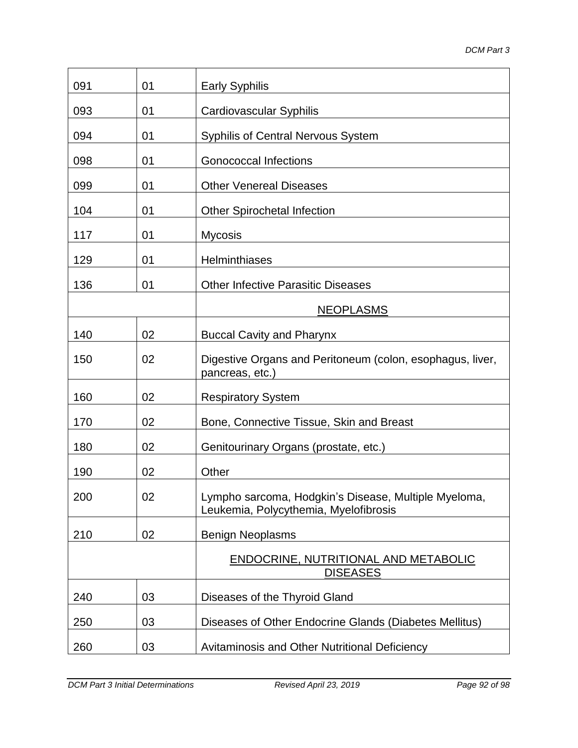| | | |
|---|---|---|
| 091 | 01 | Early Syphilis |
| 093 | 01 | Cardiovascular Syphilis |
| 094 | 01 | Syphilis of Central Nervous System |
| 098 | 01 | Gonococcal Infections |
| 099 | 01 | Other Venereal Diseases |
| 104 | 01 | Other Spirochetal Infection |
| 117 | 01 | Mycosis |
| 129 | 01 | Helminthiases |
| 136 | 01 | Other Infective Parasitic Diseases |
| | | NEOPLASMS |
| 140 | 02 | Buccal Cavity and Pharynx |
| 150 | 02 | Digestive Organs and Peritoneum (colon, esophagus, liver, pancreas, etc.) |
| 160 | 02 | Respiratory System |
| 170 | 02 | Bone, Connective Tissue, Skin and Breast |
| 180 | 02 | Genitourinary Organs (prostate, etc.) |
| 190 | 02 | Other |
| 200 | 02 | Lympho sarcoma, Hodgkin's Disease, Multiple Myeloma, Leukemia, Polycythemia, Myelofibrosis |
| 210 | 02 | Benign Neoplasms |
| | | ENDOCRINE, NUTRITIONAL AND METABOLIC DISEASES |
| 240 | 03 | Diseases of the Thyroid Gland |
| 250 | 03 | Diseases of Other Endocrine Glands (Diabetes Mellitus) |
| 260 | 03 | Avitaminosis and Other Nutritional Deficiency |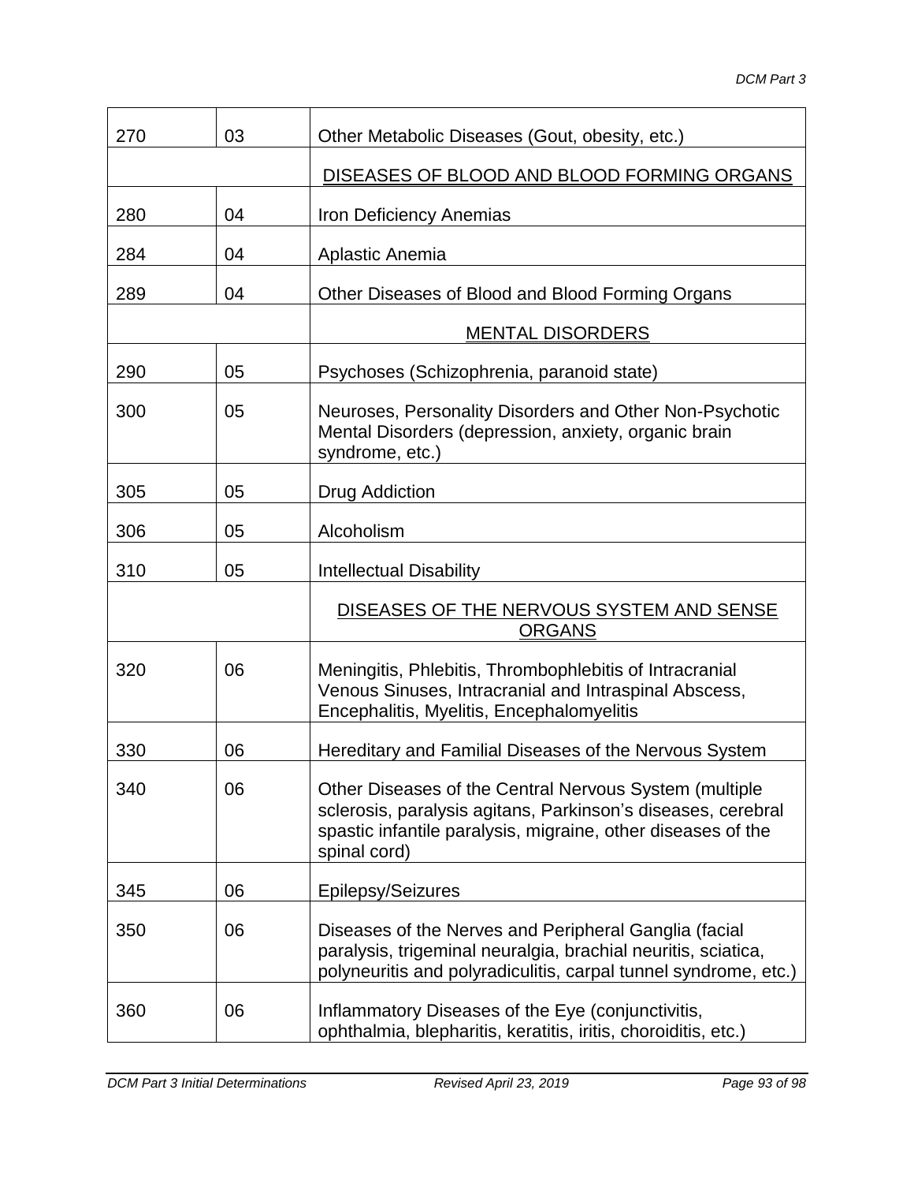| | | |
|---|---|---|
| 270 | 03 | Other Metabolic Diseases (Gout, obesity, etc.) |
| | | DISEASES OF BLOOD AND BLOOD FORMING ORGANS |
| 280 | 04 | Iron Deficiency Anemias |
| 284 | 04 | Aplastic Anemia |
| 289 | 04 | Other Diseases of Blood and Blood Forming Organs |
| | | MENTAL DISORDERS |
| 290 | 05 | Psychoses (Schizophrenia, paranoid state) |
| 300 | 05 | Neuroses, Personality Disorders and Other Non-Psychotic Mental Disorders (depression, anxiety, organic brain syndrome, etc.) |
| 305 | 05 | Drug Addiction |
| 306 | 05 | Alcoholism |
| 310 | 05 | Intellectual Disability |
| | | DISEASES OF THE NERVOUS SYSTEM AND SENSE ORGANS |
| 320 | 06 | Meningitis, Phlebitis, Thrombophlebitis of Intracranial Venous Sinuses, Intracranial and Intraspinal Abscess, Encephalitis, Myelitis, Encephalomyelitis |
| 330 | 06 | Hereditary and Familial Diseases of the Nervous System |
| 340 | 06 | Other Diseases of the Central Nervous System (multiple sclerosis, paralysis agitans, Parkinson's diseases, cerebral spastic infantile paralysis, migraine, other diseases of the spinal cord) |
| 345 | 06 | Epilepsy/Seizures |
| 350 | 06 | Diseases of the Nerves and Peripheral Ganglia (facial paralysis, trigeminal neuralgia, brachial neuritis, sciatica, polyneuritis and polyradiculitis, carpal tunnel syndrome, etc.) |
| 360 | 06 | Inflammatory Diseases of the Eye (conjunctivitis, ophthalmia, blepharitis, keratitis, iritis, choroiditis, etc.) |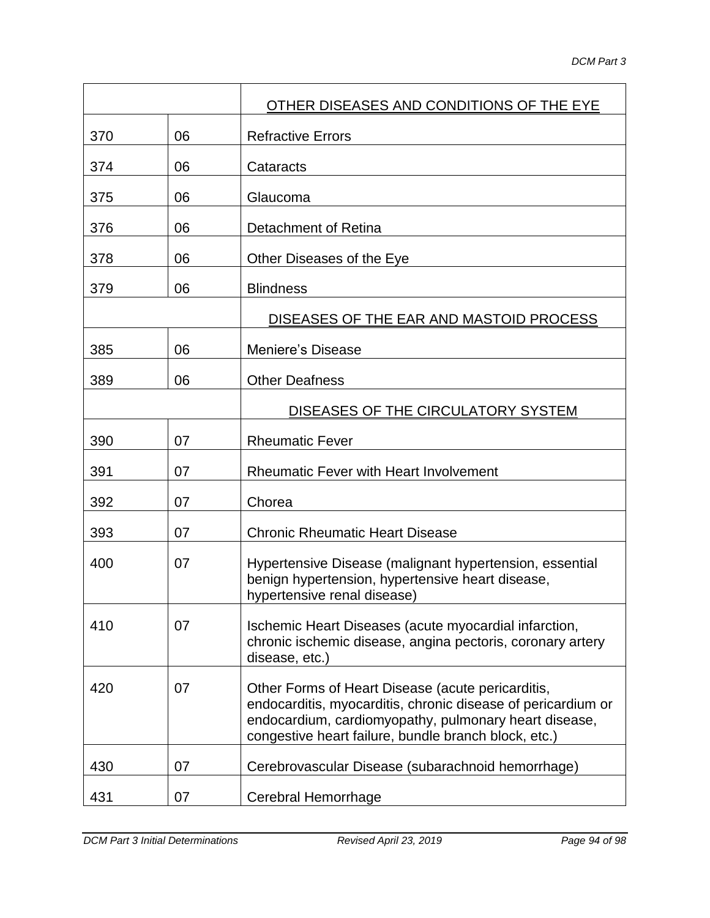| | | |
|---|---|---|
| | | OTHER DISEASES AND CONDITIONS OF THE EYE |
| 370 | 06 | Refractive Errors |
| 374 | 06 | Cataracts |
| 375 | 06 | Glaucoma |
| 376 | 06 | Detachment of Retina |
| 378 | 06 | Other Diseases of the Eye |
| 379 | 06 | Blindness |
| | | DISEASES OF THE EAR AND MASTOID PROCESS |
| 385 | 06 | Meniere's Disease |
| 389 | 06 | Other Deafness |
| | | DISEASES OF THE CIRCULATORY SYSTEM |
| 390 | 07 | Rheumatic Fever |
| 391 | 07 | Rheumatic Fever with Heart Involvement |
| 392 | 07 | Chorea |
| 393 | 07 | Chronic Rheumatic Heart Disease |
| 400 | 07 | Hypertensive Disease (malignant hypertension, essential benign hypertension, hypertensive heart disease, hypertensive renal disease) |
| 410 | 07 | Ischemic Heart Diseases (acute myocardial infarction, chronic ischemic disease, angina pectoris, coronary artery disease, etc.) |
| 420 | 07 | Other Forms of Heart Disease (acute pericarditis, endocarditis, myocarditis, chronic disease of pericardium or endocardium, cardiomyopathy, pulmonary heart disease, congestive heart failure, bundle branch block, etc.) |
| 430 | 07 | Cerebrovascular Disease (subarachnoid hemorrhage) |
| 431 | 07 | Cerebral Hemorrhage |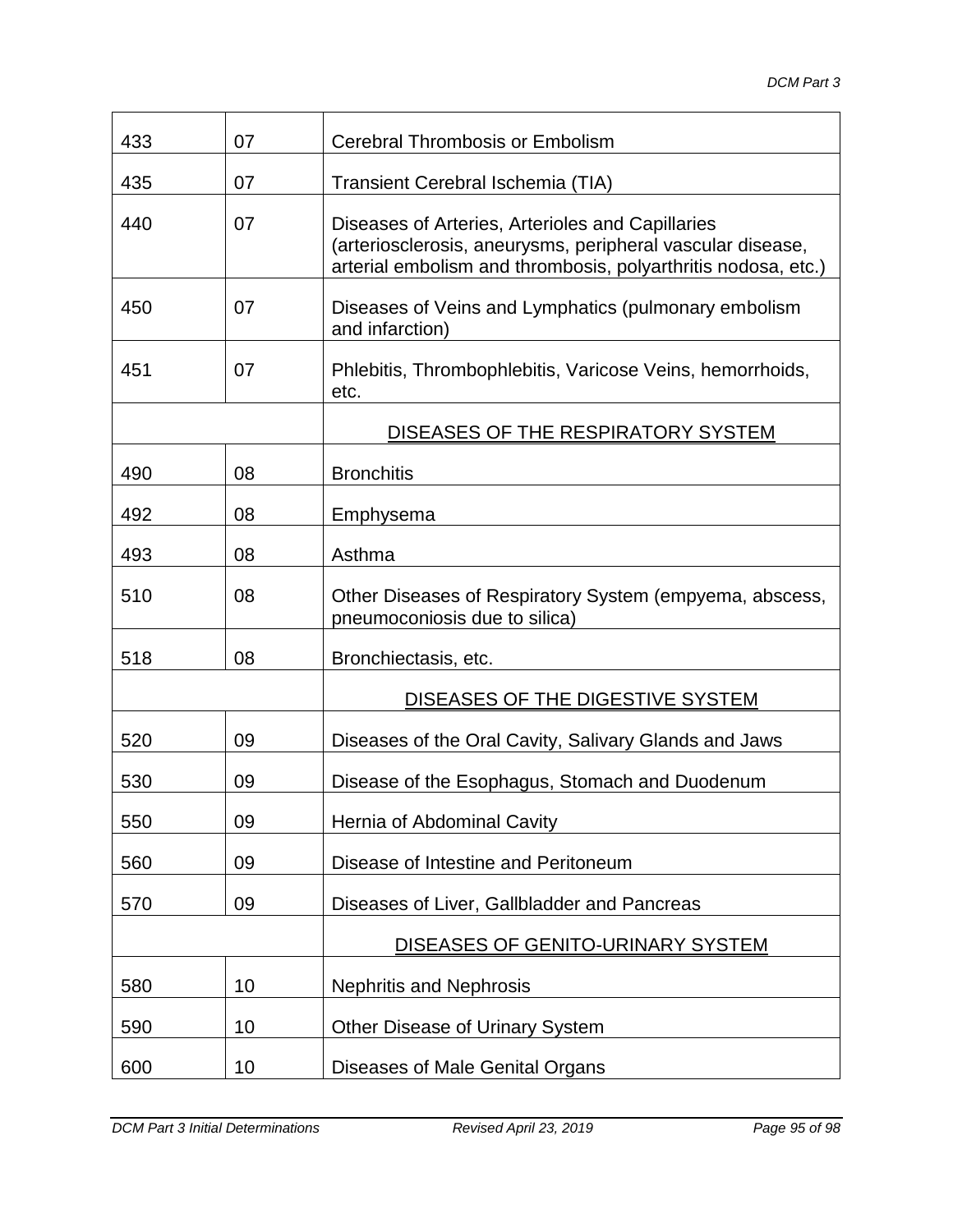| | | |
|---|---|---|
| 433 | 07 | Cerebral Thrombosis or Embolism |
| 435 | 07 | Transient Cerebral Ischemia (TIA) |
| 440 | 07 | Diseases of Arteries, Arterioles and Capillaries (arteriosclerosis, aneurysms, peripheral vascular disease, arterial embolism and thrombosis, polyarthritis nodosa, etc.) |
| 450 | 07 | Diseases of Veins and Lymphatics (pulmonary embolism and infarction) |
| 451 | 07 | Phlebitis, Thrombophlebitis, Varicose Veins, hemorrhoids, etc. |
| | | DISEASES OF THE RESPIRATORY SYSTEM |
| 490 | 08 | Bronchitis |
| 492 | 08 | Emphysema |
| 493 | 08 | Asthma |
| 510 | 08 | Other Diseases of Respiratory System (empyema, abscess, pneumoconiosis due to silica) |
| 518 | 08 | Bronchiectasis, etc. |
| | | DISEASES OF THE DIGESTIVE SYSTEM |
| 520 | 09 | Diseases of the Oral Cavity, Salivary Glands and Jaws |
| 530 | 09 | Disease of the Esophagus, Stomach and Duodenum |
| 550 | 09 | Hernia of Abdominal Cavity |
| 560 | 09 | Disease of Intestine and Peritoneum |
| 570 | 09 | Diseases of Liver, Gallbladder and Pancreas |
| | | DISEASES OF GENITO-URINARY SYSTEM |
| 580 | 10 | Nephritis and Nephrosis |
| 590 | 10 | Other Disease of Urinary System |
| 600 | 10 | Diseases of Male Genital Organs |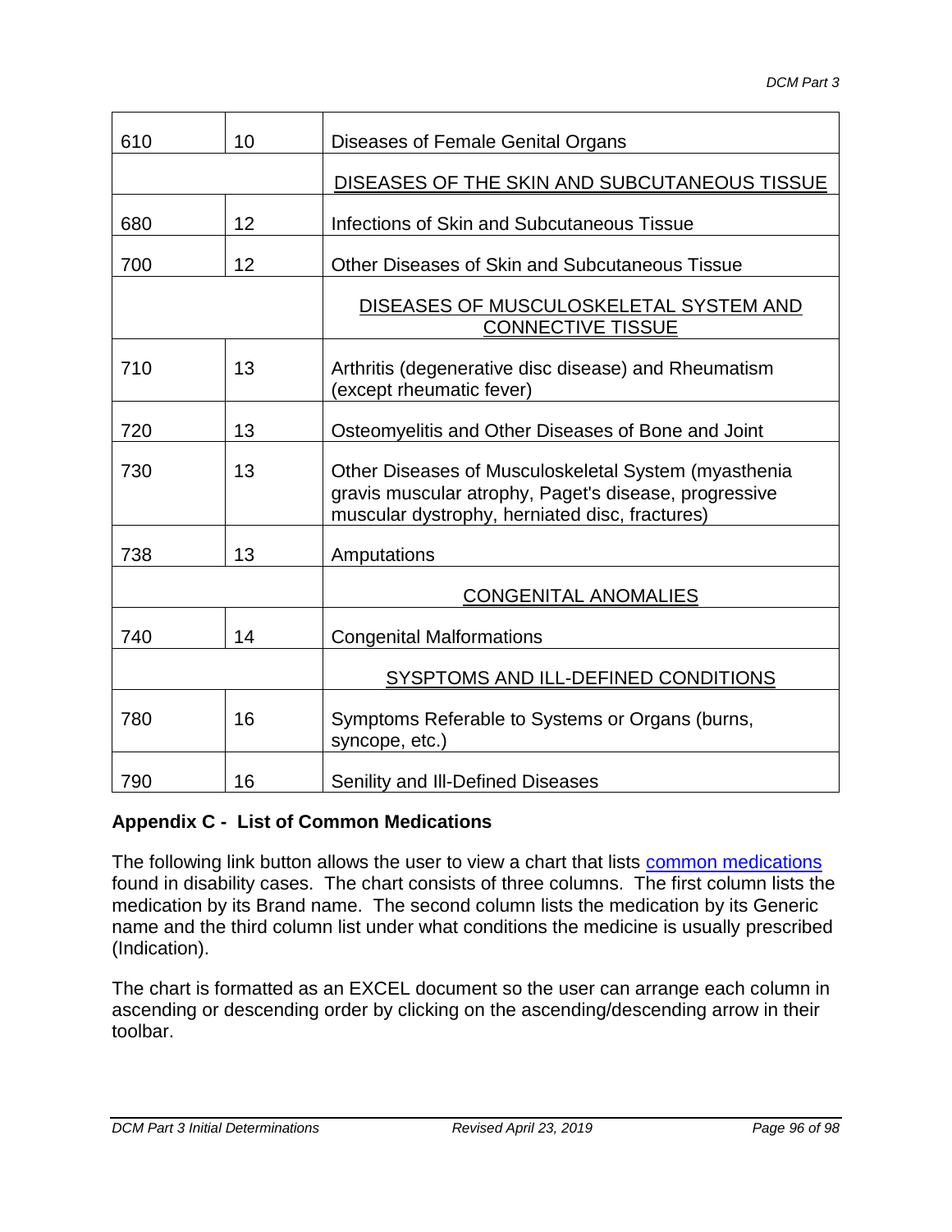| | | |
|---|---|---|
| 610 | 10 | Diseases of Female Genital Organs |
| | | DISEASES OF THE SKIN AND SUBCUTANEOUS TISSUE |
| 680 | 12 | Infections of Skin and Subcutaneous Tissue |
| 700 | 12 | Other Diseases of Skin and Subcutaneous Tissue |
| | | DISEASES OF MUSCULOSKELETAL SYSTEM AND CONNECTIVE TISSUE |
| 710 | 13 | Arthritis (degenerative disc disease) and Rheumatism (except rheumatic fever) |
| 720 | 13 | Osteomyelitis and Other Diseases of Bone and Joint |
| 730 | 13 | Other Diseases of Musculoskeletal System (myasthenia gravis muscular atrophy, Paget's disease, progressive muscular dystrophy, herniated disc, fractures) |
| 738 | 13 | Amputations |
| | | CONGENITAL ANOMALIES |
| 740 | 14 | Congenital Malformations |
| | | SYSPTOMS AND ILL-DEFINED CONDITIONS |
| 780 | 16 | Symptoms Referable to Systems or Organs (burns, syncope, etc.) |
| 790 | 16 | Senility and Ill-Defined Diseases |

## Appendix C - List of Common Medications

The following link button allows the user to view a chart that lists common medications found in disability cases. The chart consists of three columns. The first column lists the medication by its Brand name. The second column lists the medication by its Generic name and the third column list under what conditions the medicine is usually prescribed (Indication).

The chart is formatted as an EXCEL document so the user can arrange each column in ascending or descending order by clicking on the ascending/descending arrow in their toolbar.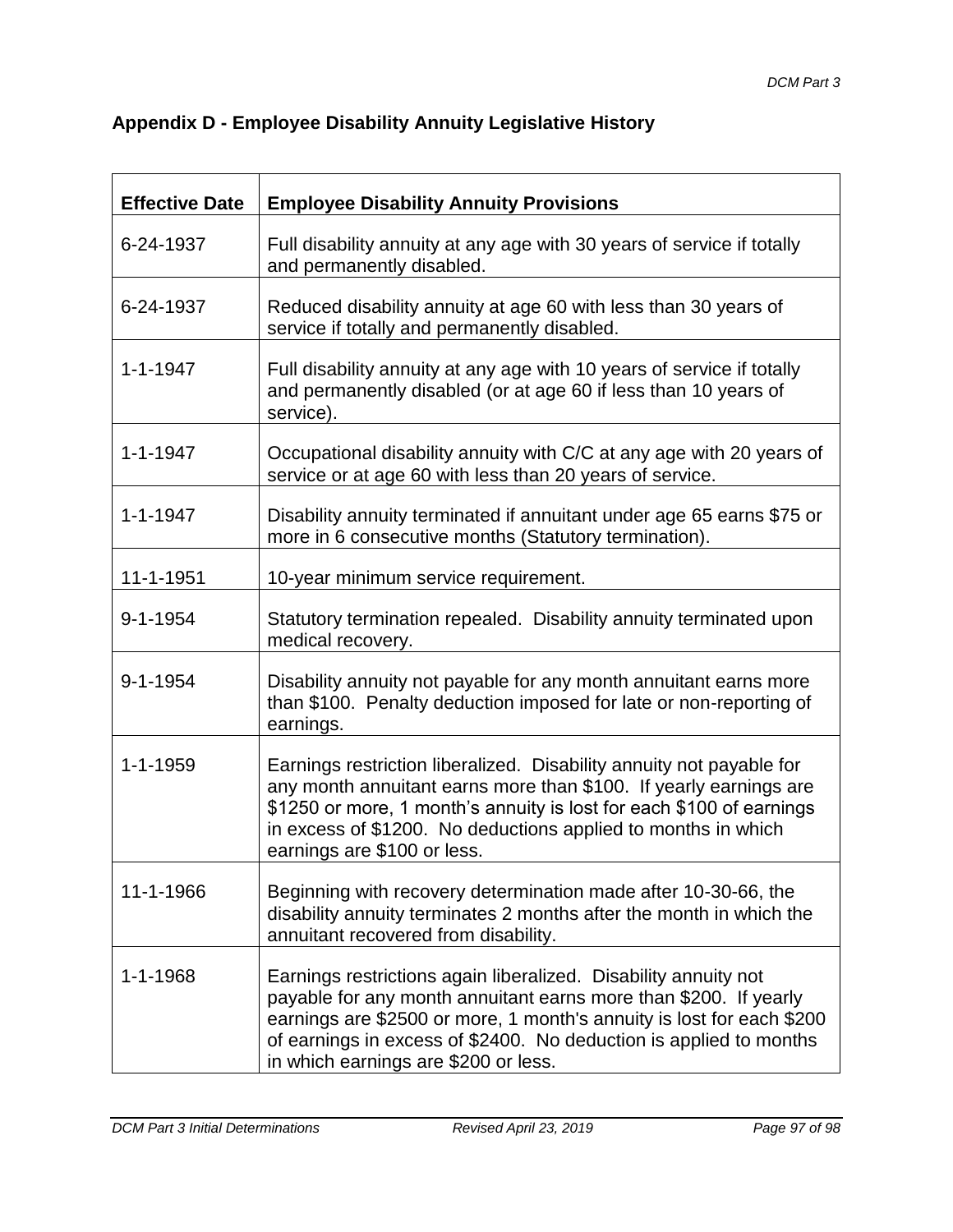## Appendix D - Employee Disability Annuity Legislative History

| Effective Date | Employee Disability Annuity Provisions |
|---|---|
| 6-24-1937 | Full disability annuity at any age with 30 years of service if totally and permanently disabled. |
| 6-24-1937 | Reduced disability annuity at age 60 with less than 30 years of service if totally and permanently disabled. |
| 1-1-1947 | Full disability annuity at any age with 10 years of service if totally and permanently disabled (or at age 60 if less than 10 years of service). |
| 1-1-1947 | Occupational disability annuity with C/C at any age with 20 years of service or at age 60 with less than 20 years of service. |
| 1-1-1947 | Disability annuity terminated if annuitant under age 65 earns $75 or more in 6 consecutive months (Statutory termination). |
| 11-1-1951 | 10-year minimum service requirement. |
| 9-1-1954 | Statutory termination repealed. Disability annuity terminated upon medical recovery. |
| 9-1-1954 | Disability annuity not payable for any month annuitant earns more than $100. Penalty deduction imposed for late or non-reporting of earnings. |
| 1-1-1959 | Earnings restriction liberalized. Disability annuity not payable for any month annuitant earns more than $100. If yearly earnings are $1250 or more, 1 month's annuity is lost for each $100 of earnings in excess of $1200. No deductions applied to months in which earnings are $100 or less. |
| 11-1-1966 | Beginning with recovery determination made after 10-30-66, the disability annuity terminates 2 months after the month in which the annuitant recovered from disability. |
| 1-1-1968 | Earnings restrictions again liberalized. Disability annuity not payable for any month annuitant earns more than $200. If yearly earnings are $2500 or more, 1 month's annuity is lost for each $200 of earnings in excess of $2400. No deduction is applied to months in which earnings are $200 or less. |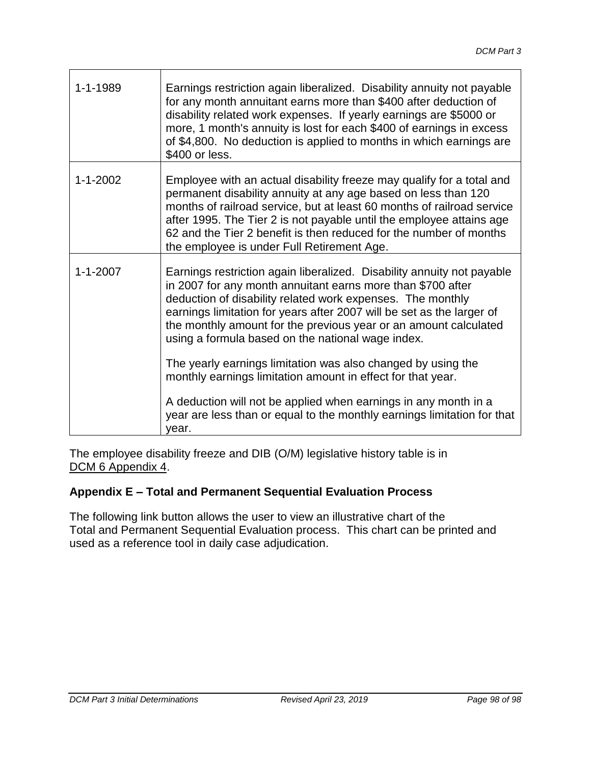| | |
|---|---|
| 1-1-1989 | Earnings restriction again liberalized. Disability annuity not payable for any month annuitant earns more than $400 after deduction of disability related work expenses. If yearly earnings are $5000 or more, 1 month's annuity is lost for each $400 of earnings in excess of $4,800. No deduction is applied to months in which earnings are $400 or less. |
| 1-1-2002 | Employee with an actual disability freeze may qualify for a total and permanent disability annuity at any age based on less than 120 months of railroad service, but at least 60 months of railroad service after 1995. The Tier 2 is not payable until the employee attains age 62 and the Tier 2 benefit is then reduced for the number of months the employee is under Full Retirement Age. |
| 1-1-2007 | Earnings restriction again liberalized. Disability annuity not payable in 2007 for any month annuitant earns more than $700 after deduction of disability related work expenses. The monthly earnings limitation for years after 2007 will be set as the larger of the monthly amount for the previous year or an amount calculated using a formula based on the national wage index.<br><br>The yearly earnings limitation was also changed by using the monthly earnings limitation amount in effect for that year.<br><br>A deduction will not be applied when earnings in any month in a year are less than or equal to the monthly earnings limitation for that year. |

The employee disability freeze and DIB (O/M) legislative history table is in DCM 6 Appendix 4.

## Appendix E – Total and Permanent Sequential Evaluation Process

The following link button allows the user to view an illustrative chart of the Total and Permanent Sequential Evaluation process. This chart can be printed and used as a reference tool in daily case adjudication.